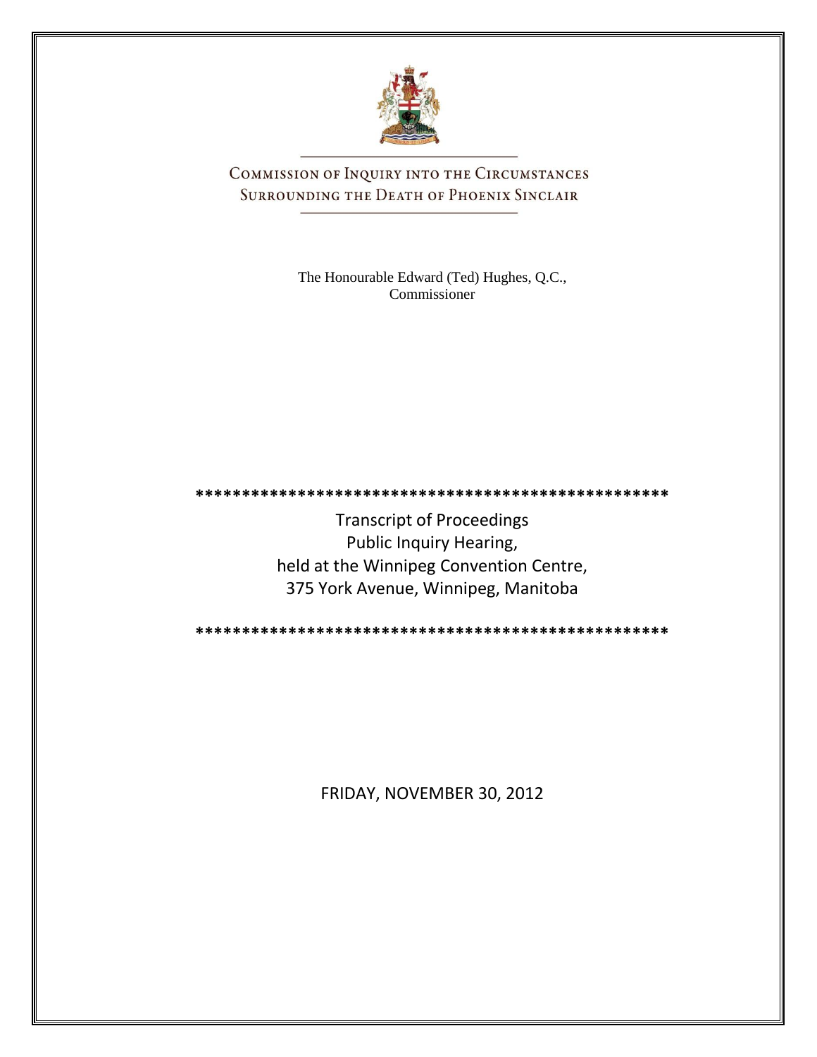# COMMISSION OF INQUIRY INTO THE CIRCUMSTANCES SURROUNDING THE DEATH OF PHOENIX SINCLAIR

The Honourable Edward (Ted) Hughes, Q.C.,
Commissioner

\*\*\*\*\*\*\*\*\*\*\*\*\*\*\*\*\*\*\*\*\*\*\*\*\*\*\*\*\*\*\*\*\*\*\*\*\*\*\*\*\*\*\*\*\*\*\*\*\*\*\*

Transcript of Proceedings
Public Inquiry Hearing,
held at the Winnipeg Convention Centre,
375 York Avenue, Winnipeg, Manitoba

\*\*\*\*\*\*\*\*\*\*\*\*\*\*\*\*\*\*\*\*\*\*\*\*\*\*\*\*\*\*\*\*\*\*\*\*\*\*\*\*\*\*\*\*\*\*\*\*\*\*\*

FRIDAY, NOVEMBER 30, 2012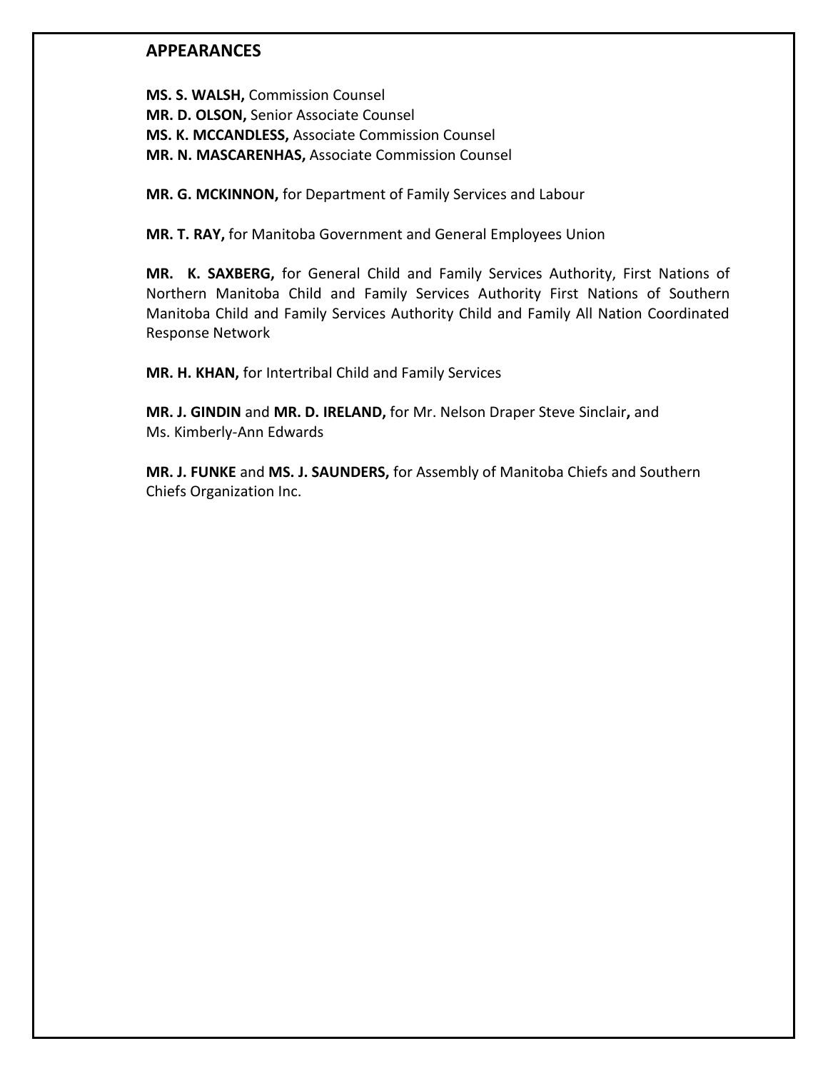## APPEARANCES

**MS. S. WALSH,** Commission Counsel
**MR. D. OLSON,** Senior Associate Counsel
**MS. K. MCCANDLESS,** Associate Commission Counsel
**MR. N. MASCARENHAS,** Associate Commission Counsel

**MR. G. MCKINNON,** for Department of Family Services and Labour

**MR. T. RAY,** for Manitoba Government and General Employees Union

**MR. K. SAXBERG,** for General Child and Family Services Authority, First Nations of Northern Manitoba Child and Family Services Authority First Nations of Southern Manitoba Child and Family Services Authority Child and Family All Nation Coordinated Response Network

**MR. H. KHAN,** for Intertribal Child and Family Services

**MR. J. GINDIN** and **MR. D. IRELAND,** for Mr. Nelson Draper Steve Sinclair**,** and Ms. Kimberly-Ann Edwards

**MR. J. FUNKE** and **MS. J. SAUNDERS,** for Assembly of Manitoba Chiefs and Southern Chiefs Organization Inc.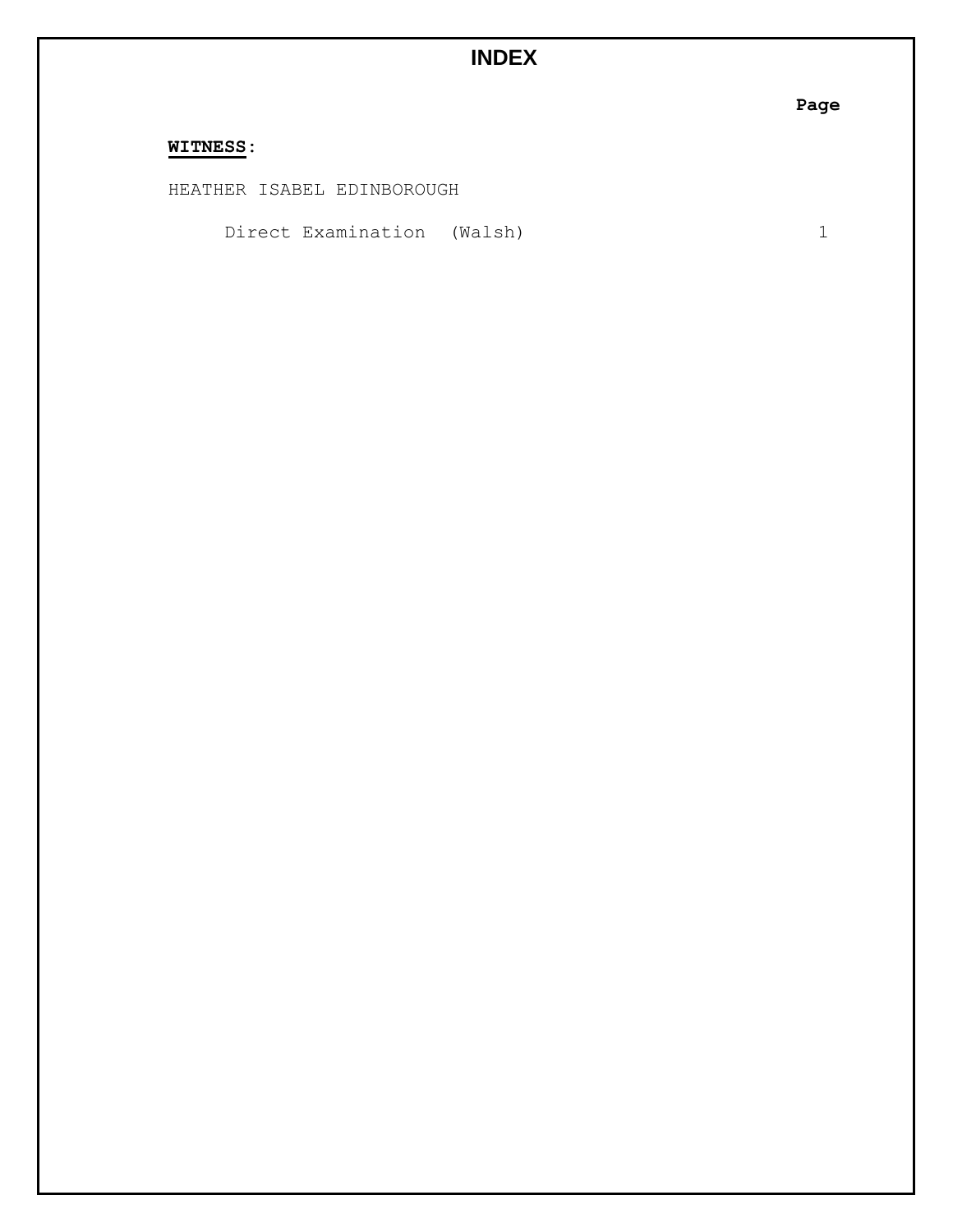# INDEX

| | Page |
|---|---|
| **WITNESS**: | |
| HEATHER ISABEL EDINBOROUGH | |
| Direct Examination (Walsh) | 1 |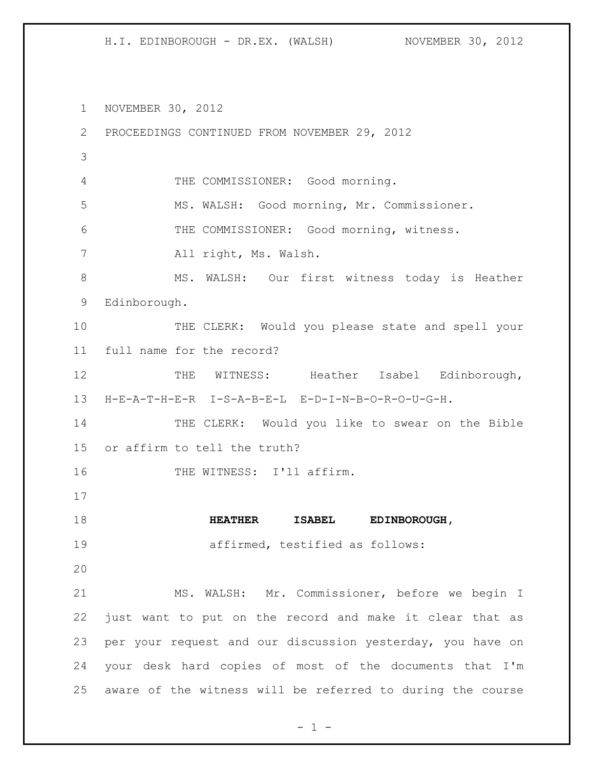NOVEMBER 30, 2012

PROCEEDINGS CONTINUED FROM NOVEMBER 29, 2012

THE COMMISSIONER: Good morning.

MS. WALSH: Good morning, Mr. Commissioner.

THE COMMISSIONER: Good morning, witness.

All right, Ms. Walsh.

MS. WALSH: Our first witness today is Heather Edinborough.

THE CLERK: Would you please state and spell your full name for the record?

THE WITNESS: Heather Isabel Edinborough, H-E-A-T-H-E-R I-S-A-B-E-L E-D-I-N-B-O-R-O-U-G-H.

THE CLERK: Would you like to swear on the Bible or affirm to tell the truth?

THE WITNESS: I'll affirm.

**HEATHER ISABEL EDINBOROUGH,**

affirmed, testified as follows:

MS. WALSH: Mr. Commissioner, before we begin I just want to put on the record and make it clear that as per your request and our discussion yesterday, you have on your desk hard copies of most of the documents that I'm aware of the witness will be referred to during the course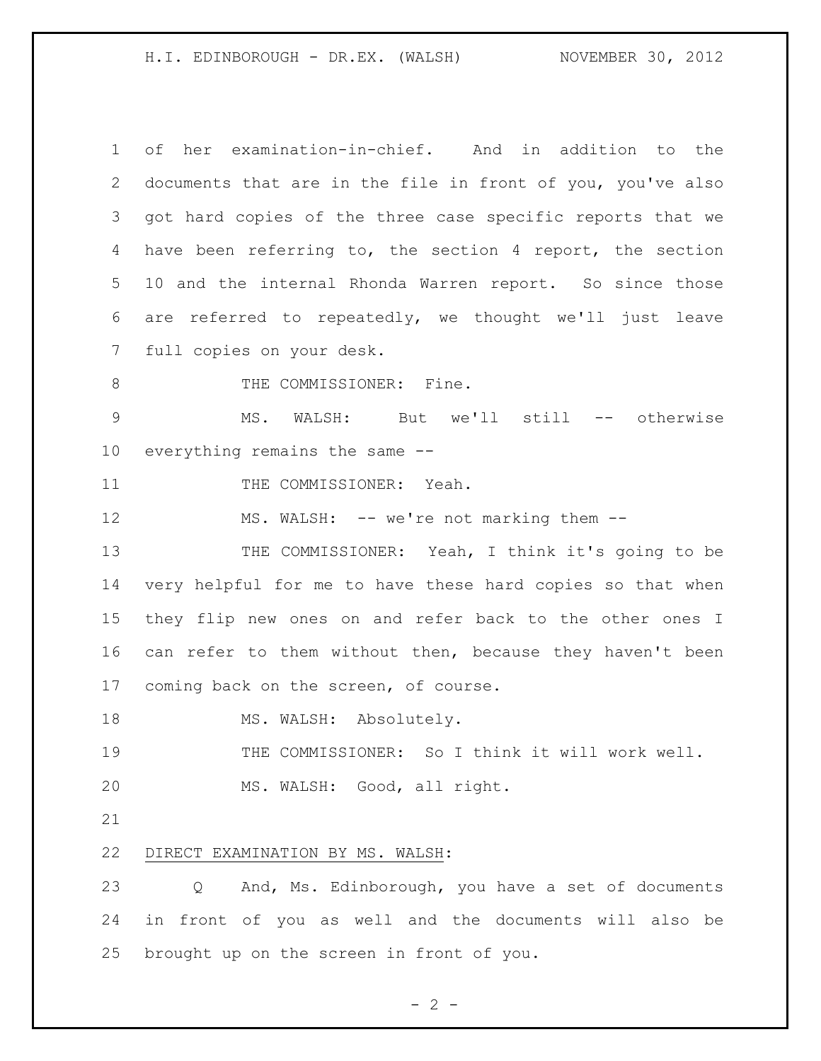of her examination-in-chief. And in addition to the documents that are in the file in front of you, you've also got hard copies of the three case specific reports that we have been referring to, the section 4 report, the section 10 and the internal Rhonda Warren report. So since those are referred to repeatedly, we thought we'll just leave full copies on your desk.

THE COMMISSIONER: Fine.

MS. WALSH: But we'll still -- otherwise everything remains the same --

THE COMMISSIONER: Yeah.

MS. WALSH: -- we're not marking them --

THE COMMISSIONER: Yeah, I think it's going to be very helpful for me to have these hard copies so that when they flip new ones on and refer back to the other ones I can refer to them without then, because they haven't been coming back on the screen, of course.

MS. WALSH: Absolutely.

THE COMMISSIONER: So I think it will work well.

MS. WALSH: Good, all right.

DIRECT EXAMINATION BY MS. WALSH:

Q And, Ms. Edinborough, you have a set of documents in front of you as well and the documents will also be brought up on the screen in front of you.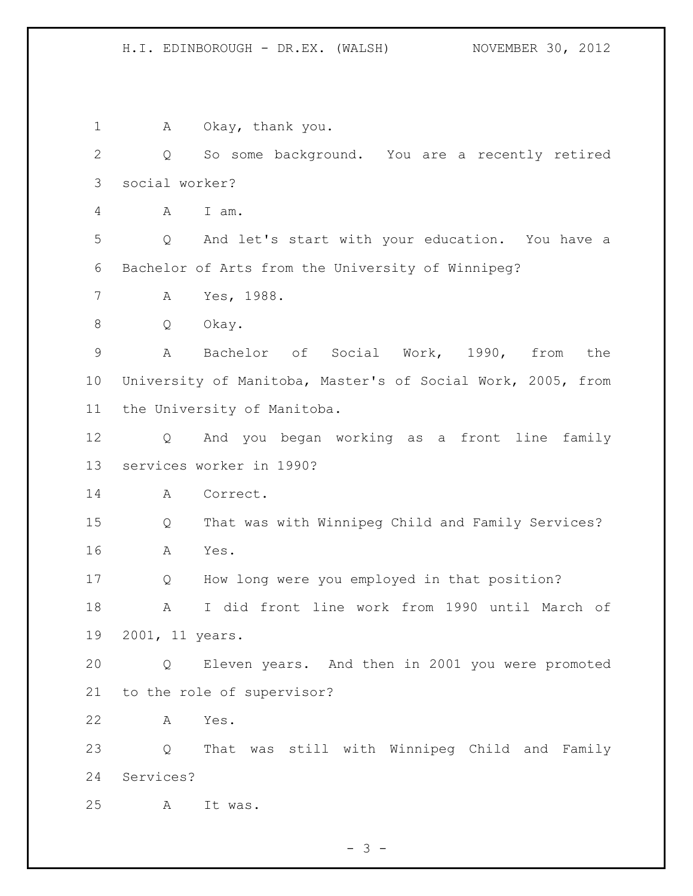A Okay, thank you.

Q So some background. You are a recently retired social worker?

A I am.

Q And let's start with your education. You have a Bachelor of Arts from the University of Winnipeg?

A Yes, 1988.

Q Okay.

A Bachelor of Social Work, 1990, from the University of Manitoba, Master's of Social Work, 2005, from the University of Manitoba.

Q And you began working as a front line family services worker in 1990?

A Correct.

Q That was with Winnipeg Child and Family Services?

A Yes.

Q How long were you employed in that position?

A I did front line work from 1990 until March of 2001, 11 years.

Q Eleven years. And then in 2001 you were promoted to the role of supervisor?

A Yes.

Q That was still with Winnipeg Child and Family Services?

A It was.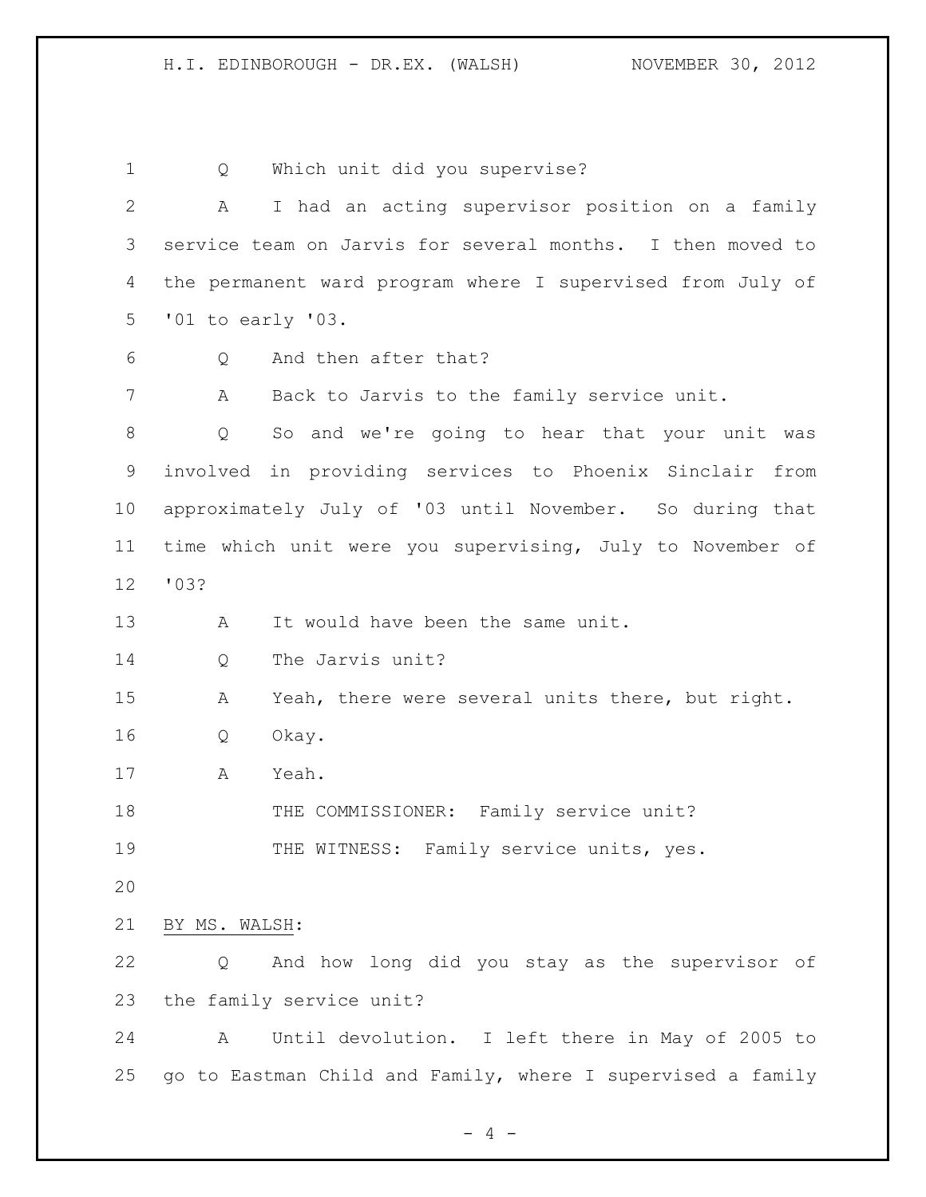Q Which unit did you supervise?

A I had an acting supervisor position on a family service team on Jarvis for several months. I then moved to the permanent ward program where I supervised from July of '01 to early '03.

Q And then after that?

A Back to Jarvis to the family service unit.

Q So and we're going to hear that your unit was involved in providing services to Phoenix Sinclair from approximately July of '03 until November. So during that time which unit were you supervising, July to November of '03?

A It would have been the same unit.

Q The Jarvis unit?

A Yeah, there were several units there, but right.

Q Okay.

A Yeah.

THE COMMISSIONER: Family service unit?

THE WITNESS: Family service units, yes.

BY MS. WALSH:

Q And how long did you stay as the supervisor of the family service unit?

A Until devolution. I left there in May of 2005 to go to Eastman Child and Family, where I supervised a family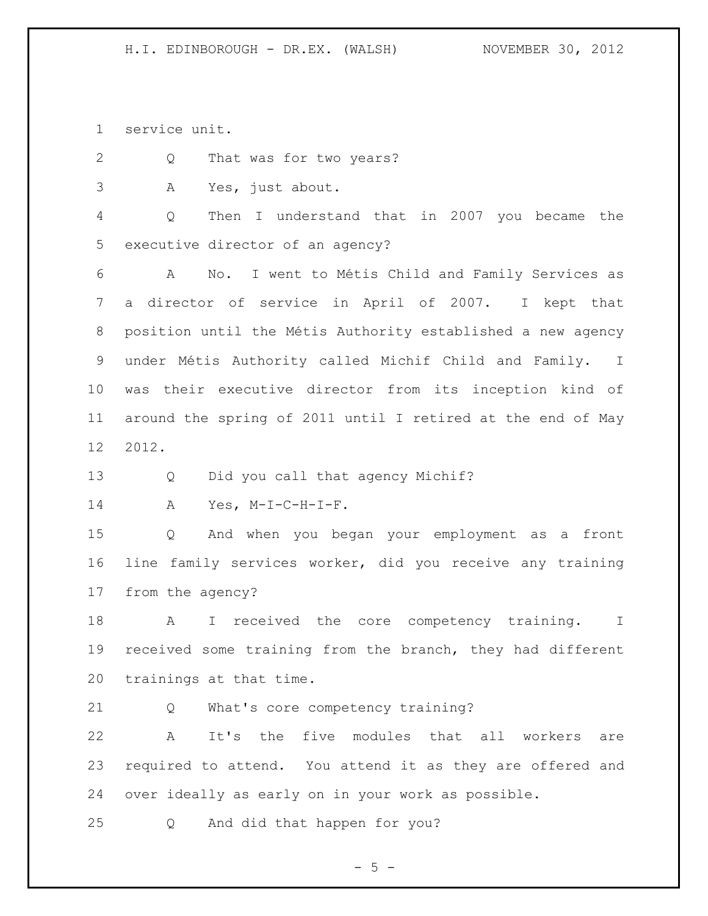service unit.

Q That was for two years?

A Yes, just about.

Q Then I understand that in 2007 you became the executive director of an agency?

A No. I went to Métis Child and Family Services as a director of service in April of 2007. I kept that position until the Métis Authority established a new agency under Métis Authority called Michif Child and Family. I was their executive director from its inception kind of around the spring of 2011 until I retired at the end of May 2012.

Q Did you call that agency Michif?

A Yes, M-I-C-H-I-F.

Q And when you began your employment as a front line family services worker, did you receive any training from the agency?

A I received the core competency training. I received some training from the branch, they had different trainings at that time.

Q What's core competency training?

A It's the five modules that all workers are required to attend. You attend it as they are offered and over ideally as early on in your work as possible.

Q And did that happen for you?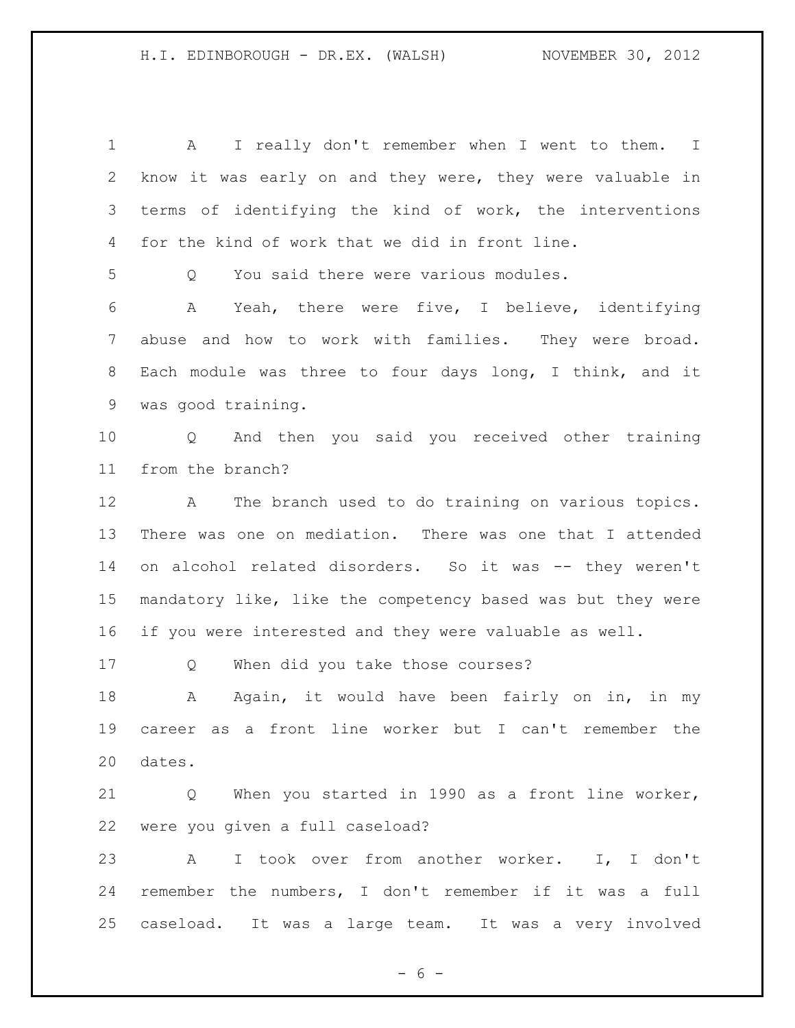A I really don't remember when I went to them. I know it was early on and they were, they were valuable in terms of identifying the kind of work, the interventions for the kind of work that we did in front line.

Q You said there were various modules.

A Yeah, there were five, I believe, identifying abuse and how to work with families. They were broad. Each module was three to four days long, I think, and it was good training.

Q And then you said you received other training from the branch?

A The branch used to do training on various topics. There was one on mediation. There was one that I attended on alcohol related disorders. So it was -- they weren't mandatory like, like the competency based was but they were if you were interested and they were valuable as well.

Q When did you take those courses?

A Again, it would have been fairly on in, in my career as a front line worker but I can't remember the dates.

Q When you started in 1990 as a front line worker, were you given a full caseload?

A I took over from another worker. I, I don't remember the numbers, I don't remember if it was a full caseload. It was a large team. It was a very involved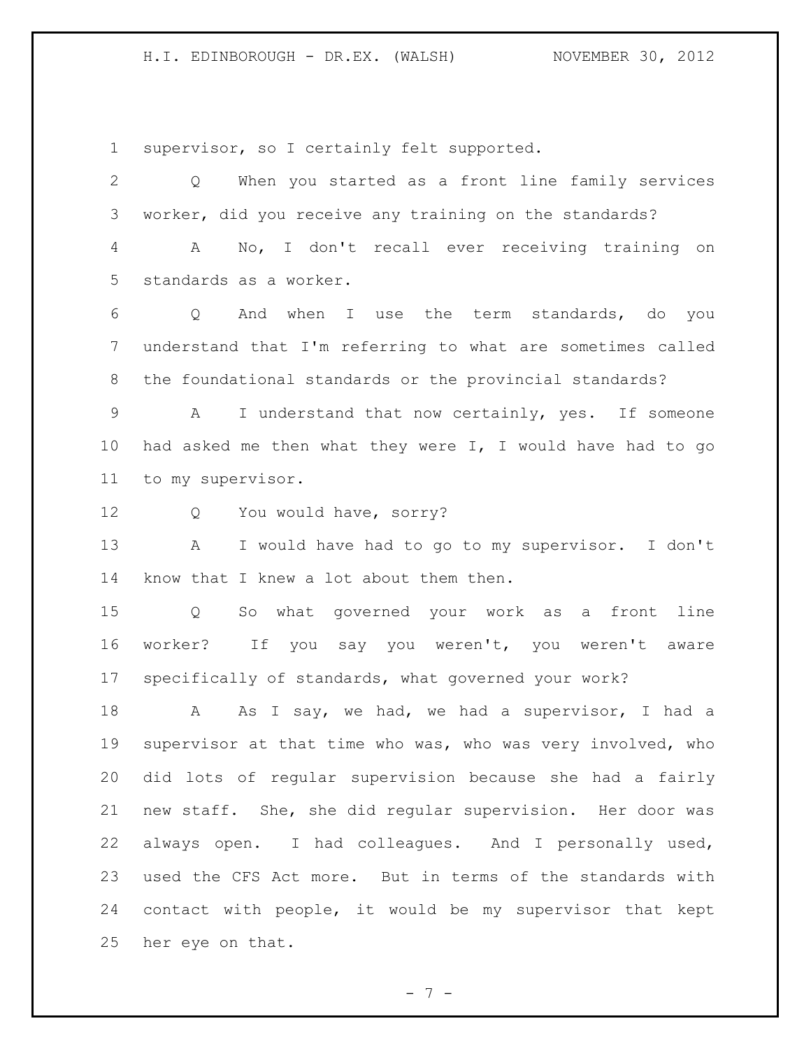supervisor, so I certainly felt supported.

Q When you started as a front line family services worker, did you receive any training on the standards?

A No, I don't recall ever receiving training on standards as a worker.

Q And when I use the term standards, do you understand that I'm referring to what are sometimes called the foundational standards or the provincial standards?

A I understand that now certainly, yes. If someone had asked me then what they were I, I would have had to go to my supervisor.

Q You would have, sorry?

A I would have had to go to my supervisor. I don't know that I knew a lot about them then.

Q So what governed your work as a front line worker? If you say you weren't, you weren't aware specifically of standards, what governed your work?

A As I say, we had, we had a supervisor, I had a supervisor at that time who was, who was very involved, who did lots of regular supervision because she had a fairly new staff. She, she did regular supervision. Her door was always open. I had colleagues. And I personally used, used the CFS Act more. But in terms of the standards with contact with people, it would be my supervisor that kept her eye on that.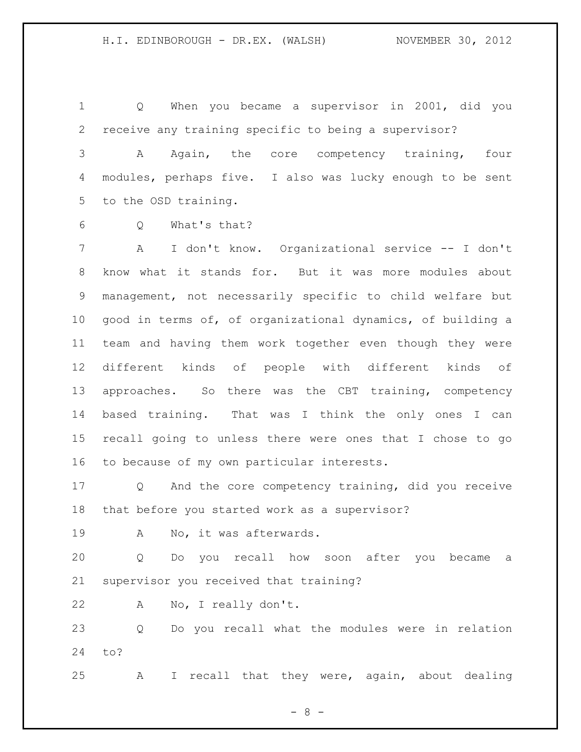Q When you became a supervisor in 2001, did you receive any training specific to being a supervisor?

A Again, the core competency training, four modules, perhaps five. I also was lucky enough to be sent to the OSD training.

Q What's that?

A I don't know. Organizational service -- I don't know what it stands for. But it was more modules about management, not necessarily specific to child welfare but good in terms of, of organizational dynamics, of building a team and having them work together even though they were different kinds of people with different kinds of approaches. So there was the CBT training, competency based training. That was I think the only ones I can recall going to unless there were ones that I chose to go to because of my own particular interests.

Q And the core competency training, did you receive that before you started work as a supervisor?

A No, it was afterwards.

Q Do you recall how soon after you became a supervisor you received that training?

A No, I really don't.

Q Do you recall what the modules were in relation to?

A I recall that they were, again, about dealing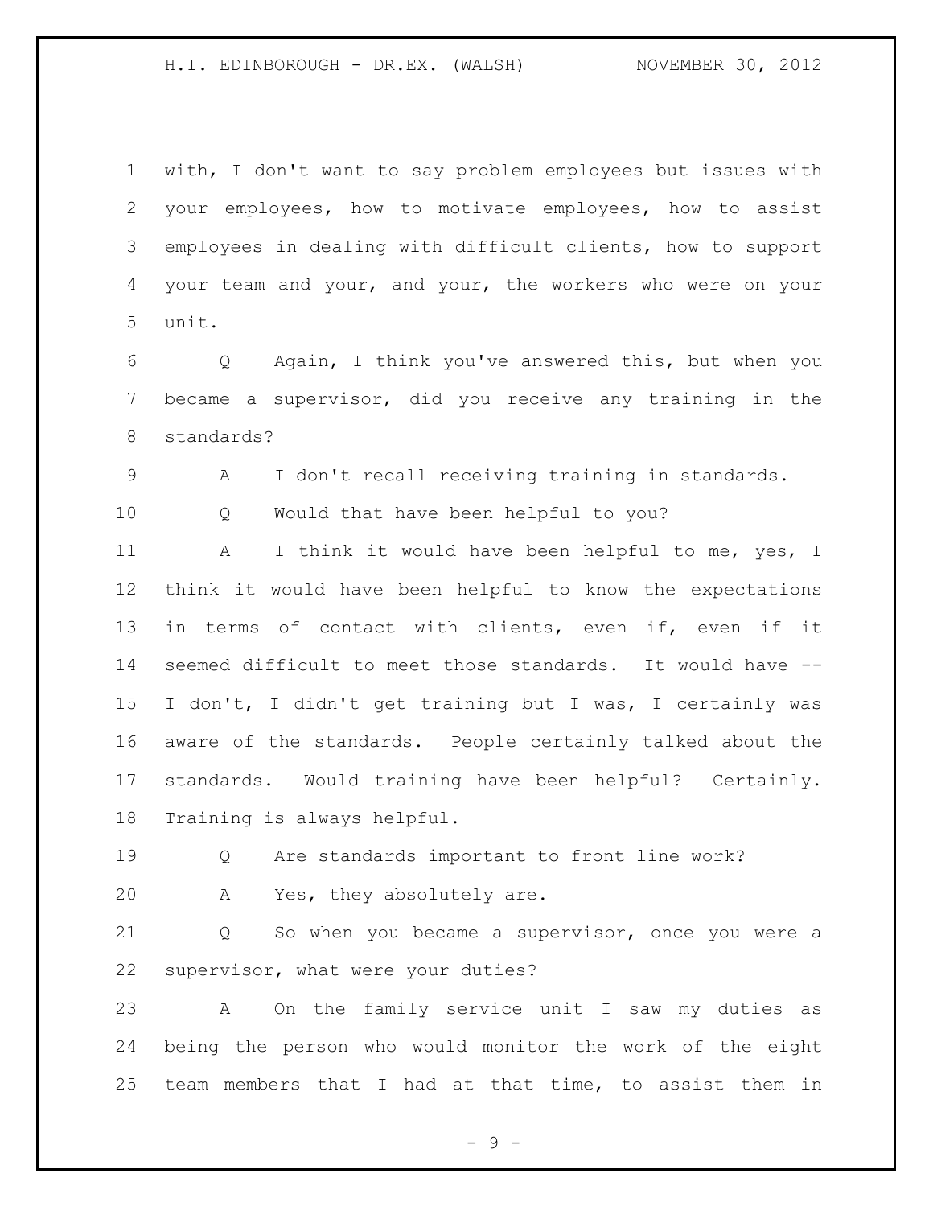with, I don't want to say problem employees but issues with your employees, how to motivate employees, how to assist employees in dealing with difficult clients, how to support your team and your, and your, the workers who were on your unit.

Q Again, I think you've answered this, but when you became a supervisor, did you receive any training in the standards?

A I don't recall receiving training in standards.

Q Would that have been helpful to you?

A I think it would have been helpful to me, yes, I think it would have been helpful to know the expectations in terms of contact with clients, even if, even if it seemed difficult to meet those standards. It would have -- I don't, I didn't get training but I was, I certainly was aware of the standards. People certainly talked about the standards. Would training have been helpful? Certainly. Training is always helpful.

Q Are standards important to front line work?

A Yes, they absolutely are.

Q So when you became a supervisor, once you were a supervisor, what were your duties?

A On the family service unit I saw my duties as being the person who would monitor the work of the eight team members that I had at that time, to assist them in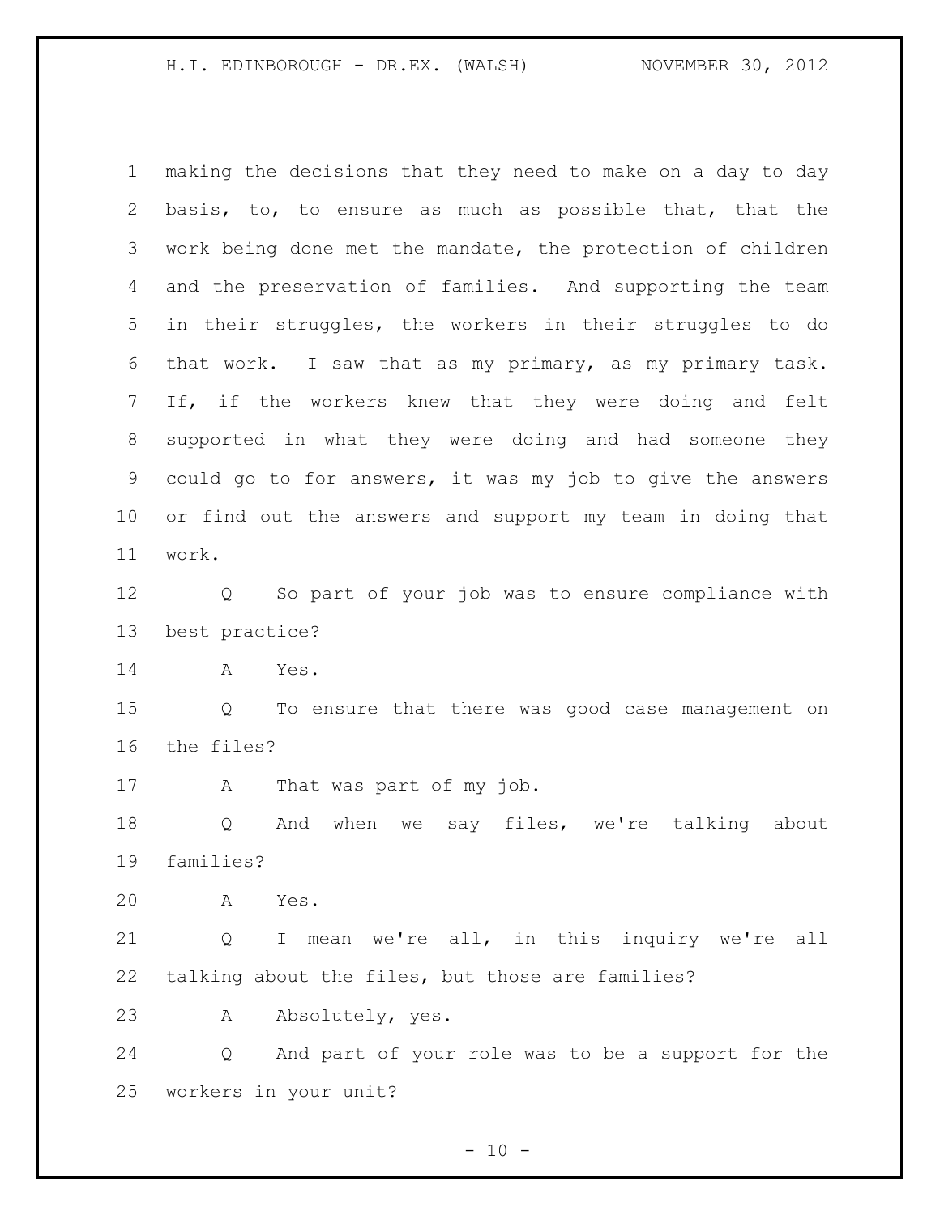making the decisions that they need to make on a day to day basis, to, to ensure as much as possible that, that the work being done met the mandate, the protection of children and the preservation of families. And supporting the team in their struggles, the workers in their struggles to do that work. I saw that as my primary, as my primary task. If, if the workers knew that they were doing and felt supported in what they were doing and had someone they could go to for answers, it was my job to give the answers or find out the answers and support my team in doing that work.

Q So part of your job was to ensure compliance with best practice?

A Yes.

Q To ensure that there was good case management on the files?

A That was part of my job.

Q And when we say files, we're talking about families?

A Yes.

Q I mean we're all, in this inquiry we're all talking about the files, but those are families?

A Absolutely, yes.

Q And part of your role was to be a support for the workers in your unit?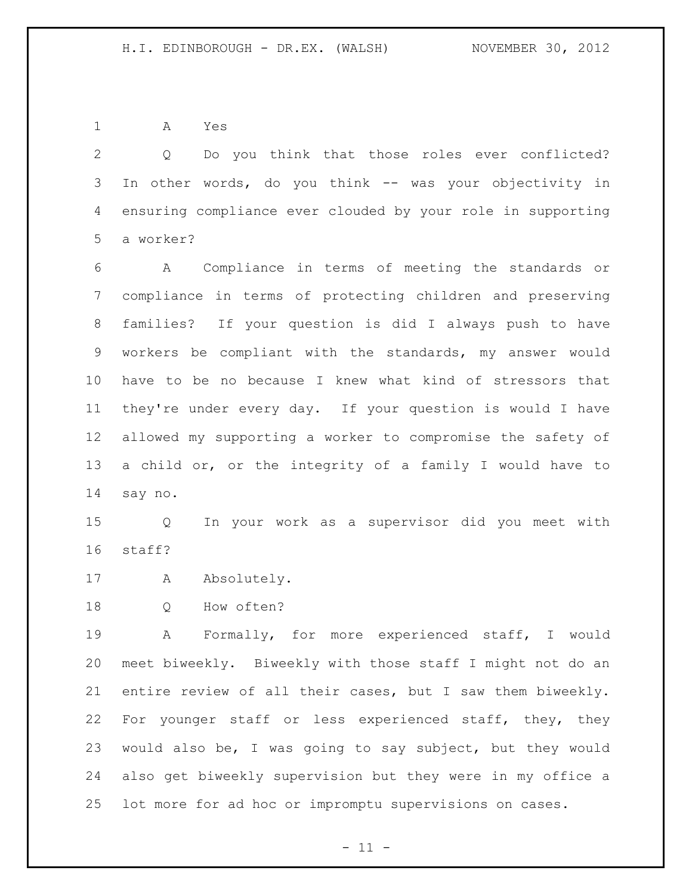A Yes

Q Do you think that those roles ever conflicted? In other words, do you think -- was your objectivity in ensuring compliance ever clouded by your role in supporting a worker?

A Compliance in terms of meeting the standards or compliance in terms of protecting children and preserving families? If your question is did I always push to have workers be compliant with the standards, my answer would have to be no because I knew what kind of stressors that they're under every day. If your question is would I have allowed my supporting a worker to compromise the safety of a child or, or the integrity of a family I would have to say no.

Q In your work as a supervisor did you meet with staff?

A Absolutely.

Q How often?

A Formally, for more experienced staff, I would meet biweekly. Biweekly with those staff I might not do an entire review of all their cases, but I saw them biweekly. For younger staff or less experienced staff, they, they would also be, I was going to say subject, but they would also get biweekly supervision but they were in my office a lot more for ad hoc or impromptu supervisions on cases.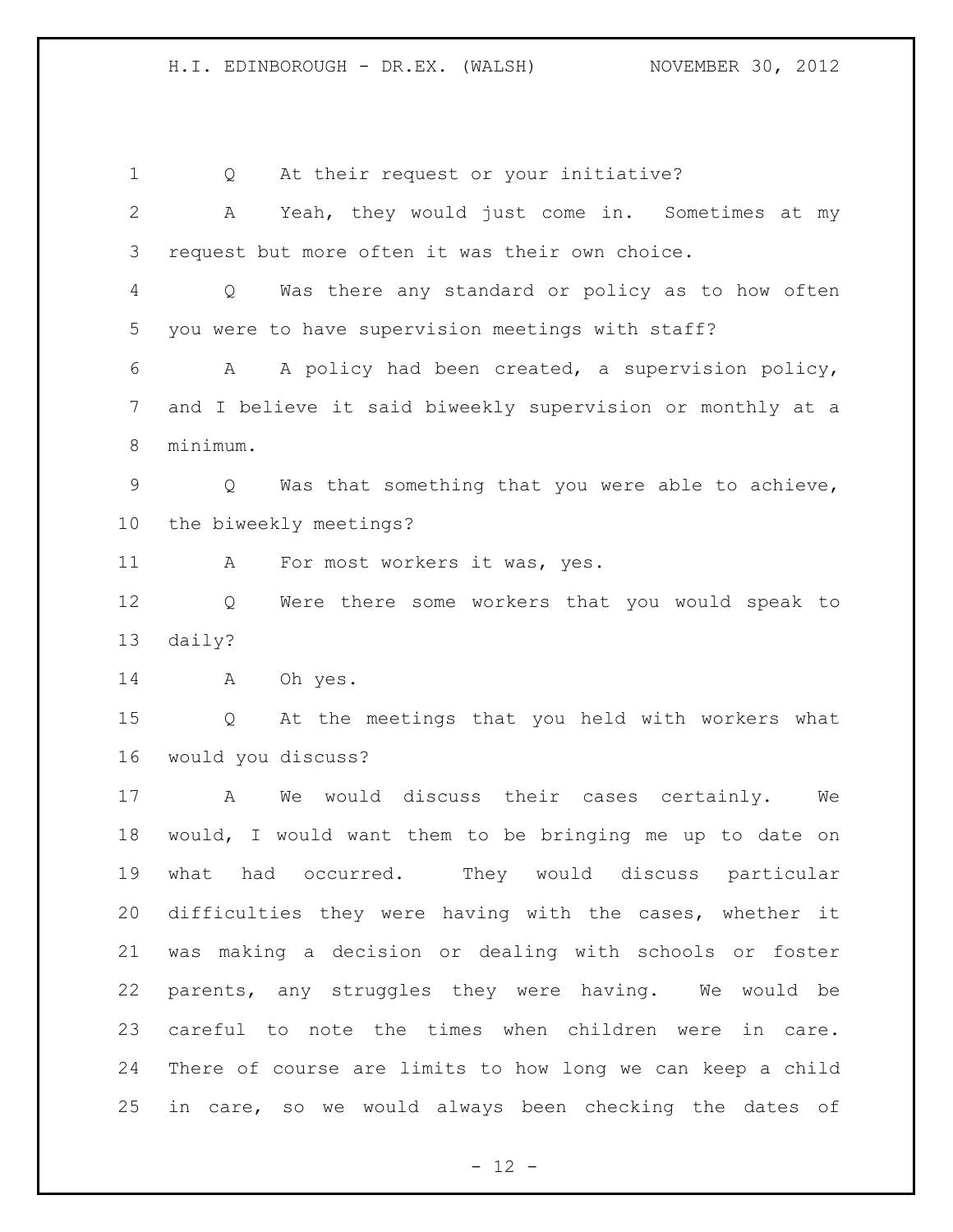Q At their request or your initiative?

A Yeah, they would just come in. Sometimes at my request but more often it was their own choice.

Q Was there any standard or policy as to how often you were to have supervision meetings with staff?

A A policy had been created, a supervision policy, and I believe it said biweekly supervision or monthly at a minimum.

Q Was that something that you were able to achieve, the biweekly meetings?

A For most workers it was, yes.

Q Were there some workers that you would speak to daily?

A Oh yes.

Q At the meetings that you held with workers what would you discuss?

A We would discuss their cases certainly. We would, I would want them to be bringing me up to date on what had occurred. They would discuss particular difficulties they were having with the cases, whether it was making a decision or dealing with schools or foster parents, any struggles they were having. We would be careful to note the times when children were in care. There of course are limits to how long we can keep a child in care, so we would always been checking the dates of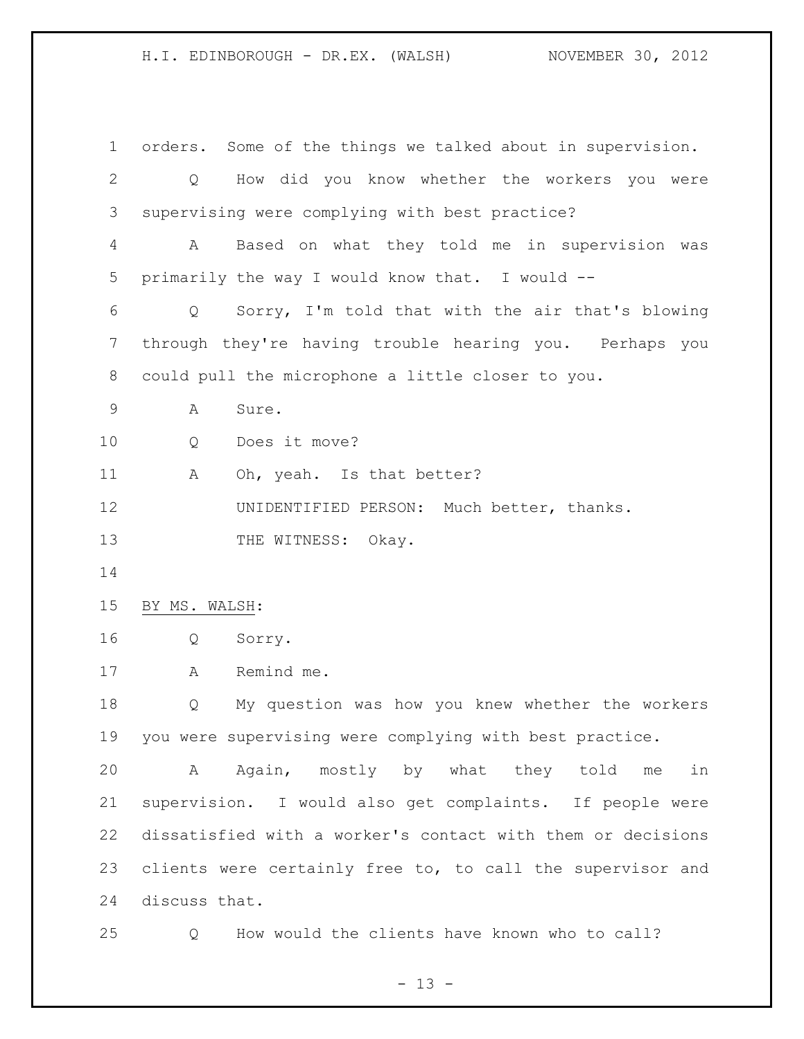orders. Some of the things we talked about in supervision.

Q How did you know whether the workers you were supervising were complying with best practice?

A Based on what they told me in supervision was primarily the way I would know that. I would --

Q Sorry, I'm told that with the air that's blowing through they're having trouble hearing you. Perhaps you could pull the microphone a little closer to you.

A Sure.

Q Does it move?

A Oh, yeah. Is that better?

UNIDENTIFIED PERSON: Much better, thanks.

THE WITNESS: Okay.

BY MS. WALSH:

Q Sorry.

A Remind me.

Q My question was how you knew whether the workers you were supervising were complying with best practice.

A Again, mostly by what they told me in supervision. I would also get complaints. If people were dissatisfied with a worker's contact with them or decisions clients were certainly free to, to call the supervisor and discuss that.

Q How would the clients have known who to call?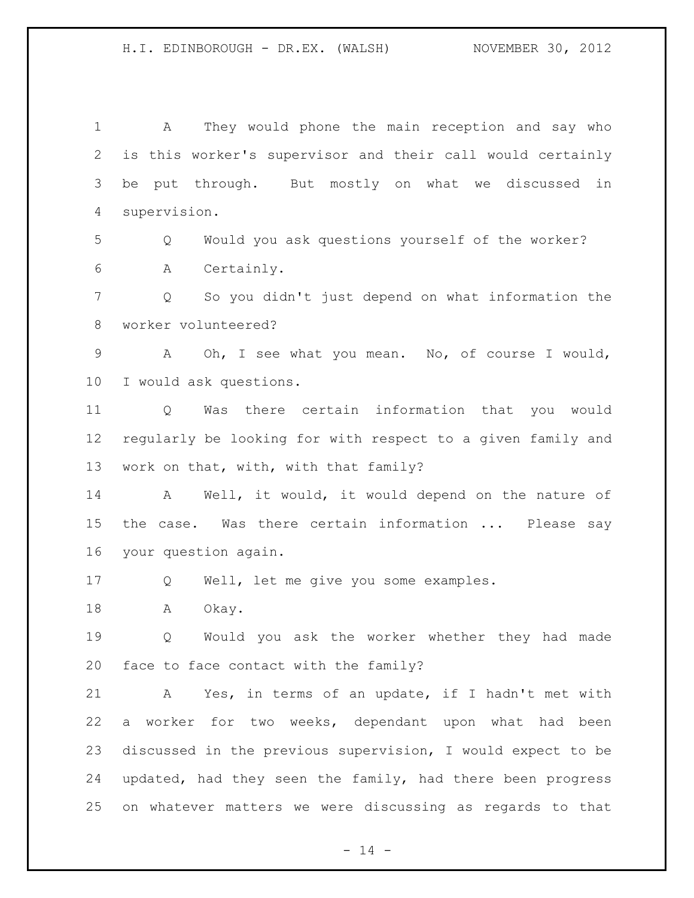A They would phone the main reception and say who is this worker's supervisor and their call would certainly be put through. But mostly on what we discussed in supervision.

Q Would you ask questions yourself of the worker?

A Certainly.

Q So you didn't just depend on what information the worker volunteered?

A Oh, I see what you mean. No, of course I would, I would ask questions.

Q Was there certain information that you would regularly be looking for with respect to a given family and work on that, with, with that family?

A Well, it would, it would depend on the nature of the case. Was there certain information ... Please say your question again.

Q Well, let me give you some examples.

A Okay.

Q Would you ask the worker whether they had made face to face contact with the family?

A Yes, in terms of an update, if I hadn't met with a worker for two weeks, dependant upon what had been discussed in the previous supervision, I would expect to be updated, had they seen the family, had there been progress on whatever matters we were discussing as regards to that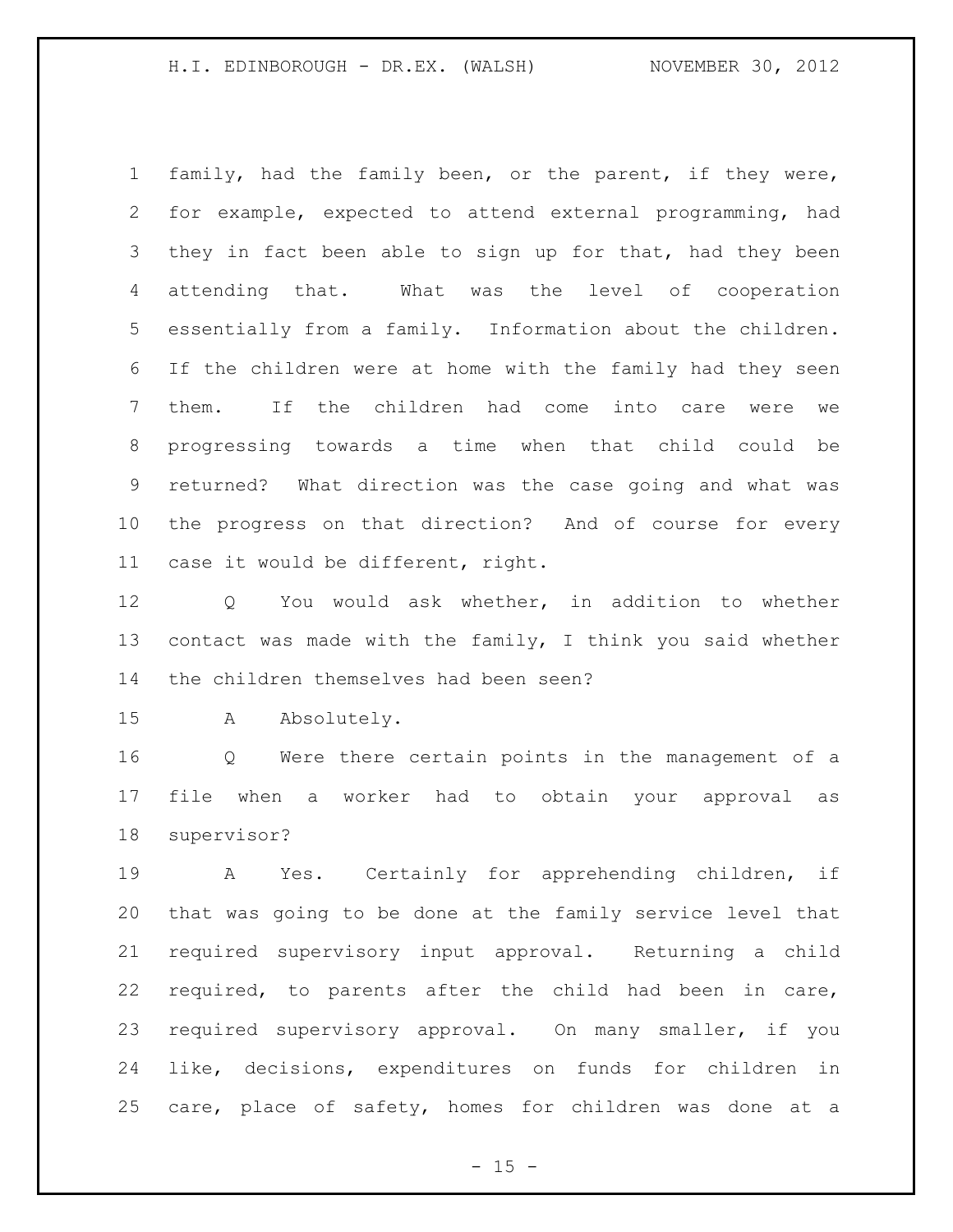family, had the family been, or the parent, if they were, for example, expected to attend external programming, had they in fact been able to sign up for that, had they been attending that. What was the level of cooperation essentially from a family. Information about the children. If the children were at home with the family had they seen them. If the children had come into care were we progressing towards a time when that child could be returned? What direction was the case going and what was the progress on that direction? And of course for every case it would be different, right.

Q You would ask whether, in addition to whether contact was made with the family, I think you said whether the children themselves had been seen?

A Absolutely.

Q Were there certain points in the management of a file when a worker had to obtain your approval as supervisor?

A Yes. Certainly for apprehending children, if that was going to be done at the family service level that required supervisory input approval. Returning a child required, to parents after the child had been in care, required supervisory approval. On many smaller, if you like, decisions, expenditures on funds for children in care, place of safety, homes for children was done at a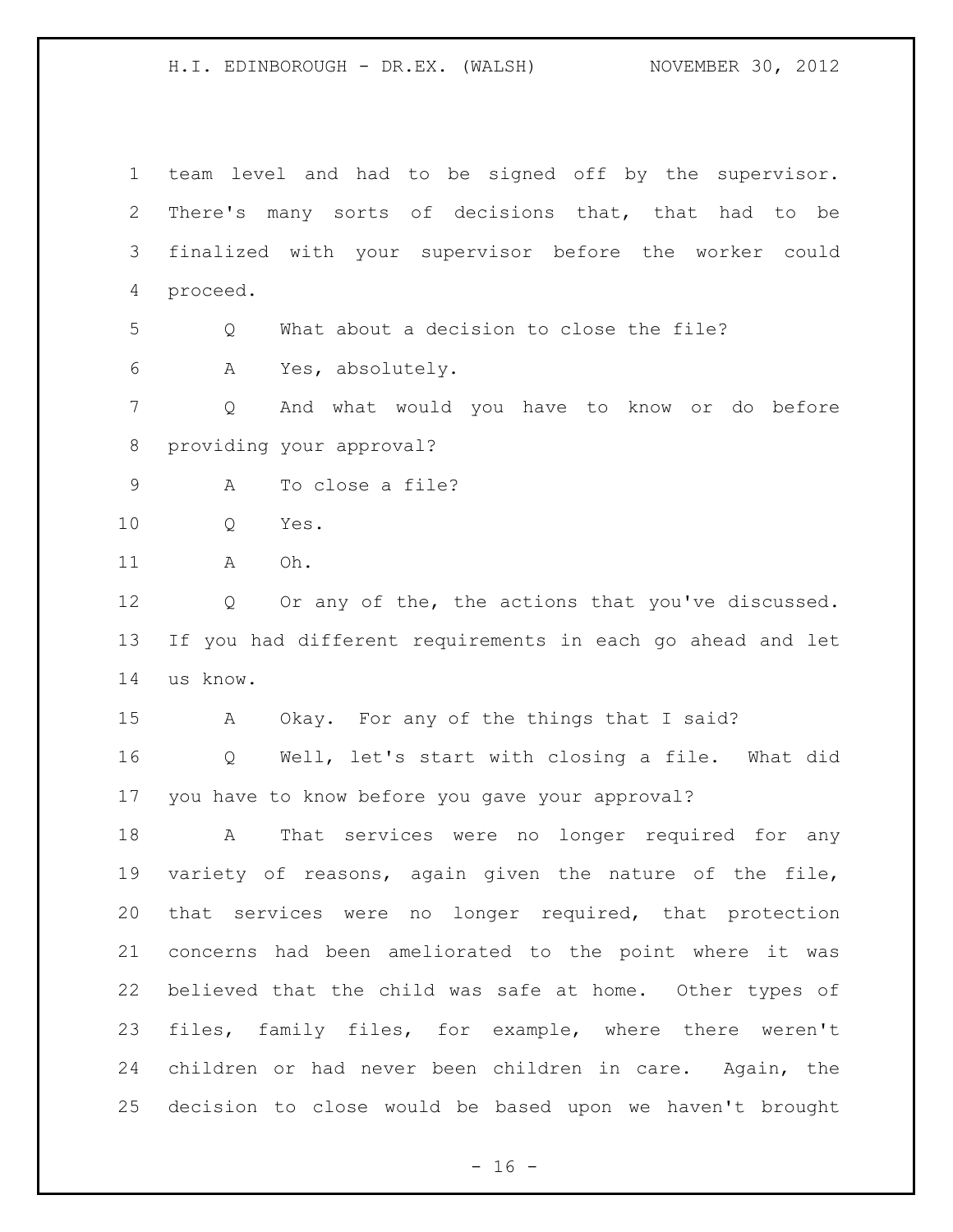team level and had to be signed off by the supervisor. There's many sorts of decisions that, that had to be finalized with your supervisor before the worker could proceed.

Q What about a decision to close the file?

A Yes, absolutely.

Q And what would you have to know or do before providing your approval?

A To close a file?

Q Yes.

A Oh.

Q Or any of the, the actions that you've discussed. If you had different requirements in each go ahead and let us know.

A Okay. For any of the things that I said?

Q Well, let's start with closing a file. What did you have to know before you gave your approval?

A That services were no longer required for any variety of reasons, again given the nature of the file, that services were no longer required, that protection concerns had been ameliorated to the point where it was believed that the child was safe at home. Other types of files, family files, for example, where there weren't children or had never been children in care. Again, the decision to close would be based upon we haven't brought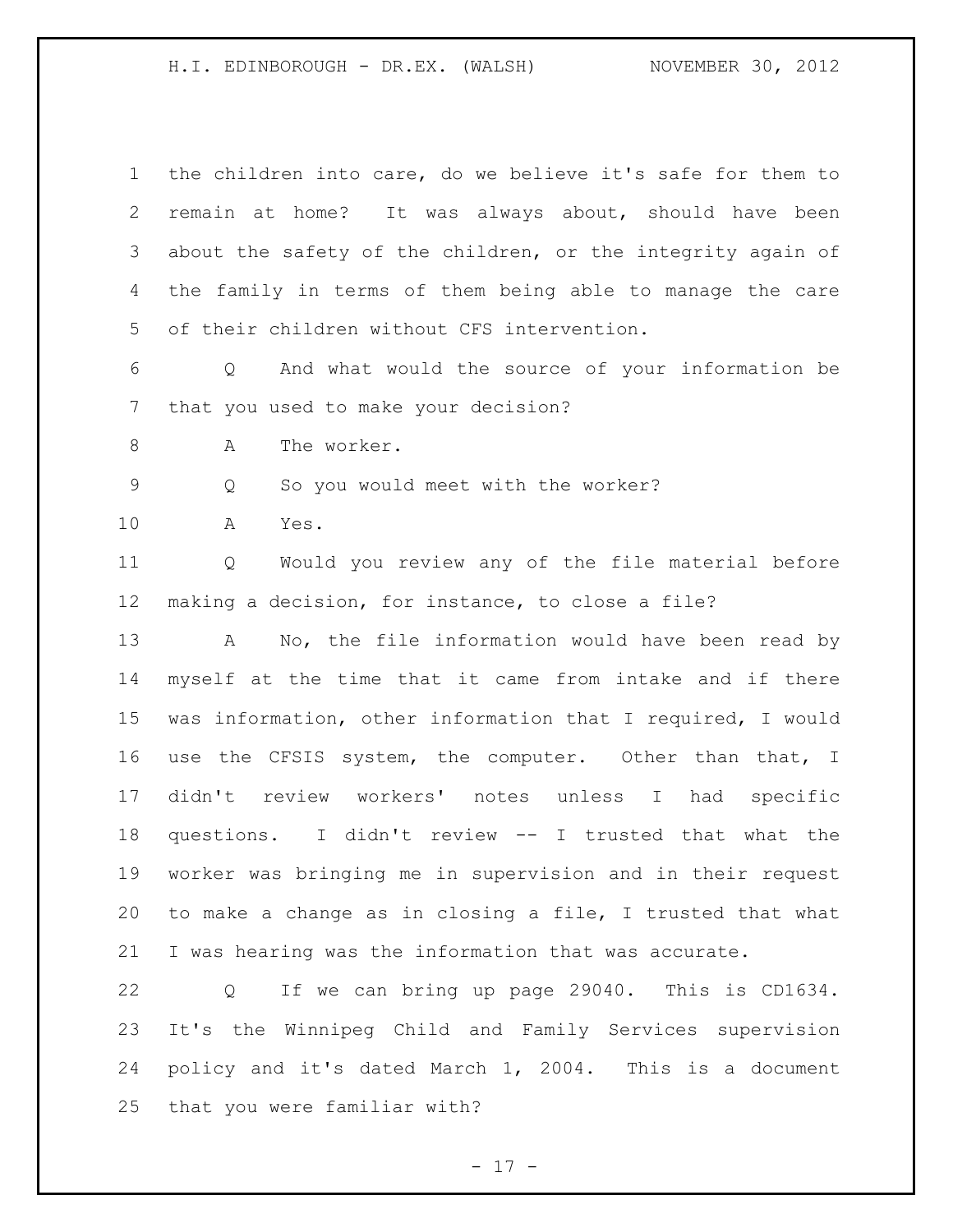the children into care, do we believe it's safe for them to remain at home? It was always about, should have been about the safety of the children, or the integrity again of the family in terms of them being able to manage the care of their children without CFS intervention.

Q And what would the source of your information be that you used to make your decision?

A The worker.

Q So you would meet with the worker?

A Yes.

Q Would you review any of the file material before making a decision, for instance, to close a file?

A No, the file information would have been read by myself at the time that it came from intake and if there was information, other information that I required, I would use the CFSIS system, the computer. Other than that, I didn't review workers' notes unless I had specific questions. I didn't review -- I trusted that what the worker was bringing me in supervision and in their request to make a change as in closing a file, I trusted that what I was hearing was the information that was accurate.

Q If we can bring up page 29040. This is CD1634. It's the Winnipeg Child and Family Services supervision policy and it's dated March 1, 2004. This is a document that you were familiar with?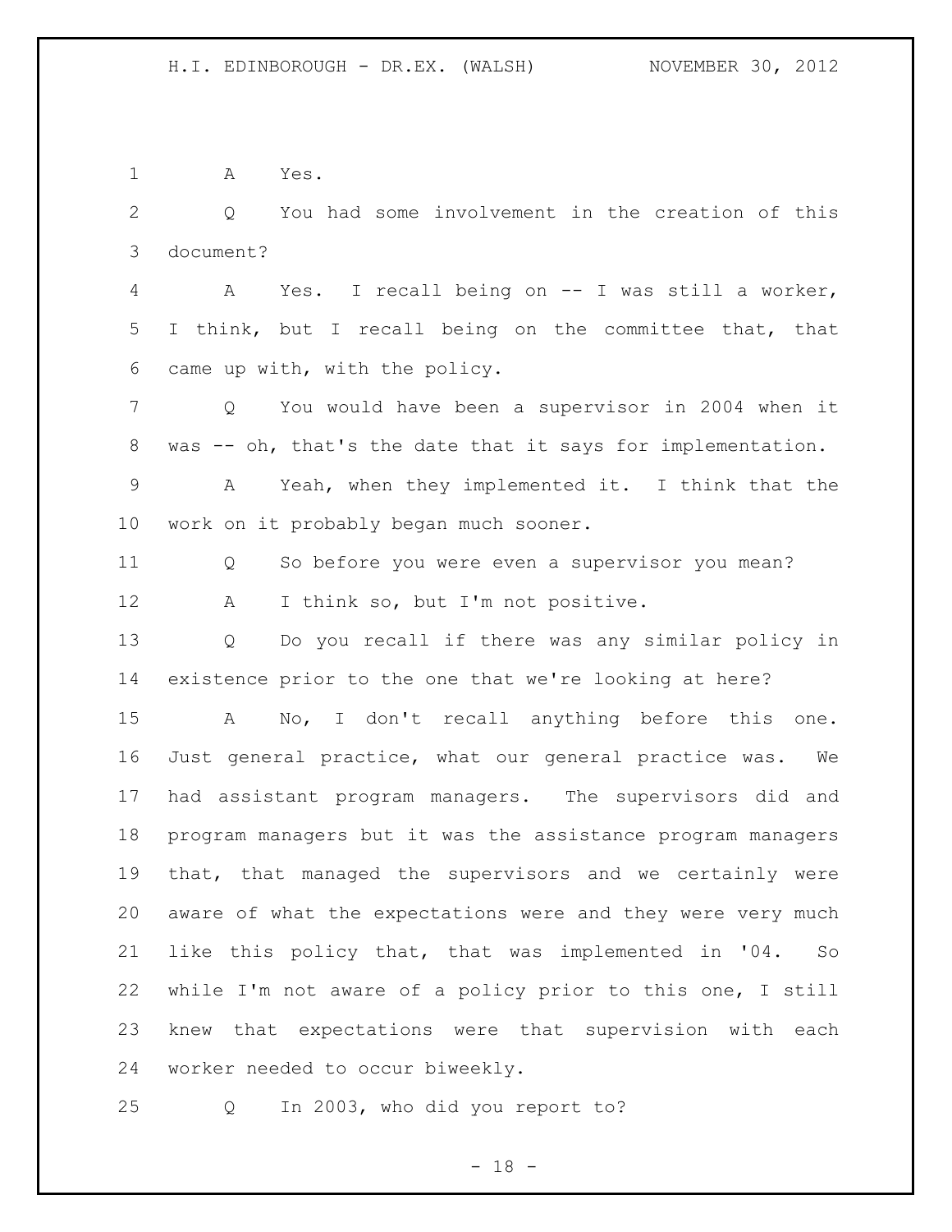A Yes.

Q You had some involvement in the creation of this document?

A Yes. I recall being on -- I was still a worker, I think, but I recall being on the committee that, that came up with, with the policy.

Q You would have been a supervisor in 2004 when it was -- oh, that's the date that it says for implementation.

A Yeah, when they implemented it. I think that the work on it probably began much sooner.

Q So before you were even a supervisor you mean?

A I think so, but I'm not positive.

Q Do you recall if there was any similar policy in existence prior to the one that we're looking at here?

A No, I don't recall anything before this one. Just general practice, what our general practice was. We had assistant program managers. The supervisors did and program managers but it was the assistance program managers that, that managed the supervisors and we certainly were aware of what the expectations were and they were very much like this policy that, that was implemented in '04. So while I'm not aware of a policy prior to this one, I still knew that expectations were that supervision with each worker needed to occur biweekly.

Q In 2003, who did you report to?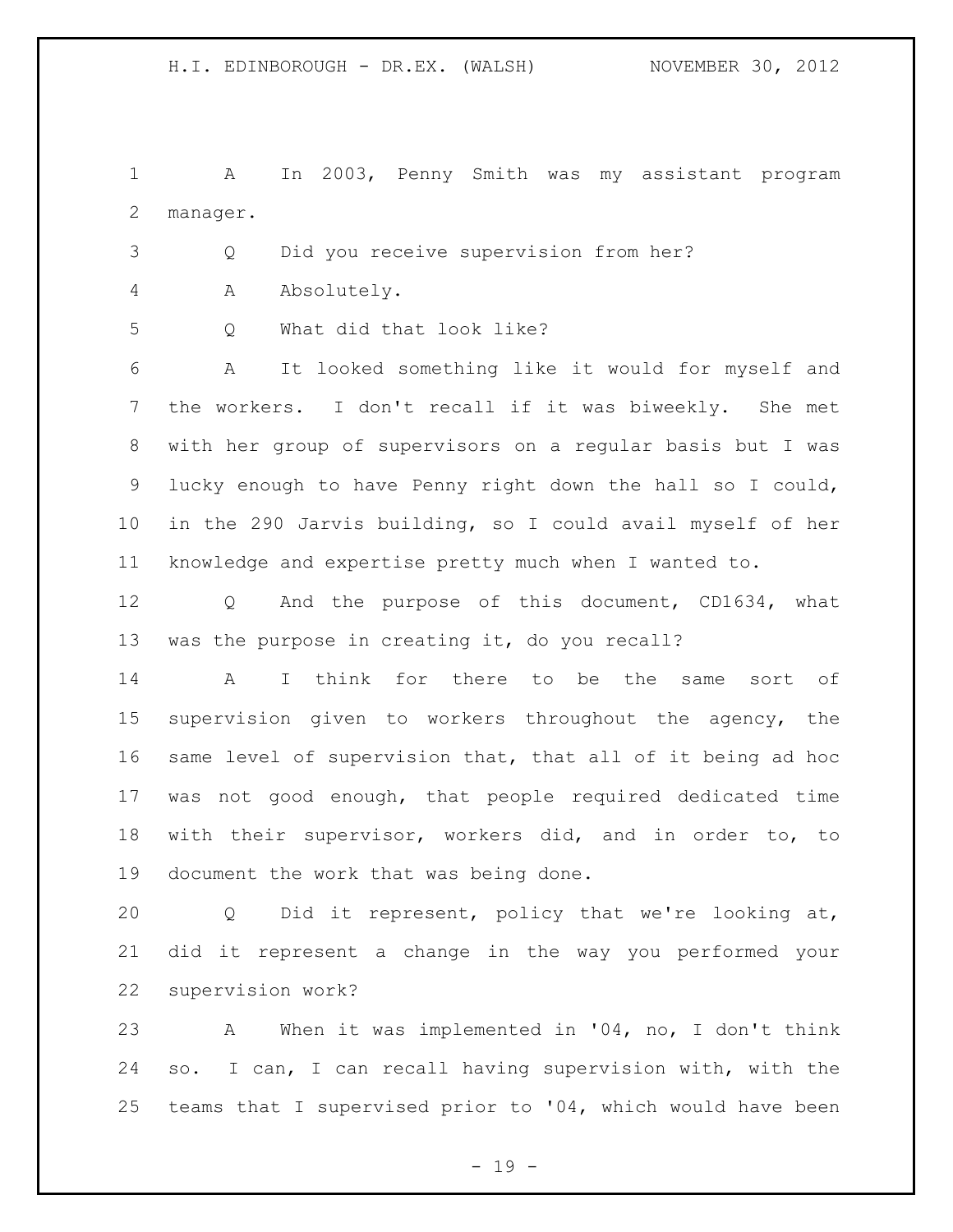A In 2003, Penny Smith was my assistant program manager.

Q Did you receive supervision from her?

A Absolutely.

Q What did that look like?

A It looked something like it would for myself and the workers. I don't recall if it was biweekly. She met with her group of supervisors on a regular basis but I was lucky enough to have Penny right down the hall so I could, in the 290 Jarvis building, so I could avail myself of her knowledge and expertise pretty much when I wanted to.

Q And the purpose of this document, CD1634, what was the purpose in creating it, do you recall?

A I think for there to be the same sort of supervision given to workers throughout the agency, the same level of supervision that, that all of it being ad hoc was not good enough, that people required dedicated time with their supervisor, workers did, and in order to, to document the work that was being done.

Q Did it represent, policy that we're looking at, did it represent a change in the way you performed your supervision work?

A When it was implemented in '04, no, I don't think so. I can, I can recall having supervision with, with the teams that I supervised prior to '04, which would have been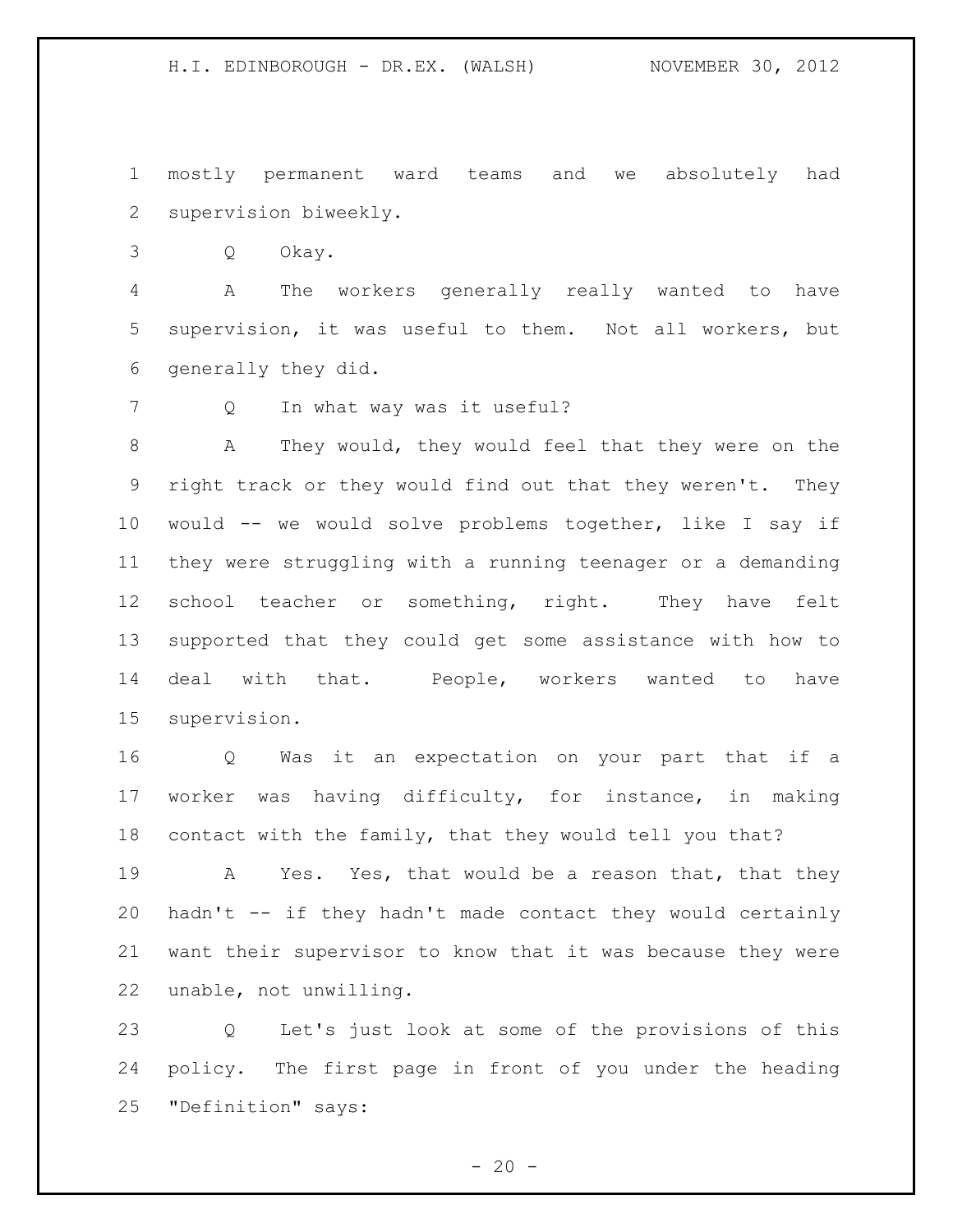mostly permanent ward teams and we absolutely had supervision biweekly.

Q Okay.

A The workers generally really wanted to have supervision, it was useful to them. Not all workers, but generally they did.

Q In what way was it useful?

A They would, they would feel that they were on the right track or they would find out that they weren't. They would -- we would solve problems together, like I say if they were struggling with a running teenager or a demanding school teacher or something, right. They have felt supported that they could get some assistance with how to deal with that. People, workers wanted to have supervision.

Q Was it an expectation on your part that if a worker was having difficulty, for instance, in making contact with the family, that they would tell you that?

A Yes. Yes, that would be a reason that, that they hadn't -- if they hadn't made contact they would certainly want their supervisor to know that it was because they were unable, not unwilling.

Q Let's just look at some of the provisions of this policy. The first page in front of you under the heading "Definition" says: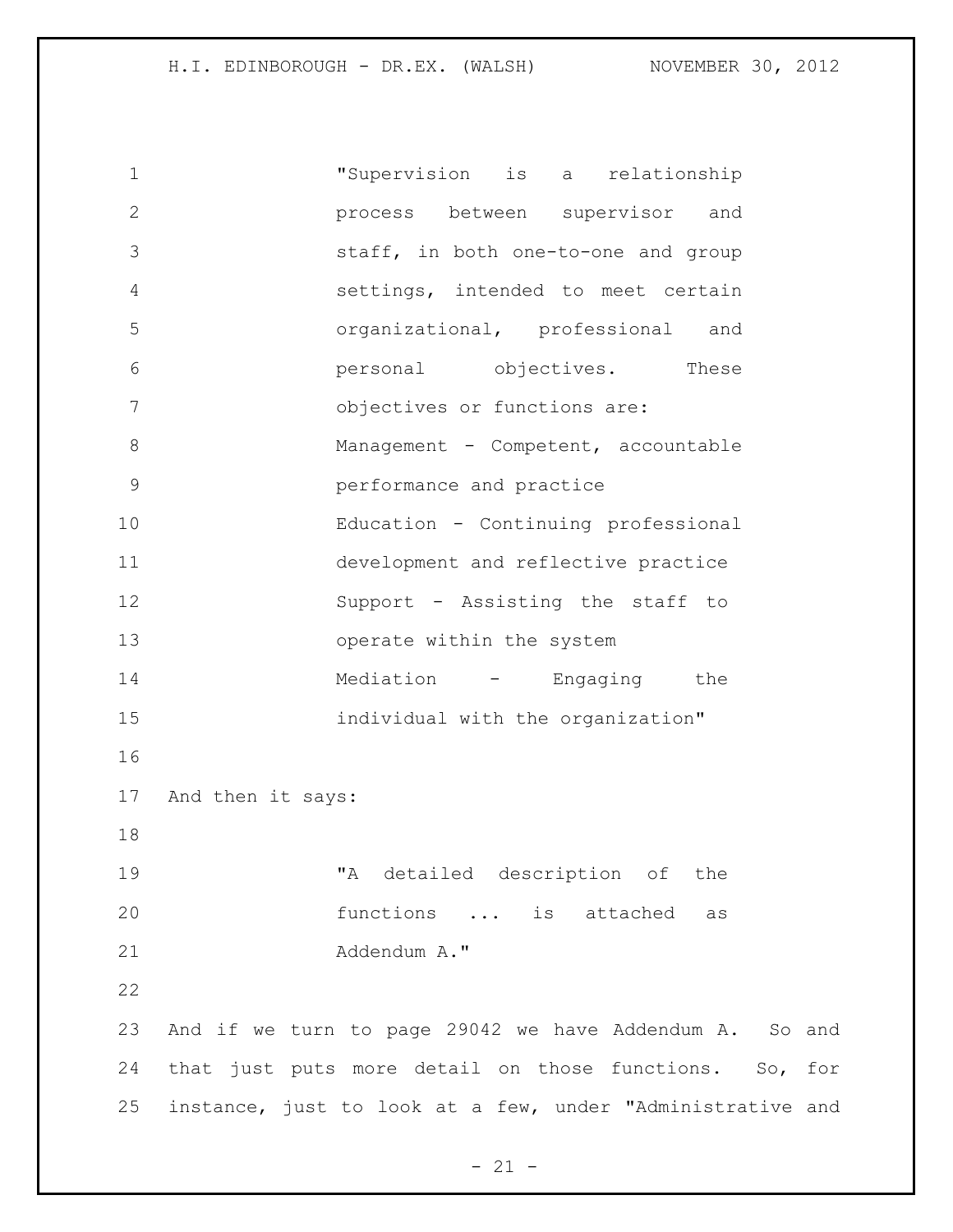> "Supervision is a relationship process between supervisor and staff, in both one-to-one and group settings, intended to meet certain organizational, professional and personal objectives. These objectives or functions are:
> Management - Competent, accountable performance and practice
> Education - Continuing professional development and reflective practice
> Support - Assisting the staff to operate within the system
> Mediation - Engaging the individual with the organization"

And then it says:

> "A detailed description of the functions ... is attached as Addendum A."

And if we turn to page 29042 we have Addendum A. So and that just puts more detail on those functions. So, for instance, just to look at a few, under "Administrative and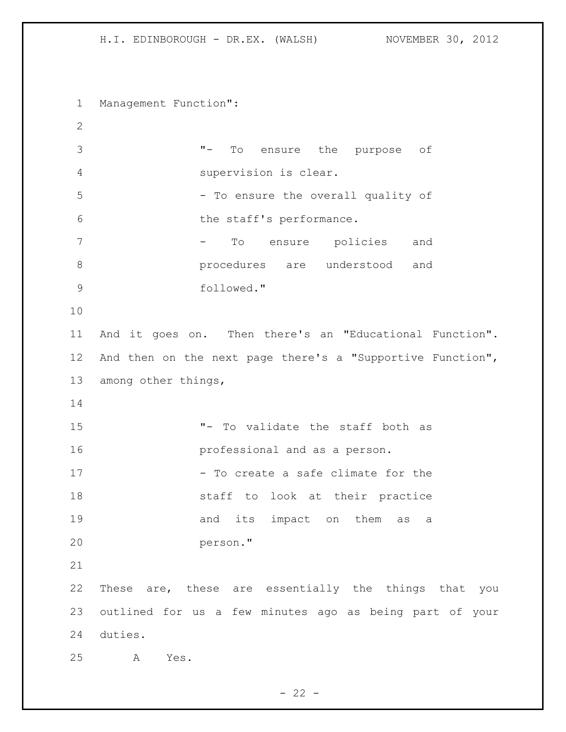Management Function":

> "- To ensure the purpose of supervision is clear.
> - To ensure the overall quality of the staff's performance.
> - To ensure policies and procedures are understood and followed."

And it goes on. Then there's an "Educational Function". And then on the next page there's a "Supportive Function", among other things,

> "- To validate the staff both as professional and as a person.
> - To create a safe climate for the staff to look at their practice and its impact on them as a person."

These are, these are essentially the things that you outlined for us a few minutes ago as being part of your duties.

A Yes.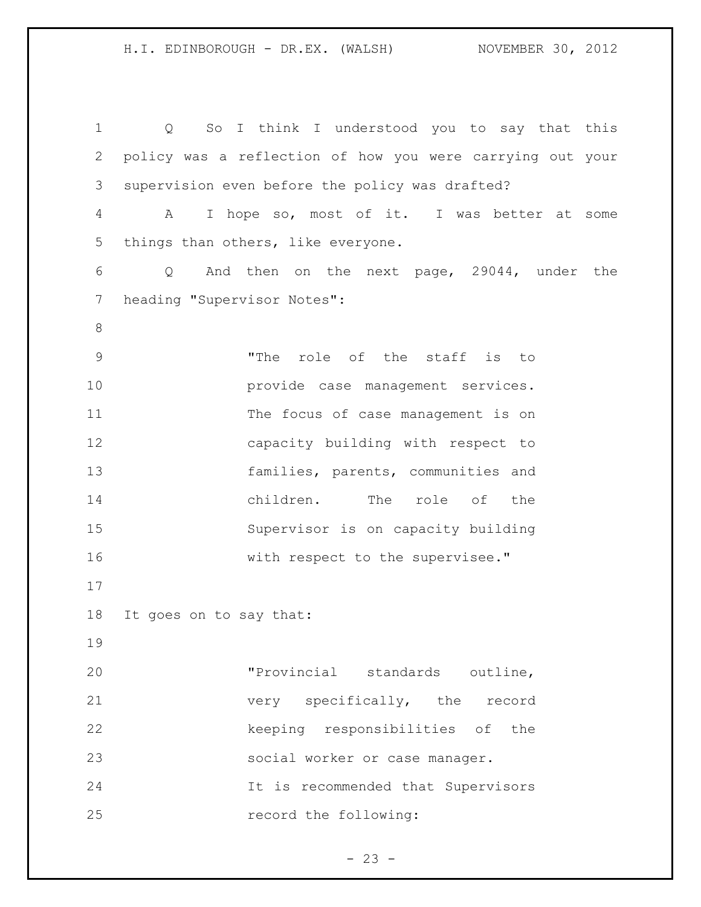Q So I think I understood you to say that this policy was a reflection of how you were carrying out your supervision even before the policy was drafted?

A I hope so, most of it. I was better at some things than others, like everyone.

Q And then on the next page, 29044, under the heading "Supervisor Notes":

> "The role of the staff is to provide case management services. The focus of case management is on capacity building with respect to families, parents, communities and children. The role of the Supervisor is on capacity building with respect to the supervisee."

It goes on to say that:

> "Provincial standards outline, very specifically, the record keeping responsibilities of the social worker or case manager. It is recommended that Supervisors record the following: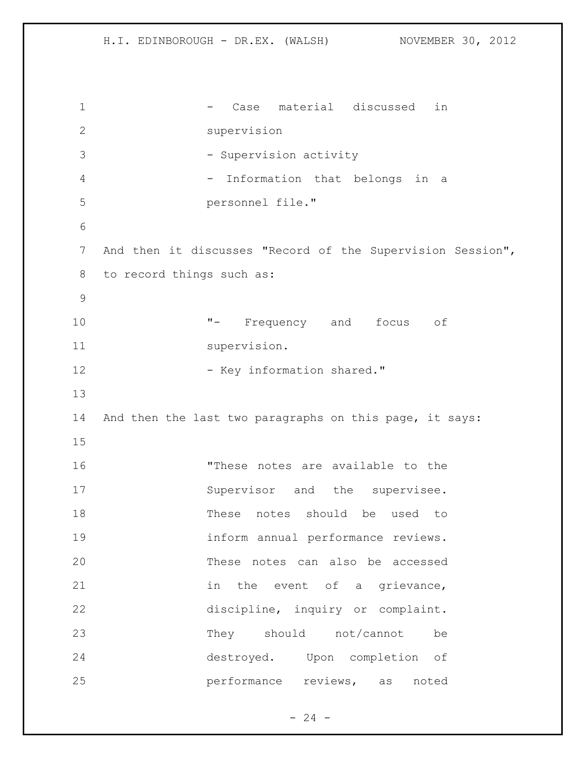- Case material discussed in supervision
- Supervision activity
- Information that belongs in a personnel file."

And then it discusses "Record of the Supervision Session", to record things such as:

"- Frequency and focus of supervision.
- Key information shared."

And then the last two paragraphs on this page, it says:

"These notes are available to the Supervisor and the supervisee. These notes should be used to inform annual performance reviews. These notes can also be accessed in the event of a grievance, discipline, inquiry or complaint. They should not/cannot be destroyed. Upon completion of performance reviews, as noted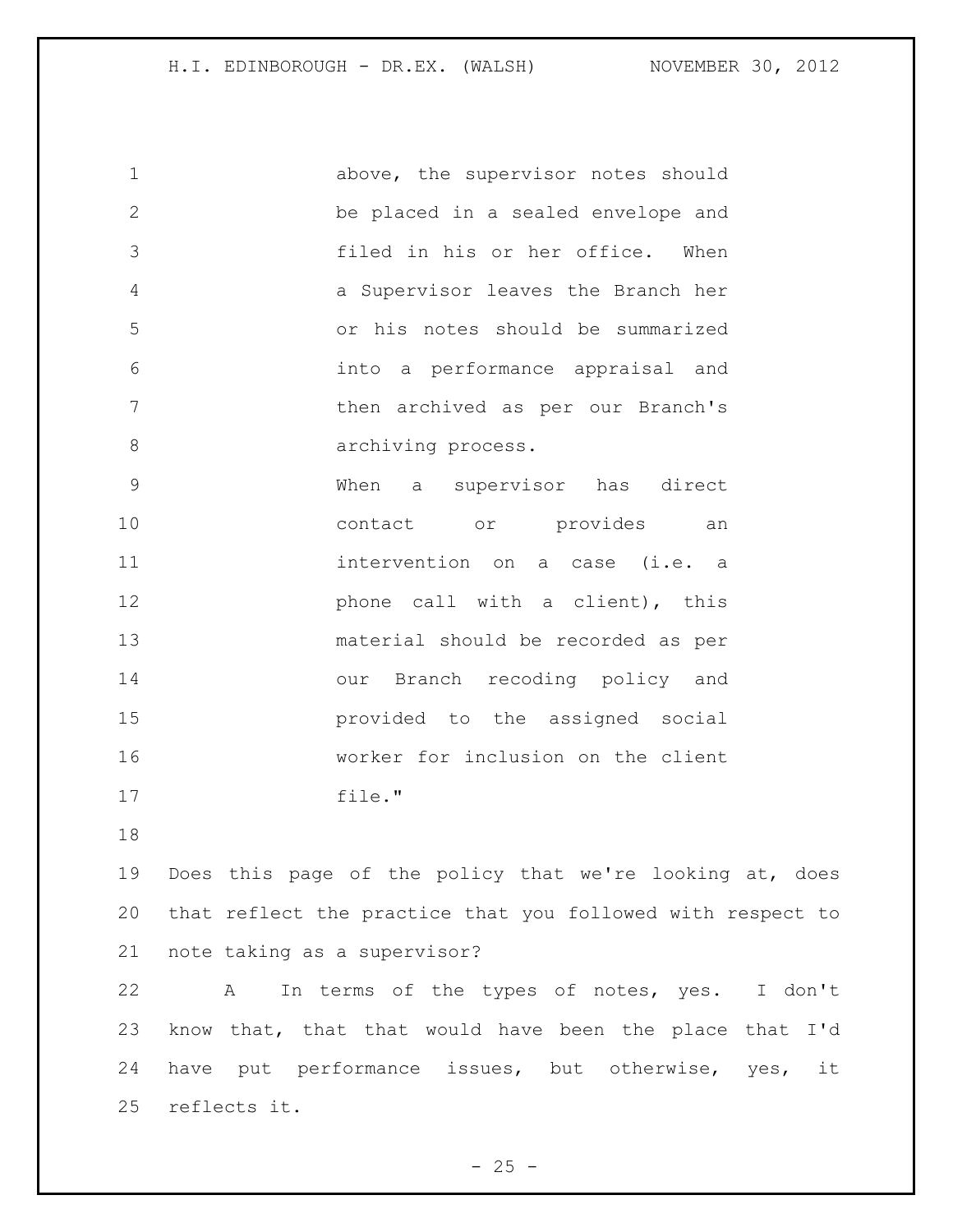above, the supervisor notes should be placed in a sealed envelope and filed in his or her office. When a Supervisor leaves the Branch her or his notes should be summarized into a performance appraisal and then archived as per our Branch's archiving process.

When a supervisor has direct contact or provides an intervention on a case (i.e. a phone call with a client), this material should be recorded as per our Branch recoding policy and provided to the assigned social worker for inclusion on the client file."

Does this page of the policy that we're looking at, does that reflect the practice that you followed with respect to note taking as a supervisor?

A In terms of the types of notes, yes. I don't know that, that that would have been the place that I'd have put performance issues, but otherwise, yes, it reflects it.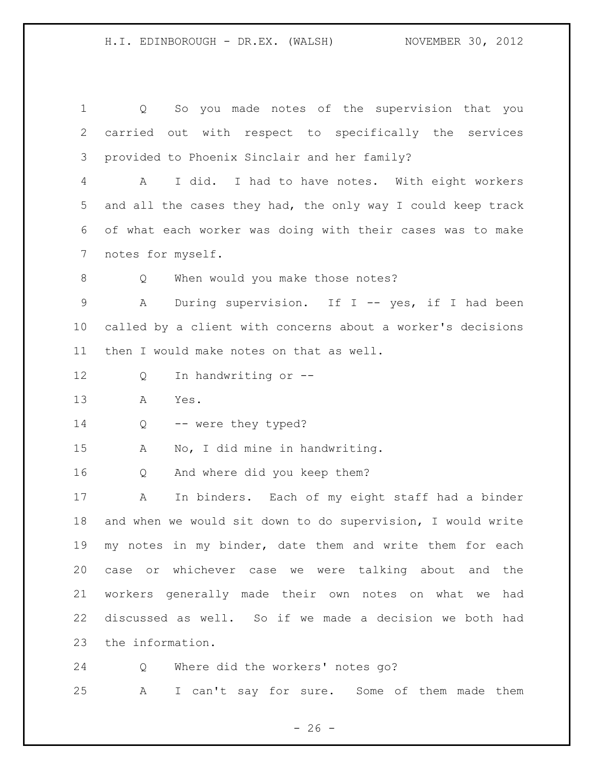Q So you made notes of the supervision that you carried out with respect to specifically the services provided to Phoenix Sinclair and her family?

A I did. I had to have notes. With eight workers and all the cases they had, the only way I could keep track of what each worker was doing with their cases was to make notes for myself.

Q When would you make those notes?

A During supervision. If I -- yes, if I had been called by a client with concerns about a worker's decisions then I would make notes on that as well.

Q In handwriting or --

A Yes.

Q -- were they typed?

A No, I did mine in handwriting.

Q And where did you keep them?

A In binders. Each of my eight staff had a binder and when we would sit down to do supervision, I would write my notes in my binder, date them and write them for each case or whichever case we were talking about and the workers generally made their own notes on what we had discussed as well. So if we made a decision we both had the information.

Q Where did the workers' notes go?

A I can't say for sure. Some of them made them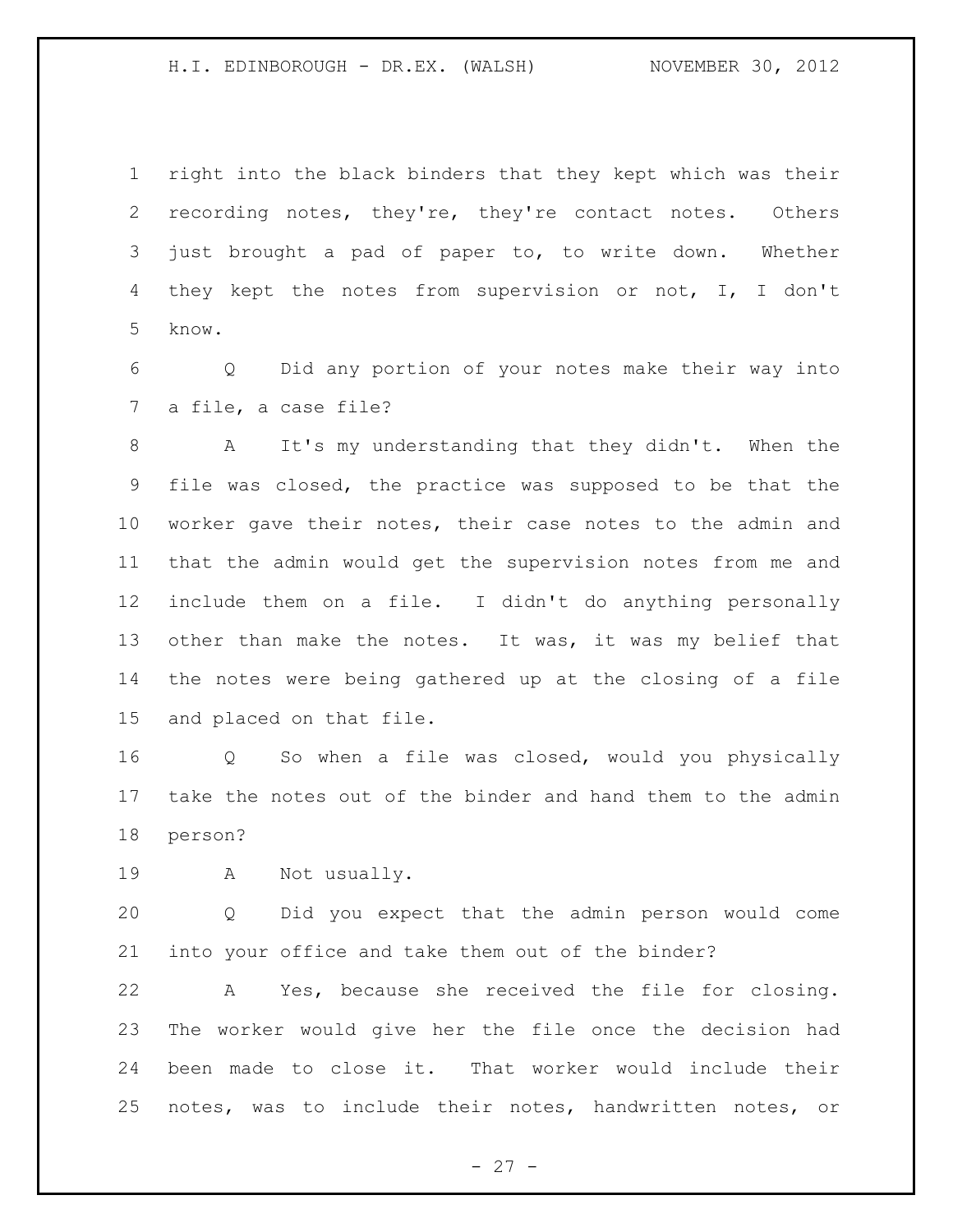right into the black binders that they kept which was their recording notes, they're, they're contact notes. Others just brought a pad of paper to, to write down. Whether they kept the notes from supervision or not, I, I don't know.

Q Did any portion of your notes make their way into a file, a case file?

A It's my understanding that they didn't. When the file was closed, the practice was supposed to be that the worker gave their notes, their case notes to the admin and that the admin would get the supervision notes from me and include them on a file. I didn't do anything personally other than make the notes. It was, it was my belief that the notes were being gathered up at the closing of a file and placed on that file.

Q So when a file was closed, would you physically take the notes out of the binder and hand them to the admin person?

A Not usually.

Q Did you expect that the admin person would come into your office and take them out of the binder?

A Yes, because she received the file for closing. The worker would give her the file once the decision had been made to close it. That worker would include their notes, was to include their notes, handwritten notes, or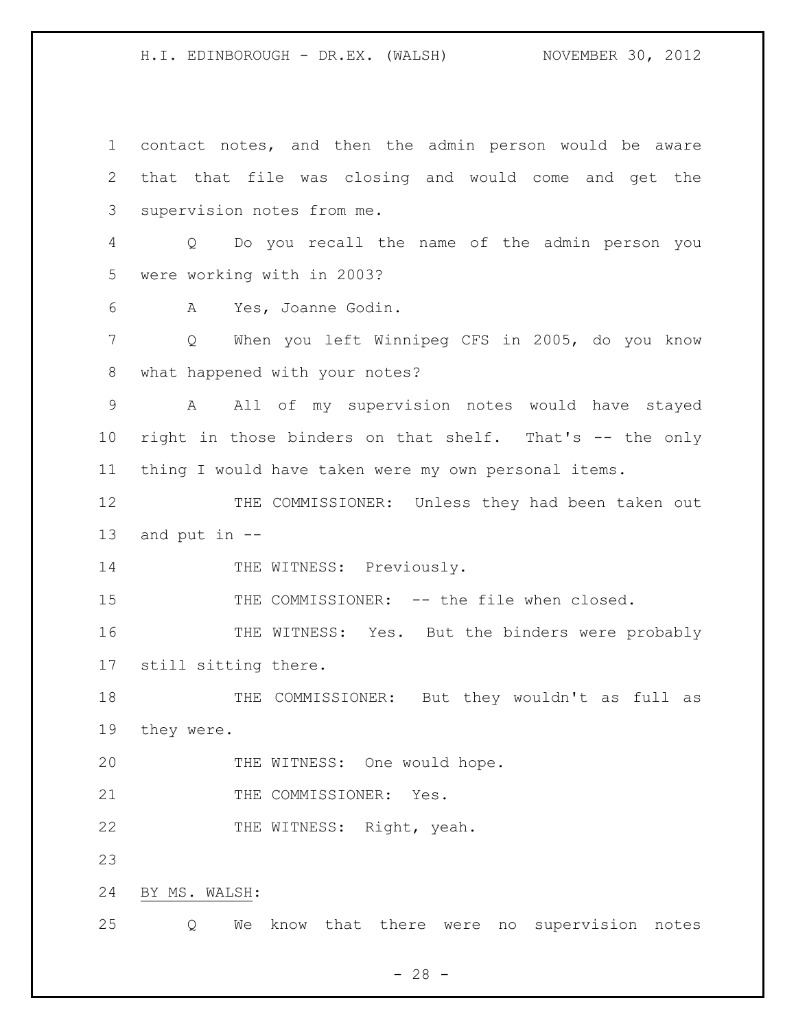contact notes, and then the admin person would be aware that that file was closing and would come and get the supervision notes from me.

Q Do you recall the name of the admin person you were working with in 2003?

A Yes, Joanne Godin.

Q When you left Winnipeg CFS in 2005, do you know what happened with your notes?

A All of my supervision notes would have stayed right in those binders on that shelf. That's -- the only thing I would have taken were my own personal items.

THE COMMISSIONER: Unless they had been taken out and put in --

THE WITNESS: Previously.

THE COMMISSIONER: -- the file when closed.

THE WITNESS: Yes. But the binders were probably still sitting there.

THE COMMISSIONER: But they wouldn't as full as they were.

THE WITNESS: One would hope.

THE COMMISSIONER: Yes.

THE WITNESS: Right, yeah.

BY MS. WALSH:

Q We know that there were no supervision notes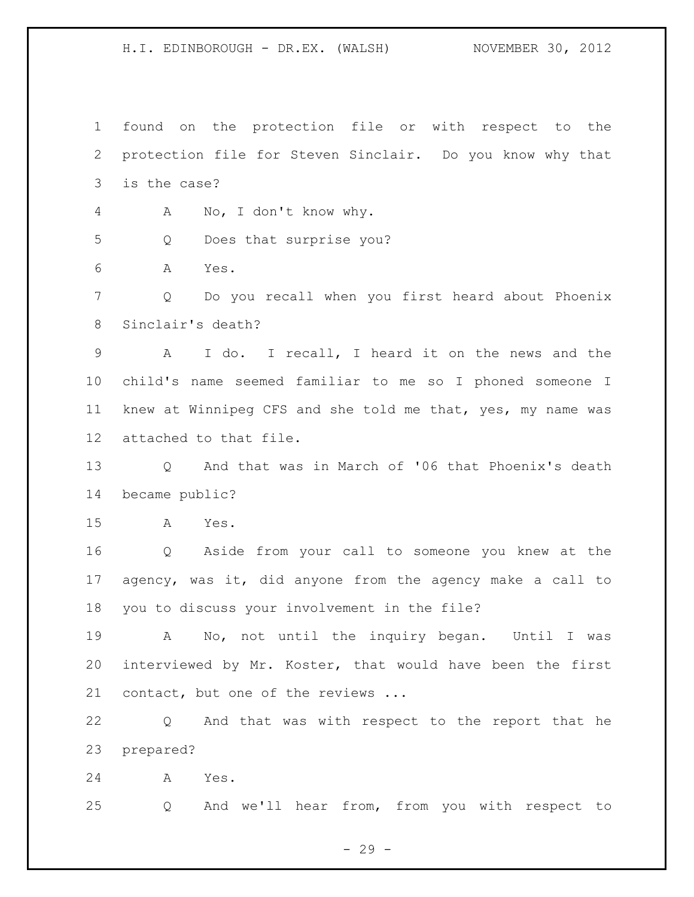found on the protection file or with respect to the protection file for Steven Sinclair. Do you know why that is the case?

A No, I don't know why.

Q Does that surprise you?

A Yes.

Q Do you recall when you first heard about Phoenix Sinclair's death?

A I do. I recall, I heard it on the news and the child's name seemed familiar to me so I phoned someone I knew at Winnipeg CFS and she told me that, yes, my name was attached to that file.

Q And that was in March of '06 that Phoenix's death became public?

A Yes.

Q Aside from your call to someone you knew at the agency, was it, did anyone from the agency make a call to you to discuss your involvement in the file?

A No, not until the inquiry began. Until I was interviewed by Mr. Koster, that would have been the first contact, but one of the reviews ...

Q And that was with respect to the report that he prepared?

A Yes.

Q And we'll hear from, from you with respect to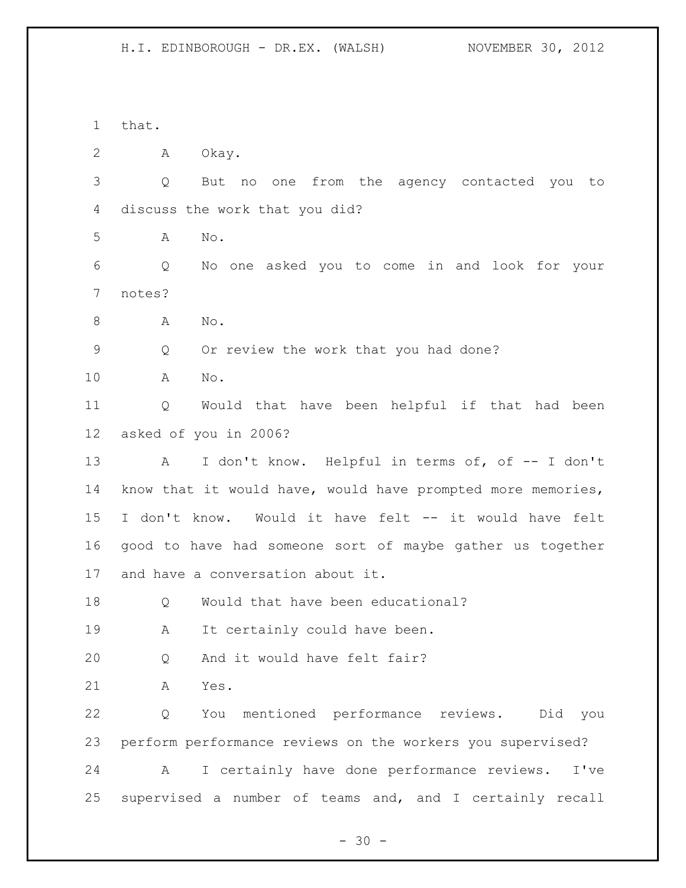that.

A Okay.

Q But no one from the agency contacted you to discuss the work that you did?

A No.

Q No one asked you to come in and look for your notes?

A No.

Q Or review the work that you had done?

A No.

Q Would that have been helpful if that had been asked of you in 2006?

A I don't know. Helpful in terms of, of -- I don't know that it would have, would have prompted more memories, I don't know. Would it have felt -- it would have felt good to have had someone sort of maybe gather us together and have a conversation about it.

Q Would that have been educational?

A It certainly could have been.

Q And it would have felt fair?

A Yes.

Q You mentioned performance reviews. Did you perform performance reviews on the workers you supervised?

A I certainly have done performance reviews. I've supervised a number of teams and, and I certainly recall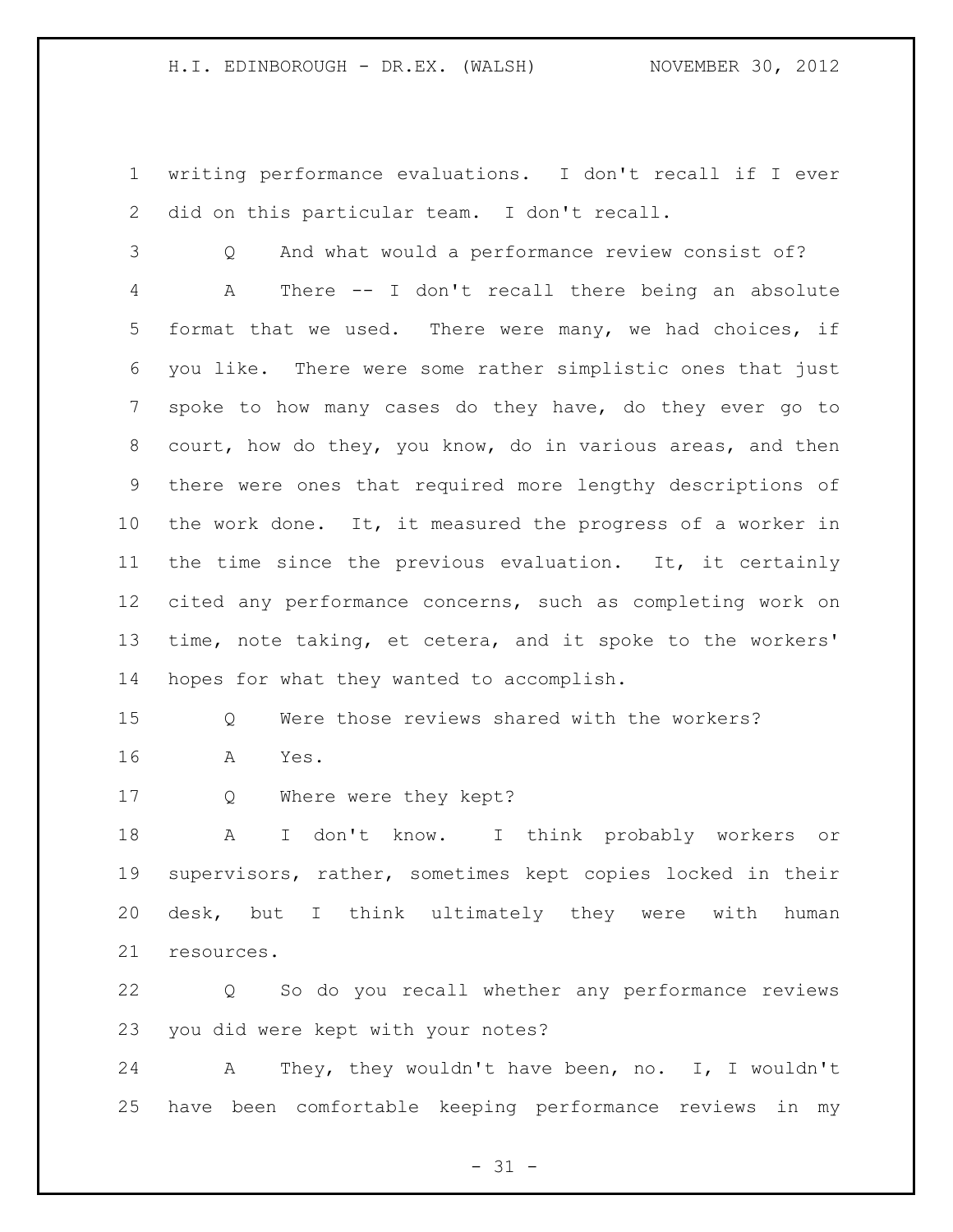writing performance evaluations. I don't recall if I ever did on this particular team. I don't recall.

Q And what would a performance review consist of?

A There -- I don't recall there being an absolute format that we used. There were many, we had choices, if you like. There were some rather simplistic ones that just spoke to how many cases do they have, do they ever go to court, how do they, you know, do in various areas, and then there were ones that required more lengthy descriptions of the work done. It, it measured the progress of a worker in the time since the previous evaluation. It, it certainly cited any performance concerns, such as completing work on time, note taking, et cetera, and it spoke to the workers' hopes for what they wanted to accomplish.

Q Were those reviews shared with the workers?

A Yes.

Q Where were they kept?

A I don't know. I think probably workers or supervisors, rather, sometimes kept copies locked in their desk, but I think ultimately they were with human resources.

Q So do you recall whether any performance reviews you did were kept with your notes?

A They, they wouldn't have been, no. I, I wouldn't have been comfortable keeping performance reviews in my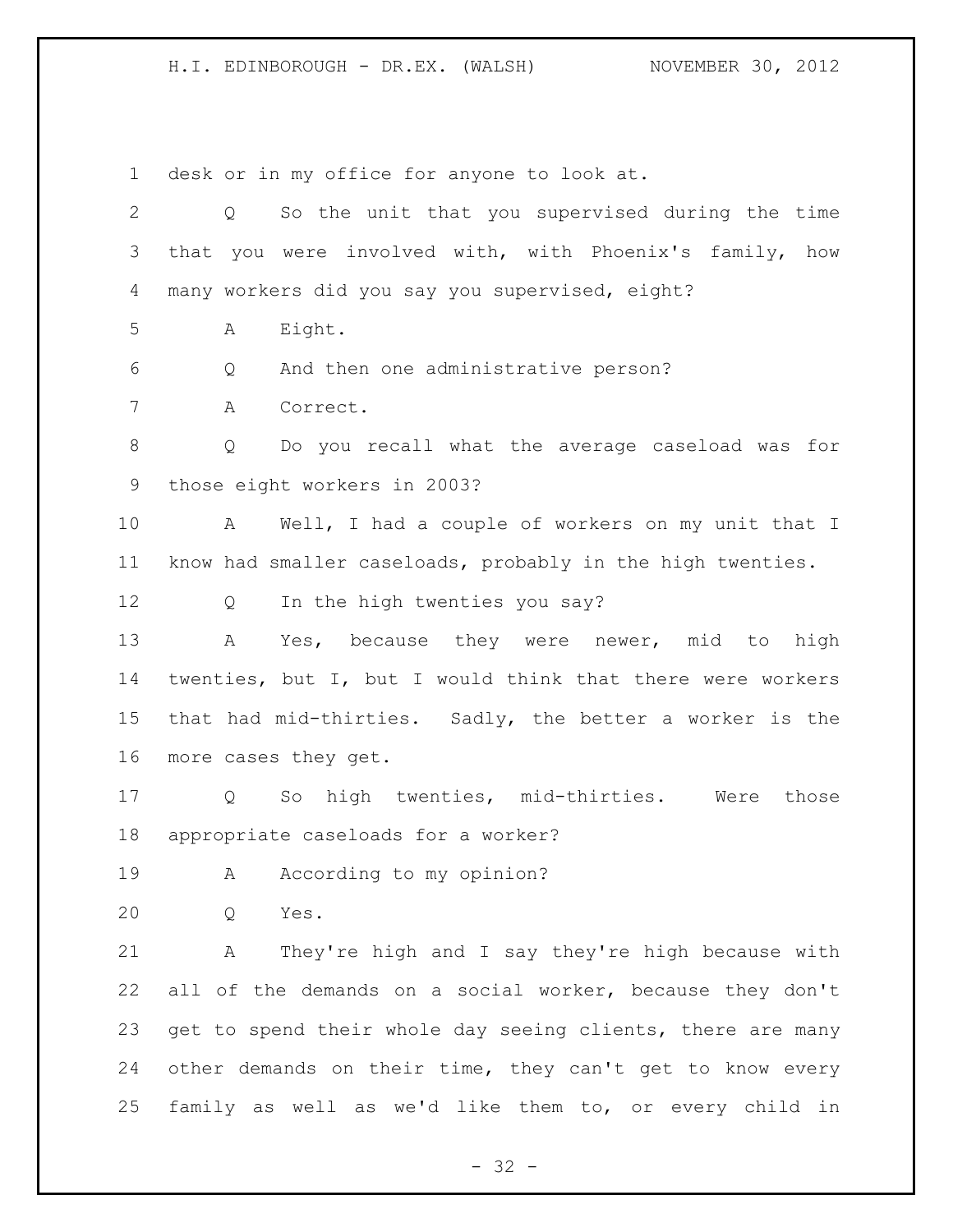desk or in my office for anyone to look at.

Q So the unit that you supervised during the time that you were involved with, with Phoenix's family, how many workers did you say you supervised, eight?

A Eight.

Q And then one administrative person?

A Correct.

Q Do you recall what the average caseload was for those eight workers in 2003?

A Well, I had a couple of workers on my unit that I know had smaller caseloads, probably in the high twenties.

Q In the high twenties you say?

A Yes, because they were newer, mid to high twenties, but I, but I would think that there were workers that had mid-thirties. Sadly, the better a worker is the more cases they get.

Q So high twenties, mid-thirties. Were those appropriate caseloads for a worker?

A According to my opinion?

Q Yes.

A They're high and I say they're high because with all of the demands on a social worker, because they don't get to spend their whole day seeing clients, there are many other demands on their time, they can't get to know every family as well as we'd like them to, or every child in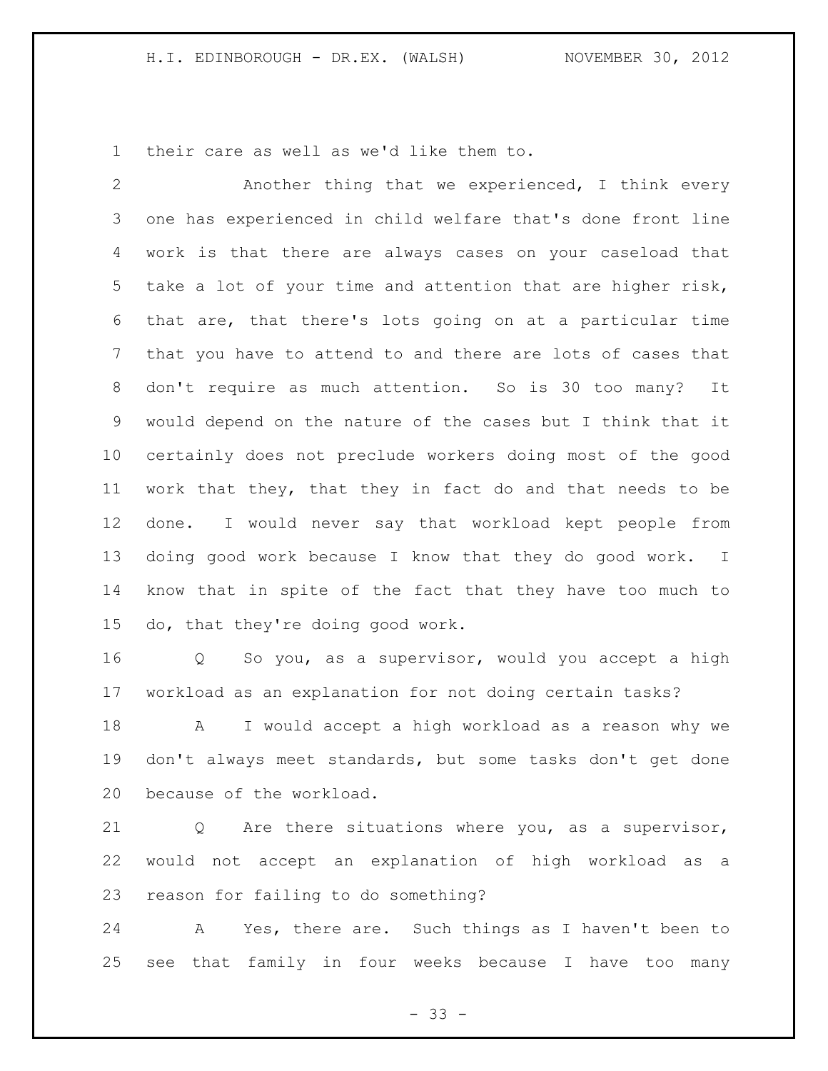their care as well as we'd like them to.

Another thing that we experienced, I think every one has experienced in child welfare that's done front line work is that there are always cases on your caseload that take a lot of your time and attention that are higher risk, that are, that there's lots going on at a particular time that you have to attend to and there are lots of cases that don't require as much attention. So is 30 too many? It would depend on the nature of the cases but I think that it certainly does not preclude workers doing most of the good work that they, that they in fact do and that needs to be done. I would never say that workload kept people from doing good work because I know that they do good work. I know that in spite of the fact that they have too much to do, that they're doing good work.

Q So you, as a supervisor, would you accept a high workload as an explanation for not doing certain tasks?

A I would accept a high workload as a reason why we don't always meet standards, but some tasks don't get done because of the workload.

Q Are there situations where you, as a supervisor, would not accept an explanation of high workload as a reason for failing to do something?

A Yes, there are. Such things as I haven't been to see that family in four weeks because I have too many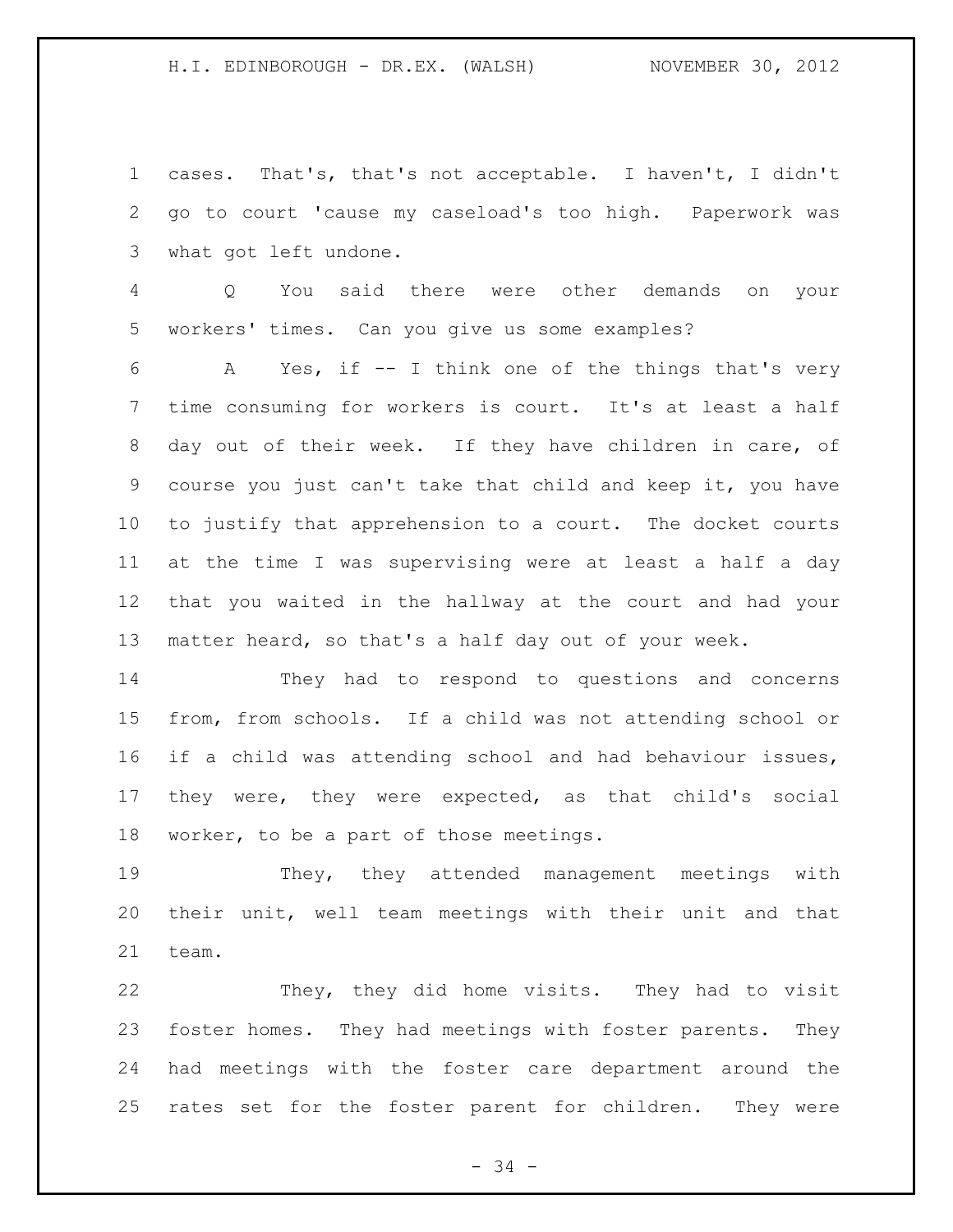cases. That's, that's not acceptable. I haven't, I didn't go to court 'cause my caseload's too high. Paperwork was what got left undone.

Q You said there were other demands on your workers' times. Can you give us some examples?

A Yes, if -- I think one of the things that's very time consuming for workers is court. It's at least a half day out of their week. If they have children in care, of course you just can't take that child and keep it, you have to justify that apprehension to a court. The docket courts at the time I was supervising were at least a half a day that you waited in the hallway at the court and had your matter heard, so that's a half day out of your week.

They had to respond to questions and concerns from, from schools. If a child was not attending school or if a child was attending school and had behaviour issues, they were, they were expected, as that child's social worker, to be a part of those meetings.

They, they attended management meetings with their unit, well team meetings with their unit and that team.

They, they did home visits. They had to visit foster homes. They had meetings with foster parents. They had meetings with the foster care department around the rates set for the foster parent for children. They were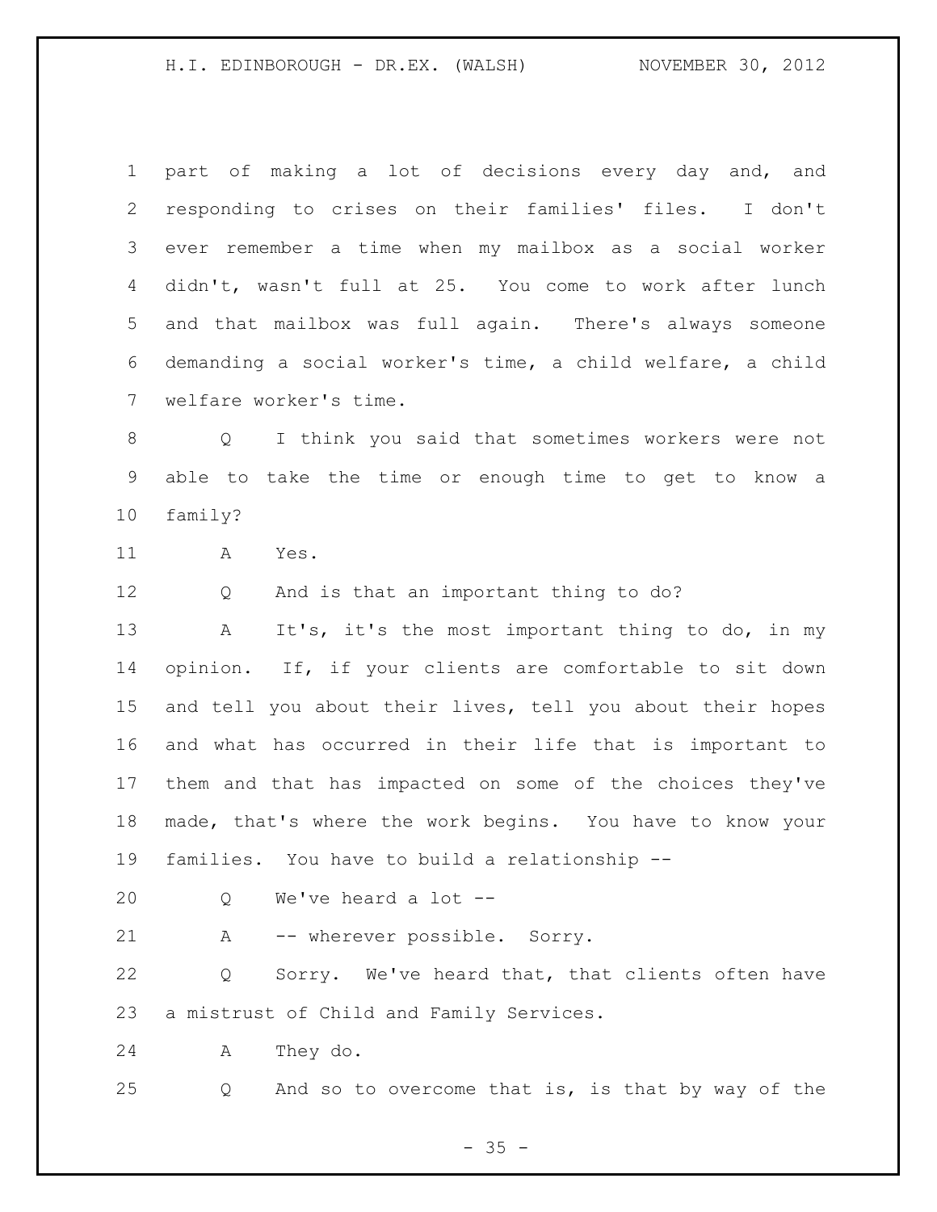part of making a lot of decisions every day and, and responding to crises on their families' files. I don't ever remember a time when my mailbox as a social worker didn't, wasn't full at 25. You come to work after lunch and that mailbox was full again. There's always someone demanding a social worker's time, a child welfare, a child welfare worker's time.

Q I think you said that sometimes workers were not able to take the time or enough time to get to know a family?

A Yes.

Q And is that an important thing to do?

A It's, it's the most important thing to do, in my opinion. If, if your clients are comfortable to sit down and tell you about their lives, tell you about their hopes and what has occurred in their life that is important to them and that has impacted on some of the choices they've made, that's where the work begins. You have to know your families. You have to build a relationship --

Q We've heard a lot --

A -- wherever possible. Sorry.

Q Sorry. We've heard that, that clients often have a mistrust of Child and Family Services.

A They do.

Q And so to overcome that is, is that by way of the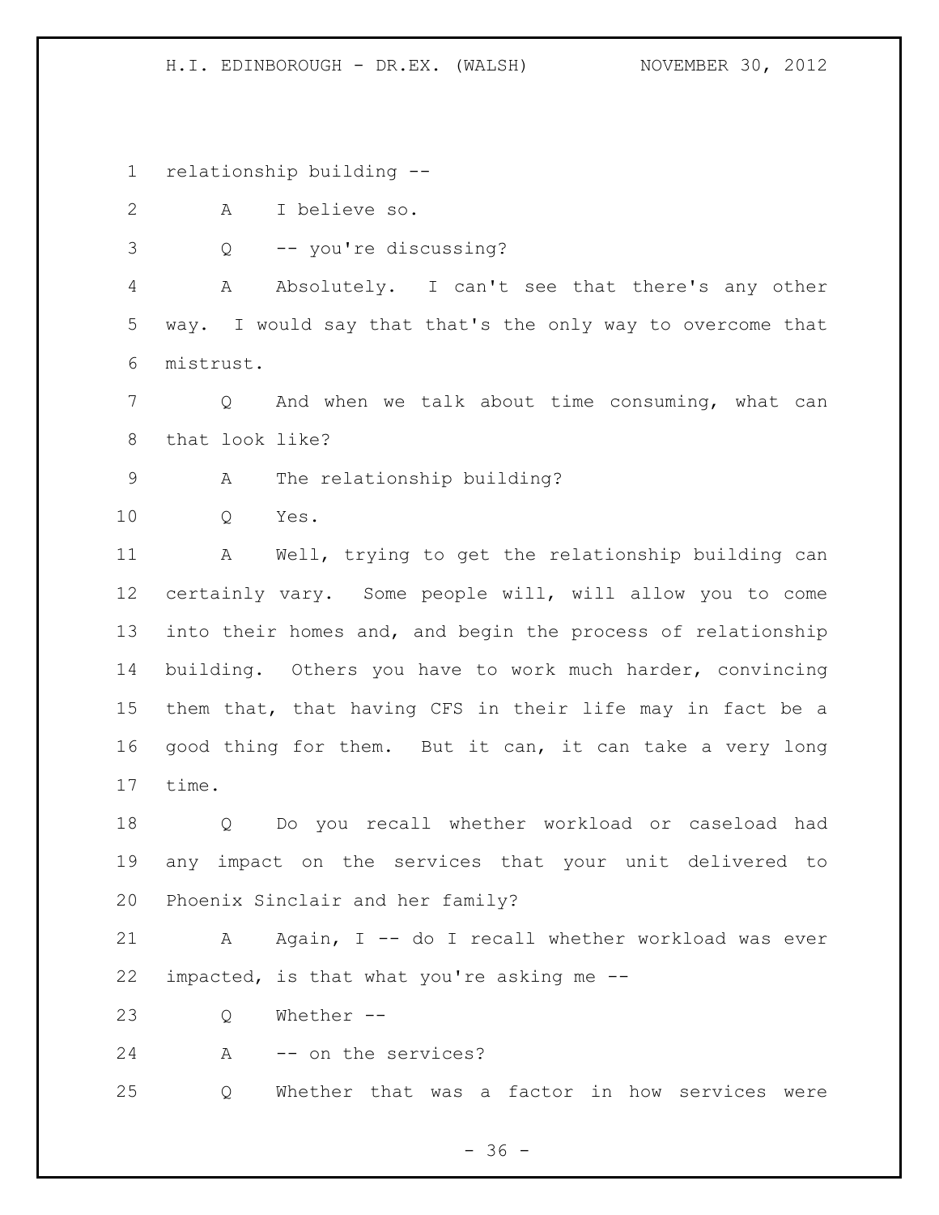relationship building --

A I believe so.

Q -- you're discussing?

A Absolutely. I can't see that there's any other way. I would say that that's the only way to overcome that mistrust.

Q And when we talk about time consuming, what can that look like?

A The relationship building?

Q Yes.

A Well, trying to get the relationship building can certainly vary. Some people will, will allow you to come into their homes and, and begin the process of relationship building. Others you have to work much harder, convincing them that, that having CFS in their life may in fact be a good thing for them. But it can, it can take a very long time.

Q Do you recall whether workload or caseload had any impact on the services that your unit delivered to Phoenix Sinclair and her family?

A Again, I -- do I recall whether workload was ever impacted, is that what you're asking me --

Q Whether --

A -- on the services?

Q Whether that was a factor in how services were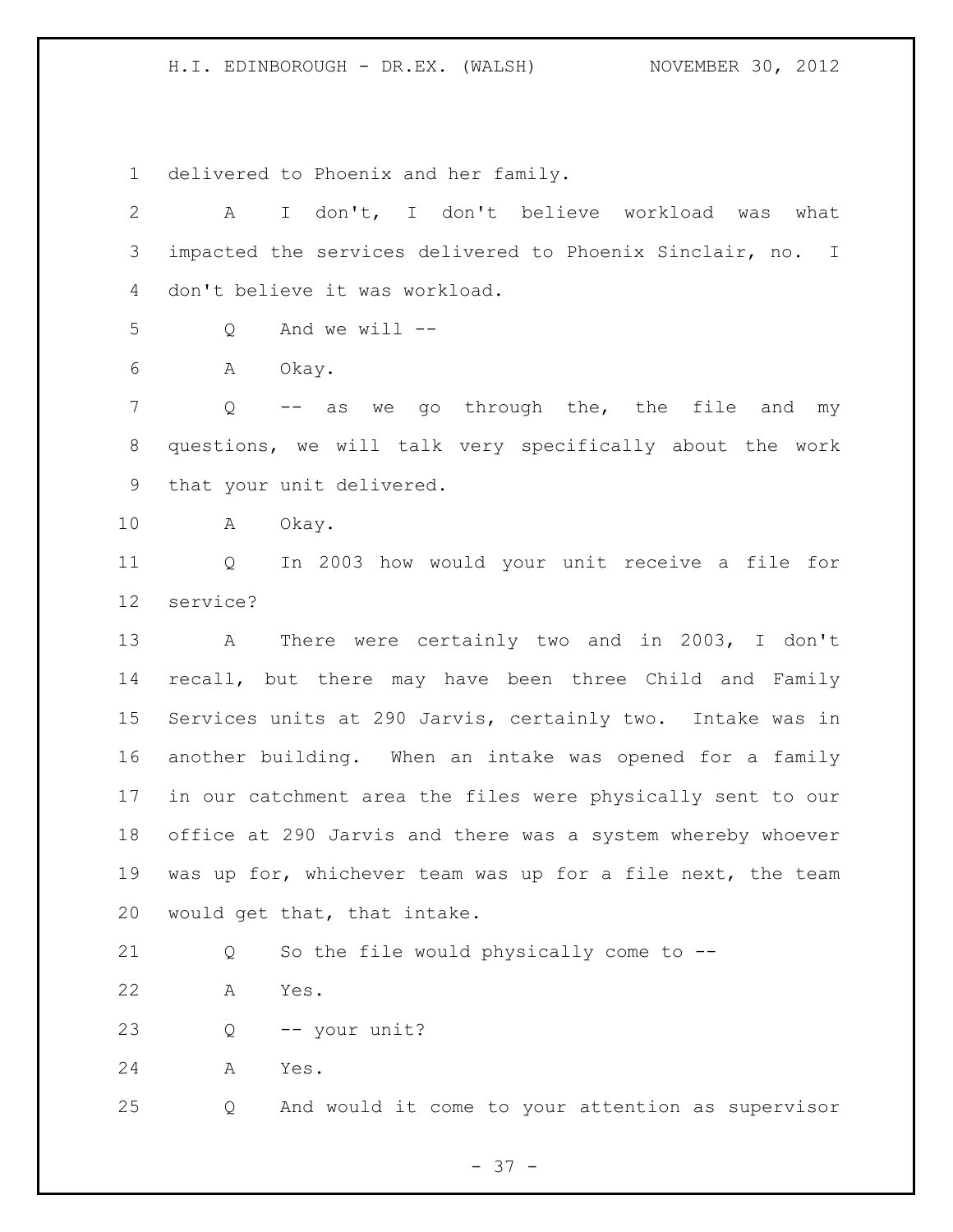delivered to Phoenix and her family.

A I don't, I don't believe workload was what impacted the services delivered to Phoenix Sinclair, no. I don't believe it was workload.

Q And we will --

A Okay.

Q -- as we go through the, the file and my questions, we will talk very specifically about the work that your unit delivered.

A Okay.

Q In 2003 how would your unit receive a file for service?

A There were certainly two and in 2003, I don't recall, but there may have been three Child and Family Services units at 290 Jarvis, certainly two. Intake was in another building. When an intake was opened for a family in our catchment area the files were physically sent to our office at 290 Jarvis and there was a system whereby whoever was up for, whichever team was up for a file next, the team would get that, that intake.

Q So the file would physically come to --

A Yes.

Q -- your unit?

A Yes.

Q And would it come to your attention as supervisor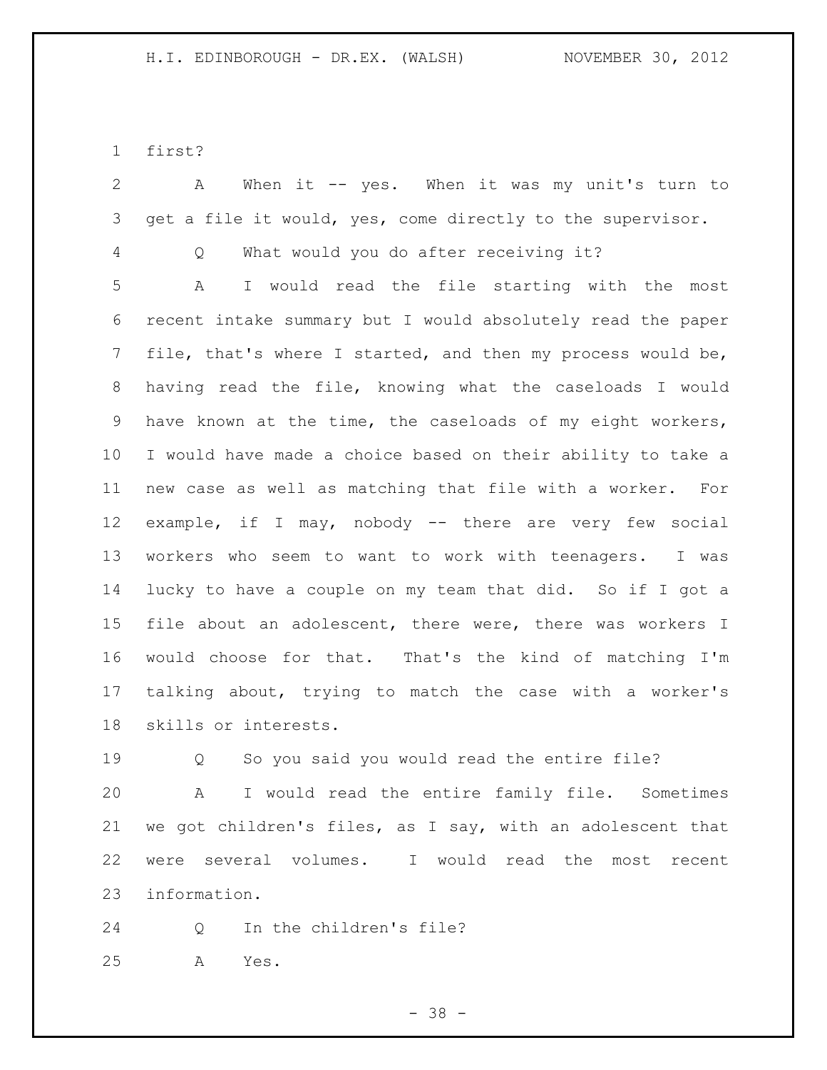first?

A When it -- yes. When it was my unit's turn to get a file it would, yes, come directly to the supervisor.

Q What would you do after receiving it?

A I would read the file starting with the most recent intake summary but I would absolutely read the paper file, that's where I started, and then my process would be, having read the file, knowing what the caseloads I would have known at the time, the caseloads of my eight workers, I would have made a choice based on their ability to take a new case as well as matching that file with a worker. For example, if I may, nobody -- there are very few social workers who seem to want to work with teenagers. I was lucky to have a couple on my team that did. So if I got a file about an adolescent, there were, there was workers I would choose for that. That's the kind of matching I'm talking about, trying to match the case with a worker's skills or interests.

Q So you said you would read the entire file?

A I would read the entire family file. Sometimes we got children's files, as I say, with an adolescent that were several volumes. I would read the most recent information.

Q In the children's file?

A Yes.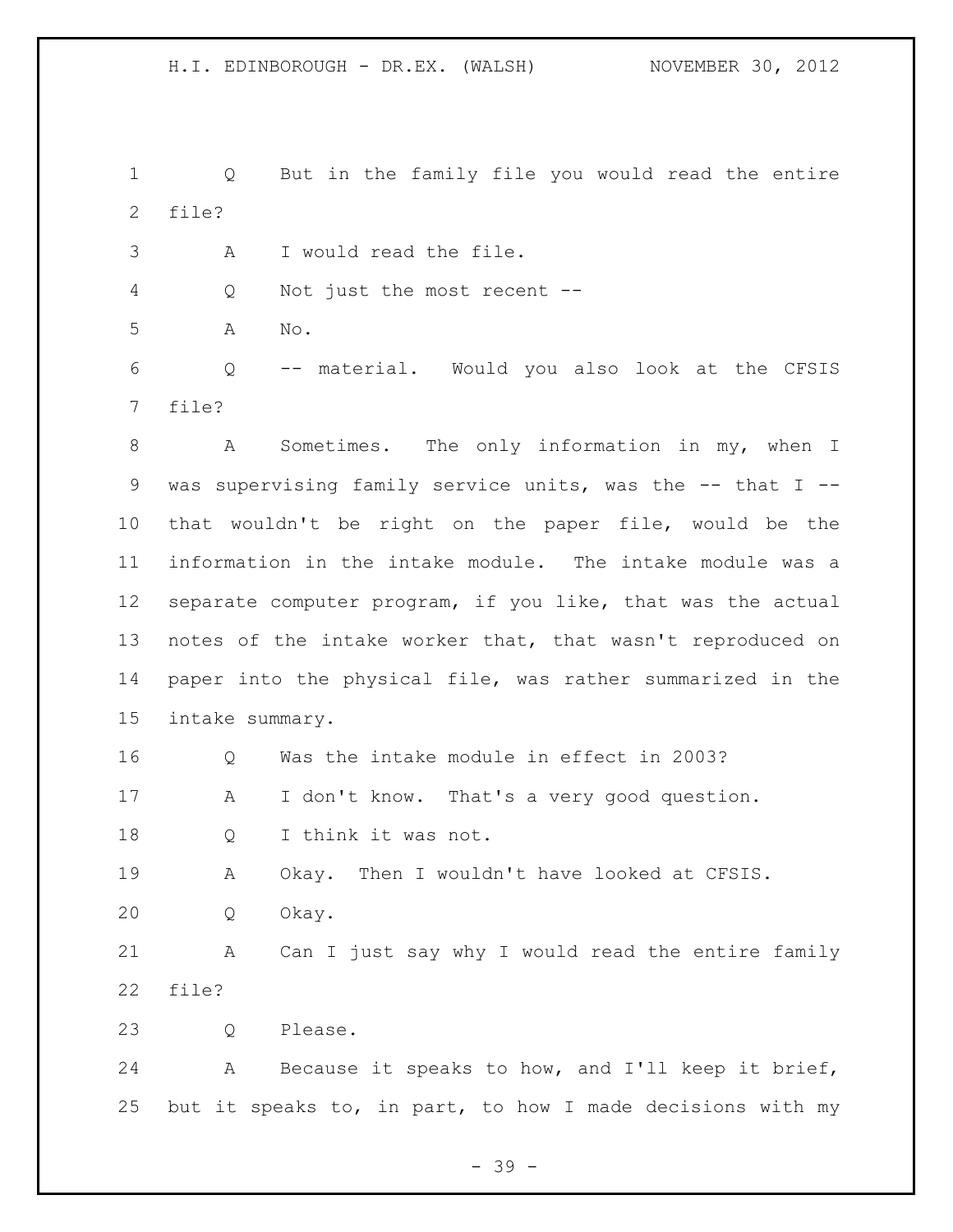Q But in the family file you would read the entire file?

A I would read the file.

Q Not just the most recent --

A No.

Q -- material. Would you also look at the CFSIS file?

A Sometimes. The only information in my, when I was supervising family service units, was the -- that I -- that wouldn't be right on the paper file, would be the information in the intake module. The intake module was a separate computer program, if you like, that was the actual notes of the intake worker that, that wasn't reproduced on paper into the physical file, was rather summarized in the intake summary.

Q Was the intake module in effect in 2003?

A I don't know. That's a very good question.

Q I think it was not.

A Okay. Then I wouldn't have looked at CFSIS.

Q Okay.

A Can I just say why I would read the entire family file?

Q Please.

A Because it speaks to how, and I'll keep it brief, but it speaks to, in part, to how I made decisions with my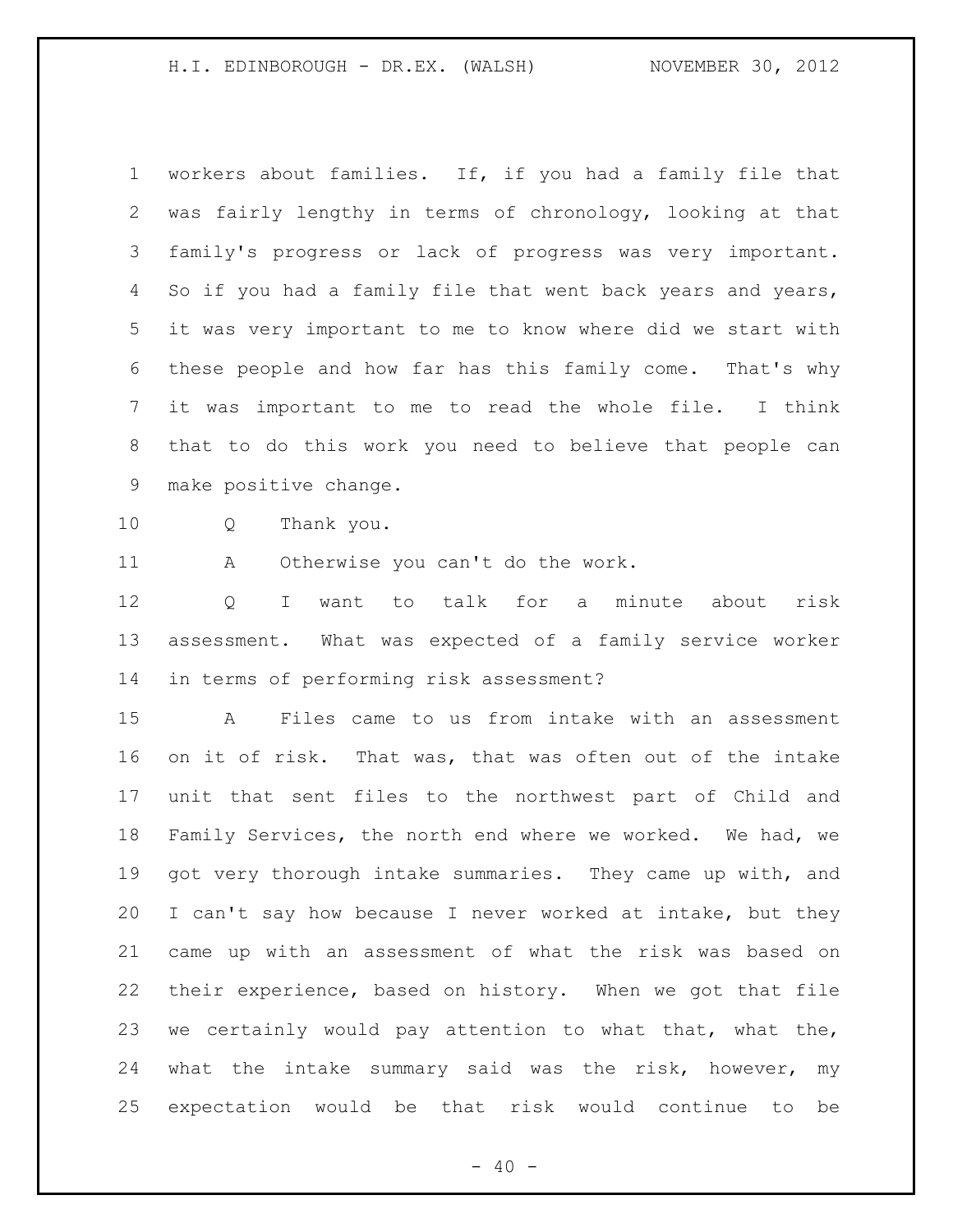workers about families. If, if you had a family file that was fairly lengthy in terms of chronology, looking at that family's progress or lack of progress was very important. So if you had a family file that went back years and years, it was very important to me to know where did we start with these people and how far has this family come. That's why it was important to me to read the whole file. I think that to do this work you need to believe that people can make positive change.

Q Thank you.

A Otherwise you can't do the work.

Q I want to talk for a minute about risk assessment. What was expected of a family service worker in terms of performing risk assessment?

A Files came to us from intake with an assessment on it of risk. That was, that was often out of the intake unit that sent files to the northwest part of Child and Family Services, the north end where we worked. We had, we got very thorough intake summaries. They came up with, and I can't say how because I never worked at intake, but they came up with an assessment of what the risk was based on their experience, based on history. When we got that file we certainly would pay attention to what that, what the, what the intake summary said was the risk, however, my expectation would be that risk would continue to be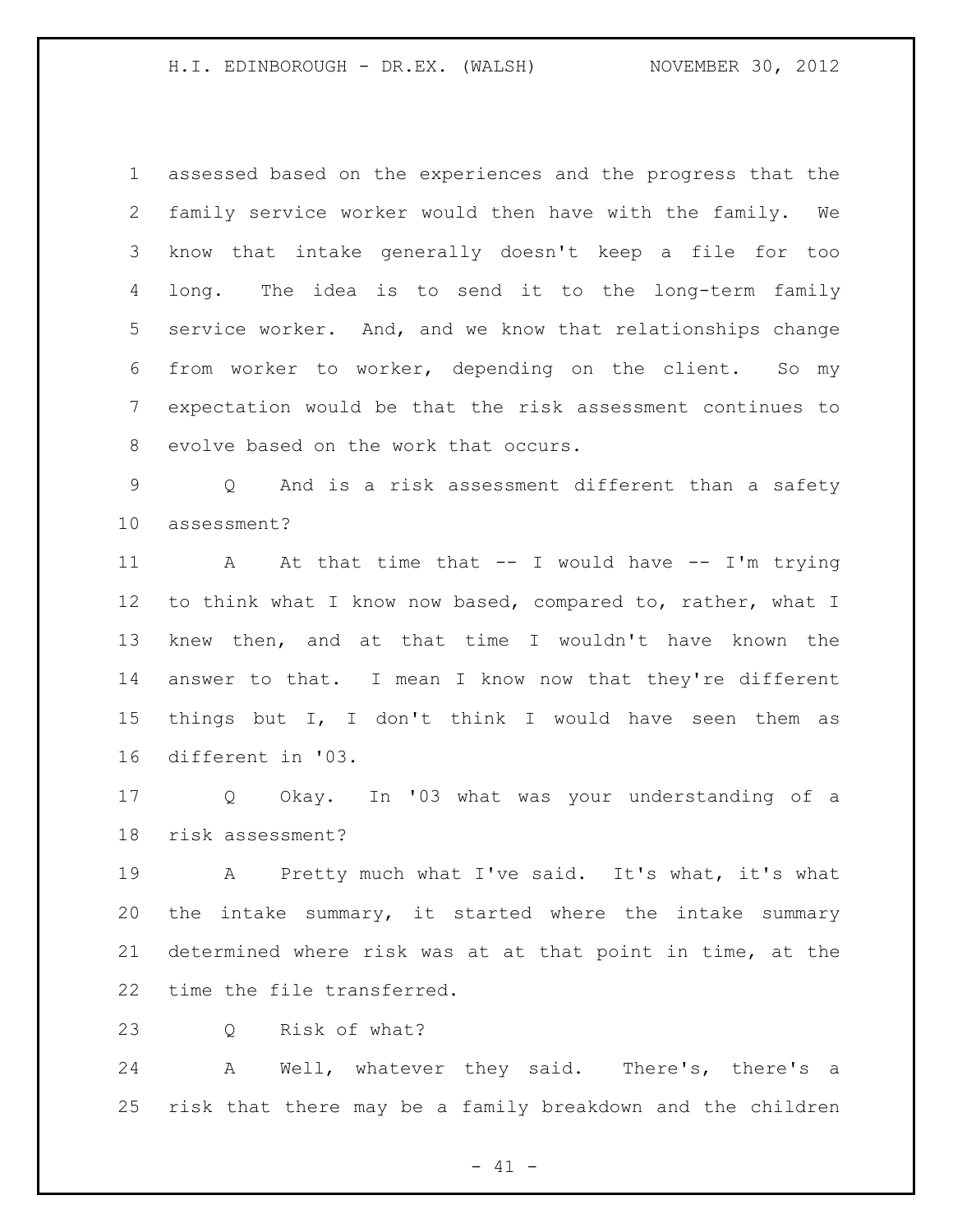assessed based on the experiences and the progress that the family service worker would then have with the family. We know that intake generally doesn't keep a file for too long. The idea is to send it to the long-term family service worker. And, and we know that relationships change from worker to worker, depending on the client. So my expectation would be that the risk assessment continues to evolve based on the work that occurs.

Q And is a risk assessment different than a safety assessment?

A At that time that -- I would have -- I'm trying to think what I know now based, compared to, rather, what I knew then, and at that time I wouldn't have known the answer to that. I mean I know now that they're different things but I, I don't think I would have seen them as different in '03.

Q Okay. In '03 what was your understanding of a risk assessment?

A Pretty much what I've said. It's what, it's what the intake summary, it started where the intake summary determined where risk was at at that point in time, at the time the file transferred.

Q Risk of what?

A Well, whatever they said. There's, there's a risk that there may be a family breakdown and the children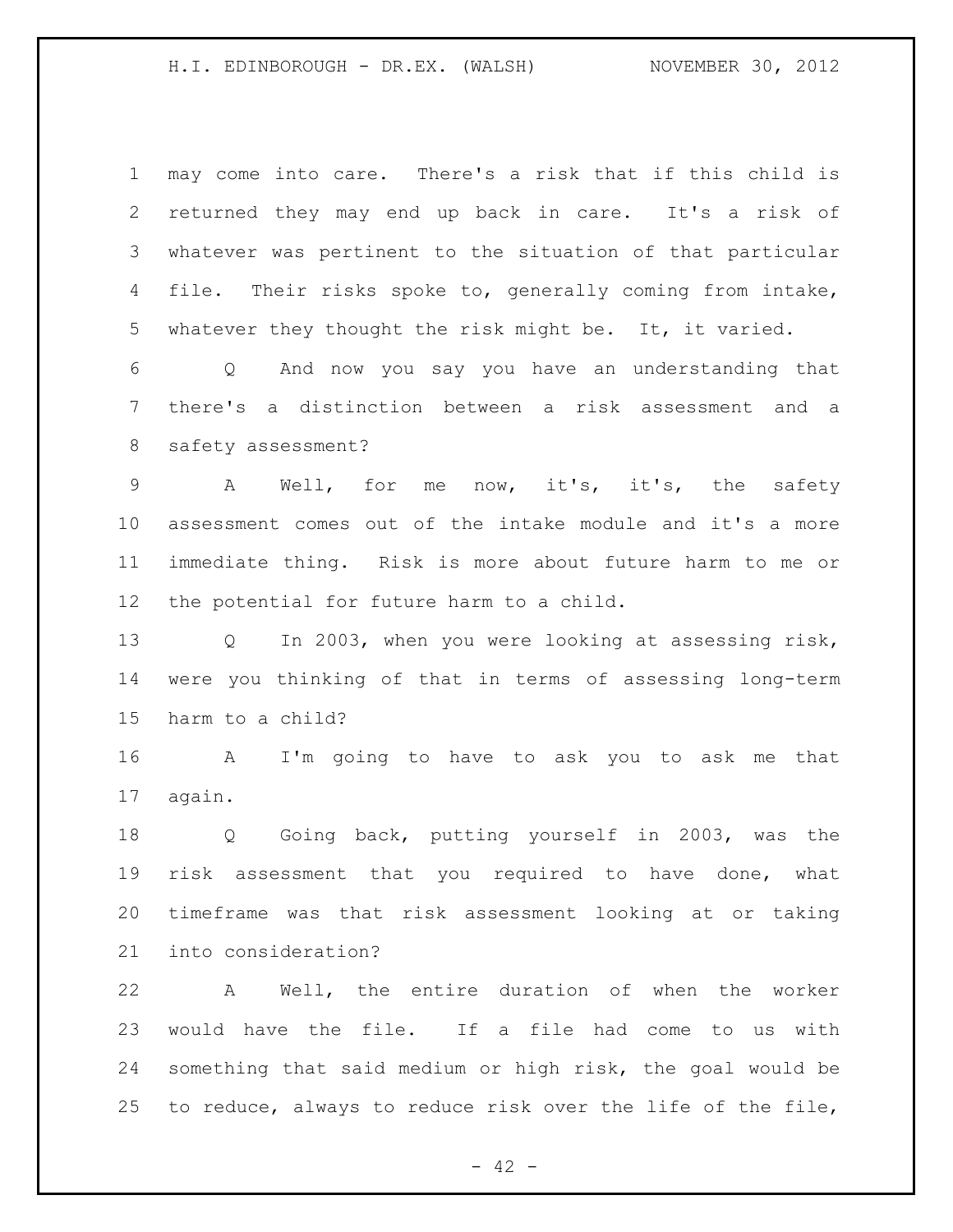may come into care. There's a risk that if this child is returned they may end up back in care. It's a risk of whatever was pertinent to the situation of that particular file. Their risks spoke to, generally coming from intake, whatever they thought the risk might be. It, it varied.

Q And now you say you have an understanding that there's a distinction between a risk assessment and a safety assessment?

A Well, for me now, it's, it's, the safety assessment comes out of the intake module and it's a more immediate thing. Risk is more about future harm to me or the potential for future harm to a child.

Q In 2003, when you were looking at assessing risk, were you thinking of that in terms of assessing long-term harm to a child?

A I'm going to have to ask you to ask me that again.

Q Going back, putting yourself in 2003, was the risk assessment that you required to have done, what timeframe was that risk assessment looking at or taking into consideration?

A Well, the entire duration of when the worker would have the file. If a file had come to us with something that said medium or high risk, the goal would be to reduce, always to reduce risk over the life of the file,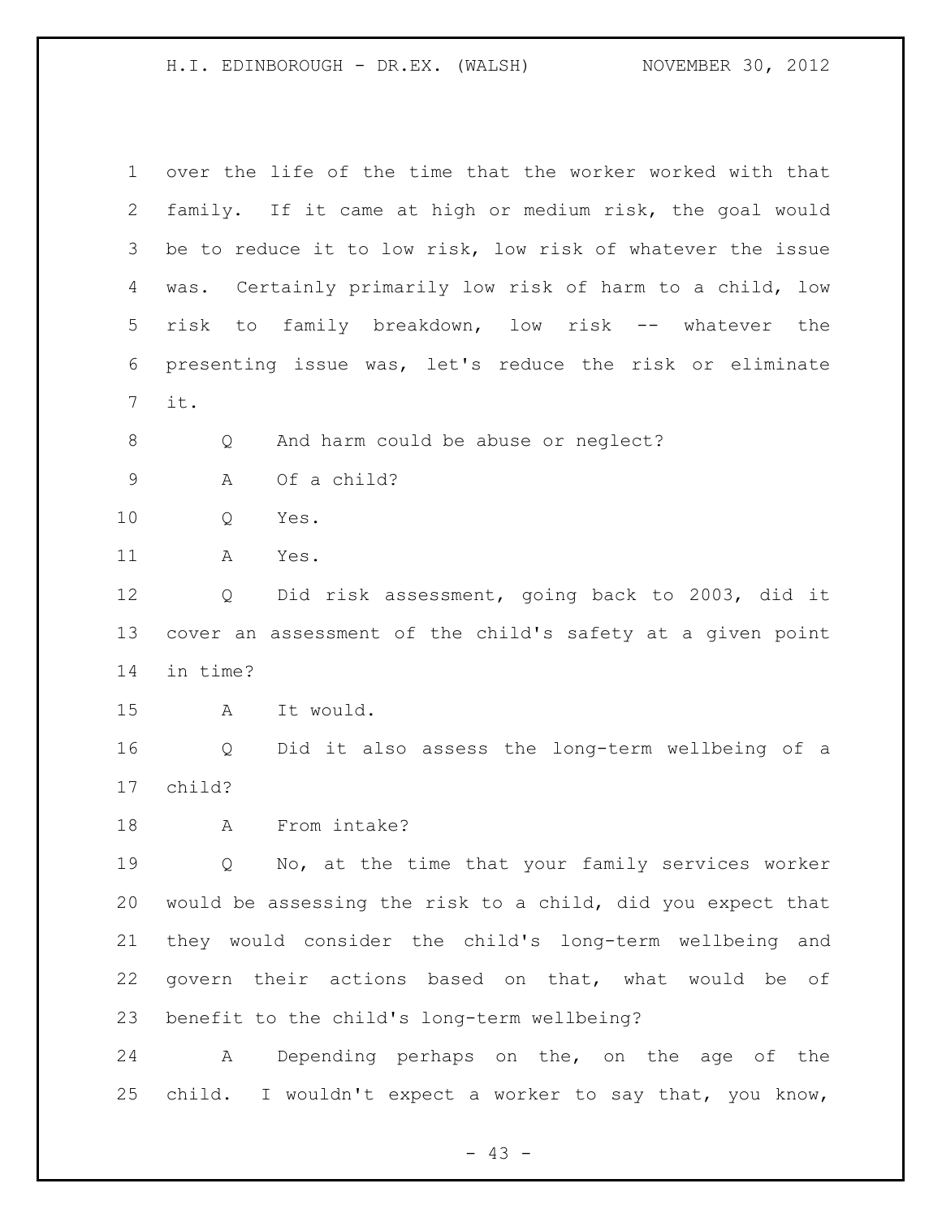over the life of the time that the worker worked with that family. If it came at high or medium risk, the goal would be to reduce it to low risk, low risk of whatever the issue was. Certainly primarily low risk of harm to a child, low risk to family breakdown, low risk -- whatever the presenting issue was, let's reduce the risk or eliminate it.

Q And harm could be abuse or neglect?

A Of a child?

Q Yes.

A Yes.

Q Did risk assessment, going back to 2003, did it cover an assessment of the child's safety at a given point in time?

A It would.

Q Did it also assess the long-term wellbeing of a child?

A From intake?

Q No, at the time that your family services worker would be assessing the risk to a child, did you expect that they would consider the child's long-term wellbeing and govern their actions based on that, what would be of benefit to the child's long-term wellbeing?

A Depending perhaps on the, on the age of the child. I wouldn't expect a worker to say that, you know,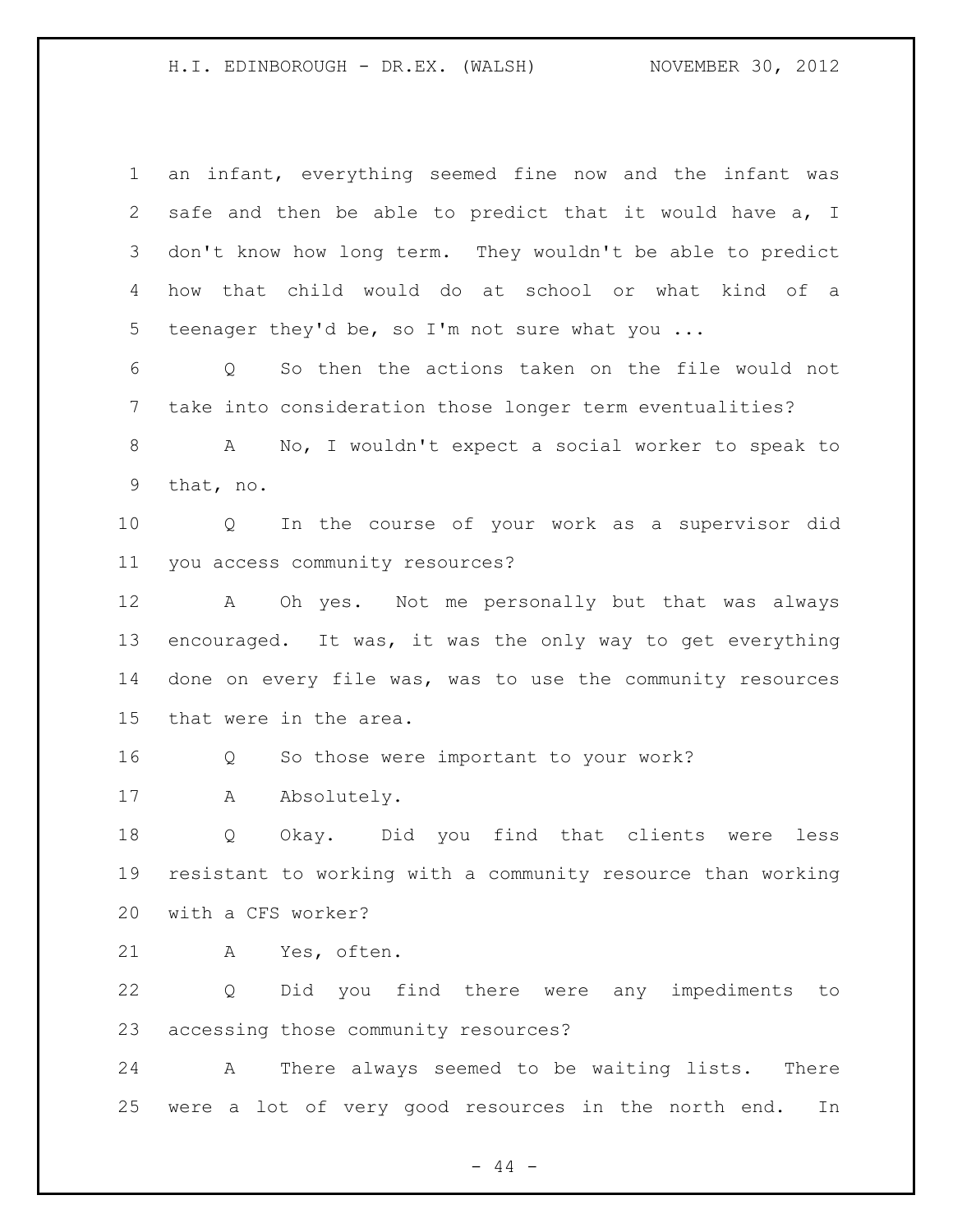an infant, everything seemed fine now and the infant was safe and then be able to predict that it would have a, I don't know how long term. They wouldn't be able to predict how that child would do at school or what kind of a teenager they'd be, so I'm not sure what you ...

Q So then the actions taken on the file would not take into consideration those longer term eventualities?

A No, I wouldn't expect a social worker to speak to that, no.

Q In the course of your work as a supervisor did you access community resources?

A Oh yes. Not me personally but that was always encouraged. It was, it was the only way to get everything done on every file was, was to use the community resources that were in the area.

Q So those were important to your work?

A Absolutely.

Q Okay. Did you find that clients were less resistant to working with a community resource than working with a CFS worker?

A Yes, often.

Q Did you find there were any impediments to accessing those community resources?

A There always seemed to be waiting lists. There were a lot of very good resources in the north end. In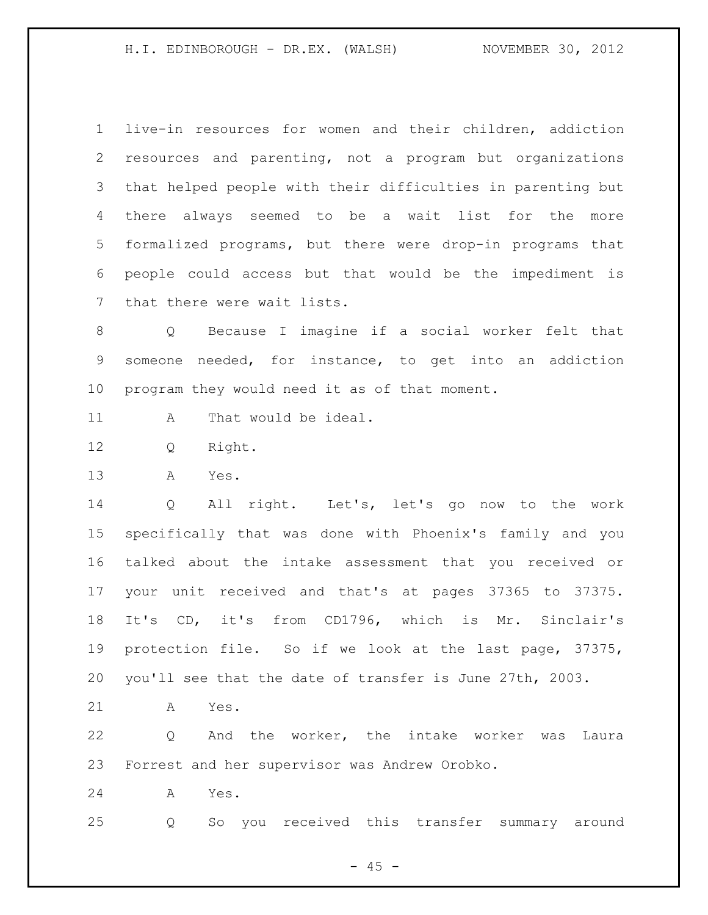live-in resources for women and their children, addiction resources and parenting, not a program but organizations that helped people with their difficulties in parenting but there always seemed to be a wait list for the more formalized programs, but there were drop-in programs that people could access but that would be the impediment is that there were wait lists.

Q Because I imagine if a social worker felt that someone needed, for instance, to get into an addiction program they would need it as of that moment.

A That would be ideal.

Q Right.

A Yes.

Q All right. Let's, let's go now to the work specifically that was done with Phoenix's family and you talked about the intake assessment that you received or your unit received and that's at pages 37365 to 37375. It's CD, it's from CD1796, which is Mr. Sinclair's protection file. So if we look at the last page, 37375, you'll see that the date of transfer is June 27th, 2003.

A Yes.

Q And the worker, the intake worker was Laura Forrest and her supervisor was Andrew Orobko.

A Yes.

Q So you received this transfer summary around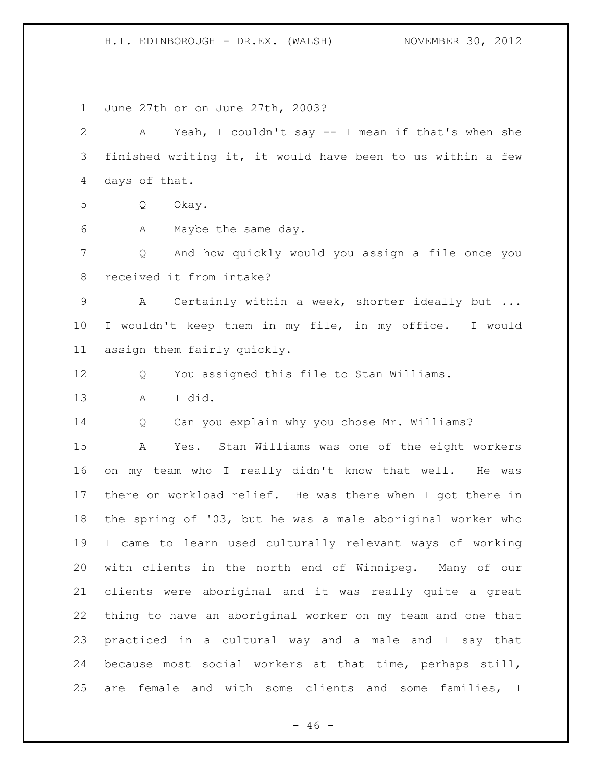June 27th or on June 27th, 2003?

A Yeah, I couldn't say -- I mean if that's when she finished writing it, it would have been to us within a few days of that.

Q Okay.

A Maybe the same day.

Q And how quickly would you assign a file once you received it from intake?

A Certainly within a week, shorter ideally but ... I wouldn't keep them in my file, in my office. I would assign them fairly quickly.

Q You assigned this file to Stan Williams.

A I did.

Q Can you explain why you chose Mr. Williams?

A Yes. Stan Williams was one of the eight workers on my team who I really didn't know that well. He was there on workload relief. He was there when I got there in the spring of '03, but he was a male aboriginal worker who I came to learn used culturally relevant ways of working with clients in the north end of Winnipeg. Many of our clients were aboriginal and it was really quite a great thing to have an aboriginal worker on my team and one that practiced in a cultural way and a male and I say that because most social workers at that time, perhaps still, are female and with some clients and some families, I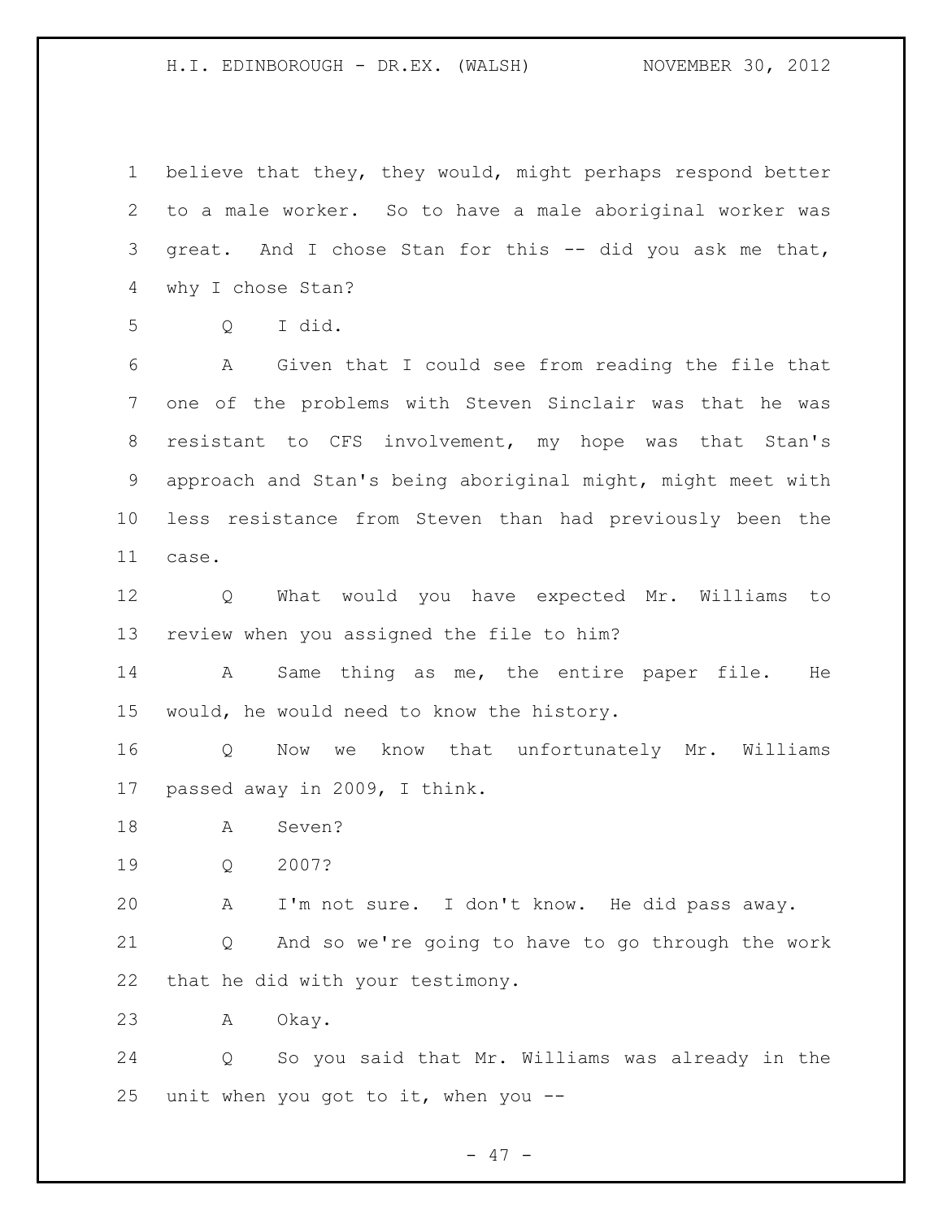believe that they, they would, might perhaps respond better to a male worker. So to have a male aboriginal worker was great. And I chose Stan for this -- did you ask me that, why I chose Stan?

Q I did.

A Given that I could see from reading the file that one of the problems with Steven Sinclair was that he was resistant to CFS involvement, my hope was that Stan's approach and Stan's being aboriginal might, might meet with less resistance from Steven than had previously been the case.

Q What would you have expected Mr. Williams to review when you assigned the file to him?

A Same thing as me, the entire paper file. He would, he would need to know the history.

Q Now we know that unfortunately Mr. Williams passed away in 2009, I think.

A Seven?

Q 2007?

A I'm not sure. I don't know. He did pass away.

Q And so we're going to have to go through the work that he did with your testimony.

A Okay.

Q So you said that Mr. Williams was already in the unit when you got to it, when you --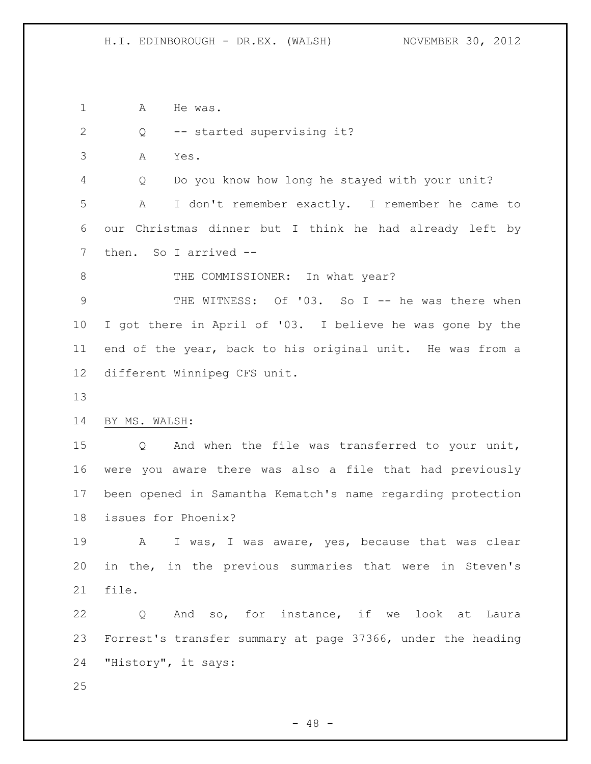A He was.

Q -- started supervising it?

A Yes.

Q Do you know how long he stayed with your unit?

A I don't remember exactly. I remember he came to our Christmas dinner but I think he had already left by then. So I arrived --

THE COMMISSIONER: In what year?

THE WITNESS: Of '03. So I -- he was there when I got there in April of '03. I believe he was gone by the end of the year, back to his original unit. He was from a different Winnipeg CFS unit.

BY MS. WALSH:

Q And when the file was transferred to your unit, were you aware there was also a file that had previously been opened in Samantha Kematch's name regarding protection issues for Phoenix?

A I was, I was aware, yes, because that was clear in the, in the previous summaries that were in Steven's file.

Q And so, for instance, if we look at Laura Forrest's transfer summary at page 37366, under the heading "History", it says: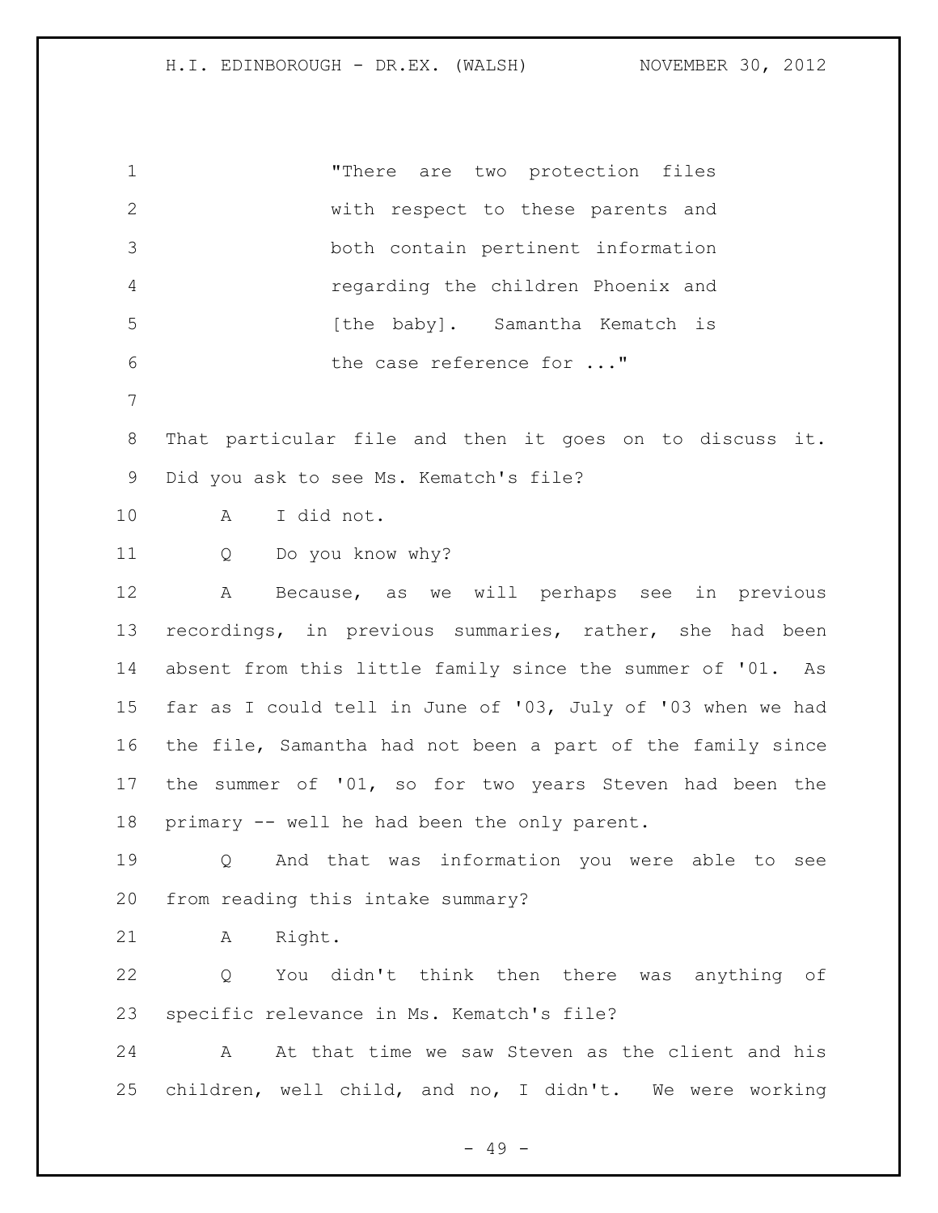"There are two protection files with respect to these parents and both contain pertinent information regarding the children Phoenix and [the baby]. Samantha Kematch is the case reference for ..."

That particular file and then it goes on to discuss it. Did you ask to see Ms. Kematch's file?

A I did not.

Q Do you know why?

A Because, as we will perhaps see in previous recordings, in previous summaries, rather, she had been absent from this little family since the summer of '01. As far as I could tell in June of '03, July of '03 when we had the file, Samantha had not been a part of the family since the summer of '01, so for two years Steven had been the primary -- well he had been the only parent.

Q And that was information you were able to see from reading this intake summary?

A Right.

Q You didn't think then there was anything of specific relevance in Ms. Kematch's file?

A At that time we saw Steven as the client and his children, well child, and no, I didn't. We were working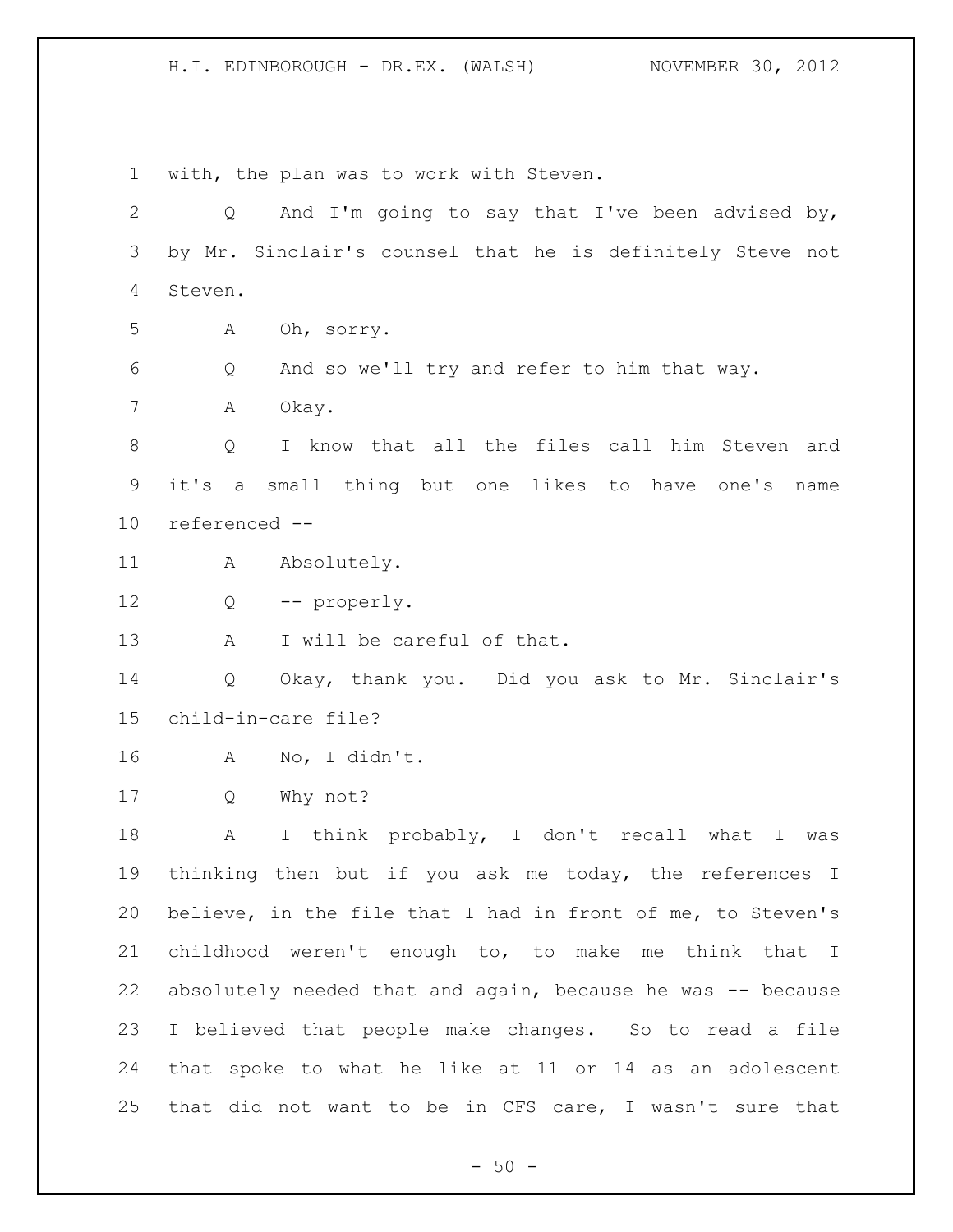with, the plan was to work with Steven.

Q And I'm going to say that I've been advised by, by Mr. Sinclair's counsel that he is definitely Steve not Steven.

A Oh, sorry.

Q And so we'll try and refer to him that way.

A Okay.

Q I know that all the files call him Steven and it's a small thing but one likes to have one's name referenced --

A Absolutely.

Q -- properly.

A I will be careful of that.

Q Okay, thank you. Did you ask to Mr. Sinclair's child-in-care file?

A No, I didn't.

Q Why not?

A I think probably, I don't recall what I was thinking then but if you ask me today, the references I believe, in the file that I had in front of me, to Steven's childhood weren't enough to, to make me think that I absolutely needed that and again, because he was -- because I believed that people make changes. So to read a file that spoke to what he like at 11 or 14 as an adolescent that did not want to be in CFS care, I wasn't sure that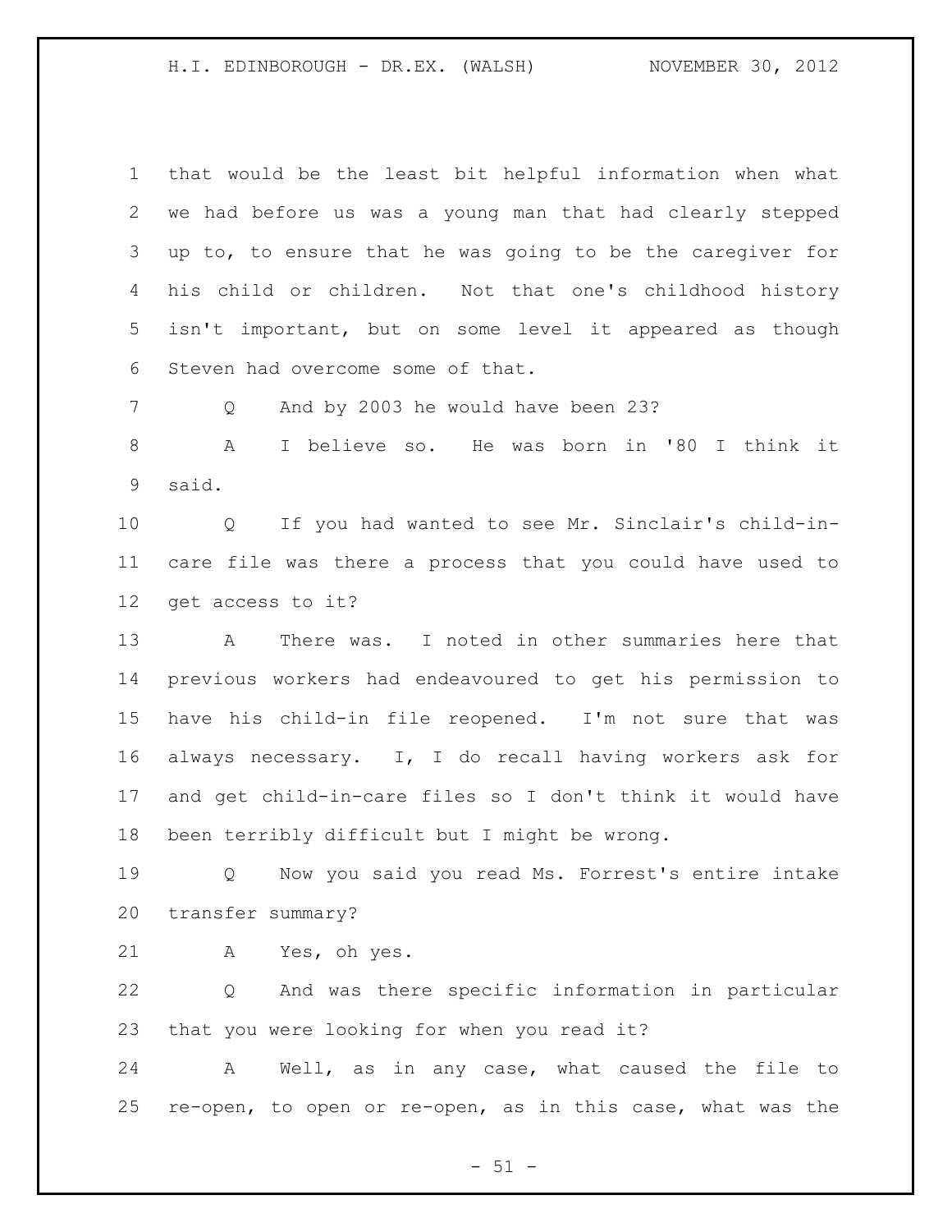that would be the least bit helpful information when what we had before us was a young man that had clearly stepped up to, to ensure that he was going to be the caregiver for his child or children. Not that one's childhood history isn't important, but on some level it appeared as though Steven had overcome some of that.

Q And by 2003 he would have been 23?

A I believe so. He was born in '80 I think it said.

Q If you had wanted to see Mr. Sinclair's child-in-care file was there a process that you could have used to get access to it?

A There was. I noted in other summaries here that previous workers had endeavoured to get his permission to have his child-in file reopened. I'm not sure that was always necessary. I, I do recall having workers ask for and get child-in-care files so I don't think it would have been terribly difficult but I might be wrong.

Q Now you said you read Ms. Forrest's entire intake transfer summary?

A Yes, oh yes.

Q And was there specific information in particular that you were looking for when you read it?

A Well, as in any case, what caused the file to re-open, to open or re-open, as in this case, what was the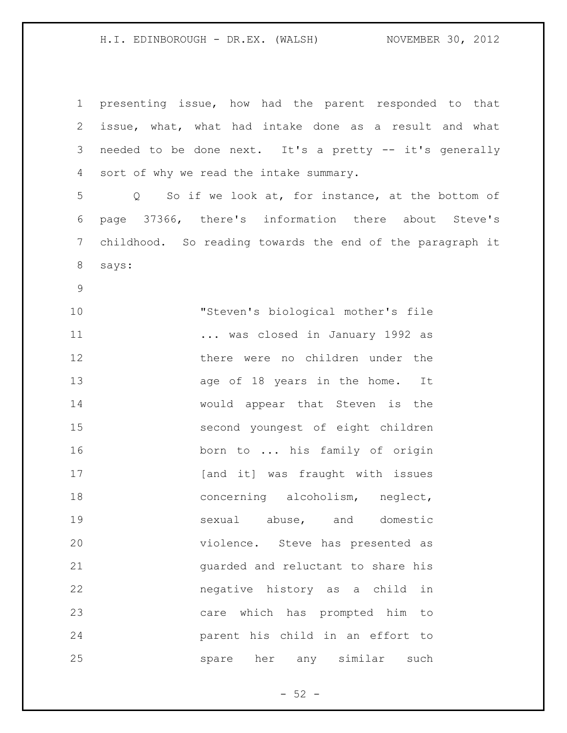presenting issue, how had the parent responded to that issue, what, what had intake done as a result and what needed to be done next. It's a pretty -- it's generally sort of why we read the intake summary.

Q So if we look at, for instance, at the bottom of page 37366, there's information there about Steve's childhood. So reading towards the end of the paragraph it says:

> "Steven's biological mother's file ... was closed in January 1992 as there were no children under the age of 18 years in the home. It would appear that Steven is the second youngest of eight children born to ... his family of origin [and it] was fraught with issues concerning alcoholism, neglect, sexual abuse, and domestic violence. Steve has presented as guarded and reluctant to share his negative history as a child in care which has prompted him to parent his child in an effort to spare her any similar such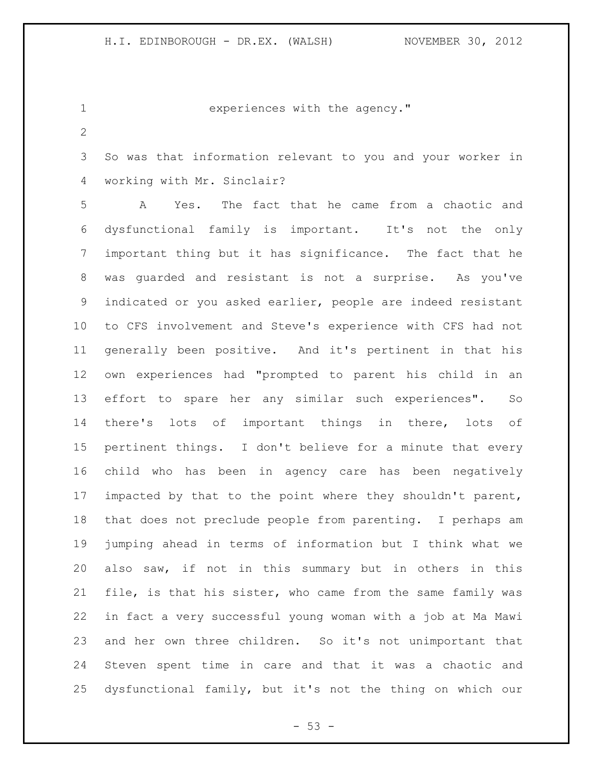experiences with the agency."

So was that information relevant to you and your worker in working with Mr. Sinclair?

A Yes. The fact that he came from a chaotic and dysfunctional family is important. It's not the only important thing but it has significance. The fact that he was guarded and resistant is not a surprise. As you've indicated or you asked earlier, people are indeed resistant to CFS involvement and Steve's experience with CFS had not generally been positive. And it's pertinent in that his own experiences had "prompted to parent his child in an effort to spare her any similar such experiences". So there's lots of important things in there, lots of pertinent things. I don't believe for a minute that every child who has been in agency care has been negatively impacted by that to the point where they shouldn't parent, that does not preclude people from parenting. I perhaps am jumping ahead in terms of information but I think what we also saw, if not in this summary but in others in this file, is that his sister, who came from the same family was in fact a very successful young woman with a job at Ma Mawi and her own three children. So it's not unimportant that Steven spent time in care and that it was a chaotic and dysfunctional family, but it's not the thing on which our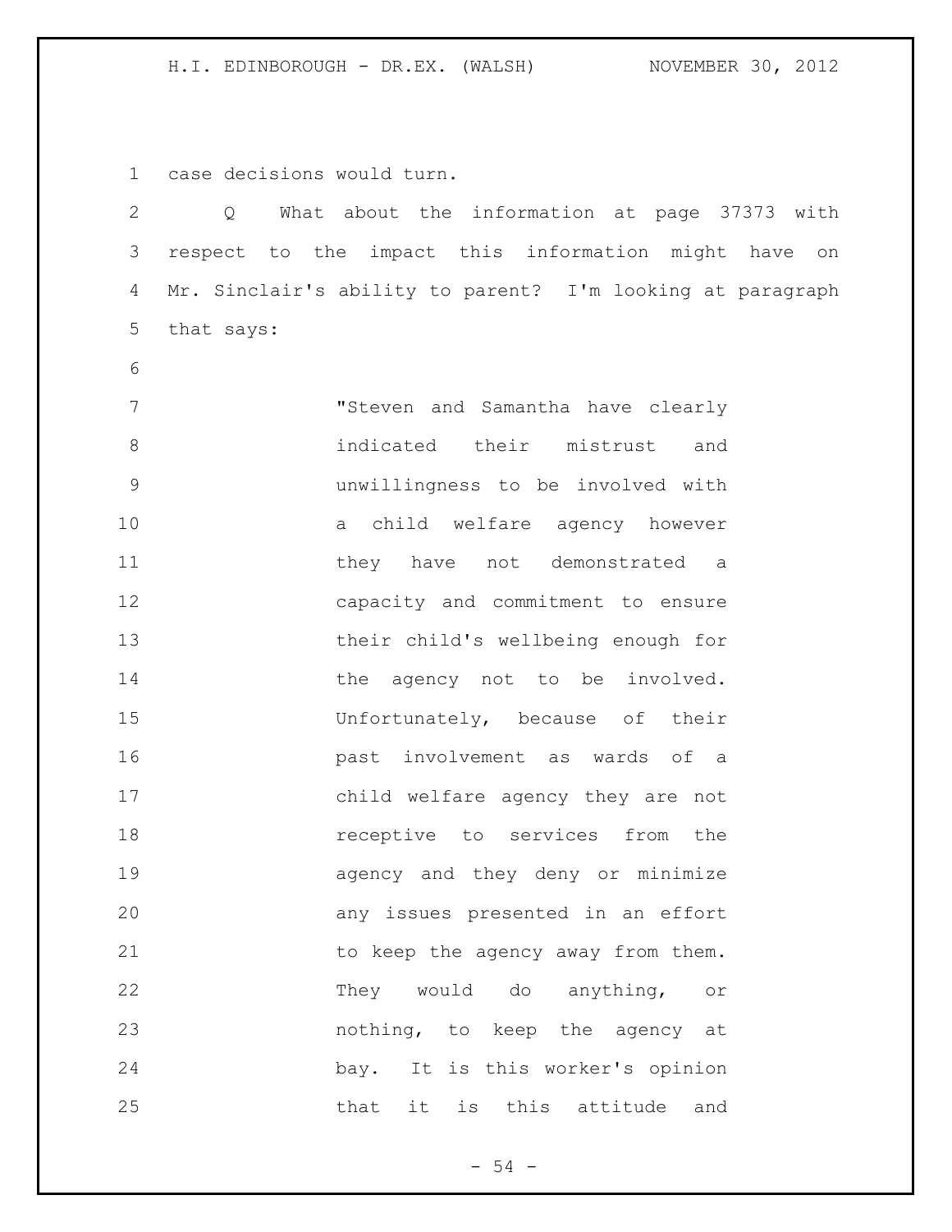case decisions would turn.

Q What about the information at page 37373 with respect to the impact this information might have on Mr. Sinclair's ability to parent? I'm looking at paragraph that says:

> "Steven and Samantha have clearly indicated their mistrust and unwillingness to be involved with a child welfare agency however they have not demonstrated a capacity and commitment to ensure their child's wellbeing enough for the agency not to be involved. Unfortunately, because of their past involvement as wards of a child welfare agency they are not receptive to services from the agency and they deny or minimize any issues presented in an effort to keep the agency away from them. They would do anything, or nothing, to keep the agency at bay. It is this worker's opinion that it is this attitude and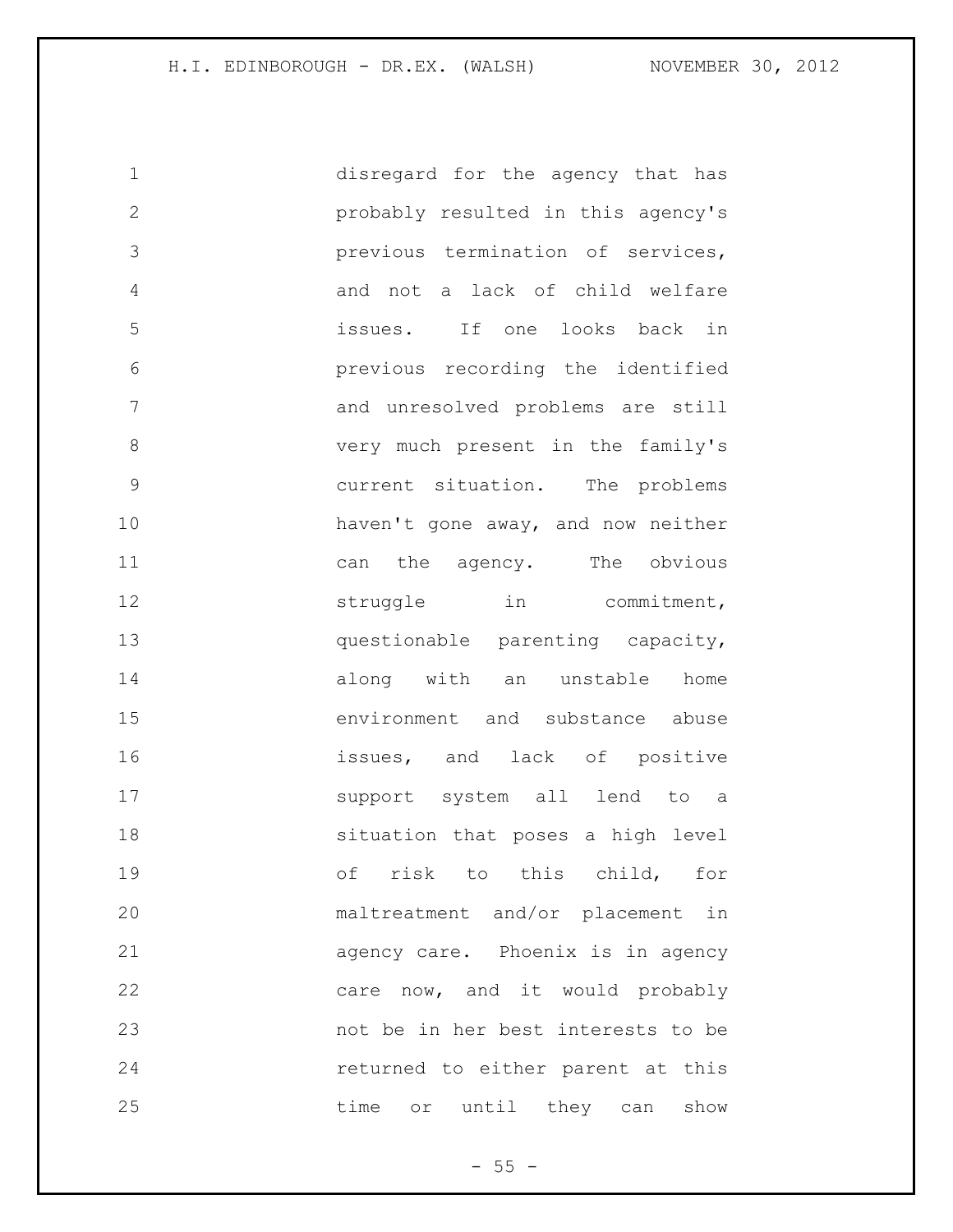disregard for the agency that has probably resulted in this agency's previous termination of services, and not a lack of child welfare issues. If one looks back in previous recording the identified and unresolved problems are still very much present in the family's current situation. The problems haven't gone away, and now neither can the agency. The obvious struggle in commitment, questionable parenting capacity, along with an unstable home environment and substance abuse issues, and lack of positive support system all lend to a situation that poses a high level of risk to this child, for maltreatment and/or placement in agency care. Phoenix is in agency care now, and it would probably not be in her best interests to be returned to either parent at this time or until they can show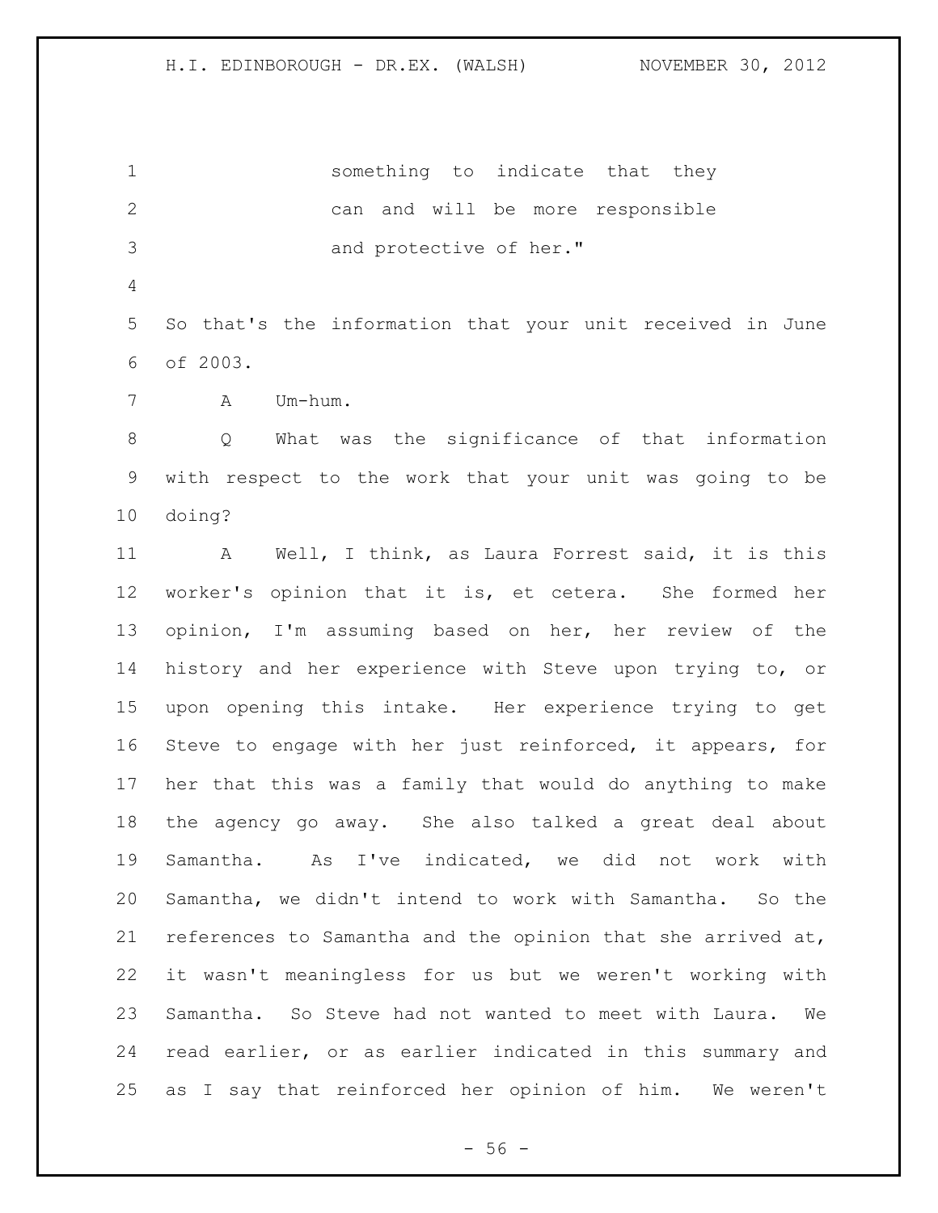something to indicate that they can and will be more responsible and protective of her."

So that's the information that your unit received in June of 2003.

A Um-hum.

Q What was the significance of that information with respect to the work that your unit was going to be doing?

A Well, I think, as Laura Forrest said, it is this worker's opinion that it is, et cetera. She formed her opinion, I'm assuming based on her, her review of the history and her experience with Steve upon trying to, or upon opening this intake. Her experience trying to get Steve to engage with her just reinforced, it appears, for her that this was a family that would do anything to make the agency go away. She also talked a great deal about Samantha. As I've indicated, we did not work with Samantha, we didn't intend to work with Samantha. So the references to Samantha and the opinion that she arrived at, it wasn't meaningless for us but we weren't working with Samantha. So Steve had not wanted to meet with Laura. We read earlier, or as earlier indicated in this summary and as I say that reinforced her opinion of him. We weren't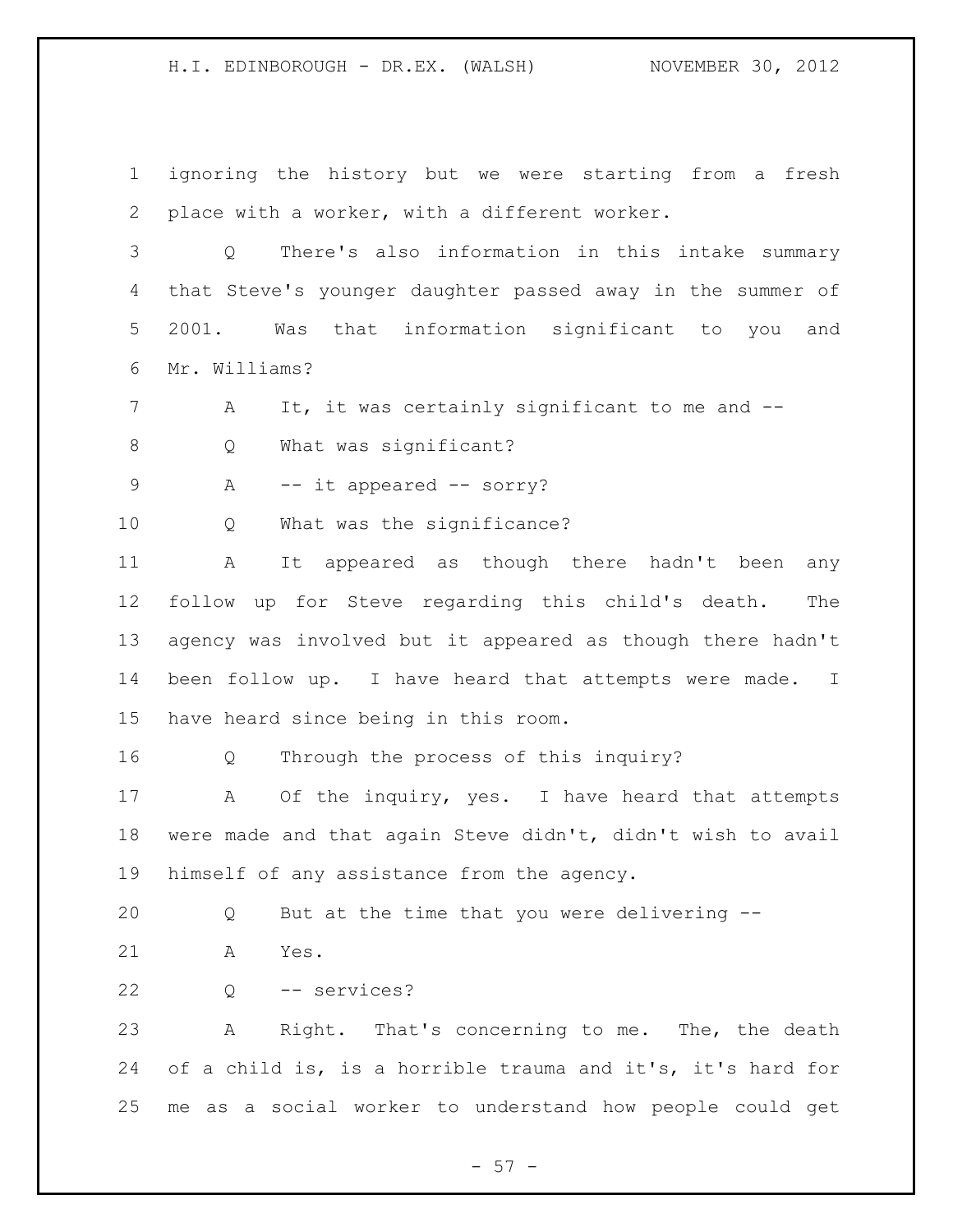ignoring the history but we were starting from a fresh place with a worker, with a different worker.

Q There's also information in this intake summary that Steve's younger daughter passed away in the summer of 2001. Was that information significant to you and Mr. Williams?

A It, it was certainly significant to me and --

Q What was significant?

A -- it appeared -- sorry?

Q What was the significance?

A It appeared as though there hadn't been any follow up for Steve regarding this child's death. The agency was involved but it appeared as though there hadn't been follow up. I have heard that attempts were made. I have heard since being in this room.

Q Through the process of this inquiry?

A Of the inquiry, yes. I have heard that attempts were made and that again Steve didn't, didn't wish to avail himself of any assistance from the agency.

Q But at the time that you were delivering --

A Yes.

Q -- services?

A Right. That's concerning to me. The, the death of a child is, is a horrible trauma and it's, it's hard for me as a social worker to understand how people could get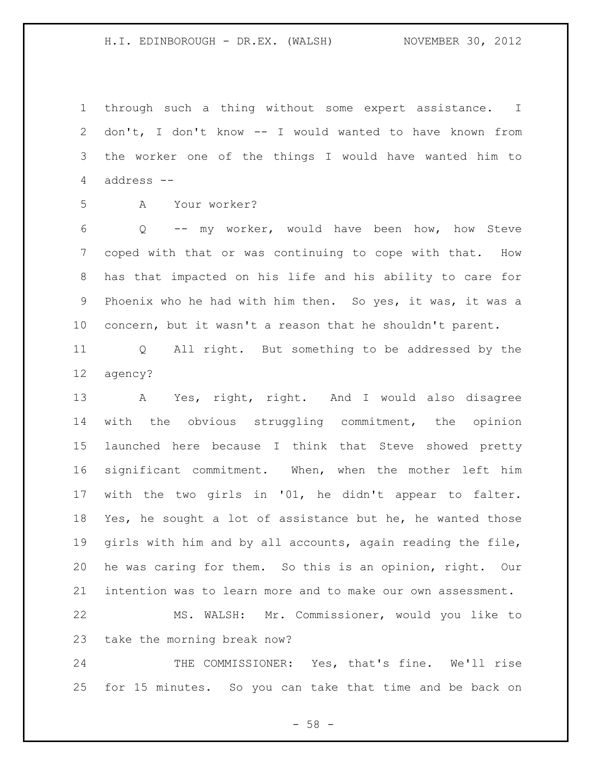through such a thing without some expert assistance. I don't, I don't know -- I would wanted to have known from the worker one of the things I would have wanted him to address --

A Your worker?

Q -- my worker, would have been how, how Steve coped with that or was continuing to cope with that. How has that impacted on his life and his ability to care for Phoenix who he had with him then. So yes, it was, it was a concern, but it wasn't a reason that he shouldn't parent.

Q All right. But something to be addressed by the agency?

A Yes, right, right. And I would also disagree with the obvious struggling commitment, the opinion launched here because I think that Steve showed pretty significant commitment. When, when the mother left him with the two girls in '01, he didn't appear to falter. Yes, he sought a lot of assistance but he, he wanted those girls with him and by all accounts, again reading the file, he was caring for them. So this is an opinion, right. Our intention was to learn more and to make our own assessment.

MS. WALSH: Mr. Commissioner, would you like to take the morning break now?

THE COMMISSIONER: Yes, that's fine. We'll rise for 15 minutes. So you can take that time and be back on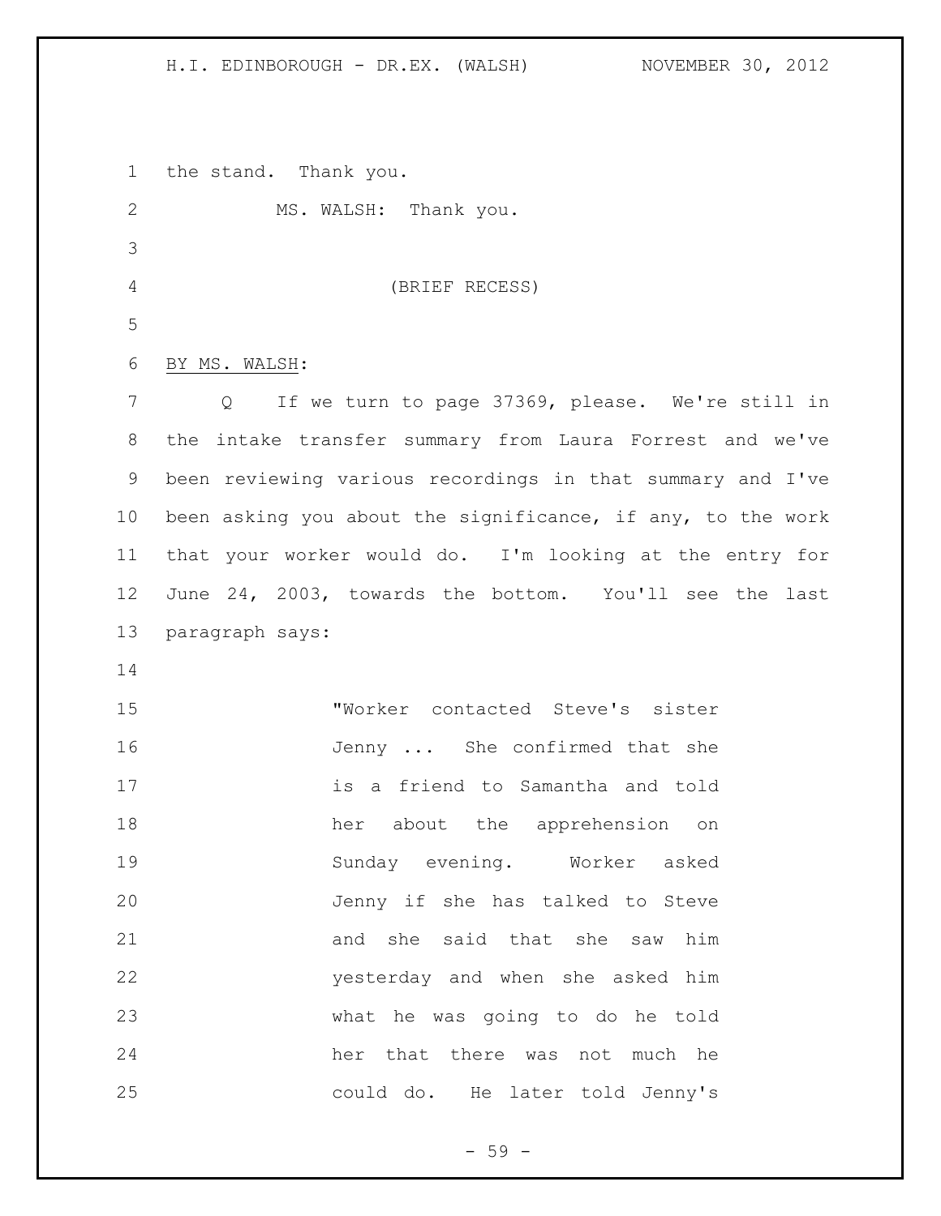the stand. Thank you.

MS. WALSH: Thank you.

(BRIEF RECESS)

BY MS. WALSH:

Q If we turn to page 37369, please. We're still in the intake transfer summary from Laura Forrest and we've been reviewing various recordings in that summary and I've been asking you about the significance, if any, to the work that your worker would do. I'm looking at the entry for June 24, 2003, towards the bottom. You'll see the last paragraph says:

> "Worker contacted Steve's sister Jenny ... She confirmed that she is a friend to Samantha and told her about the apprehension on Sunday evening. Worker asked Jenny if she has talked to Steve and she said that she saw him yesterday and when she asked him what he was going to do he told her that there was not much he could do. He later told Jenny's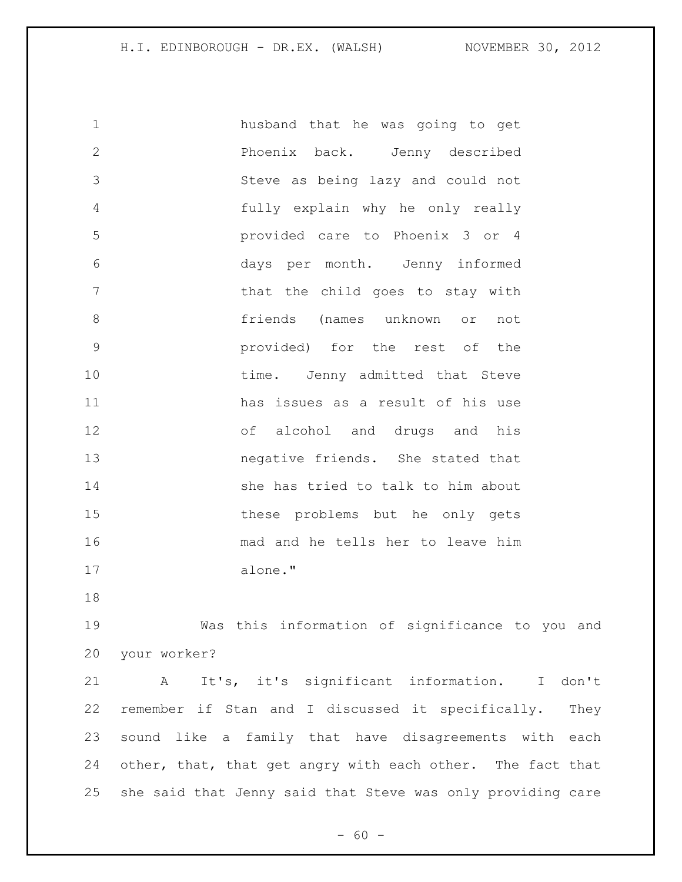husband that he was going to get Phoenix back. Jenny described Steve as being lazy and could not fully explain why he only really provided care to Phoenix 3 or 4 days per month. Jenny informed that the child goes to stay with friends (names unknown or not provided) for the rest of the time. Jenny admitted that Steve has issues as a result of his use of alcohol and drugs and his negative friends. She stated that she has tried to talk to him about these problems but he only gets mad and he tells her to leave him alone."

Was this information of significance to you and your worker?

A It's, it's significant information. I don't remember if Stan and I discussed it specifically. They sound like a family that have disagreements with each other, that, that get angry with each other. The fact that she said that Jenny said that Steve was only providing care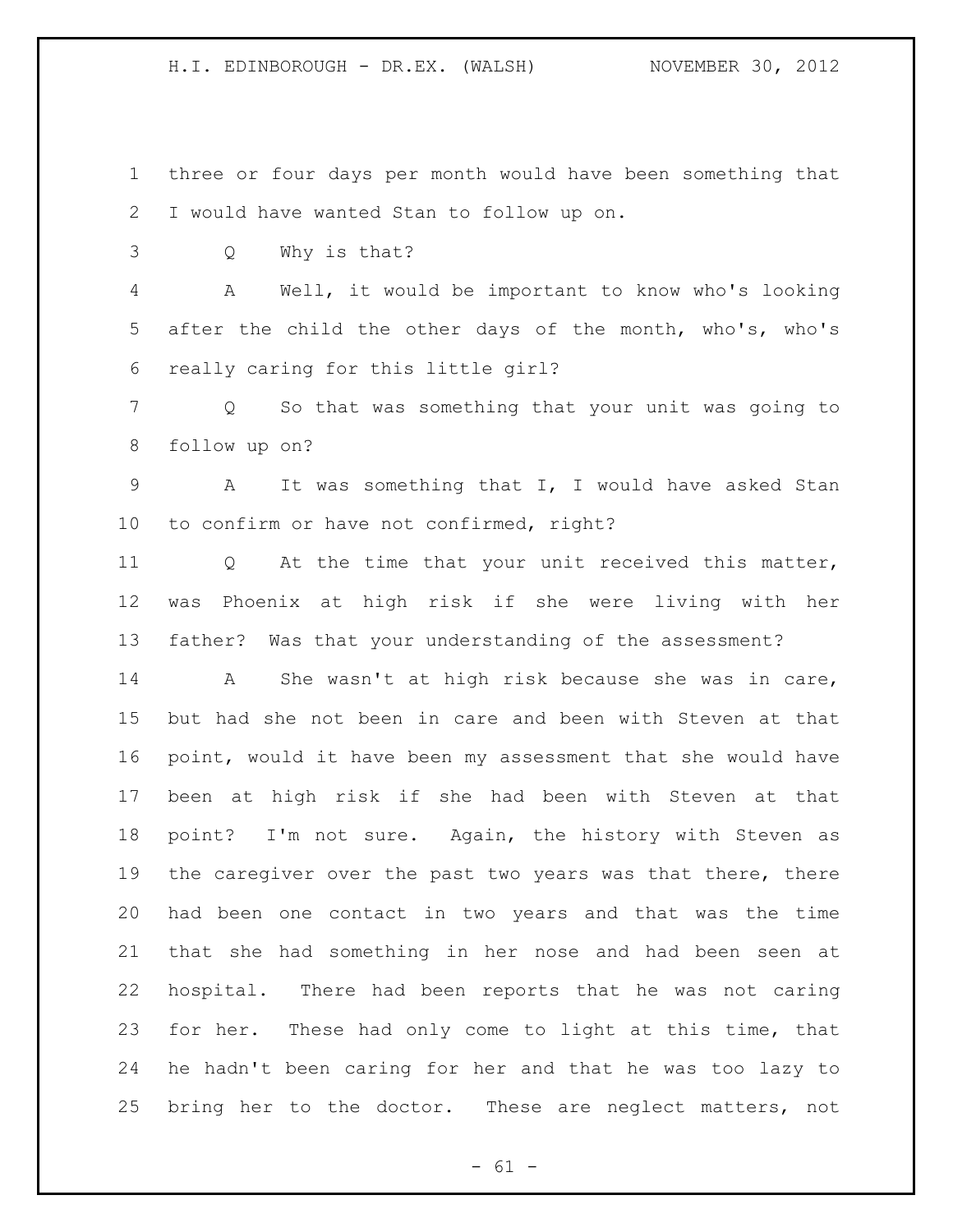three or four days per month would have been something that I would have wanted Stan to follow up on.

Q Why is that?

A Well, it would be important to know who's looking after the child the other days of the month, who's, who's really caring for this little girl?

Q So that was something that your unit was going to follow up on?

A It was something that I, I would have asked Stan to confirm or have not confirmed, right?

Q At the time that your unit received this matter, was Phoenix at high risk if she were living with her father? Was that your understanding of the assessment?

A She wasn't at high risk because she was in care, but had she not been in care and been with Steven at that point, would it have been my assessment that she would have been at high risk if she had been with Steven at that point? I'm not sure. Again, the history with Steven as the caregiver over the past two years was that there, there had been one contact in two years and that was the time that she had something in her nose and had been seen at hospital. There had been reports that he was not caring for her. These had only come to light at this time, that he hadn't been caring for her and that he was too lazy to bring her to the doctor. These are neglect matters, not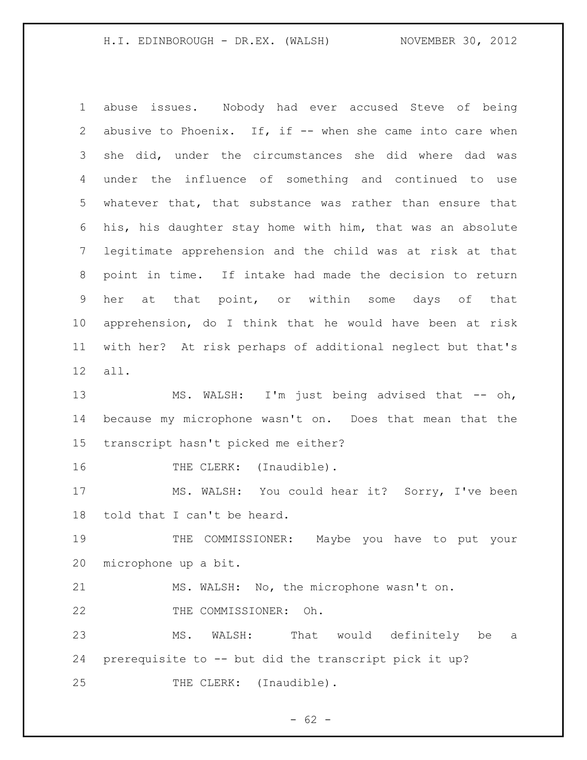abuse issues. Nobody had ever accused Steve of being abusive to Phoenix. If, if -- when she came into care when she did, under the circumstances she did where dad was under the influence of something and continued to use whatever that, that substance was rather than ensure that his, his daughter stay home with him, that was an absolute legitimate apprehension and the child was at risk at that point in time. If intake had made the decision to return her at that point, or within some days of that apprehension, do I think that he would have been at risk with her? At risk perhaps of additional neglect but that's all.

MS. WALSH: I'm just being advised that -- oh, because my microphone wasn't on. Does that mean that the transcript hasn't picked me either?

THE CLERK: (Inaudible).

MS. WALSH: You could hear it? Sorry, I've been told that I can't be heard.

THE COMMISSIONER: Maybe you have to put your microphone up a bit.

MS. WALSH: No, the microphone wasn't on.

THE COMMISSIONER: Oh.

MS. WALSH: That would definitely be a prerequisite to -- but did the transcript pick it up?

THE CLERK: (Inaudible).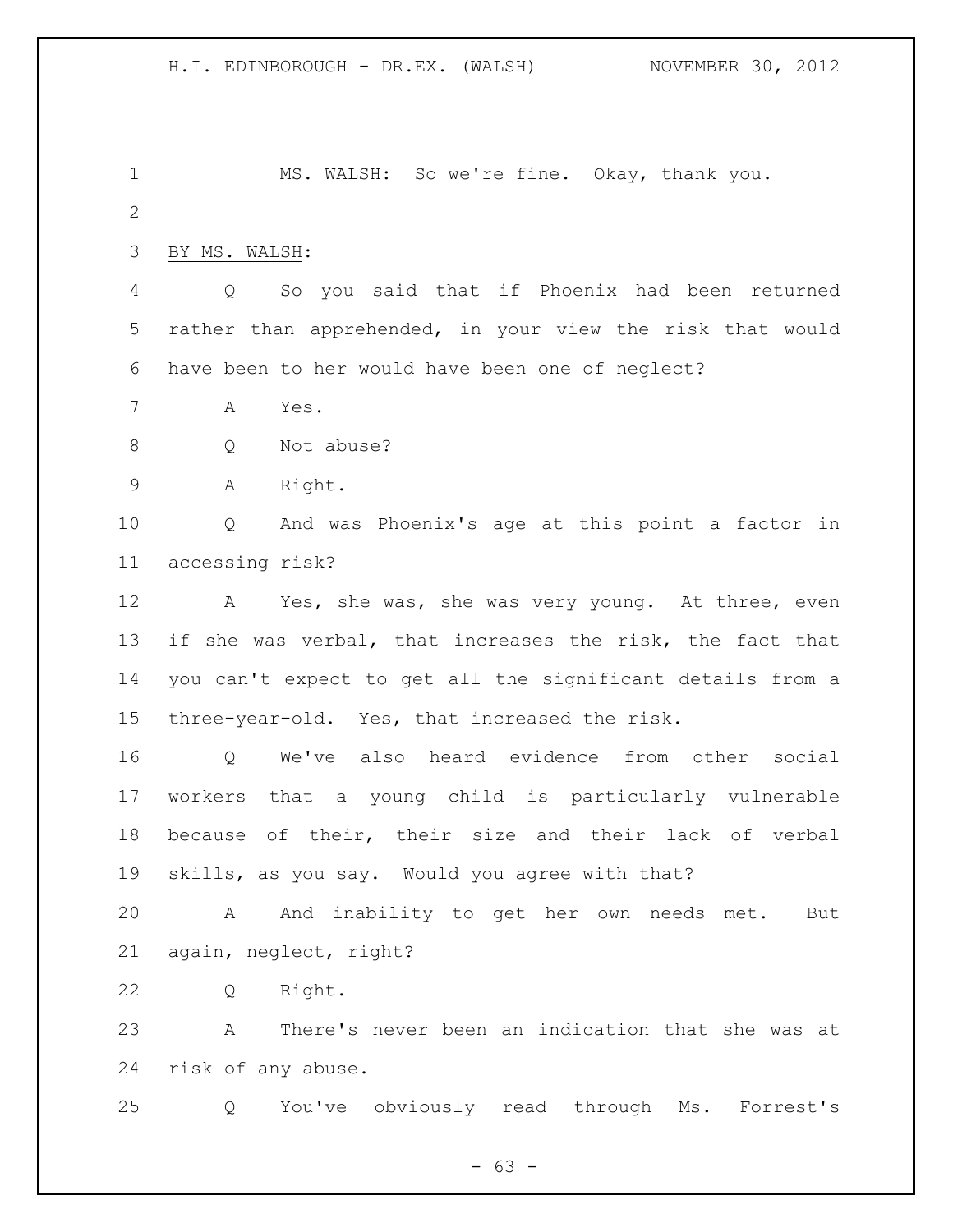MS. WALSH: So we're fine. Okay, thank you.

BY MS. WALSH:

Q So you said that if Phoenix had been returned rather than apprehended, in your view the risk that would have been to her would have been one of neglect?

A Yes.

Q Not abuse?

A Right.

Q And was Phoenix's age at this point a factor in accessing risk?

A Yes, she was, she was very young. At three, even if she was verbal, that increases the risk, the fact that you can't expect to get all the significant details from a three-year-old. Yes, that increased the risk.

Q We've also heard evidence from other social workers that a young child is particularly vulnerable because of their, their size and their lack of verbal skills, as you say. Would you agree with that?

A And inability to get her own needs met. But again, neglect, right?

Q Right.

A There's never been an indication that she was at risk of any abuse.

Q You've obviously read through Ms. Forrest's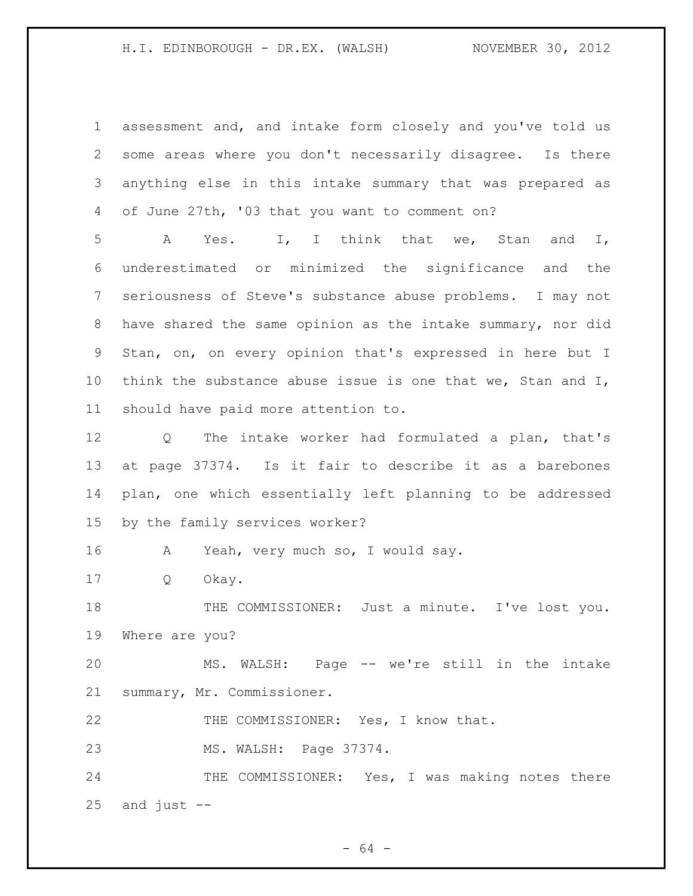assessment and, and intake form closely and you've told us some areas where you don't necessarily disagree. Is there anything else in this intake summary that was prepared as of June 27th, '03 that you want to comment on?

A Yes. I, I think that we, Stan and I, underestimated or minimized the significance and the seriousness of Steve's substance abuse problems. I may not have shared the same opinion as the intake summary, nor did Stan, on, on every opinion that's expressed in here but I think the substance abuse issue is one that we, Stan and I, should have paid more attention to.

Q The intake worker had formulated a plan, that's at page 37374. Is it fair to describe it as a barebones plan, one which essentially left planning to be addressed by the family services worker?

A Yeah, very much so, I would say.

Q Okay.

THE COMMISSIONER: Just a minute. I've lost you. Where are you?

MS. WALSH: Page -- we're still in the intake summary, Mr. Commissioner.

THE COMMISSIONER: Yes, I know that.

MS. WALSH: Page 37374.

THE COMMISSIONER: Yes, I was making notes there and just --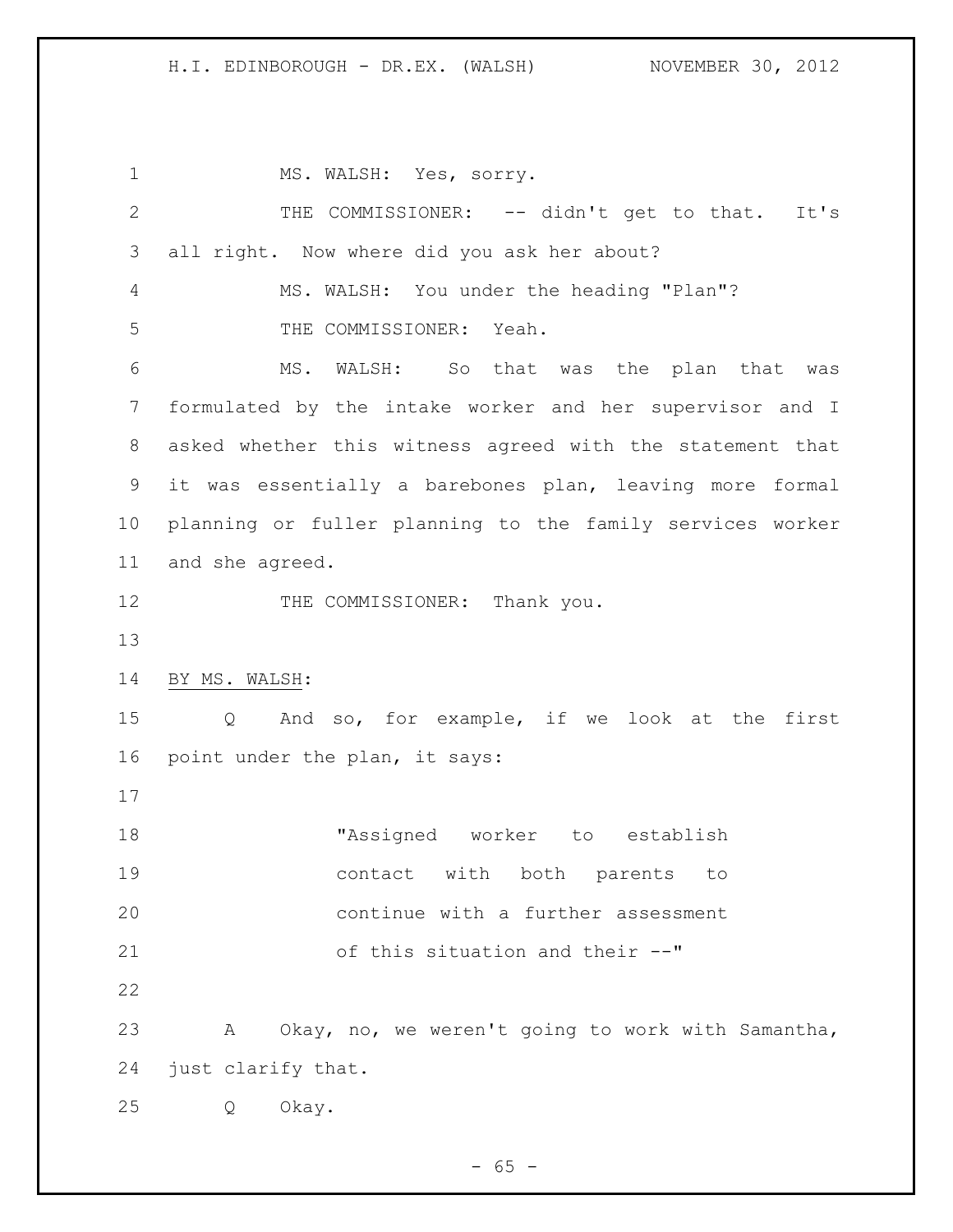MS. WALSH: Yes, sorry.

THE COMMISSIONER: -- didn't get to that. It's all right. Now where did you ask her about?

MS. WALSH: You under the heading "Plan"?

THE COMMISSIONER: Yeah.

MS. WALSH: So that was the plan that was formulated by the intake worker and her supervisor and I asked whether this witness agreed with the statement that it was essentially a barebones plan, leaving more formal planning or fuller planning to the family services worker and she agreed.

THE COMMISSIONER: Thank you.

BY MS. WALSH:

Q And so, for example, if we look at the first point under the plan, it says:

> "Assigned worker to establish contact with both parents to continue with a further assessment of this situation and their --"

A Okay, no, we weren't going to work with Samantha, just clarify that.

Q Okay.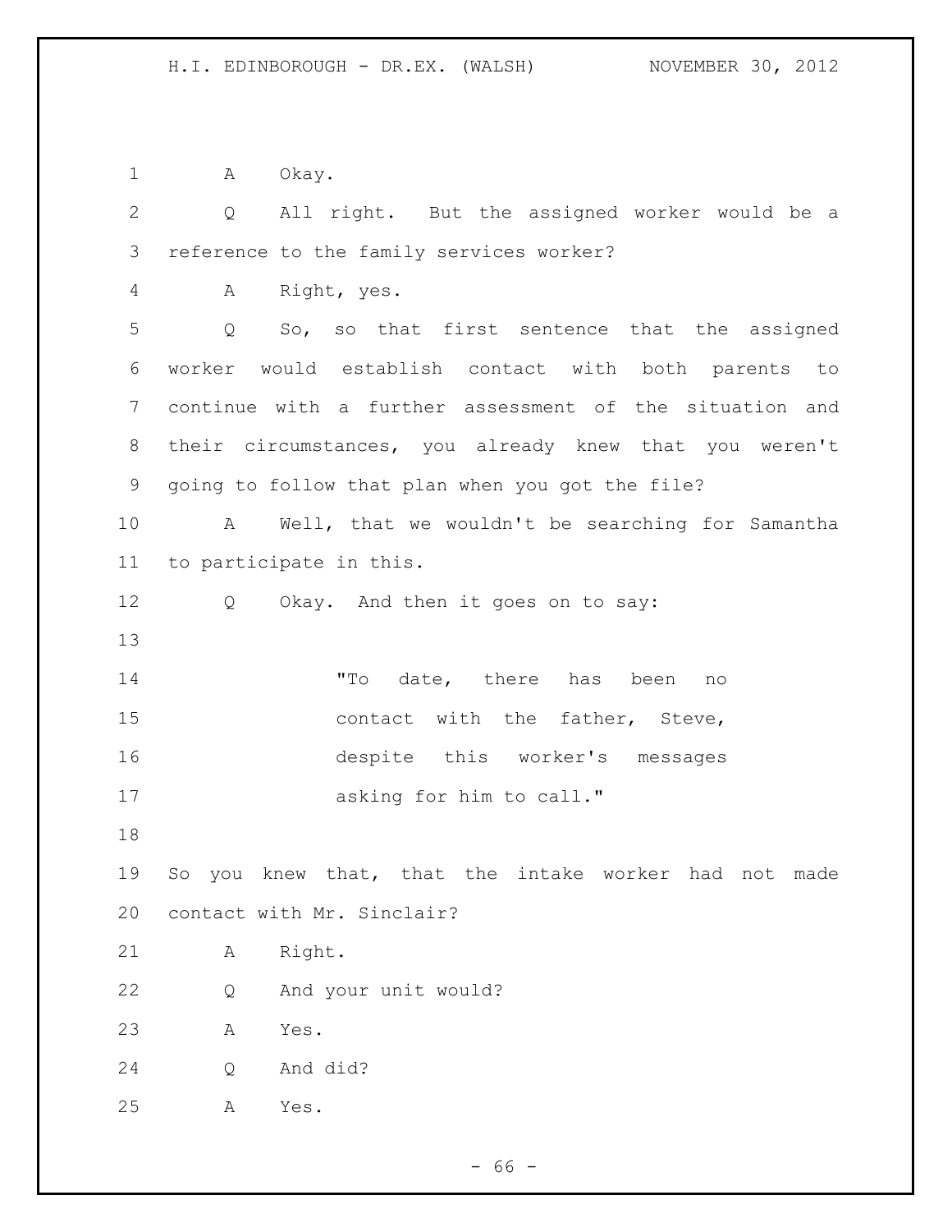A Okay.

Q All right. But the assigned worker would be a reference to the family services worker?

A Right, yes.

Q So, so that first sentence that the assigned worker would establish contact with both parents to continue with a further assessment of the situation and their circumstances, you already knew that you weren't going to follow that plan when you got the file?

A Well, that we wouldn't be searching for Samantha to participate in this.

Q Okay. And then it goes on to say:

> "To date, there has been no contact with the father, Steve, despite this worker's messages asking for him to call."

So you knew that, that the intake worker had not made contact with Mr. Sinclair?

A Right.

Q And your unit would?

A Yes.

Q And did?

A Yes.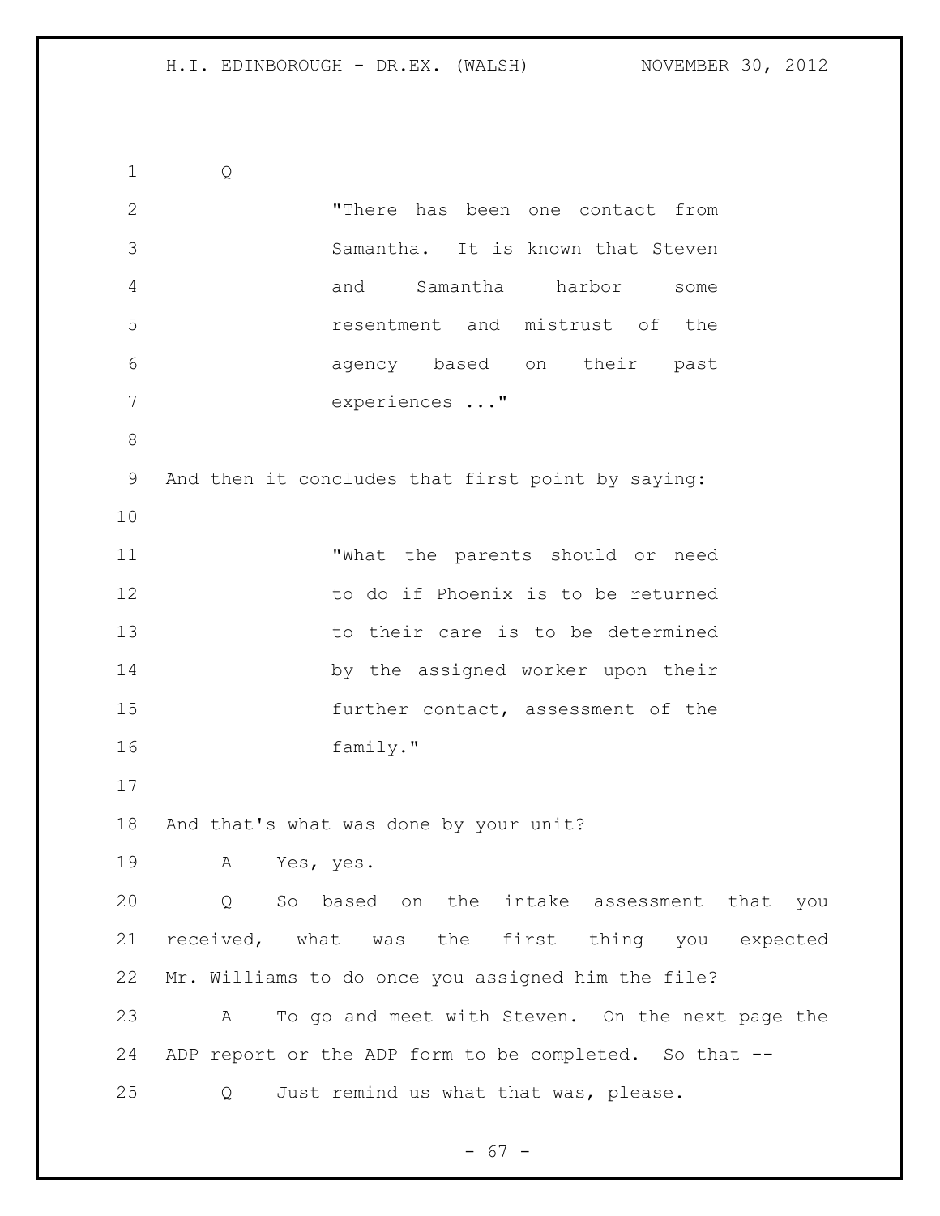Q

> "There has been one contact from Samantha. It is known that Steven and Samantha harbor some resentment and mistrust of the agency based on their past experiences ..."

And then it concludes that first point by saying:

> "What the parents should or need to do if Phoenix is to be returned to their care is to be determined by the assigned worker upon their further contact, assessment of the family."

And that's what was done by your unit?

A Yes, yes.

Q So based on the intake assessment that you received, what was the first thing you expected Mr. Williams to do once you assigned him the file?

A To go and meet with Steven. On the next page the ADP report or the ADP form to be completed. So that --

Q Just remind us what that was, please.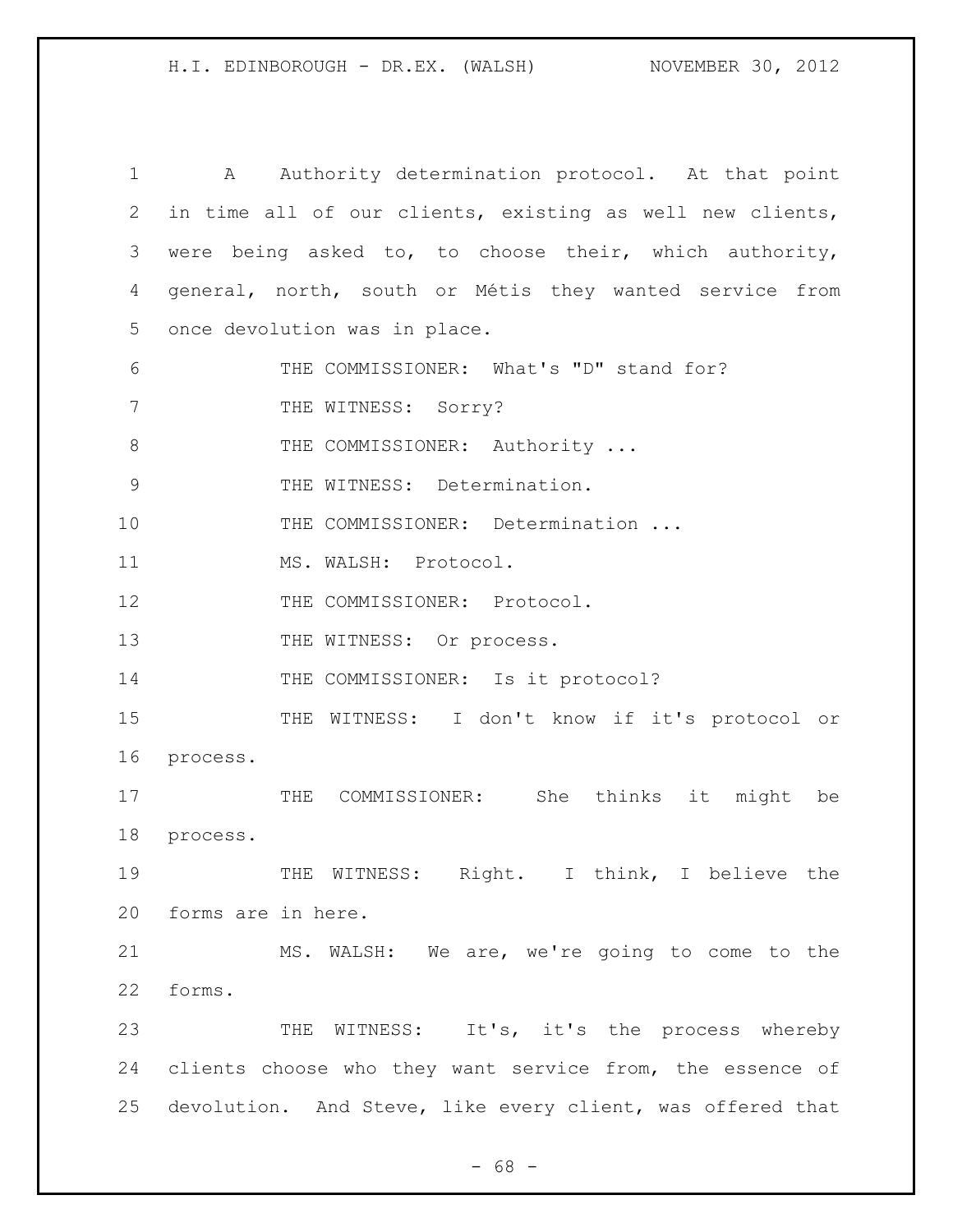A Authority determination protocol. At that point in time all of our clients, existing as well new clients, were being asked to, to choose their, which authority, general, north, south or Métis they wanted service from once devolution was in place.

THE COMMISSIONER: What's "D" stand for?

THE WITNESS: Sorry?

THE COMMISSIONER: Authority ...

THE WITNESS: Determination.

THE COMMISSIONER: Determination ...

MS. WALSH: Protocol.

THE COMMISSIONER: Protocol.

THE WITNESS: Or process.

THE COMMISSIONER: Is it protocol?

THE WITNESS: I don't know if it's protocol or process.

THE COMMISSIONER: She thinks it might be process.

THE WITNESS: Right. I think, I believe the forms are in here.

MS. WALSH: We are, we're going to come to the forms.

THE WITNESS: It's, it's the process whereby clients choose who they want service from, the essence of devolution. And Steve, like every client, was offered that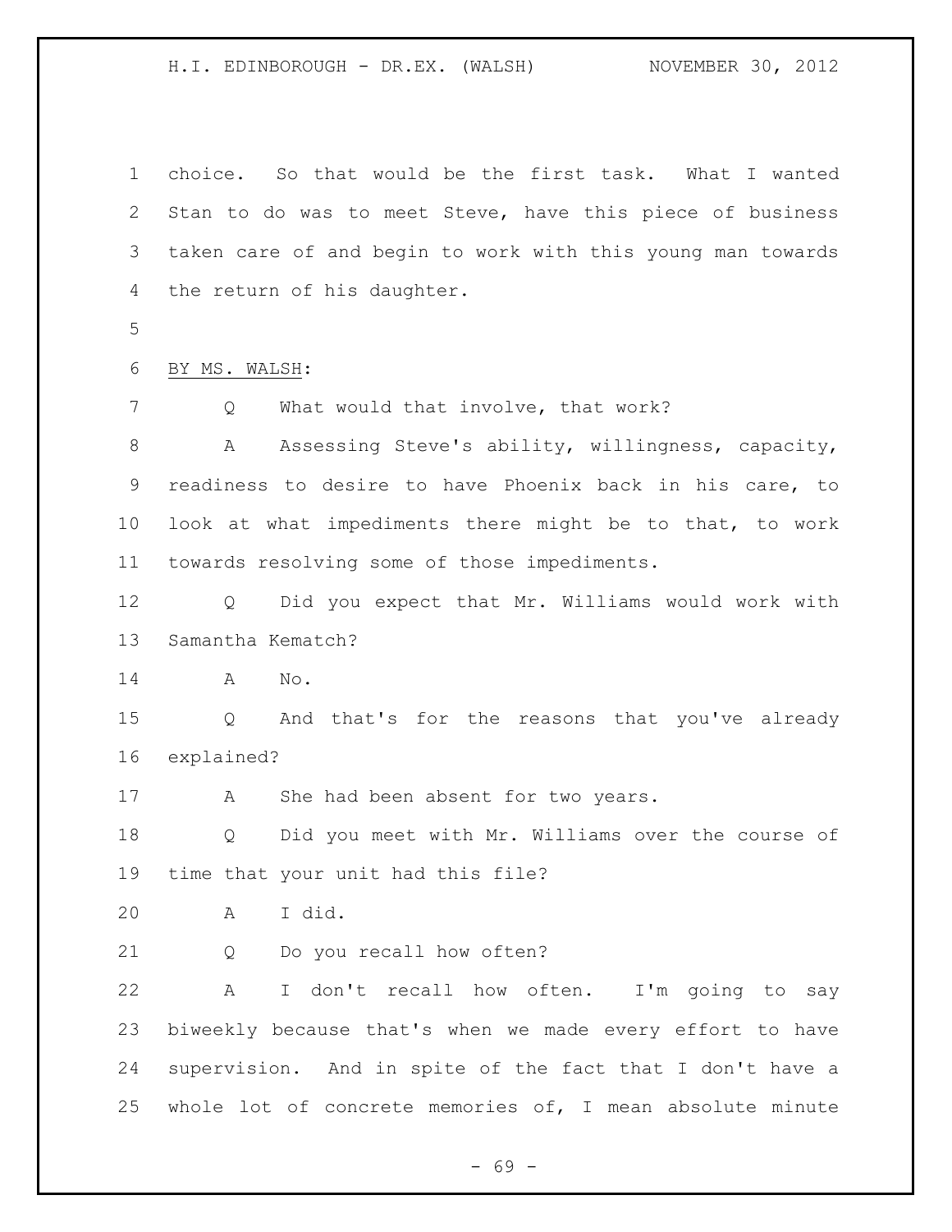choice. So that would be the first task. What I wanted Stan to do was to meet Steve, have this piece of business taken care of and begin to work with this young man towards the return of his daughter.

BY MS. WALSH:

Q What would that involve, that work?

A Assessing Steve's ability, willingness, capacity, readiness to desire to have Phoenix back in his care, to look at what impediments there might be to that, to work towards resolving some of those impediments.

Q Did you expect that Mr. Williams would work with Samantha Kematch?

A No.

Q And that's for the reasons that you've already explained?

A She had been absent for two years.

Q Did you meet with Mr. Williams over the course of time that your unit had this file?

A I did.

Q Do you recall how often?

A I don't recall how often. I'm going to say biweekly because that's when we made every effort to have supervision. And in spite of the fact that I don't have a whole lot of concrete memories of, I mean absolute minute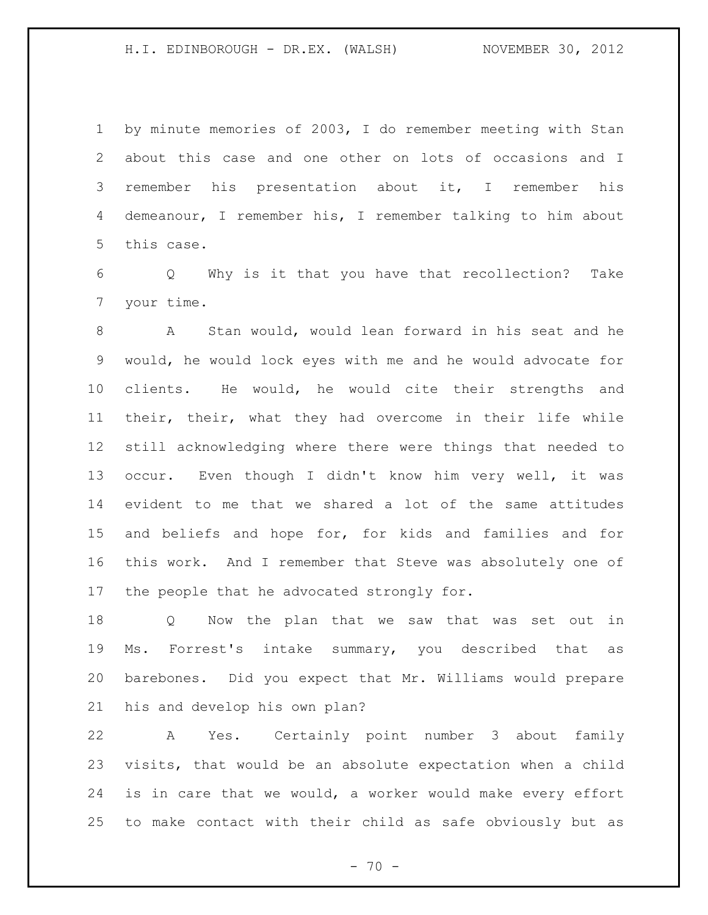by minute memories of 2003, I do remember meeting with Stan about this case and one other on lots of occasions and I remember his presentation about it, I remember his demeanour, I remember his, I remember talking to him about this case.

Q Why is it that you have that recollection? Take your time.

A Stan would, would lean forward in his seat and he would, he would lock eyes with me and he would advocate for clients. He would, he would cite their strengths and their, their, what they had overcome in their life while still acknowledging where there were things that needed to occur. Even though I didn't know him very well, it was evident to me that we shared a lot of the same attitudes and beliefs and hope for, for kids and families and for this work. And I remember that Steve was absolutely one of the people that he advocated strongly for.

Q Now the plan that we saw that was set out in Ms. Forrest's intake summary, you described that as barebones. Did you expect that Mr. Williams would prepare his and develop his own plan?

A Yes. Certainly point number 3 about family visits, that would be an absolute expectation when a child is in care that we would, a worker would make every effort to make contact with their child as safe obviously but as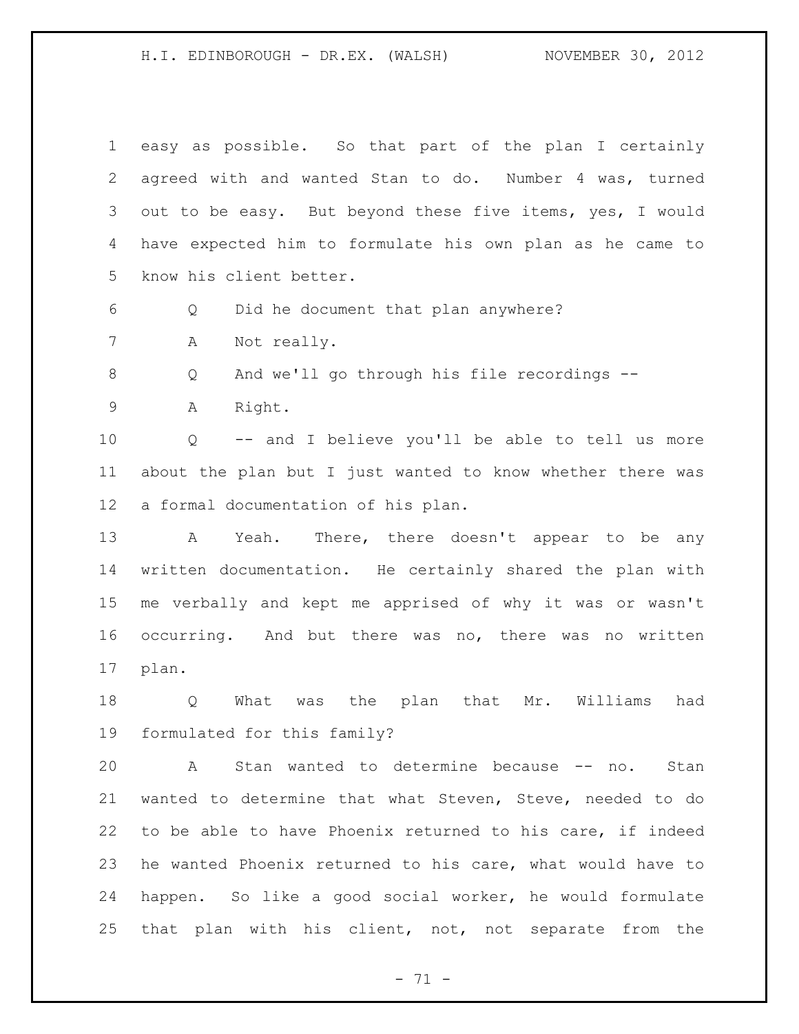easy as possible. So that part of the plan I certainly agreed with and wanted Stan to do. Number 4 was, turned out to be easy. But beyond these five items, yes, I would have expected him to formulate his own plan as he came to know his client better.

Q Did he document that plan anywhere?

A Not really.

Q And we'll go through his file recordings --

A Right.

Q -- and I believe you'll be able to tell us more about the plan but I just wanted to know whether there was a formal documentation of his plan.

A Yeah. There, there doesn't appear to be any written documentation. He certainly shared the plan with me verbally and kept me apprised of why it was or wasn't occurring. And but there was no, there was no written plan.

Q What was the plan that Mr. Williams had formulated for this family?

A Stan wanted to determine because -- no. Stan wanted to determine that what Steven, Steve, needed to do to be able to have Phoenix returned to his care, if indeed he wanted Phoenix returned to his care, what would have to happen. So like a good social worker, he would formulate that plan with his client, not, not separate from the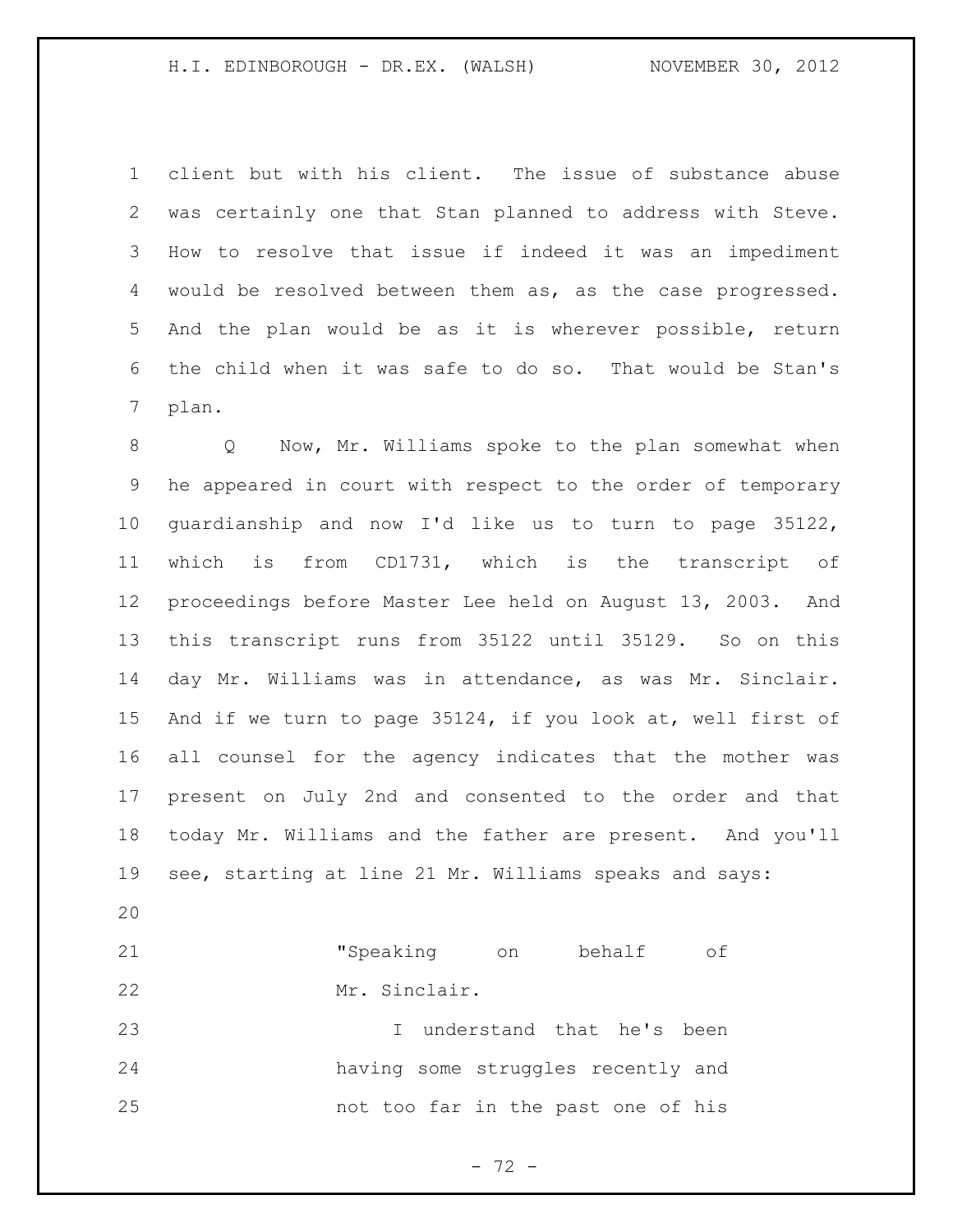client but with his client. The issue of substance abuse was certainly one that Stan planned to address with Steve. How to resolve that issue if indeed it was an impediment would be resolved between them as, as the case progressed. And the plan would be as it is wherever possible, return the child when it was safe to do so. That would be Stan's plan.

Q Now, Mr. Williams spoke to the plan somewhat when he appeared in court with respect to the order of temporary guardianship and now I'd like us to turn to page 35122, which is from CD1731, which is the transcript of proceedings before Master Lee held on August 13, 2003. And this transcript runs from 35122 until 35129. So on this day Mr. Williams was in attendance, as was Mr. Sinclair. And if we turn to page 35124, if you look at, well first of all counsel for the agency indicates that the mother was present on July 2nd and consented to the order and that today Mr. Williams and the father are present. And you'll see, starting at line 21 Mr. Williams speaks and says:

> "Speaking on behalf of Mr. Sinclair.
>
> I understand that he's been having some struggles recently and not too far in the past one of his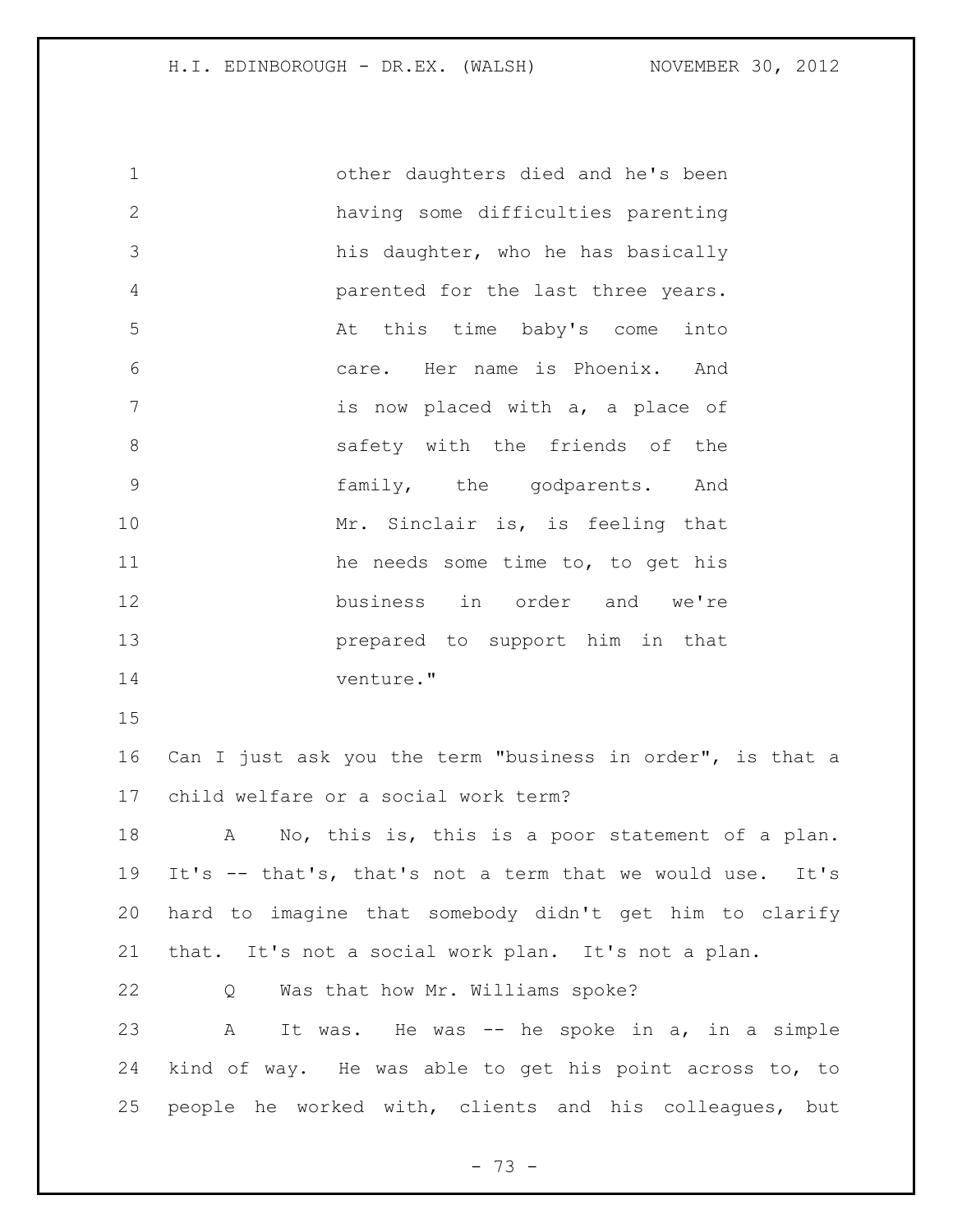other daughters died and he's been having some difficulties parenting his daughter, who he has basically parented for the last three years. At this time baby's come into care. Her name is Phoenix. And is now placed with a, a place of safety with the friends of the family, the godparents. And Mr. Sinclair is, is feeling that he needs some time to, to get his business in order and we're prepared to support him in that venture."

Can I just ask you the term "business in order", is that a child welfare or a social work term?

A No, this is, this is a poor statement of a plan. It's -- that's, that's not a term that we would use. It's hard to imagine that somebody didn't get him to clarify that. It's not a social work plan. It's not a plan.

Q Was that how Mr. Williams spoke?

A It was. He was -- he spoke in a, in a simple kind of way. He was able to get his point across to, to people he worked with, clients and his colleagues, but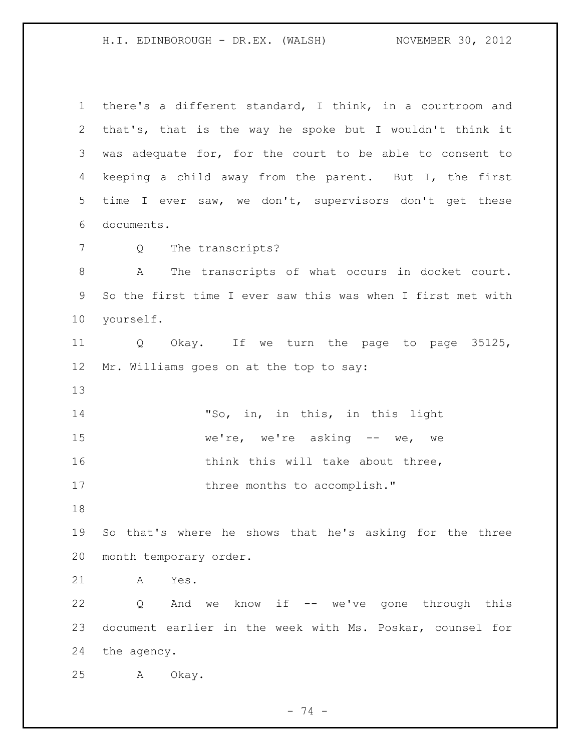1 there's a different standard, I think, in a courtroom and
2 that's, that is the way he spoke but I wouldn't think it
3 was adequate for, for the court to be able to consent to
4 keeping a child away from the parent. But I, the first
5 time I ever saw, we don't, supervisors don't get these
6 documents.

7 Q The transcripts?

8 A The transcripts of what occurs in docket court.
9 So the first time I ever saw this was when I first met with
10 yourself.

11 Q Okay. If we turn the page to page 35125,
12 Mr. Williams goes on at the top to say:

13

14 "So, in, in this, in this light
15 we're, we're asking -- we, we
16 think this will take about three,
17 three months to accomplish."

18

19 So that's where he shows that he's asking for the three
20 month temporary order.

21 A Yes.

22 Q And we know if -- we've gone through this
23 document earlier in the week with Ms. Poskar, counsel for
24 the agency.

25 A Okay.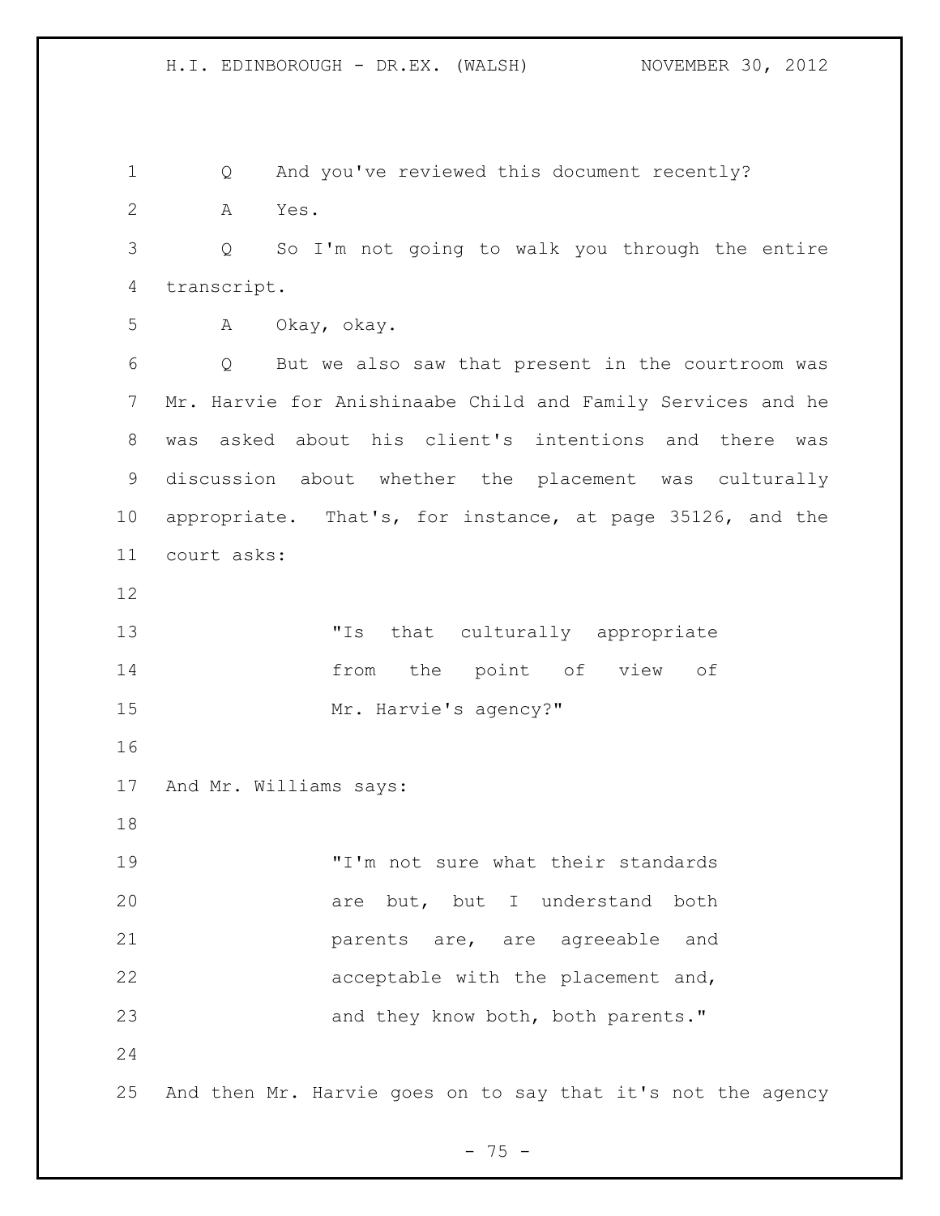Q And you've reviewed this document recently?

A Yes.

Q So I'm not going to walk you through the entire transcript.

A Okay, okay.

Q But we also saw that present in the courtroom was Mr. Harvie for Anishinaabe Child and Family Services and he was asked about his client's intentions and there was discussion about whether the placement was culturally appropriate. That's, for instance, at page 35126, and the court asks:

> "Is that culturally appropriate from the point of view of Mr. Harvie's agency?"

And Mr. Williams says:

> "I'm not sure what their standards are but, but I understand both parents are, are agreeable and acceptable with the placement and, and they know both, both parents."

And then Mr. Harvie goes on to say that it's not the agency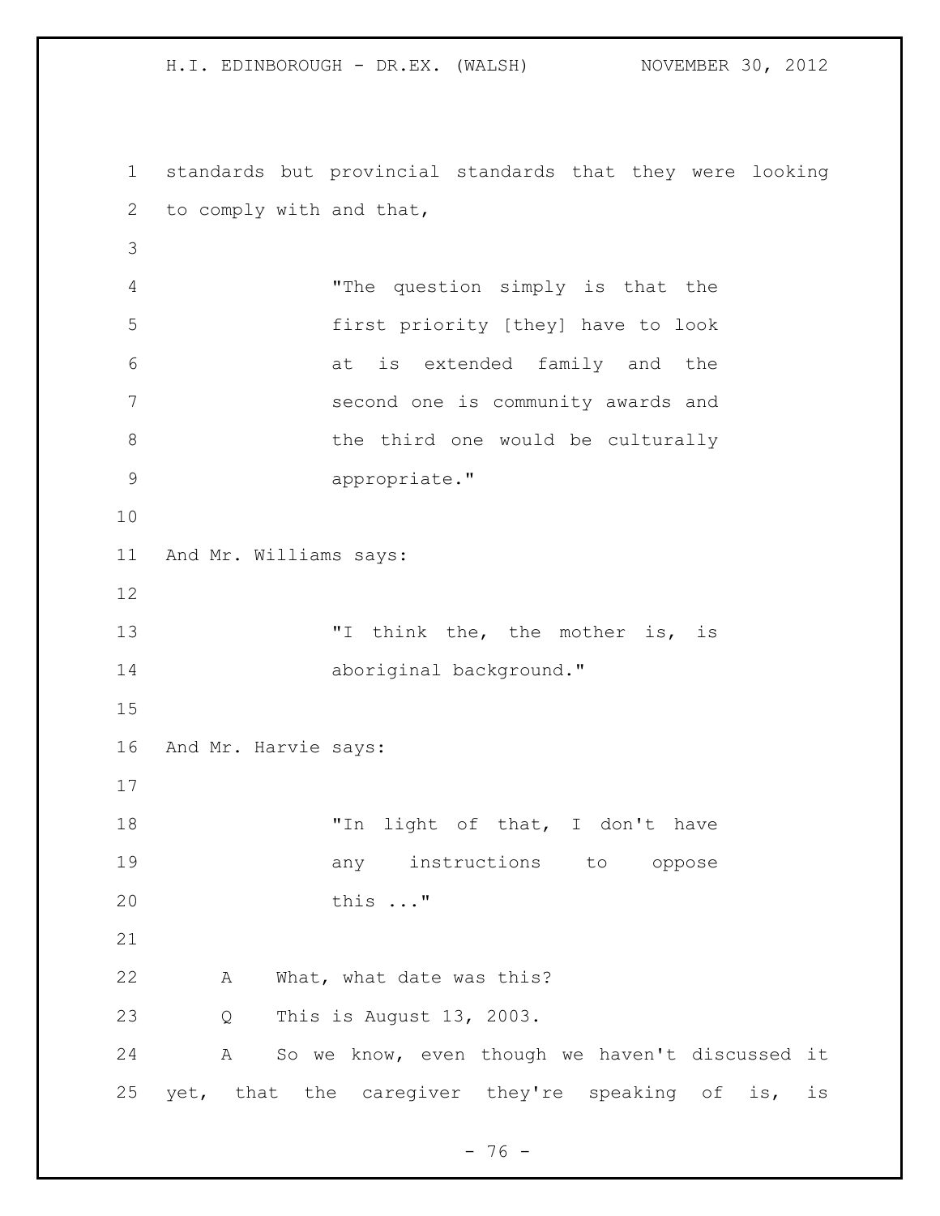standards but provincial standards that they were looking to comply with and that,

> "The question simply is that the first priority [they] have to look at is extended family and the second one is community awards and the third one would be culturally appropriate."

And Mr. Williams says:

> "I think the, the mother is, is aboriginal background."

And Mr. Harvie says:

> "In light of that, I don't have any instructions to oppose this ..."

A What, what date was this?

Q This is August 13, 2003.

A So we know, even though we haven't discussed it yet, that the caregiver they're speaking of is, is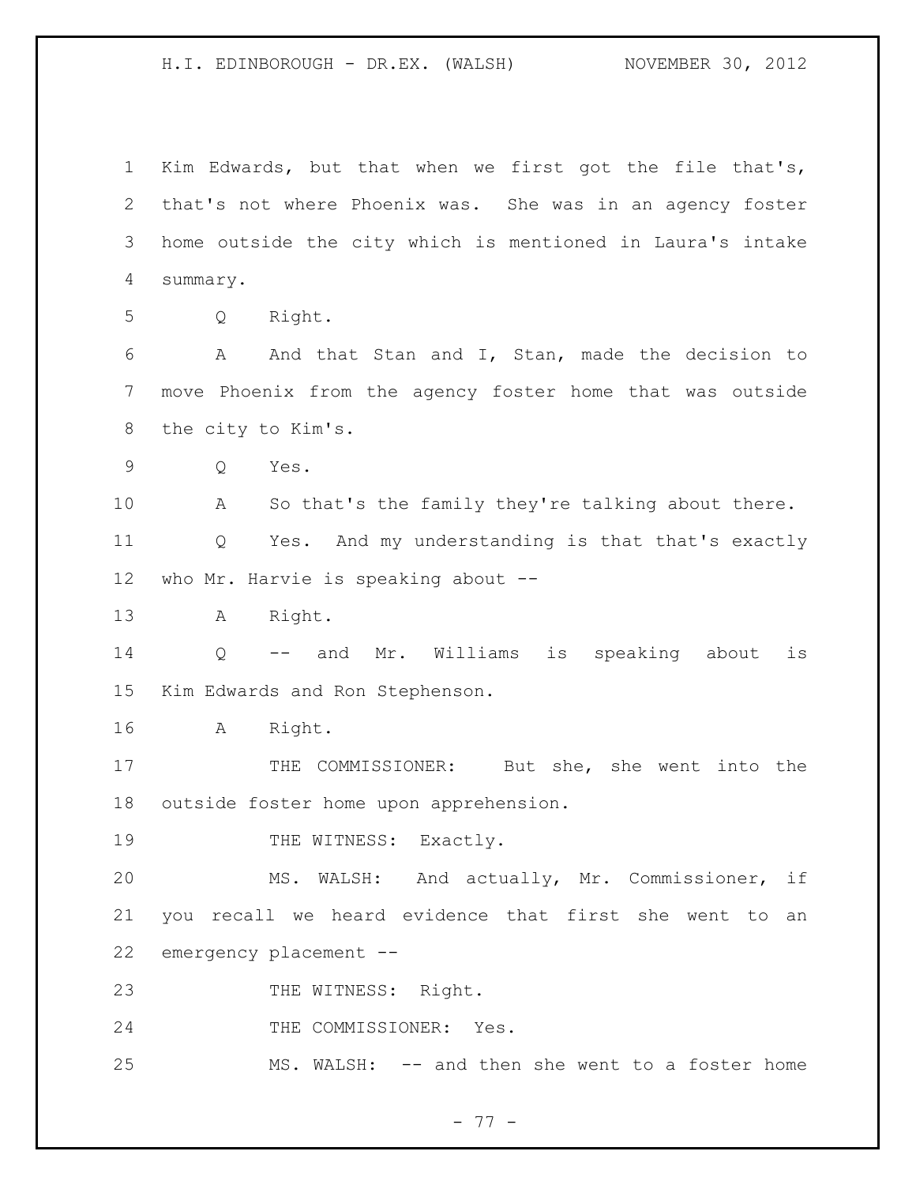Kim Edwards, but that when we first got the file that's, that's not where Phoenix was. She was in an agency foster home outside the city which is mentioned in Laura's intake summary.

Q Right.

A And that Stan and I, Stan, made the decision to move Phoenix from the agency foster home that was outside the city to Kim's.

Q Yes.

A So that's the family they're talking about there.

Q Yes. And my understanding is that that's exactly who Mr. Harvie is speaking about --

A Right.

Q -- and Mr. Williams is speaking about is Kim Edwards and Ron Stephenson.

A Right.

THE COMMISSIONER: But she, she went into the outside foster home upon apprehension.

THE WITNESS: Exactly.

MS. WALSH: And actually, Mr. Commissioner, if you recall we heard evidence that first she went to an emergency placement --

THE WITNESS: Right.

THE COMMISSIONER: Yes.

MS. WALSH: -- and then she went to a foster home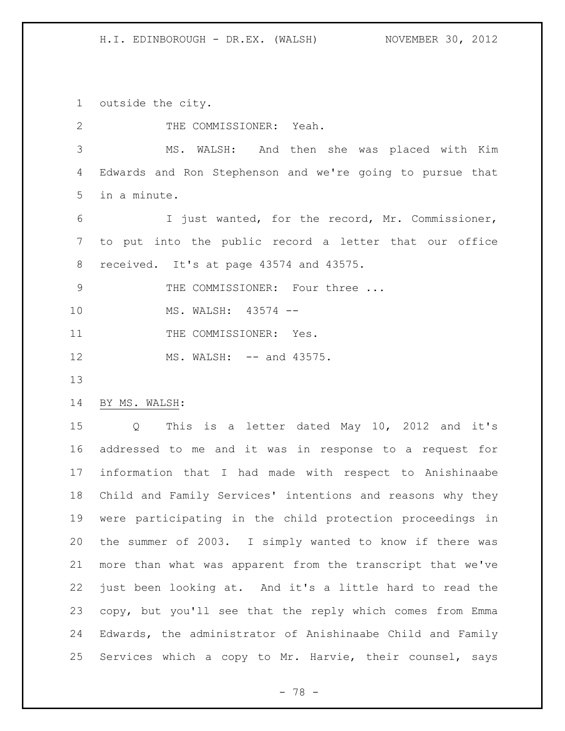outside the city.

THE COMMISSIONER: Yeah.

MS. WALSH: And then she was placed with Kim Edwards and Ron Stephenson and we're going to pursue that in a minute.

I just wanted, for the record, Mr. Commissioner, to put into the public record a letter that our office received. It's at page 43574 and 43575.

THE COMMISSIONER: Four three ...

MS. WALSH: 43574 --

THE COMMISSIONER: Yes.

MS. WALSH: -- and 43575.

BY MS. WALSH:

Q This is a letter dated May 10, 2012 and it's addressed to me and it was in response to a request for information that I had made with respect to Anishinaabe Child and Family Services' intentions and reasons why they were participating in the child protection proceedings in the summer of 2003. I simply wanted to know if there was more than what was apparent from the transcript that we've just been looking at. And it's a little hard to read the copy, but you'll see that the reply which comes from Emma Edwards, the administrator of Anishinaabe Child and Family Services which a copy to Mr. Harvie, their counsel, says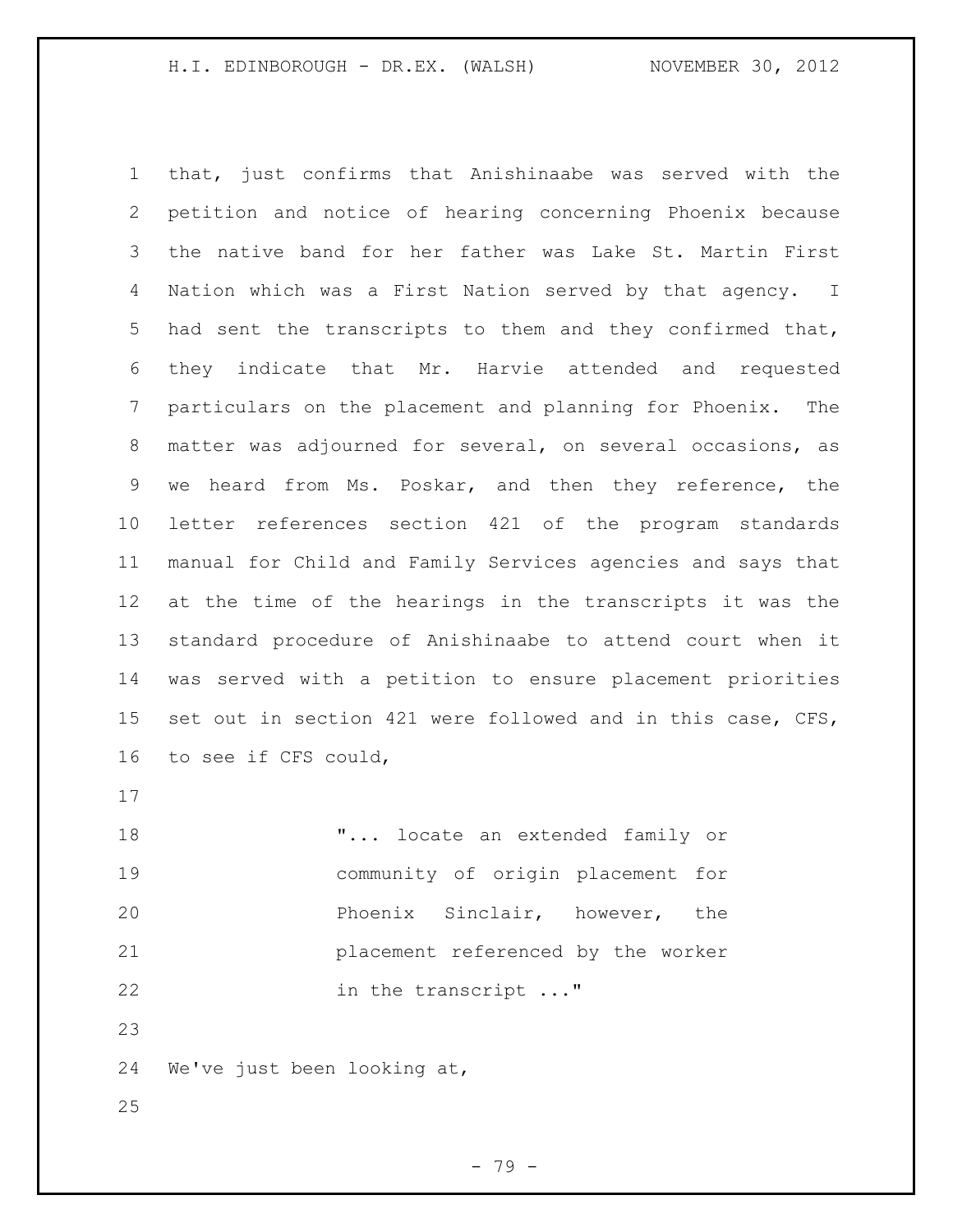that, just confirms that Anishinaabe was served with the petition and notice of hearing concerning Phoenix because the native band for her father was Lake St. Martin First Nation which was a First Nation served by that agency. I had sent the transcripts to them and they confirmed that, they indicate that Mr. Harvie attended and requested particulars on the placement and planning for Phoenix. The matter was adjourned for several, on several occasions, as we heard from Ms. Poskar, and then they reference, the letter references section 421 of the program standards manual for Child and Family Services agencies and says that at the time of the hearings in the transcripts it was the standard procedure of Anishinaabe to attend court when it was served with a petition to ensure placement priorities set out in section 421 were followed and in this case, CFS, to see if CFS could,

> "... locate an extended family or community of origin placement for Phoenix Sinclair, however, the placement referenced by the worker in the transcript ..."

We've just been looking at,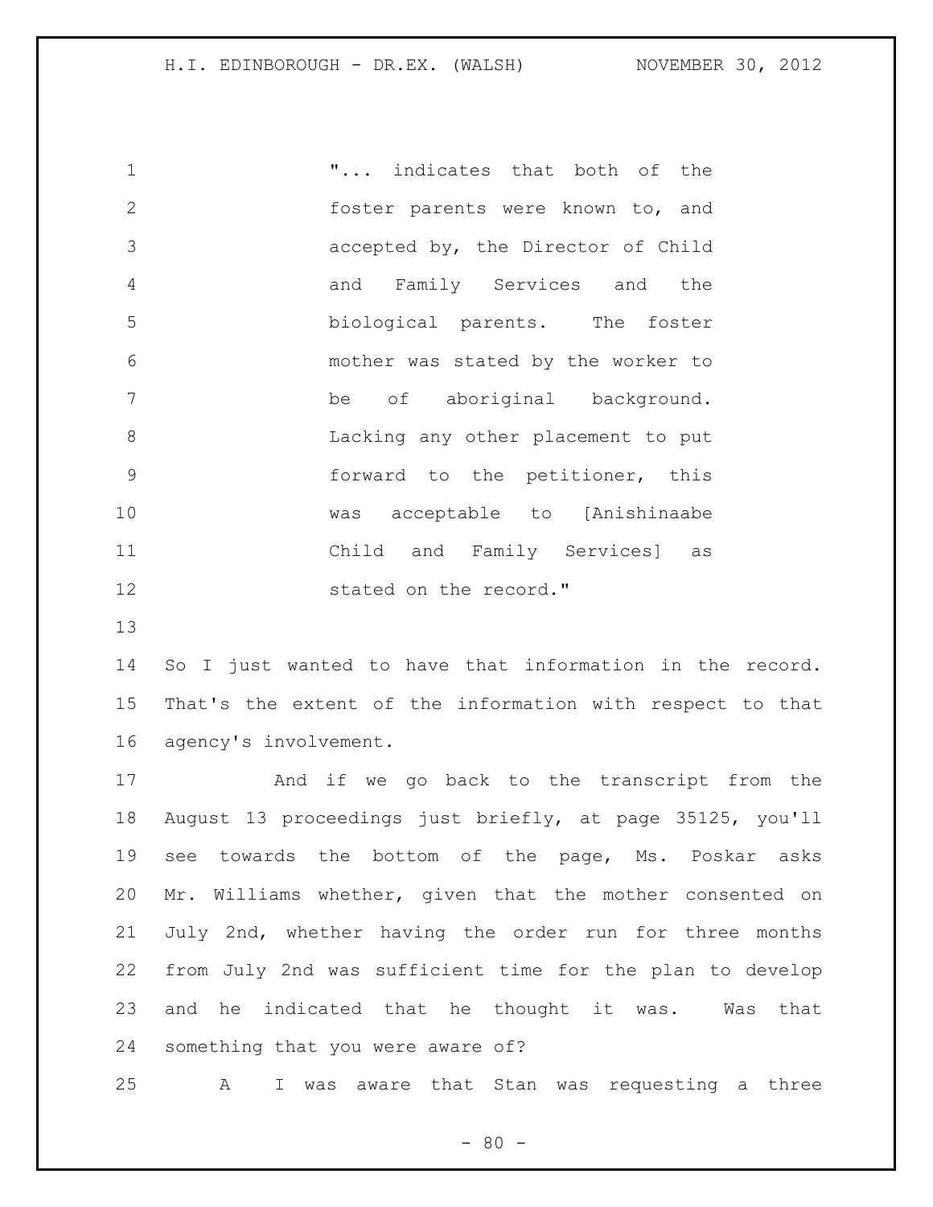"... indicates that both of the foster parents were known to, and accepted by, the Director of Child and Family Services and the biological parents. The foster mother was stated by the worker to be of aboriginal background. Lacking any other placement to put forward to the petitioner, this was acceptable to [Anishinaabe Child and Family Services] as stated on the record."

So I just wanted to have that information in the record. That's the extent of the information with respect to that agency's involvement.

And if we go back to the transcript from the August 13 proceedings just briefly, at page 35125, you'll see towards the bottom of the page, Ms. Poskar asks Mr. Williams whether, given that the mother consented on July 2nd, whether having the order run for three months from July 2nd was sufficient time for the plan to develop and he indicated that he thought it was. Was that something that you were aware of?

A I was aware that Stan was requesting a three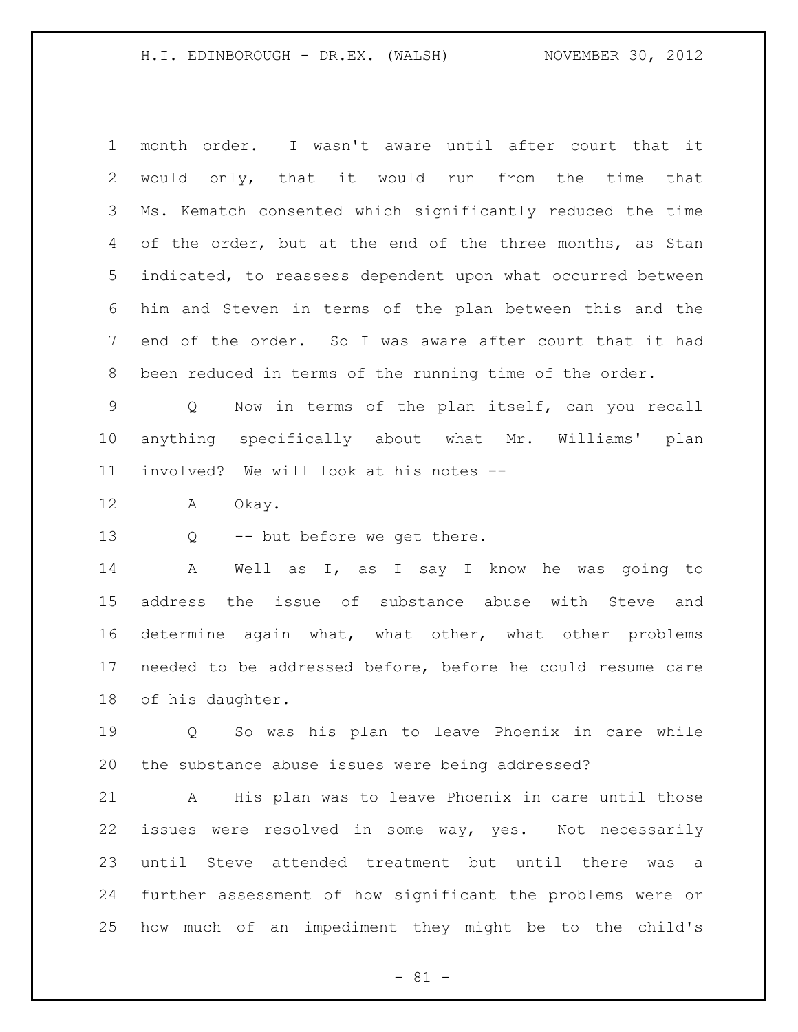month order. I wasn't aware until after court that it would only, that it would run from the time that Ms. Kematch consented which significantly reduced the time of the order, but at the end of the three months, as Stan indicated, to reassess dependent upon what occurred between him and Steven in terms of the plan between this and the end of the order. So I was aware after court that it had been reduced in terms of the running time of the order.

Q Now in terms of the plan itself, can you recall anything specifically about what Mr. Williams' plan involved? We will look at his notes --

A Okay.

Q -- but before we get there.

A Well as I, as I say I know he was going to address the issue of substance abuse with Steve and determine again what, what other, what other problems needed to be addressed before, before he could resume care of his daughter.

Q So was his plan to leave Phoenix in care while the substance abuse issues were being addressed?

A His plan was to leave Phoenix in care until those issues were resolved in some way, yes. Not necessarily until Steve attended treatment but until there was a further assessment of how significant the problems were or how much of an impediment they might be to the child's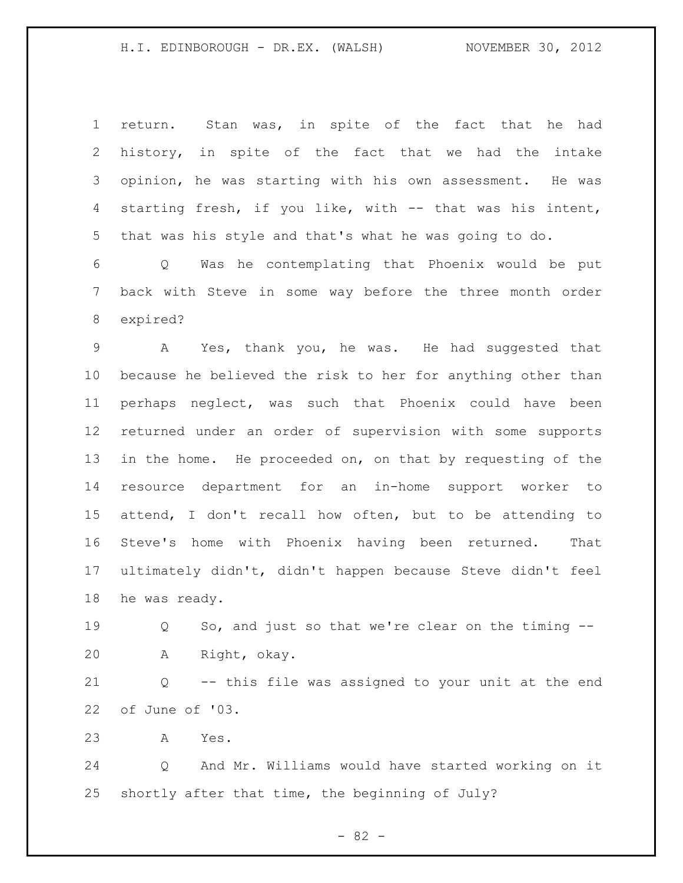return. Stan was, in spite of the fact that he had history, in spite of the fact that we had the intake opinion, he was starting with his own assessment. He was starting fresh, if you like, with -- that was his intent, that was his style and that's what he was going to do.

Q Was he contemplating that Phoenix would be put back with Steve in some way before the three month order expired?

A Yes, thank you, he was. He had suggested that because he believed the risk to her for anything other than perhaps neglect, was such that Phoenix could have been returned under an order of supervision with some supports in the home. He proceeded on, on that by requesting of the resource department for an in-home support worker to attend, I don't recall how often, but to be attending to Steve's home with Phoenix having been returned. That ultimately didn't, didn't happen because Steve didn't feel he was ready.

Q So, and just so that we're clear on the timing --

A Right, okay.

Q -- this file was assigned to your unit at the end of June of '03.

A Yes.

Q And Mr. Williams would have started working on it shortly after that time, the beginning of July?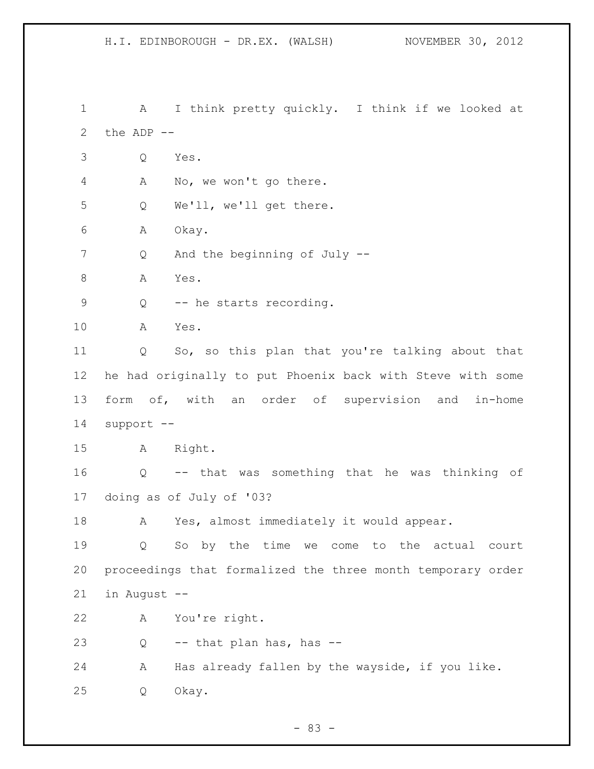A I think pretty quickly. I think if we looked at the ADP --

Q Yes.

A No, we won't go there.

Q We'll, we'll get there.

A Okay.

Q And the beginning of July --

A Yes.

Q -- he starts recording.

A Yes.

Q So, so this plan that you're talking about that he had originally to put Phoenix back with Steve with some form of, with an order of supervision and in-home support --

A Right.

Q -- that was something that he was thinking of doing as of July of '03?

A Yes, almost immediately it would appear.

Q So by the time we come to the actual court proceedings that formalized the three month temporary order in August --

A You're right.

Q -- that plan has, has --

A Has already fallen by the wayside, if you like.

Q Okay.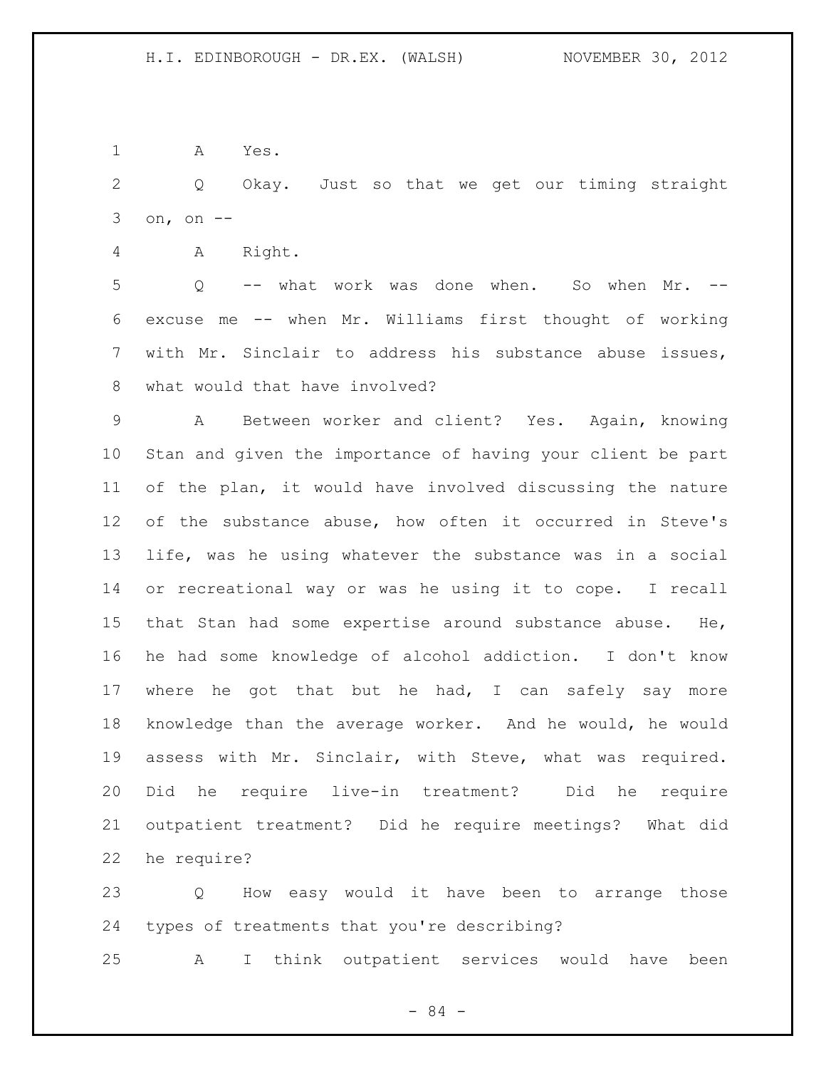A Yes.

Q Okay. Just so that we get our timing straight on, on --

A Right.

Q -- what work was done when. So when Mr. -- excuse me -- when Mr. Williams first thought of working with Mr. Sinclair to address his substance abuse issues, what would that have involved?

A Between worker and client? Yes. Again, knowing Stan and given the importance of having your client be part of the plan, it would have involved discussing the nature of the substance abuse, how often it occurred in Steve's life, was he using whatever the substance was in a social or recreational way or was he using it to cope. I recall that Stan had some expertise around substance abuse. He, he had some knowledge of alcohol addiction. I don't know where he got that but he had, I can safely say more knowledge than the average worker. And he would, he would assess with Mr. Sinclair, with Steve, what was required. Did he require live-in treatment? Did he require outpatient treatment? Did he require meetings? What did he require?

Q How easy would it have been to arrange those types of treatments that you're describing?

A I think outpatient services would have been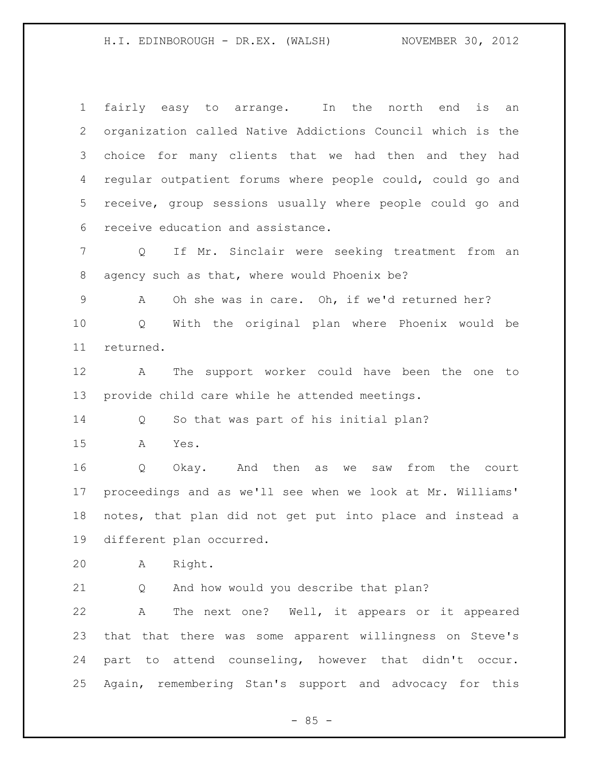fairly easy to arrange. In the north end is an organization called Native Addictions Council which is the choice for many clients that we had then and they had regular outpatient forums where people could, could go and receive, group sessions usually where people could go and receive education and assistance.

Q If Mr. Sinclair were seeking treatment from an agency such as that, where would Phoenix be?

A Oh she was in care. Oh, if we'd returned her?

Q With the original plan where Phoenix would be returned.

A The support worker could have been the one to provide child care while he attended meetings.

Q So that was part of his initial plan?

A Yes.

Q Okay. And then as we saw from the court proceedings and as we'll see when we look at Mr. Williams' notes, that plan did not get put into place and instead a different plan occurred.

A Right.

Q And how would you describe that plan?

A The next one? Well, it appears or it appeared that that there was some apparent willingness on Steve's part to attend counseling, however that didn't occur. Again, remembering Stan's support and advocacy for this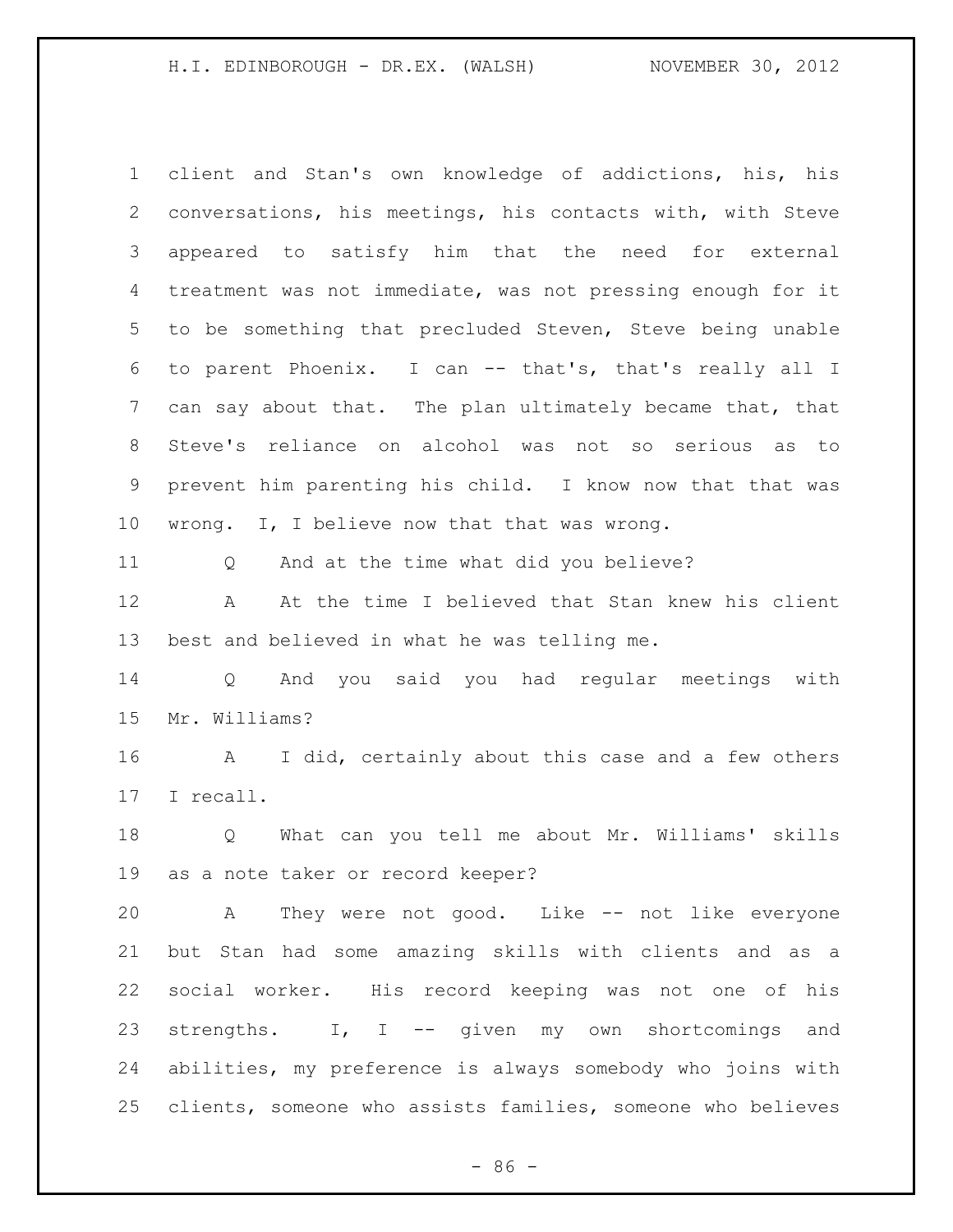client and Stan's own knowledge of addictions, his, his conversations, his meetings, his contacts with, with Steve appeared to satisfy him that the need for external treatment was not immediate, was not pressing enough for it to be something that precluded Steven, Steve being unable to parent Phoenix. I can -- that's, that's really all I can say about that. The plan ultimately became that, that Steve's reliance on alcohol was not so serious as to prevent him parenting his child. I know now that that was wrong. I, I believe now that that was wrong.

Q And at the time what did you believe?

A At the time I believed that Stan knew his client best and believed in what he was telling me.

Q And you said you had regular meetings with Mr. Williams?

A I did, certainly about this case and a few others I recall.

Q What can you tell me about Mr. Williams' skills as a note taker or record keeper?

A They were not good. Like -- not like everyone but Stan had some amazing skills with clients and as a social worker. His record keeping was not one of his strengths. I, I -- given my own shortcomings and abilities, my preference is always somebody who joins with clients, someone who assists families, someone who believes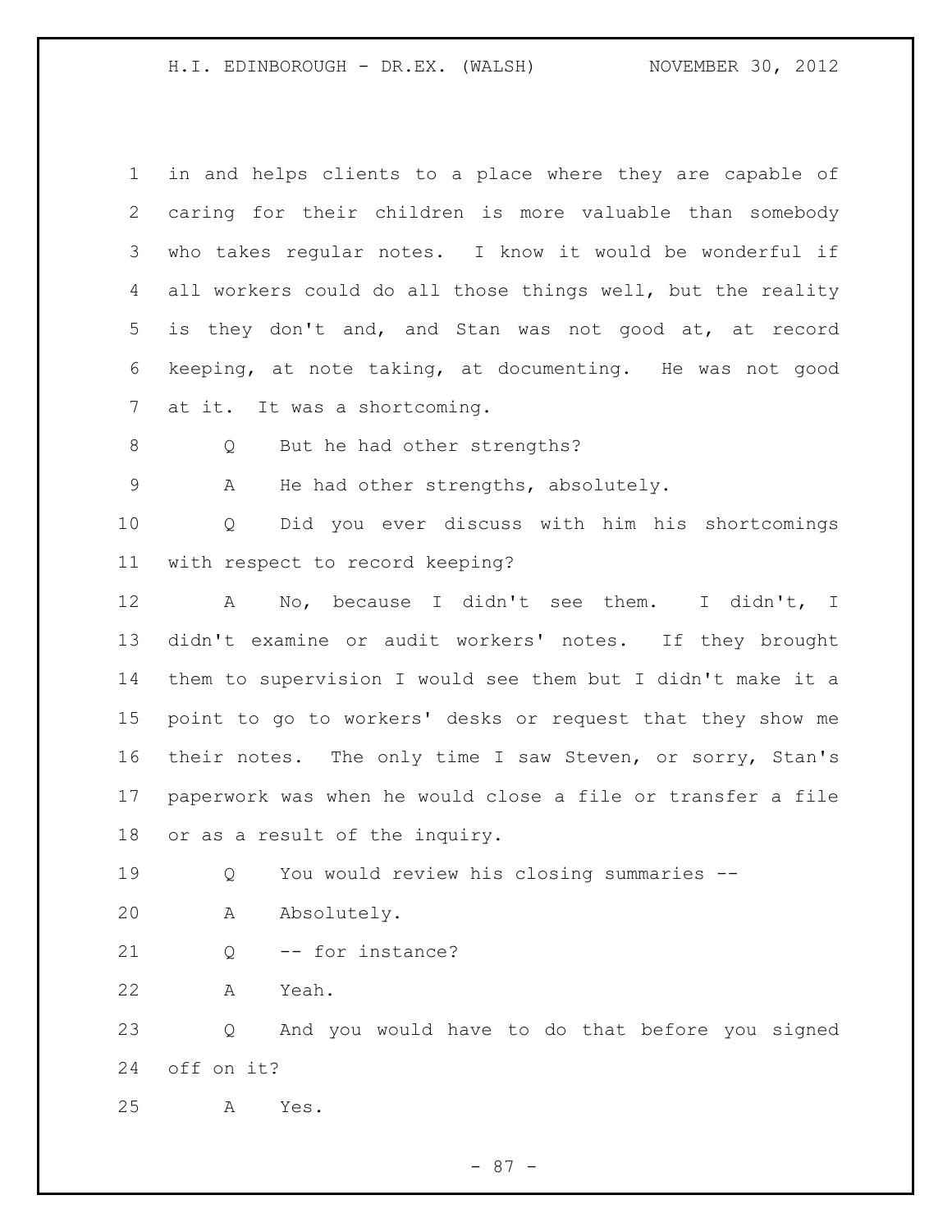in and helps clients to a place where they are capable of caring for their children is more valuable than somebody who takes regular notes. I know it would be wonderful if all workers could do all those things well, but the reality is they don't and, and Stan was not good at, at record keeping, at note taking, at documenting. He was not good at it. It was a shortcoming.

Q But he had other strengths?

A He had other strengths, absolutely.

Q Did you ever discuss with him his shortcomings with respect to record keeping?

A No, because I didn't see them. I didn't, I didn't examine or audit workers' notes. If they brought them to supervision I would see them but I didn't make it a point to go to workers' desks or request that they show me their notes. The only time I saw Steven, or sorry, Stan's paperwork was when he would close a file or transfer a file or as a result of the inquiry.

Q You would review his closing summaries --

A Absolutely.

Q -- for instance?

A Yeah.

Q And you would have to do that before you signed off on it?

A Yes.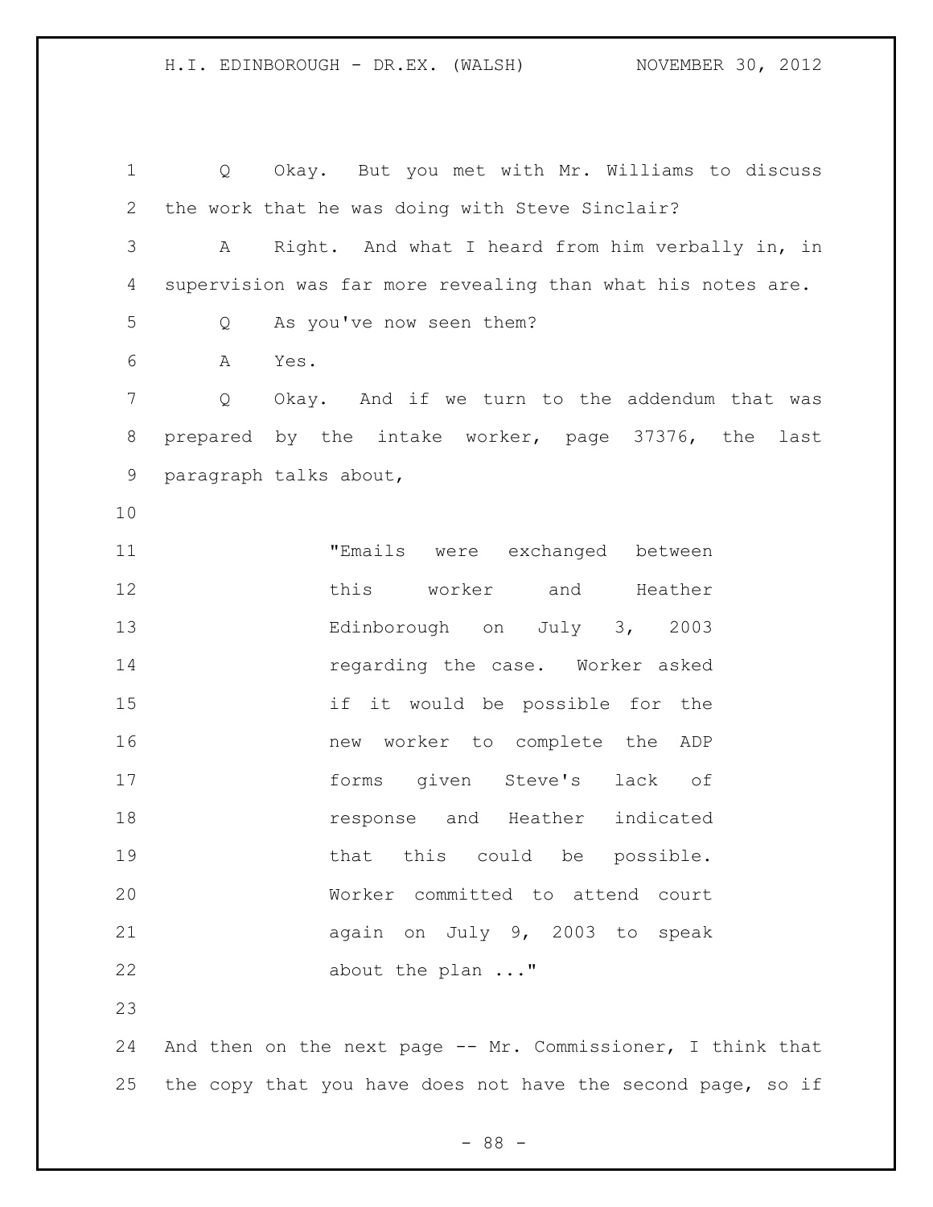Q Okay. But you met with Mr. Williams to discuss the work that he was doing with Steve Sinclair?

A Right. And what I heard from him verbally in, in supervision was far more revealing than what his notes are.

Q As you've now seen them?

A Yes.

Q Okay. And if we turn to the addendum that was prepared by the intake worker, page 37376, the last paragraph talks about,

> "Emails were exchanged between this worker and Heather Edinborough on July 3, 2003 regarding the case. Worker asked if it would be possible for the new worker to complete the ADP forms given Steve's lack of response and Heather indicated that this could be possible. Worker committed to attend court again on July 9, 2003 to speak about the plan ..."

And then on the next page -- Mr. Commissioner, I think that the copy that you have does not have the second page, so if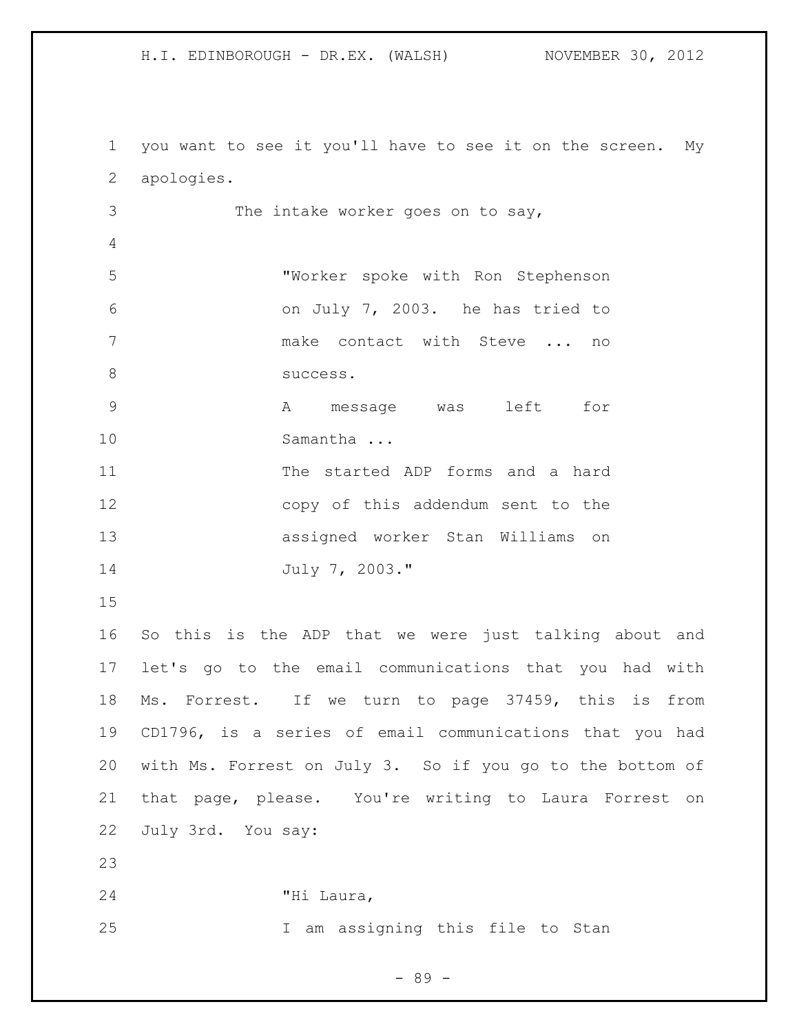you want to see it you'll have to see it on the screen. My apologies.

The intake worker goes on to say,

> "Worker spoke with Ron Stephenson on July 7, 2003. he has tried to make contact with Steve ... no success.
> A message was left for Samantha ...
> The started ADP forms and a hard copy of this addendum sent to the assigned worker Stan Williams on July 7, 2003."

So this is the ADP that we were just talking about and let's go to the email communications that you had with Ms. Forrest. If we turn to page 37459, this is from CD1796, is a series of email communications that you had with Ms. Forrest on July 3. So if you go to the bottom of that page, please. You're writing to Laura Forrest on July 3rd. You say:

> "Hi Laura,
> I am assigning this file to Stan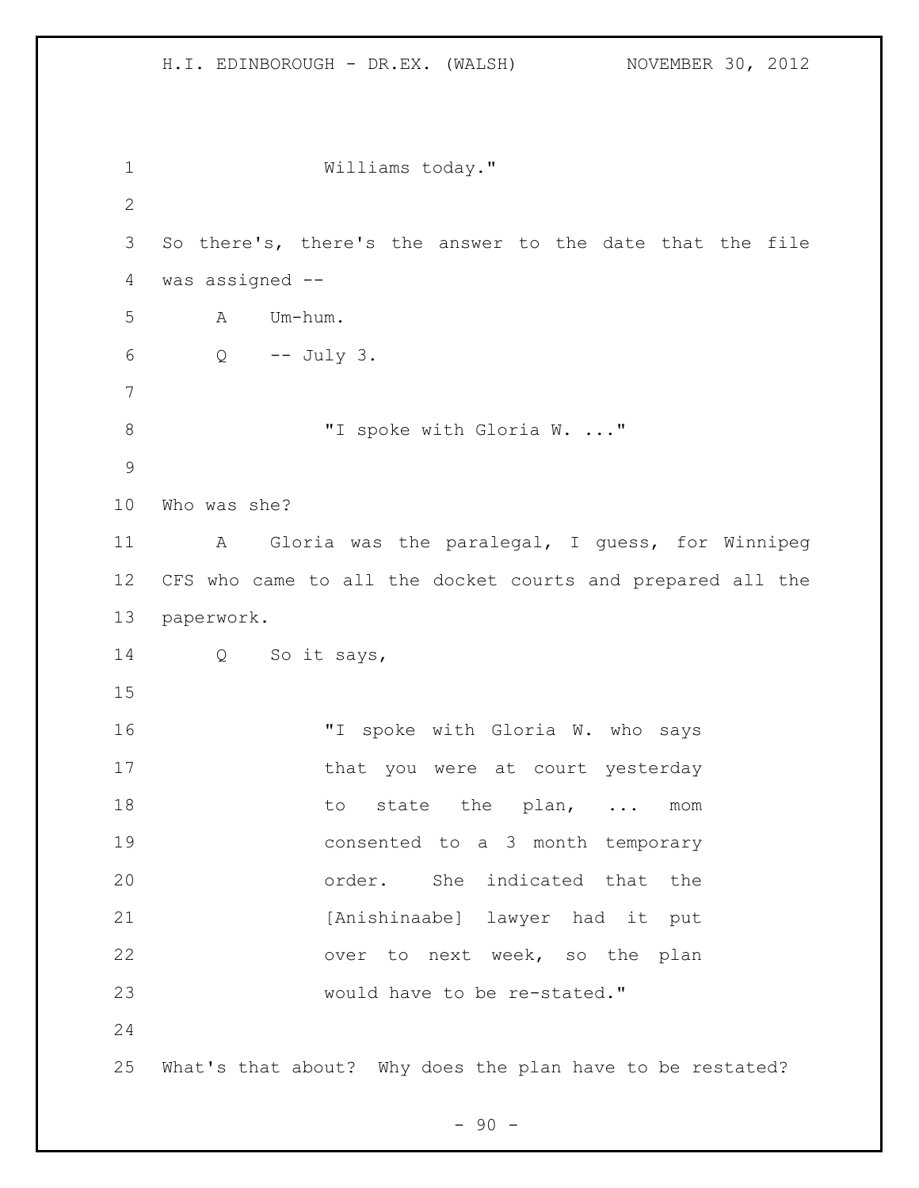Williams today."

So there's, there's the answer to the date that the file was assigned --

A Um-hum.

Q -- July 3.

"I spoke with Gloria W. ..."

Who was she?

A Gloria was the paralegal, I guess, for Winnipeg CFS who came to all the docket courts and prepared all the paperwork.

Q So it says,

"I spoke with Gloria W. who says that you were at court yesterday to state the plan, ... mom consented to a 3 month temporary order. She indicated that the [Anishinaabe] lawyer had it put over to next week, so the plan would have to be re-stated."

What's that about? Why does the plan have to be restated?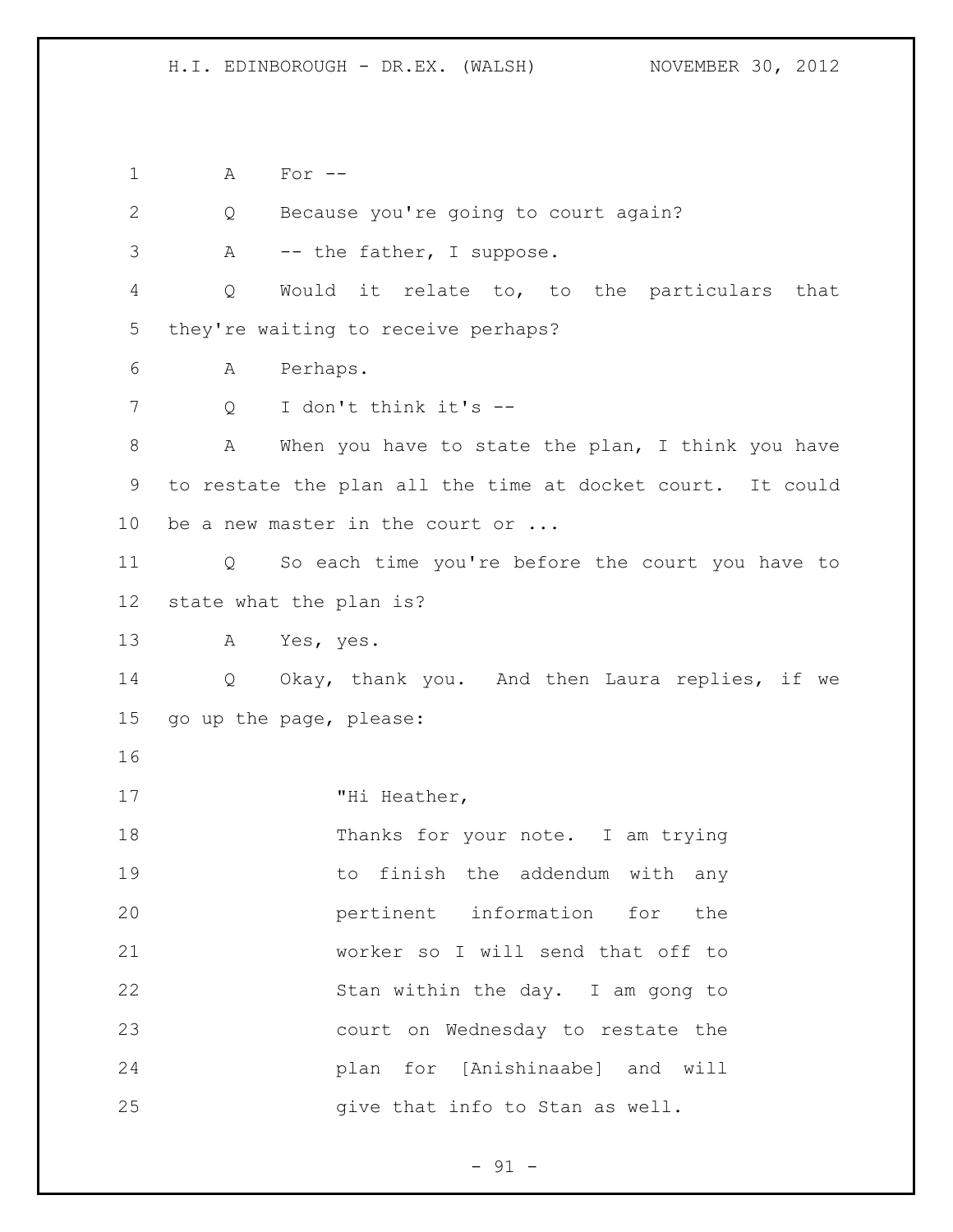A For --

Q Because you're going to court again?

A -- the father, I suppose.

Q Would it relate to, to the particulars that they're waiting to receive perhaps?

A Perhaps.

Q I don't think it's --

A When you have to state the plan, I think you have to restate the plan all the time at docket court. It could be a new master in the court or ...

Q So each time you're before the court you have to state what the plan is?

A Yes, yes.

Q Okay, thank you. And then Laura replies, if we go up the page, please:

> "Hi Heather,
> Thanks for your note. I am trying to finish the addendum with any pertinent information for the worker so I will send that off to Stan within the day. I am gong to court on Wednesday to restate the plan for [Anishinaabe] and will give that info to Stan as well.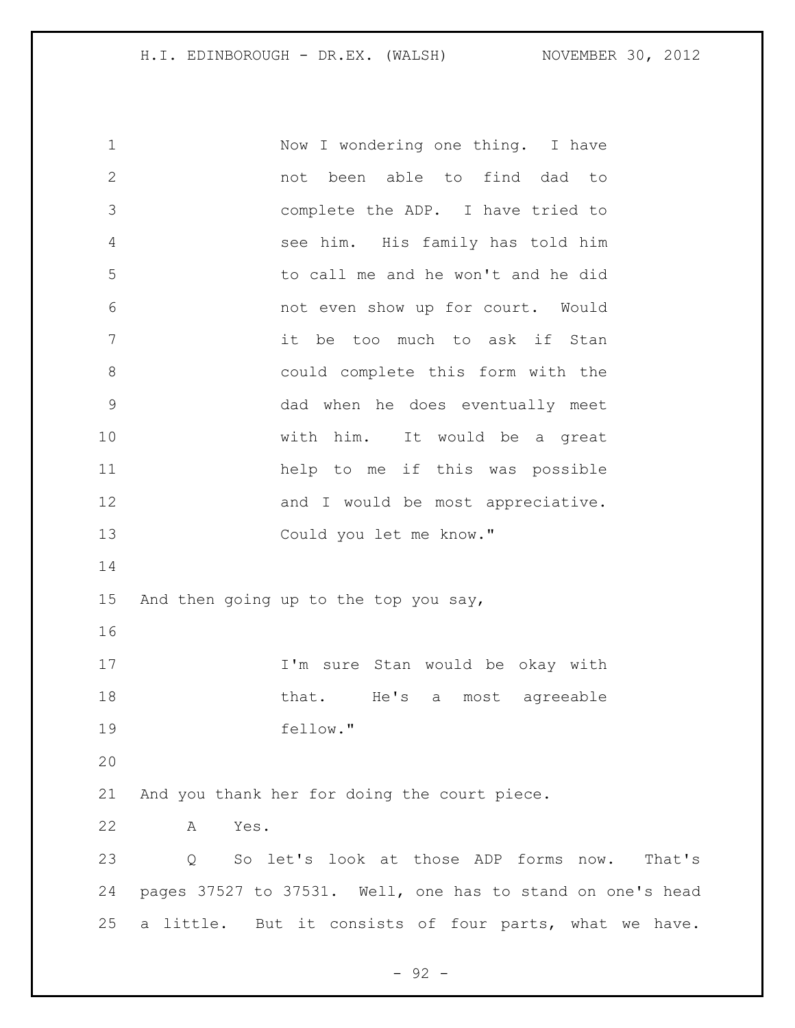> Now I wondering one thing. I have not been able to find dad to complete the ADP. I have tried to see him. His family has told him to call me and he won't and he did not even show up for court. Would it be too much to ask if Stan could complete this form with the dad when he does eventually meet with him. It would be a great help to me if this was possible and I would be most appreciative. Could you let me know."

And then going up to the top you say,

> I'm sure Stan would be okay with that. He's a most agreeable fellow."

And you thank her for doing the court piece.

A Yes.

Q So let's look at those ADP forms now. That's pages 37527 to 37531. Well, one has to stand on one's head a little. But it consists of four parts, what we have.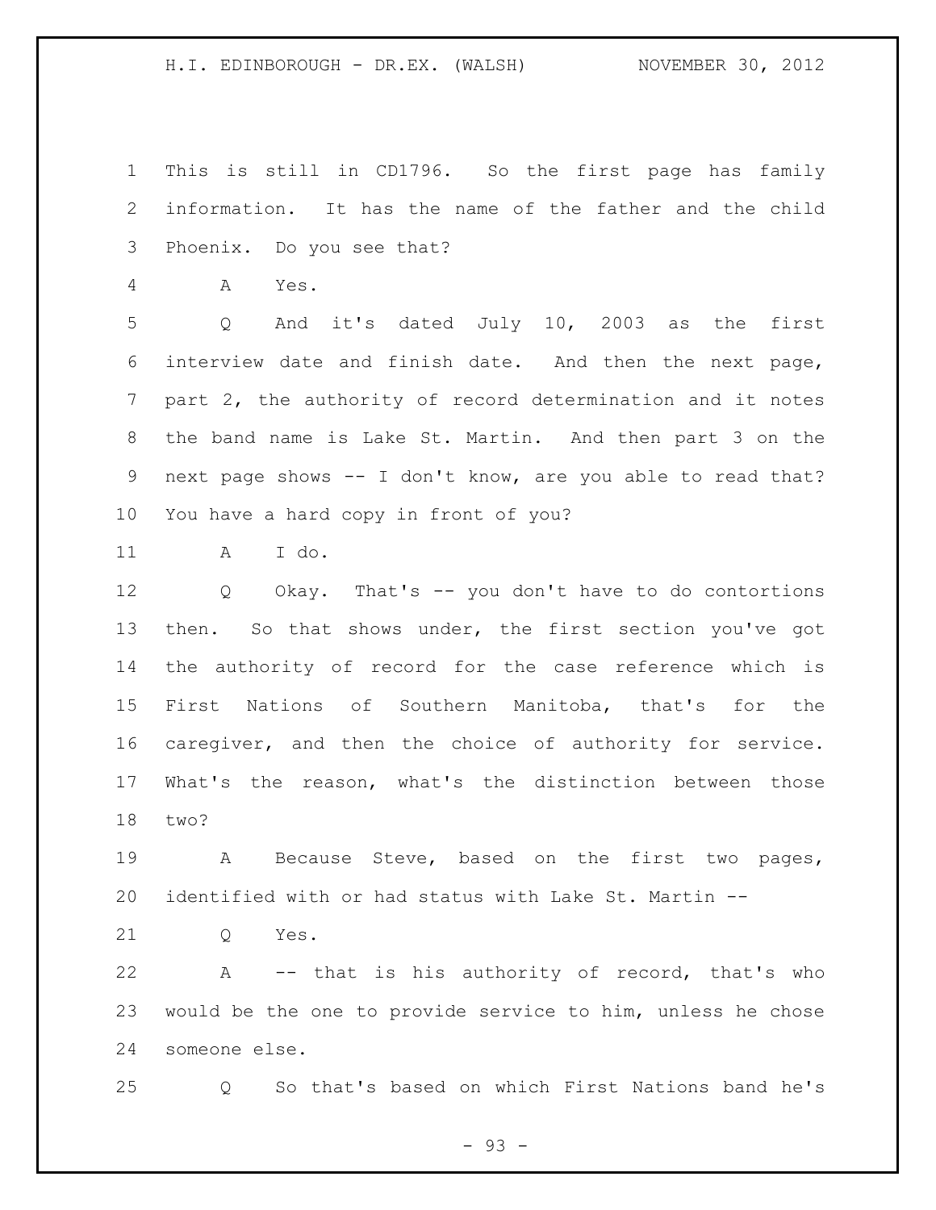This is still in CD1796. So the first page has family information. It has the name of the father and the child Phoenix. Do you see that?

A Yes.

Q And it's dated July 10, 2003 as the first interview date and finish date. And then the next page, part 2, the authority of record determination and it notes the band name is Lake St. Martin. And then part 3 on the next page shows -- I don't know, are you able to read that? You have a hard copy in front of you?

A I do.

Q Okay. That's -- you don't have to do contortions then. So that shows under, the first section you've got the authority of record for the case reference which is First Nations of Southern Manitoba, that's for the caregiver, and then the choice of authority for service. What's the reason, what's the distinction between those two?

A Because Steve, based on the first two pages, identified with or had status with Lake St. Martin --

Q Yes.

A -- that is his authority of record, that's who would be the one to provide service to him, unless he chose someone else.

Q So that's based on which First Nations band he's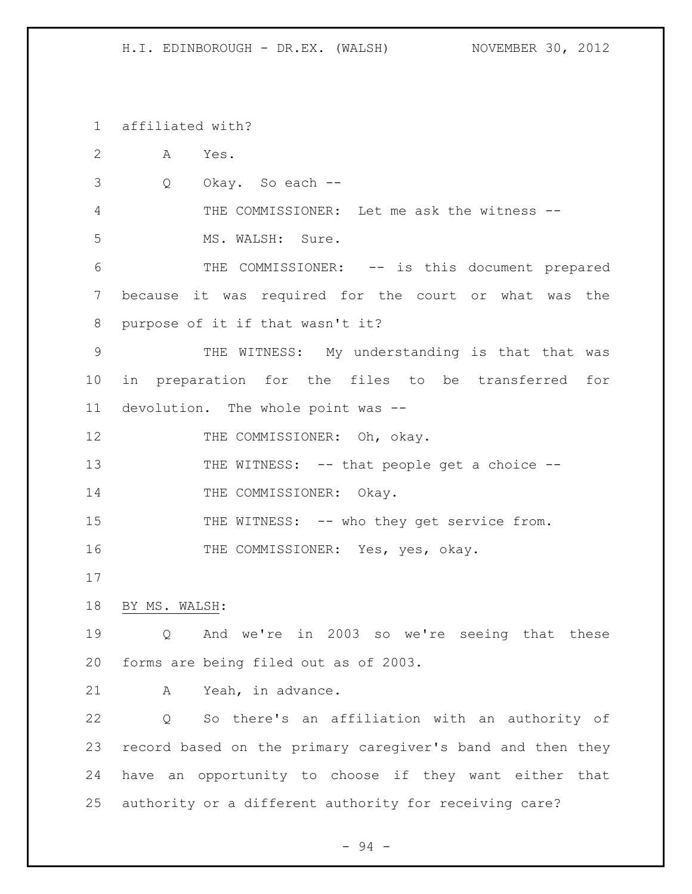affiliated with?

A Yes.

Q Okay. So each --

THE COMMISSIONER: Let me ask the witness --

MS. WALSH: Sure.

THE COMMISSIONER: -- is this document prepared because it was required for the court or what was the purpose of it if that wasn't it?

THE WITNESS: My understanding is that that was in preparation for the files to be transferred for devolution. The whole point was --

THE COMMISSIONER: Oh, okay.

THE WITNESS: -- that people get a choice --

THE COMMISSIONER: Okay.

THE WITNESS: -- who they get service from.

THE COMMISSIONER: Yes, yes, okay.

BY MS. WALSH:

Q And we're in 2003 so we're seeing that these forms are being filed out as of 2003.

A Yeah, in advance.

Q So there's an affiliation with an authority of record based on the primary caregiver's band and then they have an opportunity to choose if they want either that authority or a different authority for receiving care?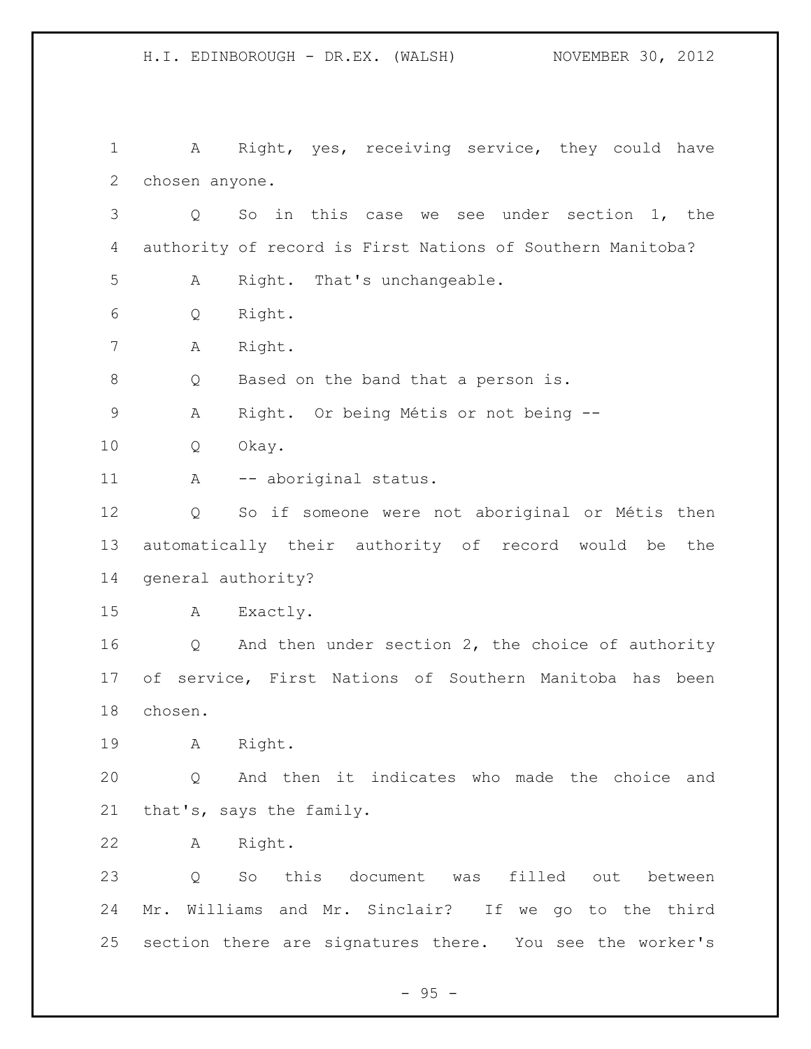1 A Right, yes, receiving service, they could have
2 chosen anyone.
3 Q So in this case we see under section 1, the
4 authority of record is First Nations of Southern Manitoba?
5 A Right. That's unchangeable.
6 Q Right.
7 A Right.
8 Q Based on the band that a person is.
9 A Right. Or being Métis or not being --
10 Q Okay.
11 A -- aboriginal status.
12 Q So if someone were not aboriginal or Métis then
13 automatically their authority of record would be the
14 general authority?
15 A Exactly.
16 Q And then under section 2, the choice of authority
17 of service, First Nations of Southern Manitoba has been
18 chosen.
19 A Right.
20 Q And then it indicates who made the choice and
21 that's, says the family.
22 A Right.
23 Q So this document was filled out between
24 Mr. Williams and Mr. Sinclair? If we go to the third
25 section there are signatures there. You see the worker's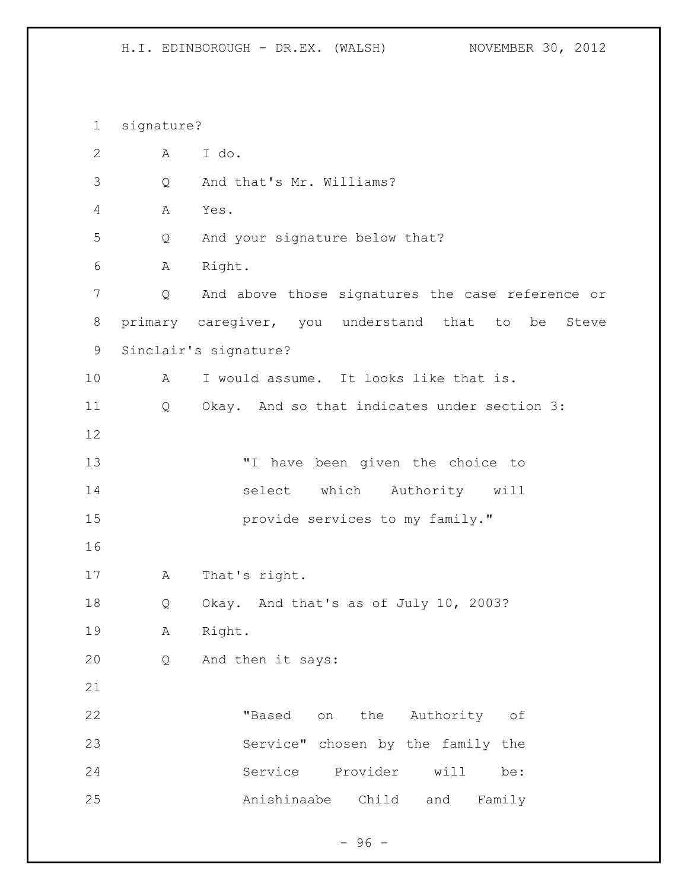signature?

A I do.

Q And that's Mr. Williams?

A Yes.

Q And your signature below that?

A Right.

Q And above those signatures the case reference or primary caregiver, you understand that to be Steve Sinclair's signature?

A I would assume. It looks like that is.

Q Okay. And so that indicates under section 3:

> "I have been given the choice to select which Authority will provide services to my family."

A That's right.

Q Okay. And that's as of July 10, 2003?

A Right.

Q And then it says:

> "Based on the Authority of Service" chosen by the family the Service Provider will be: Anishinaabe Child and Family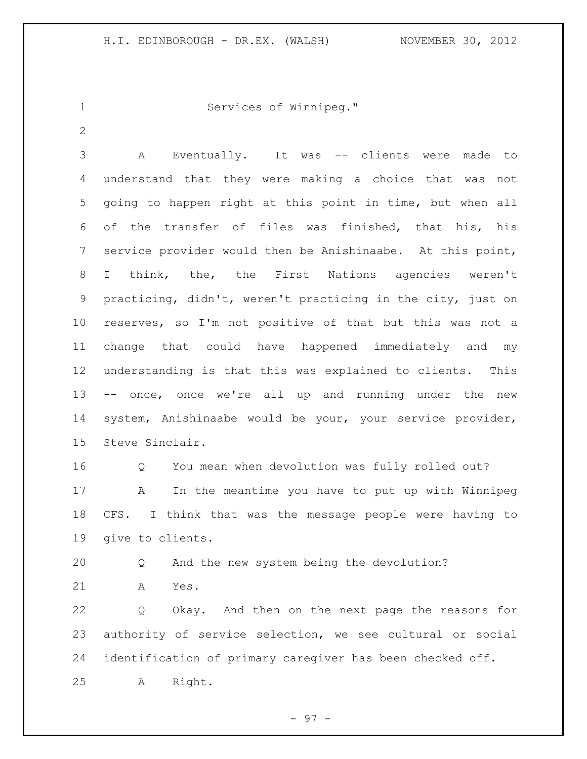Services of Winnipeg."

A Eventually. It was -- clients were made to understand that they were making a choice that was not going to happen right at this point in time, but when all of the transfer of files was finished, that his, his service provider would then be Anishinaabe. At this point, I think, the, the First Nations agencies weren't practicing, didn't, weren't practicing in the city, just on reserves, so I'm not positive of that but this was not a change that could have happened immediately and my understanding is that this was explained to clients. This -- once, once we're all up and running under the new system, Anishinaabe would be your, your service provider, Steve Sinclair.

Q You mean when devolution was fully rolled out?

A In the meantime you have to put up with Winnipeg CFS. I think that was the message people were having to give to clients.

Q And the new system being the devolution?

A Yes.

Q Okay. And then on the next page the reasons for authority of service selection, we see cultural or social identification of primary caregiver has been checked off.

A Right.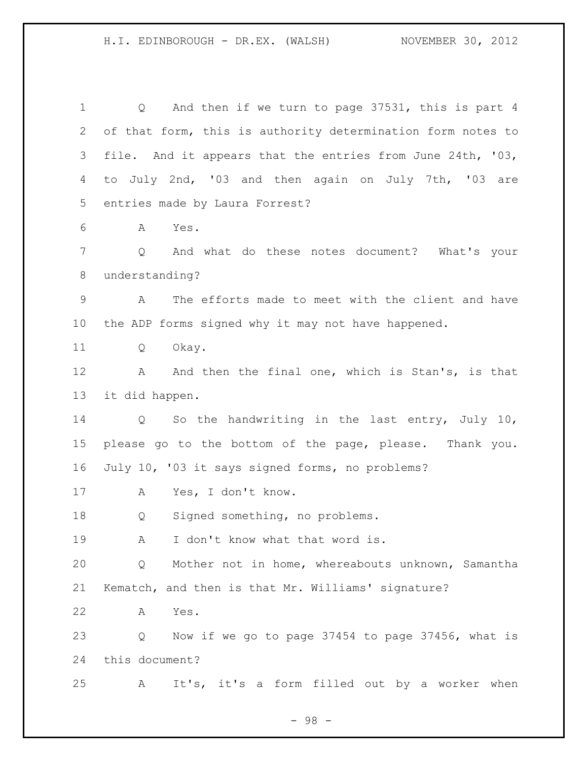Q And then if we turn to page 37531, this is part 4 of that form, this is authority determination form notes to file. And it appears that the entries from June 24th, '03, to July 2nd, '03 and then again on July 7th, '03 are entries made by Laura Forrest?

A Yes.

Q And what do these notes document? What's your understanding?

A The efforts made to meet with the client and have the ADP forms signed why it may not have happened.

Q Okay.

A And then the final one, which is Stan's, is that it did happen.

Q So the handwriting in the last entry, July 10, please go to the bottom of the page, please. Thank you. July 10, '03 it says signed forms, no problems?

A Yes, I don't know.

Q Signed something, no problems.

A I don't know what that word is.

Q Mother not in home, whereabouts unknown, Samantha Kematch, and then is that Mr. Williams' signature?

A Yes.

Q Now if we go to page 37454 to page 37456, what is this document?

A It's, it's a form filled out by a worker when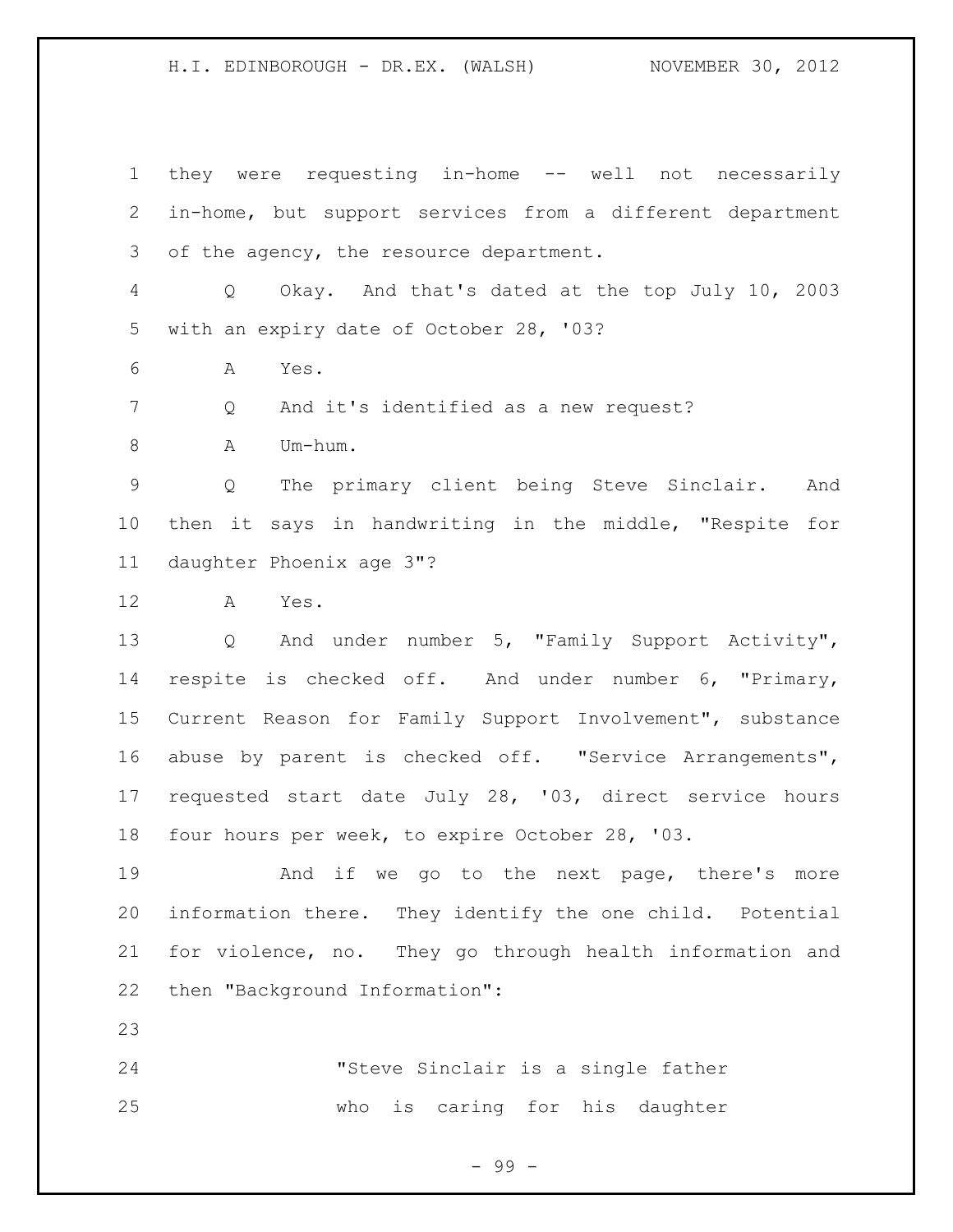they were requesting in-home -- well not necessarily in-home, but support services from a different department of the agency, the resource department.

Q Okay. And that's dated at the top July 10, 2003 with an expiry date of October 28, '03?

A Yes.

Q And it's identified as a new request?

A Um-hum.

Q The primary client being Steve Sinclair. And then it says in handwriting in the middle, "Respite for daughter Phoenix age 3"?

A Yes.

Q And under number 5, "Family Support Activity", respite is checked off. And under number 6, "Primary, Current Reason for Family Support Involvement", substance abuse by parent is checked off. "Service Arrangements", requested start date July 28, '03, direct service hours four hours per week, to expire October 28, '03.

And if we go to the next page, there's more information there. They identify the one child. Potential for violence, no. They go through health information and then "Background Information":

> "Steve Sinclair is a single father who is caring for his daughter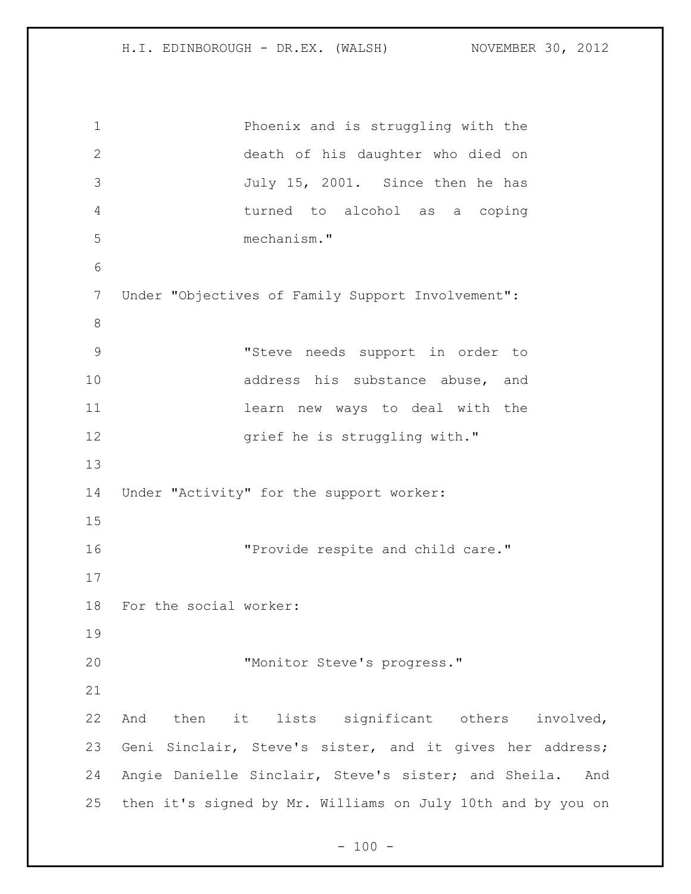Phoenix and is struggling with the death of his daughter who died on July 15, 2001. Since then he has turned to alcohol as a coping mechanism."

Under "Objectives of Family Support Involvement":

> "Steve needs support in order to address his substance abuse, and learn new ways to deal with the grief he is struggling with."

Under "Activity" for the support worker:

> "Provide respite and child care."

For the social worker:

> "Monitor Steve's progress."

And then it lists significant others involved, Geni Sinclair, Steve's sister, and it gives her address; Angie Danielle Sinclair, Steve's sister; and Sheila. And then it's signed by Mr. Williams on July 10th and by you on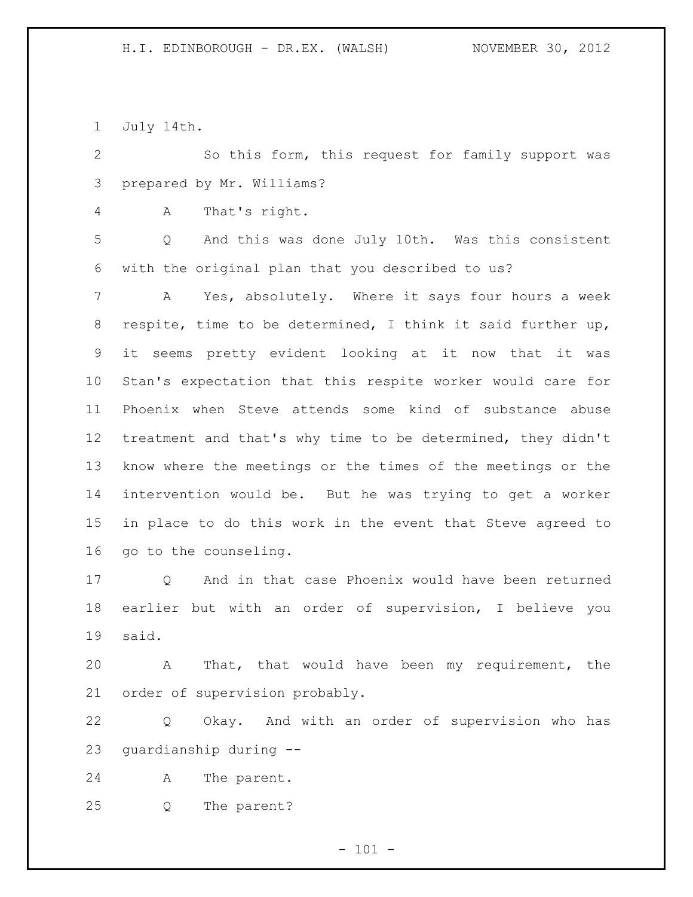July 14th.

So this form, this request for family support was prepared by Mr. Williams?

A That's right.

Q And this was done July 10th. Was this consistent with the original plan that you described to us?

A Yes, absolutely. Where it says four hours a week respite, time to be determined, I think it said further up, it seems pretty evident looking at it now that it was Stan's expectation that this respite worker would care for Phoenix when Steve attends some kind of substance abuse treatment and that's why time to be determined, they didn't know where the meetings or the times of the meetings or the intervention would be. But he was trying to get a worker in place to do this work in the event that Steve agreed to go to the counseling.

Q And in that case Phoenix would have been returned earlier but with an order of supervision, I believe you said.

A That, that would have been my requirement, the order of supervision probably.

Q Okay. And with an order of supervision who has guardianship during --

A The parent.

Q The parent?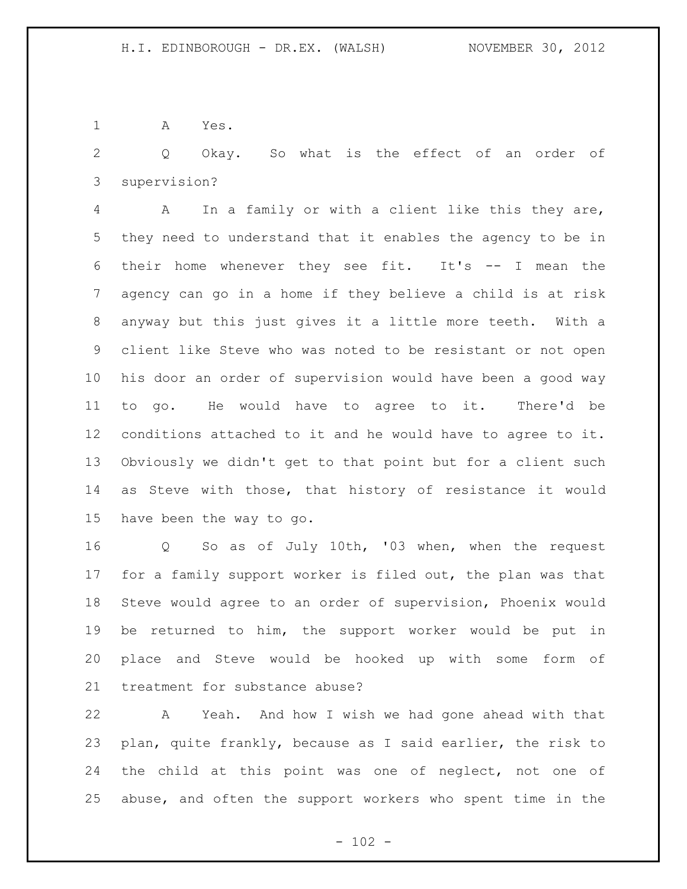A Yes.

Q Okay. So what is the effect of an order of supervision?

A In a family or with a client like this they are, they need to understand that it enables the agency to be in their home whenever they see fit. It's -- I mean the agency can go in a home if they believe a child is at risk anyway but this just gives it a little more teeth. With a client like Steve who was noted to be resistant or not open his door an order of supervision would have been a good way to go. He would have to agree to it. There'd be conditions attached to it and he would have to agree to it. Obviously we didn't get to that point but for a client such as Steve with those, that history of resistance it would have been the way to go.

Q So as of July 10th, '03 when, when the request for a family support worker is filed out, the plan was that Steve would agree to an order of supervision, Phoenix would be returned to him, the support worker would be put in place and Steve would be hooked up with some form of treatment for substance abuse?

A Yeah. And how I wish we had gone ahead with that plan, quite frankly, because as I said earlier, the risk to the child at this point was one of neglect, not one of abuse, and often the support workers who spent time in the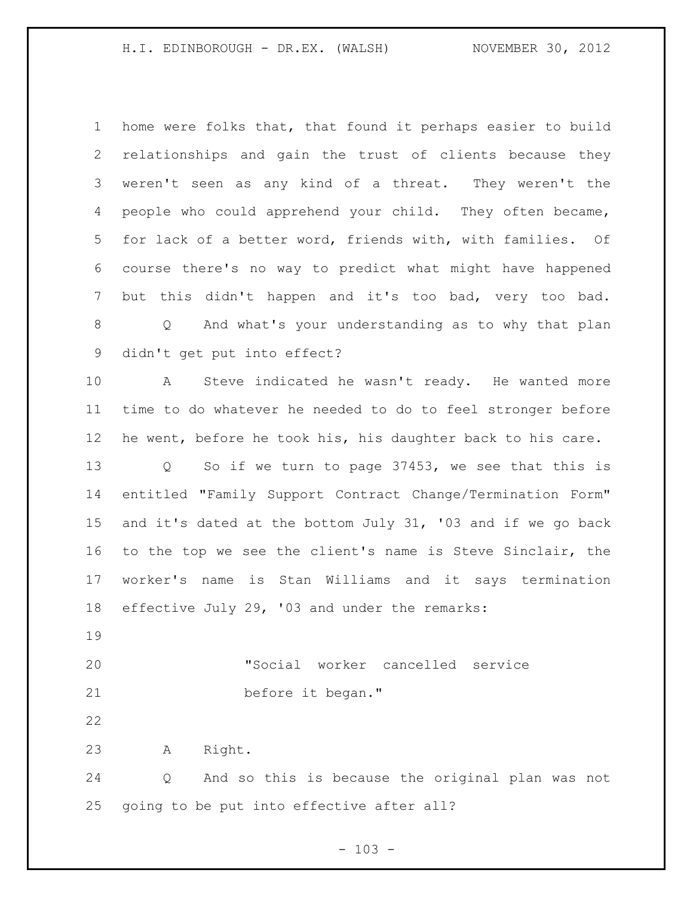home were folks that, that found it perhaps easier to build relationships and gain the trust of clients because they weren't seen as any kind of a threat. They weren't the people who could apprehend your child. They often became, for lack of a better word, friends with, with families. Of course there's no way to predict what might have happened but this didn't happen and it's too bad, very too bad.

Q And what's your understanding as to why that plan didn't get put into effect?

A Steve indicated he wasn't ready. He wanted more time to do whatever he needed to do to feel stronger before he went, before he took his, his daughter back to his care.

Q So if we turn to page 37453, we see that this is entitled "Family Support Contract Change/Termination Form" and it's dated at the bottom July 31, '03 and if we go back to the top we see the client's name is Steve Sinclair, the worker's name is Stan Williams and it says termination effective July 29, '03 and under the remarks:

> "Social worker cancelled service before it began."

A Right.

Q And so this is because the original plan was not going to be put into effective after all?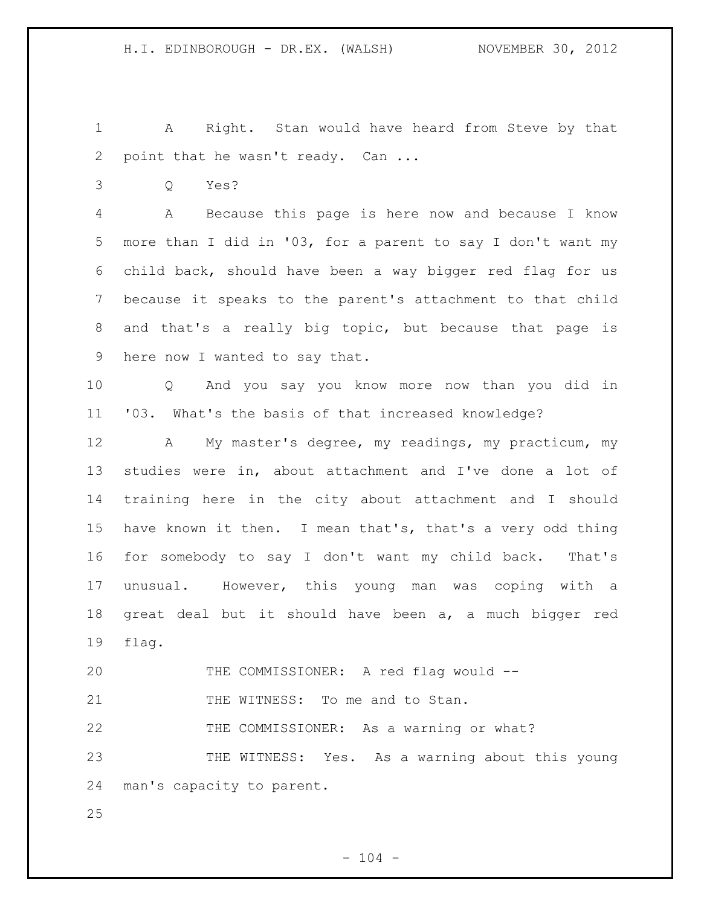A Right. Stan would have heard from Steve by that point that he wasn't ready. Can ...

Q Yes?

A Because this page is here now and because I know more than I did in '03, for a parent to say I don't want my child back, should have been a way bigger red flag for us because it speaks to the parent's attachment to that child and that's a really big topic, but because that page is here now I wanted to say that.

Q And you say you know more now than you did in '03. What's the basis of that increased knowledge?

A My master's degree, my readings, my practicum, my studies were in, about attachment and I've done a lot of training here in the city about attachment and I should have known it then. I mean that's, that's a very odd thing for somebody to say I don't want my child back. That's unusual. However, this young man was coping with a great deal but it should have been a, a much bigger red flag.

THE COMMISSIONER: A red flag would --

THE WITNESS: To me and to Stan.

THE COMMISSIONER: As a warning or what?

THE WITNESS: Yes. As a warning about this young man's capacity to parent.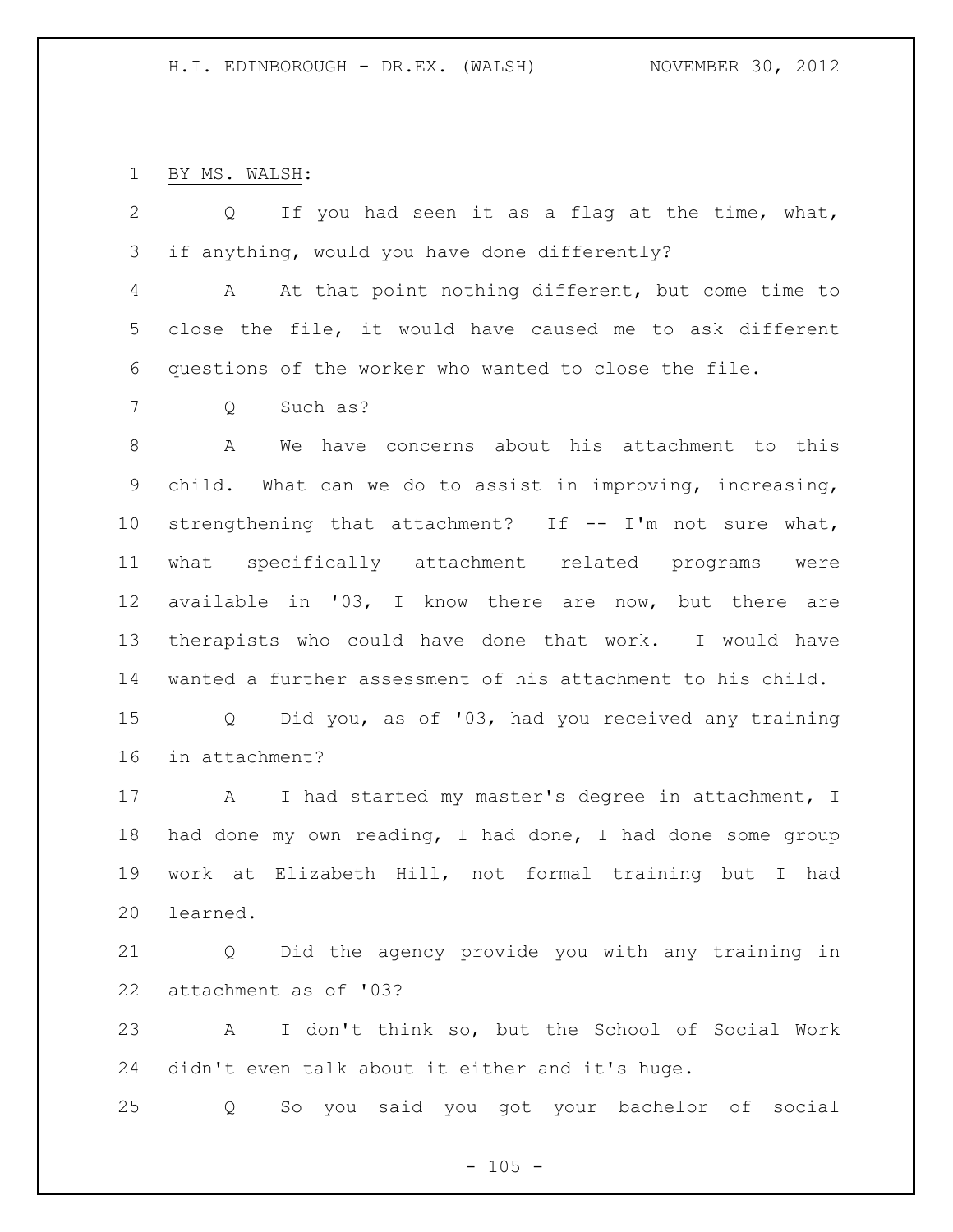BY MS. WALSH:

Q If you had seen it as a flag at the time, what, if anything, would you have done differently?

A At that point nothing different, but come time to close the file, it would have caused me to ask different questions of the worker who wanted to close the file.

Q Such as?

A We have concerns about his attachment to this child. What can we do to assist in improving, increasing, strengthening that attachment? If -- I'm not sure what, what specifically attachment related programs were available in '03, I know there are now, but there are therapists who could have done that work. I would have wanted a further assessment of his attachment to his child.

Q Did you, as of '03, had you received any training in attachment?

A I had started my master's degree in attachment, I had done my own reading, I had done, I had done some group work at Elizabeth Hill, not formal training but I had learned.

Q Did the agency provide you with any training in attachment as of '03?

A I don't think so, but the School of Social Work didn't even talk about it either and it's huge.

Q So you said you got your bachelor of social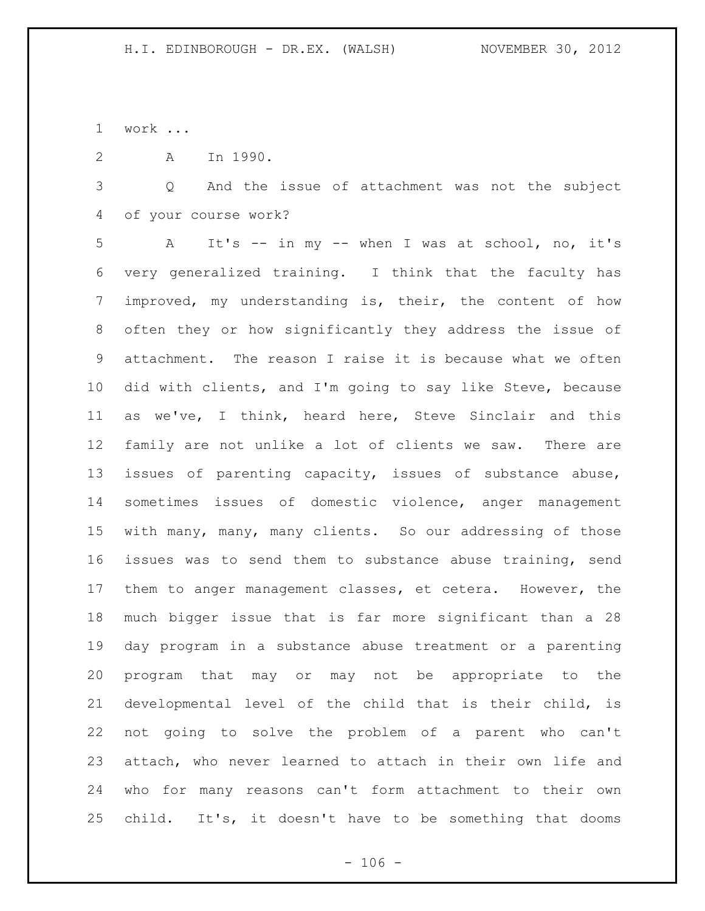work ...

A In 1990.

Q And the issue of attachment was not the subject of your course work?

A It's -- in my -- when I was at school, no, it's very generalized training. I think that the faculty has improved, my understanding is, their, the content of how often they or how significantly they address the issue of attachment. The reason I raise it is because what we often did with clients, and I'm going to say like Steve, because as we've, I think, heard here, Steve Sinclair and this family are not unlike a lot of clients we saw. There are issues of parenting capacity, issues of substance abuse, sometimes issues of domestic violence, anger management with many, many, many clients. So our addressing of those issues was to send them to substance abuse training, send them to anger management classes, et cetera. However, the much bigger issue that is far more significant than a 28 day program in a substance abuse treatment or a parenting program that may or may not be appropriate to the developmental level of the child that is their child, is not going to solve the problem of a parent who can't attach, who never learned to attach in their own life and who for many reasons can't form attachment to their own child. It's, it doesn't have to be something that dooms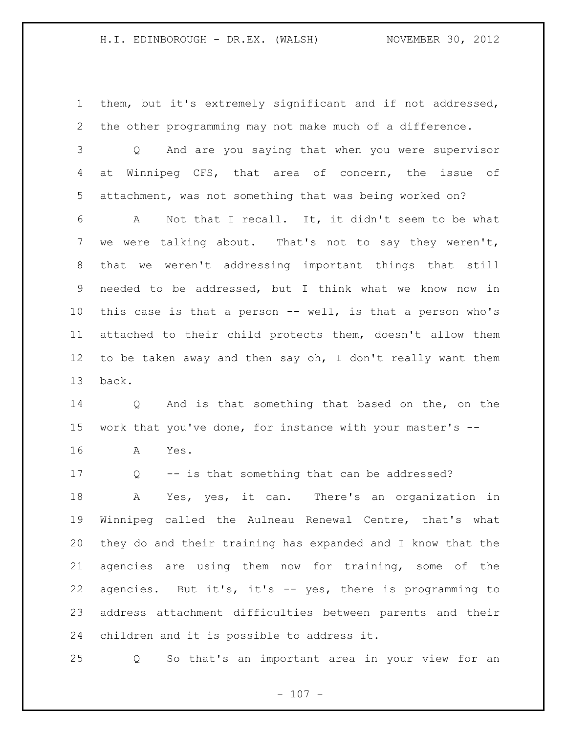them, but it's extremely significant and if not addressed, the other programming may not make much of a difference.

Q And are you saying that when you were supervisor at Winnipeg CFS, that area of concern, the issue of attachment, was not something that was being worked on?

A Not that I recall. It, it didn't seem to be what we were talking about. That's not to say they weren't, that we weren't addressing important things that still needed to be addressed, but I think what we know now in this case is that a person -- well, is that a person who's attached to their child protects them, doesn't allow them to be taken away and then say oh, I don't really want them back.

Q And is that something that based on the, on the work that you've done, for instance with your master's --

A Yes.

Q -- is that something that can be addressed?

A Yes, yes, it can. There's an organization in Winnipeg called the Aulneau Renewal Centre, that's what they do and their training has expanded and I know that the agencies are using them now for training, some of the agencies. But it's, it's -- yes, there is programming to address attachment difficulties between parents and their children and it is possible to address it.

Q So that's an important area in your view for an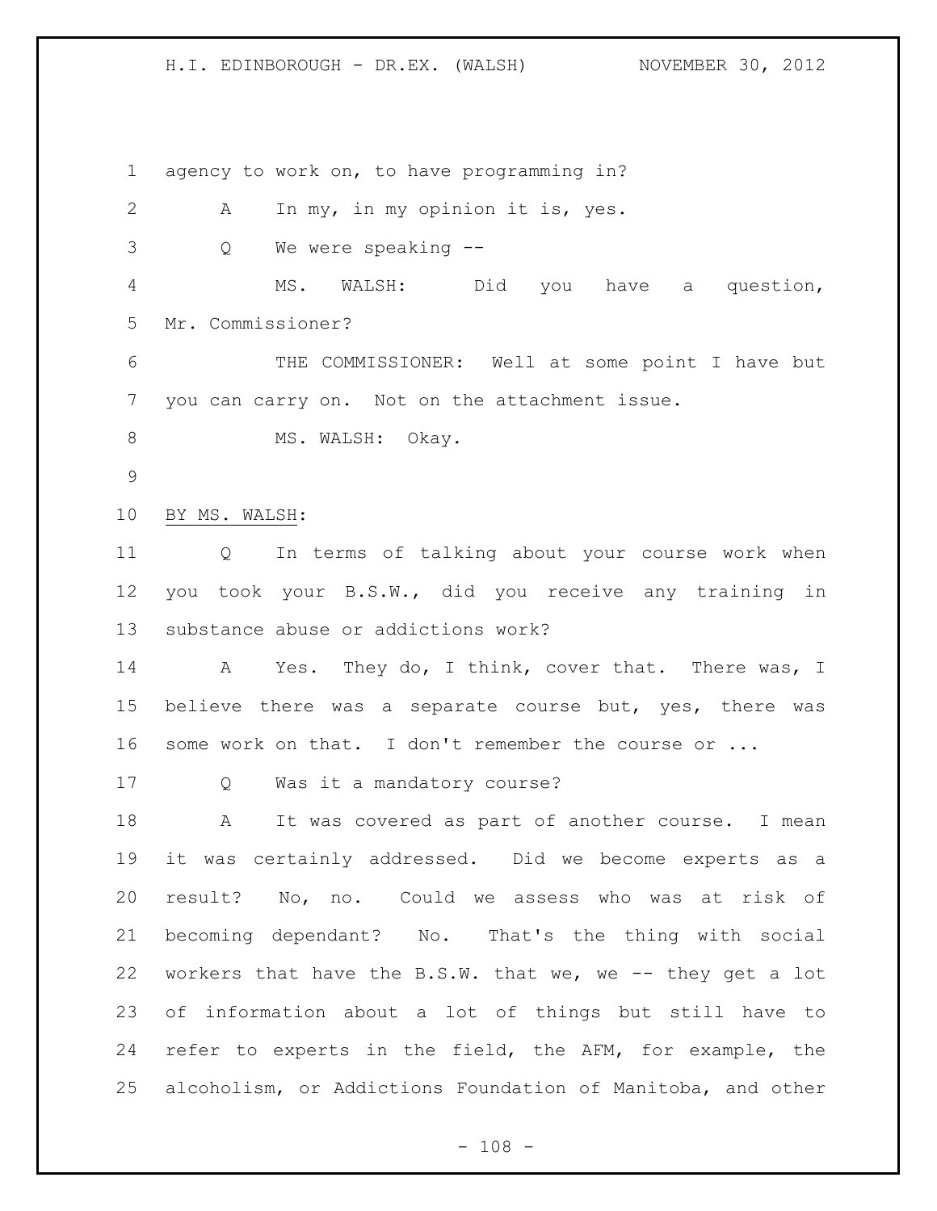agency to work on, to have programming in?

A In my, in my opinion it is, yes.

Q We were speaking --

MS. WALSH: Did you have a question, Mr. Commissioner?

THE COMMISSIONER: Well at some point I have but you can carry on. Not on the attachment issue.

MS. WALSH: Okay.

BY MS. WALSH:

Q In terms of talking about your course work when you took your B.S.W., did you receive any training in substance abuse or addictions work?

A Yes. They do, I think, cover that. There was, I believe there was a separate course but, yes, there was some work on that. I don't remember the course or ...

Q Was it a mandatory course?

A It was covered as part of another course. I mean it was certainly addressed. Did we become experts as a result? No, no. Could we assess who was at risk of becoming dependant? No. That's the thing with social workers that have the B.S.W. that we, we -- they get a lot of information about a lot of things but still have to refer to experts in the field, the AFM, for example, the alcoholism, or Addictions Foundation of Manitoba, and other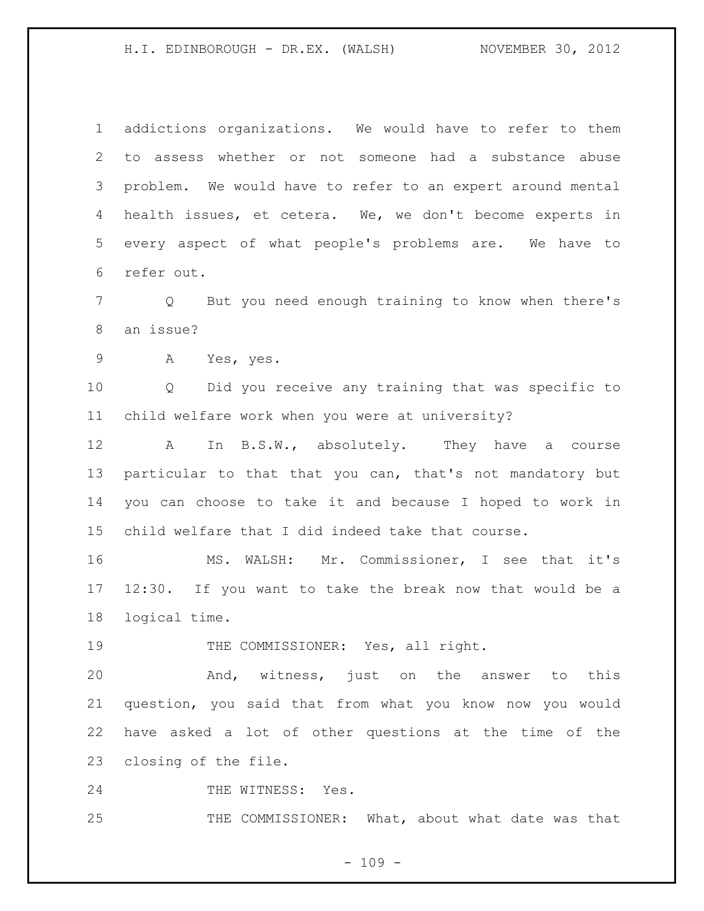addictions organizations. We would have to refer to them to assess whether or not someone had a substance abuse problem. We would have to refer to an expert around mental health issues, et cetera. We, we don't become experts in every aspect of what people's problems are. We have to refer out.

Q But you need enough training to know when there's an issue?

A Yes, yes.

Q Did you receive any training that was specific to child welfare work when you were at university?

A In B.S.W., absolutely. They have a course particular to that that you can, that's not mandatory but you can choose to take it and because I hoped to work in child welfare that I did indeed take that course.

MS. WALSH: Mr. Commissioner, I see that it's 12:30. If you want to take the break now that would be a logical time.

THE COMMISSIONER: Yes, all right.

And, witness, just on the answer to this question, you said that from what you know now you would have asked a lot of other questions at the time of the closing of the file.

THE WITNESS: Yes.

THE COMMISSIONER: What, about what date was that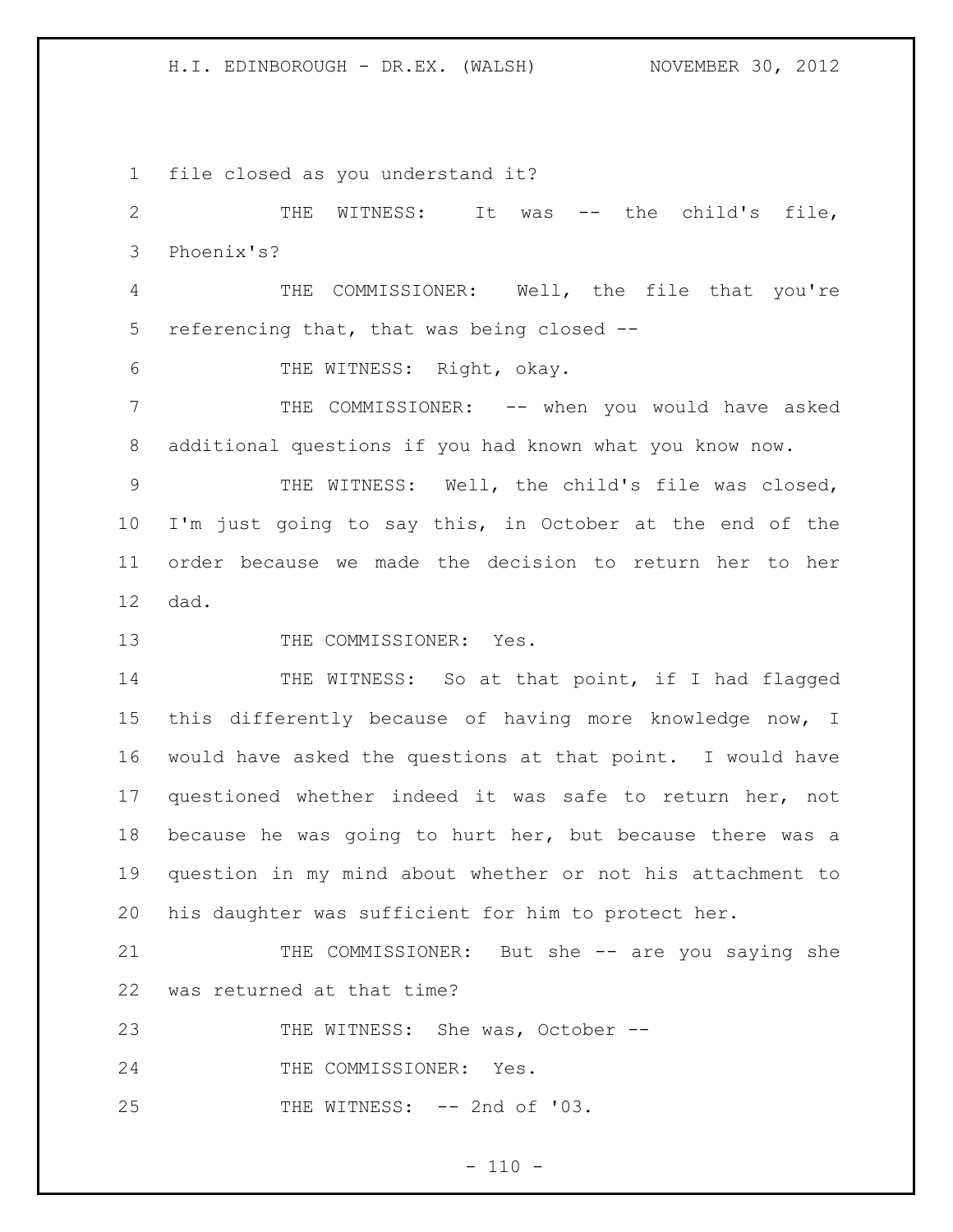file closed as you understand it?

THE WITNESS: It was -- the child's file, Phoenix's?

THE COMMISSIONER: Well, the file that you're referencing that, that was being closed --

THE WITNESS: Right, okay.

THE COMMISSIONER: -- when you would have asked additional questions if you had known what you know now.

THE WITNESS: Well, the child's file was closed, I'm just going to say this, in October at the end of the order because we made the decision to return her to her dad.

THE COMMISSIONER: Yes.

THE WITNESS: So at that point, if I had flagged this differently because of having more knowledge now, I would have asked the questions at that point. I would have questioned whether indeed it was safe to return her, not because he was going to hurt her, but because there was a question in my mind about whether or not his attachment to his daughter was sufficient for him to protect her.

THE COMMISSIONER: But she -- are you saying she was returned at that time?

THE WITNESS: She was, October --

THE COMMISSIONER: Yes.

THE WITNESS: -- 2nd of '03.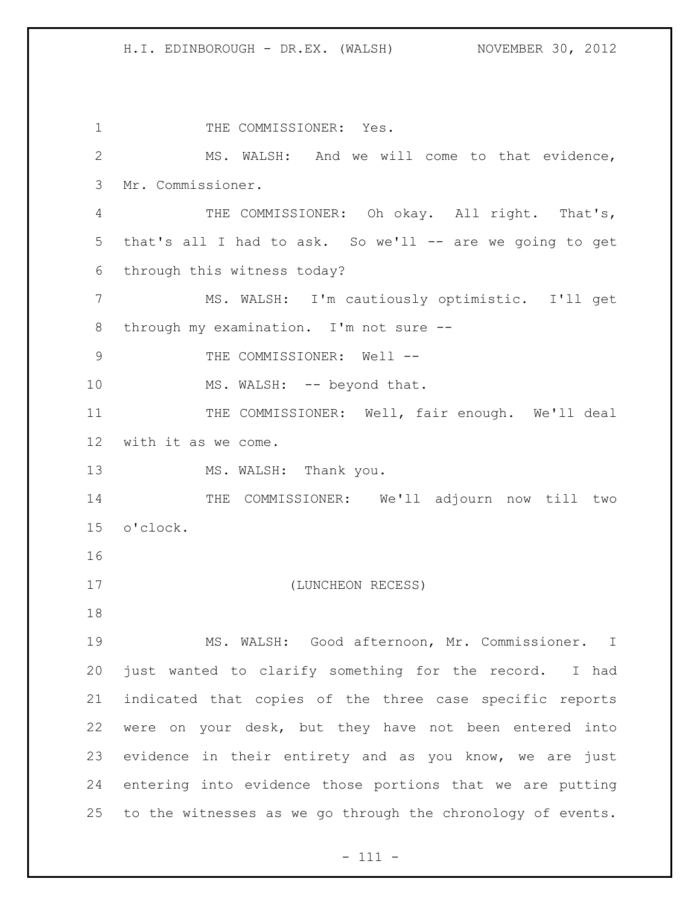THE COMMISSIONER: Yes.

MS. WALSH: And we will come to that evidence, Mr. Commissioner.

THE COMMISSIONER: Oh okay. All right. That's, that's all I had to ask. So we'll -- are we going to get through this witness today?

MS. WALSH: I'm cautiously optimistic. I'll get through my examination. I'm not sure --

THE COMMISSIONER: Well --

MS. WALSH: -- beyond that.

THE COMMISSIONER: Well, fair enough. We'll deal with it as we come.

MS. WALSH: Thank you.

THE COMMISSIONER: We'll adjourn now till two o'clock.

(LUNCHEON RECESS)

MS. WALSH: Good afternoon, Mr. Commissioner. I just wanted to clarify something for the record. I had indicated that copies of the three case specific reports were on your desk, but they have not been entered into evidence in their entirety and as you know, we are just entering into evidence those portions that we are putting to the witnesses as we go through the chronology of events.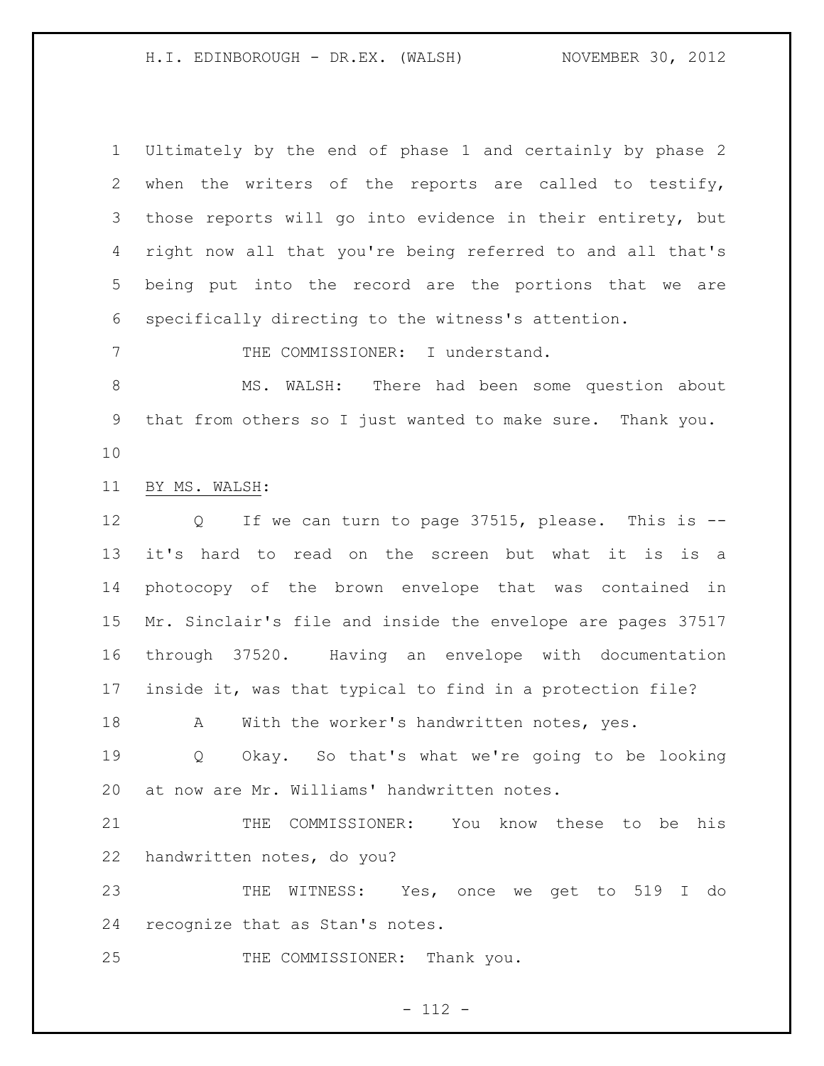Ultimately by the end of phase 1 and certainly by phase 2 when the writers of the reports are called to testify, those reports will go into evidence in their entirety, but right now all that you're being referred to and all that's being put into the record are the portions that we are specifically directing to the witness's attention.

THE COMMISSIONER: I understand.

MS. WALSH: There had been some question about that from others so I just wanted to make sure. Thank you.

BY MS. WALSH:

Q If we can turn to page 37515, please. This is -- it's hard to read on the screen but what it is is a photocopy of the brown envelope that was contained in Mr. Sinclair's file and inside the envelope are pages 37517 through 37520. Having an envelope with documentation inside it, was that typical to find in a protection file?

A With the worker's handwritten notes, yes.

Q Okay. So that's what we're going to be looking at now are Mr. Williams' handwritten notes.

THE COMMISSIONER: You know these to be his handwritten notes, do you?

THE WITNESS: Yes, once we get to 519 I do recognize that as Stan's notes.

THE COMMISSIONER: Thank you.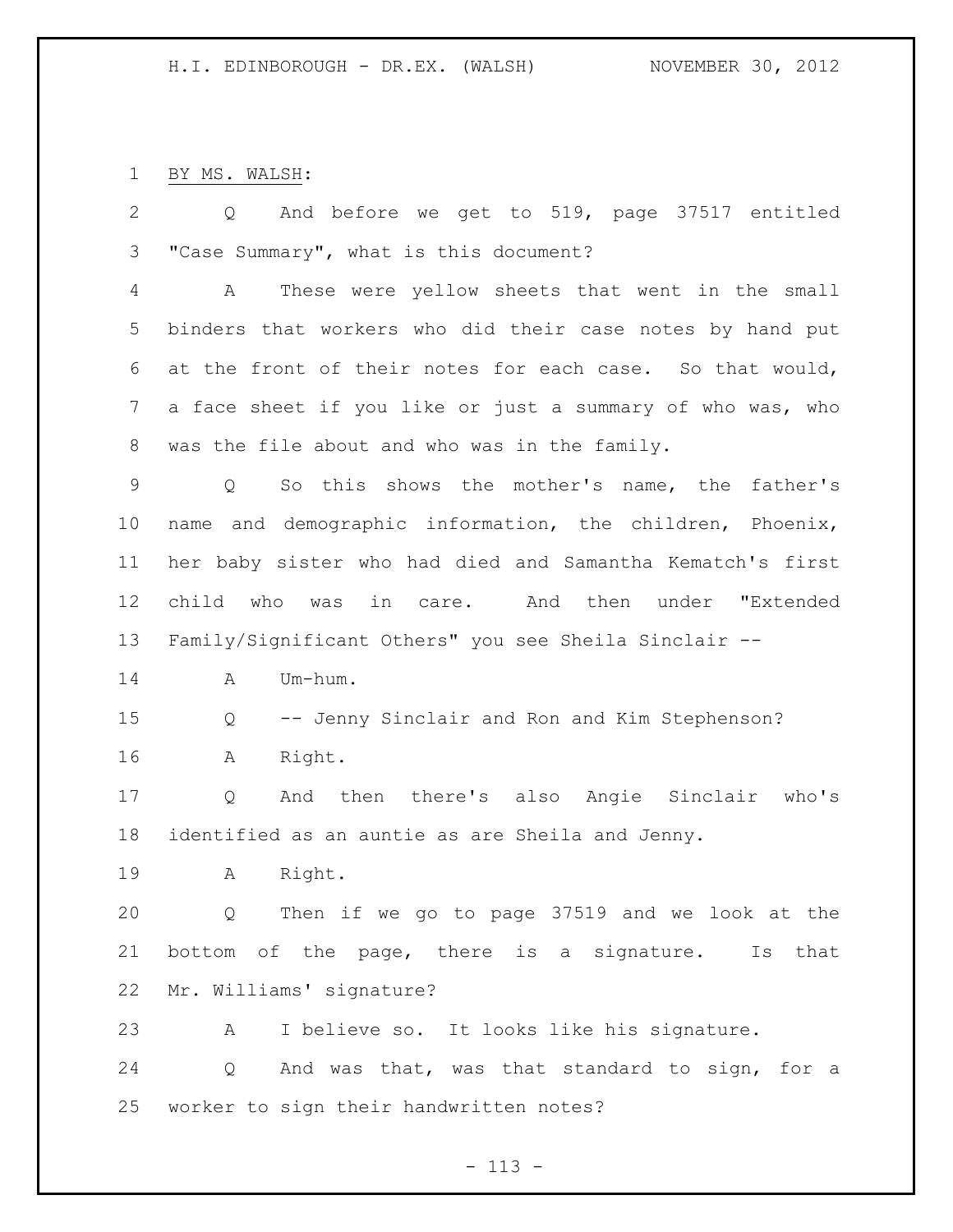BY MS. WALSH:

Q And before we get to 519, page 37517 entitled "Case Summary", what is this document?

A These were yellow sheets that went in the small binders that workers who did their case notes by hand put at the front of their notes for each case. So that would, a face sheet if you like or just a summary of who was, who was the file about and who was in the family.

Q So this shows the mother's name, the father's name and demographic information, the children, Phoenix, her baby sister who had died and Samantha Kematch's first child who was in care. And then under "Extended Family/Significant Others" you see Sheila Sinclair --

A Um-hum.

Q -- Jenny Sinclair and Ron and Kim Stephenson?

A Right.

Q And then there's also Angie Sinclair who's identified as an auntie as are Sheila and Jenny.

A Right.

Q Then if we go to page 37519 and we look at the bottom of the page, there is a signature. Is that Mr. Williams' signature?

A I believe so. It looks like his signature.

Q And was that, was that standard to sign, for a worker to sign their handwritten notes?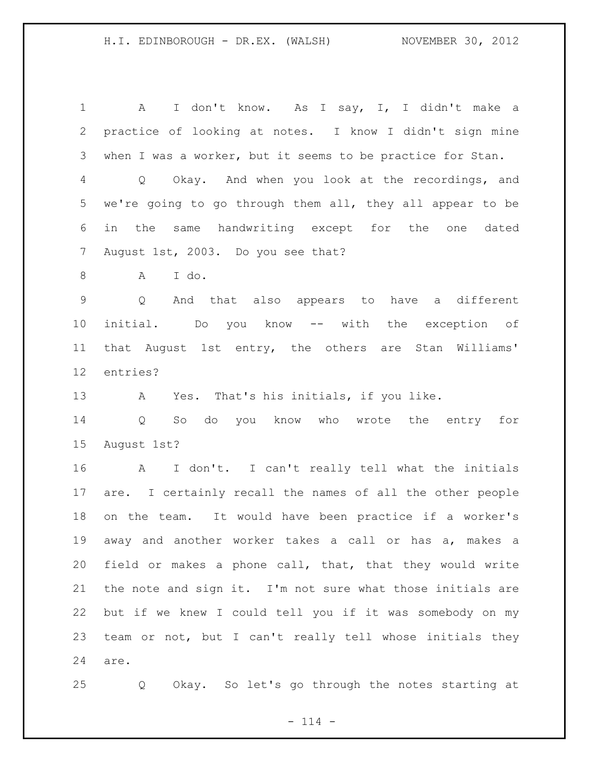A I don't know. As I say, I, I didn't make a practice of looking at notes. I know I didn't sign mine when I was a worker, but it seems to be practice for Stan.

Q Okay. And when you look at the recordings, and we're going to go through them all, they all appear to be in the same handwriting except for the one dated August 1st, 2003. Do you see that?

A I do.

Q And that also appears to have a different initial. Do you know -- with the exception of that August 1st entry, the others are Stan Williams' entries?

A Yes. That's his initials, if you like.

Q So do you know who wrote the entry for August 1st?

A I don't. I can't really tell what the initials are. I certainly recall the names of all the other people on the team. It would have been practice if a worker's away and another worker takes a call or has a, makes a field or makes a phone call, that, that they would write the note and sign it. I'm not sure what those initials are but if we knew I could tell you if it was somebody on my team or not, but I can't really tell whose initials they are.

Q Okay. So let's go through the notes starting at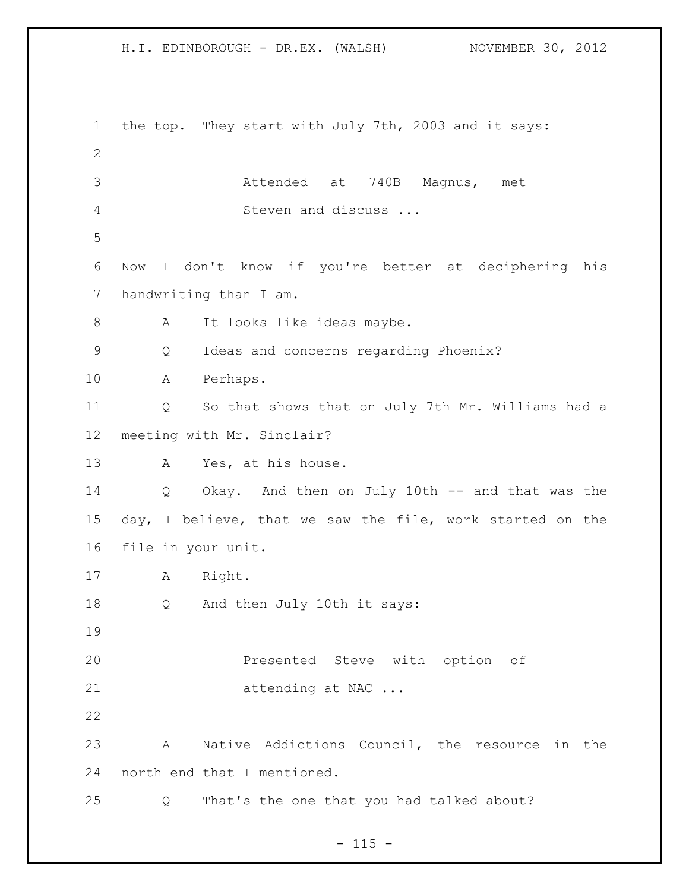the top. They start with July 7th, 2003 and it says:

> Attended at 740B Magnus, met Steven and discuss ...

Now I don't know if you're better at deciphering his handwriting than I am.

A It looks like ideas maybe.

Q Ideas and concerns regarding Phoenix?

A Perhaps.

Q So that shows that on July 7th Mr. Williams had a meeting with Mr. Sinclair?

A Yes, at his house.

Q Okay. And then on July 10th -- and that was the day, I believe, that we saw the file, work started on the file in your unit.

A Right.

Q And then July 10th it says:

> Presented Steve with option of attending at NAC ...

A Native Addictions Council, the resource in the north end that I mentioned.

Q That's the one that you had talked about?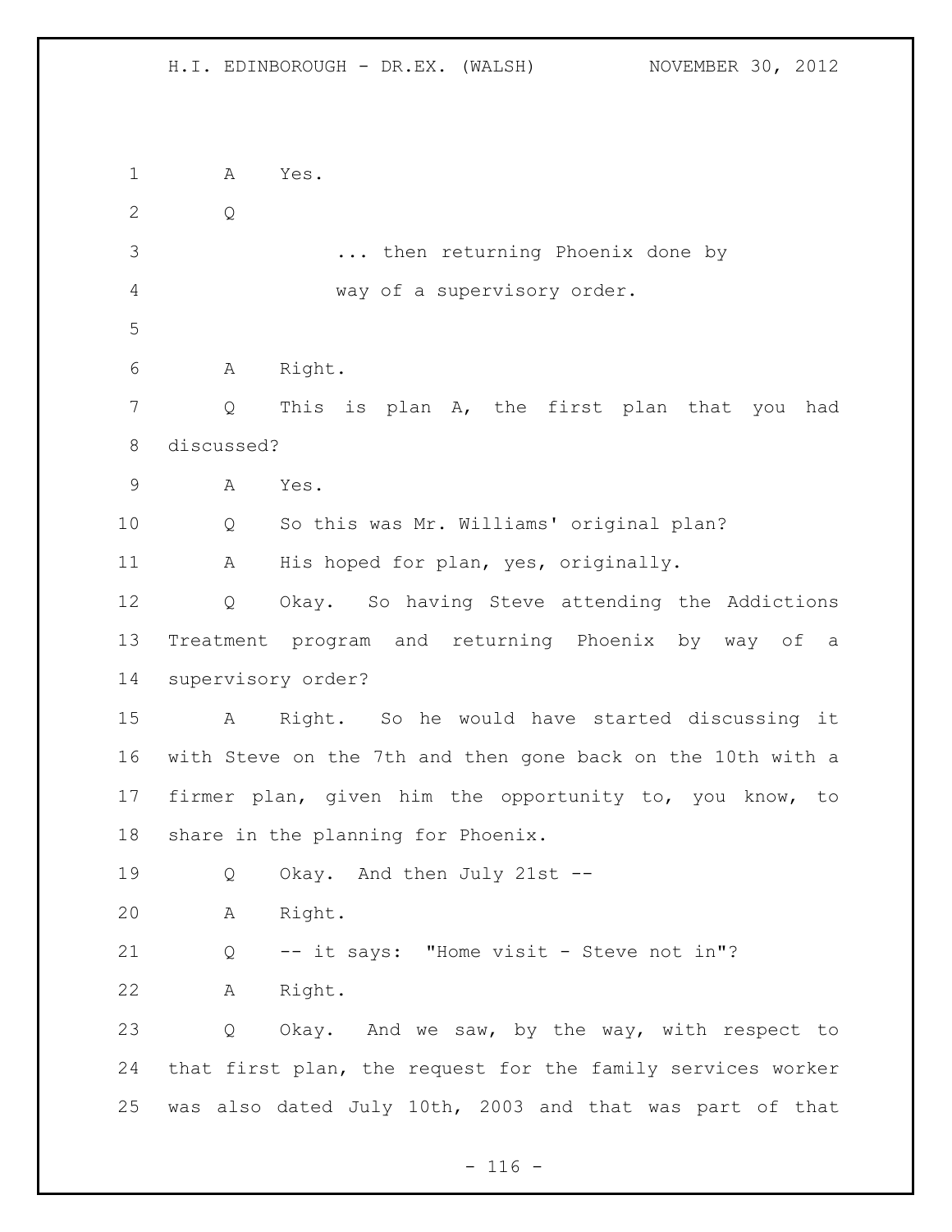A Yes.

Q

... then returning Phoenix done by way of a supervisory order.

A Right.

Q This is plan A, the first plan that you had discussed?

A Yes.

Q So this was Mr. Williams' original plan?

A His hoped for plan, yes, originally.

Q Okay. So having Steve attending the Addictions Treatment program and returning Phoenix by way of a supervisory order?

A Right. So he would have started discussing it with Steve on the 7th and then gone back on the 10th with a firmer plan, given him the opportunity to, you know, to share in the planning for Phoenix.

Q Okay. And then July 21st --

A Right.

Q -- it says: "Home visit - Steve not in"?

A Right.

Q Okay. And we saw, by the way, with respect to that first plan, the request for the family services worker was also dated July 10th, 2003 and that was part of that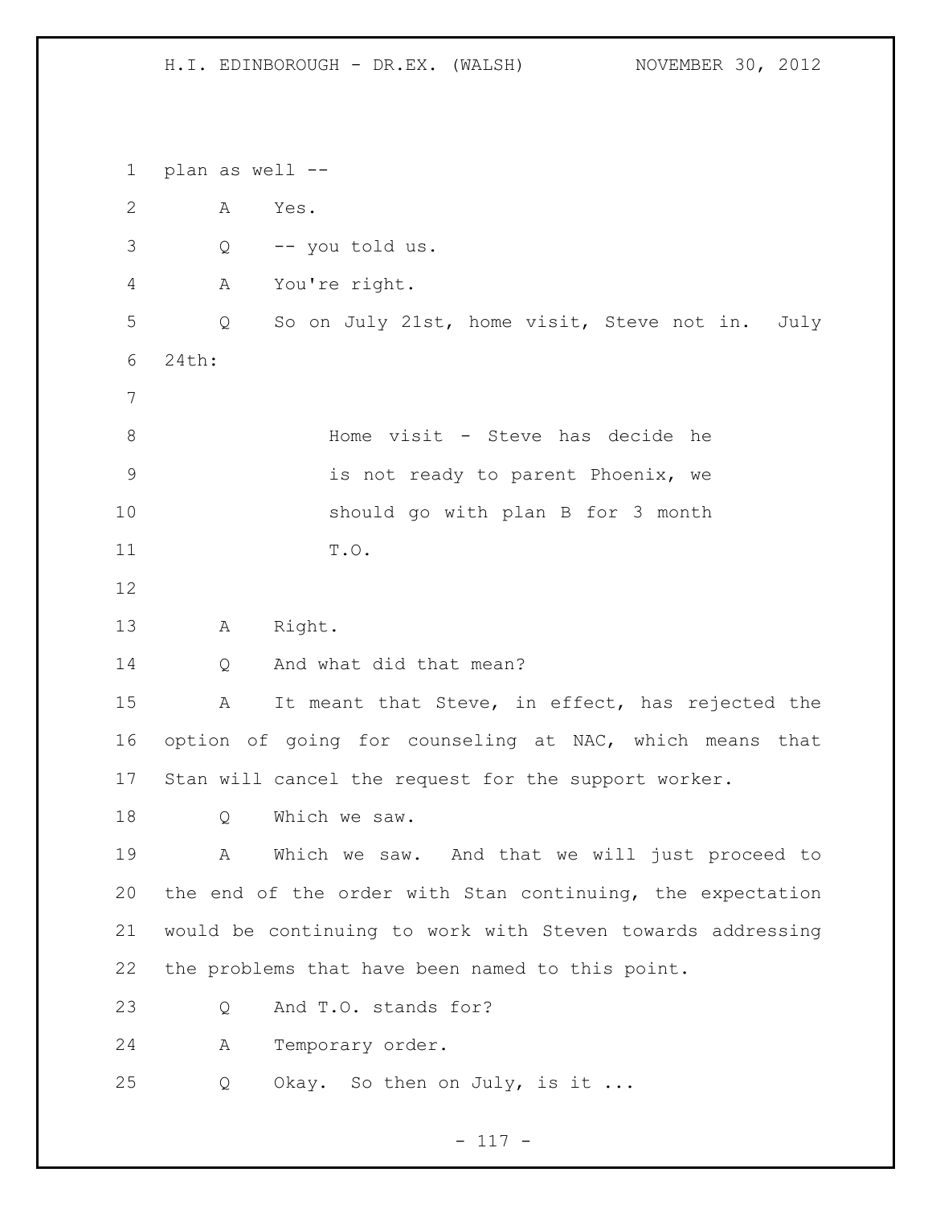plan as well --

A Yes.

Q -- you told us.

A You're right.

Q So on July 21st, home visit, Steve not in. July 24th:

> Home visit - Steve has decide he is not ready to parent Phoenix, we should go with plan B for 3 month T.O.

A Right.

Q And what did that mean?

A It meant that Steve, in effect, has rejected the option of going for counseling at NAC, which means that Stan will cancel the request for the support worker.

Q Which we saw.

A Which we saw. And that we will just proceed to the end of the order with Stan continuing, the expectation would be continuing to work with Steven towards addressing the problems that have been named to this point.

Q And T.O. stands for?

A Temporary order.

Q Okay. So then on July, is it ...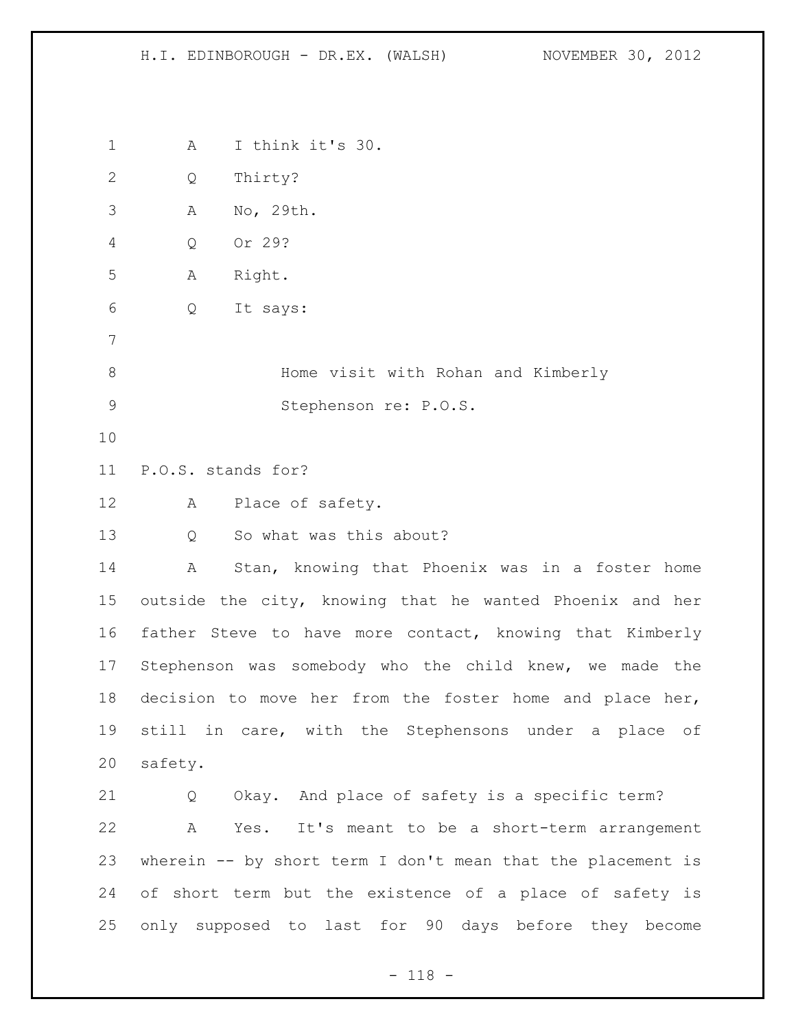A I think it's 30.

Q Thirty?

A No, 29th.

Q Or 29?

A Right.

Q It says:

> Home visit with Rohan and Kimberly Stephenson re: P.O.S.

P.O.S. stands for?

A Place of safety.

Q So what was this about?

A Stan, knowing that Phoenix was in a foster home outside the city, knowing that he wanted Phoenix and her father Steve to have more contact, knowing that Kimberly Stephenson was somebody who the child knew, we made the decision to move her from the foster home and place her, still in care, with the Stephensons under a place of safety.

Q Okay. And place of safety is a specific term?

A Yes. It's meant to be a short-term arrangement wherein -- by short term I don't mean that the placement is of short term but the existence of a place of safety is only supposed to last for 90 days before they become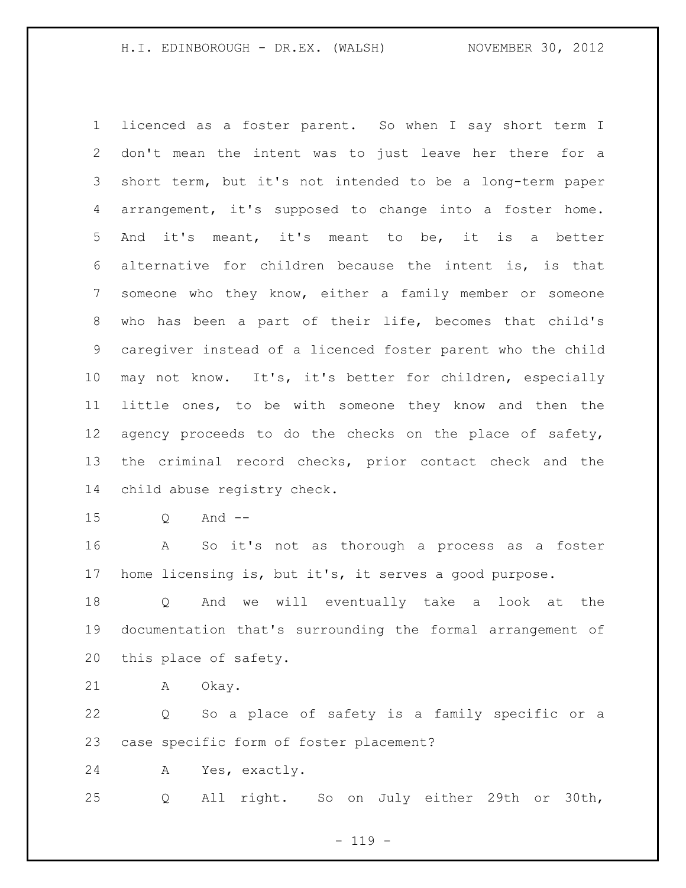licenced as a foster parent. So when I say short term I don't mean the intent was to just leave her there for a short term, but it's not intended to be a long-term paper arrangement, it's supposed to change into a foster home. And it's meant, it's meant to be, it is a better alternative for children because the intent is, is that someone who they know, either a family member or someone who has been a part of their life, becomes that child's caregiver instead of a licenced foster parent who the child may not know. It's, it's better for children, especially little ones, to be with someone they know and then the agency proceeds to do the checks on the place of safety, the criminal record checks, prior contact check and the child abuse registry check.

Q And --

A So it's not as thorough a process as a foster home licensing is, but it's, it serves a good purpose.

Q And we will eventually take a look at the documentation that's surrounding the formal arrangement of this place of safety.

A Okay.

Q So a place of safety is a family specific or a case specific form of foster placement?

A Yes, exactly.

Q All right. So on July either 29th or 30th,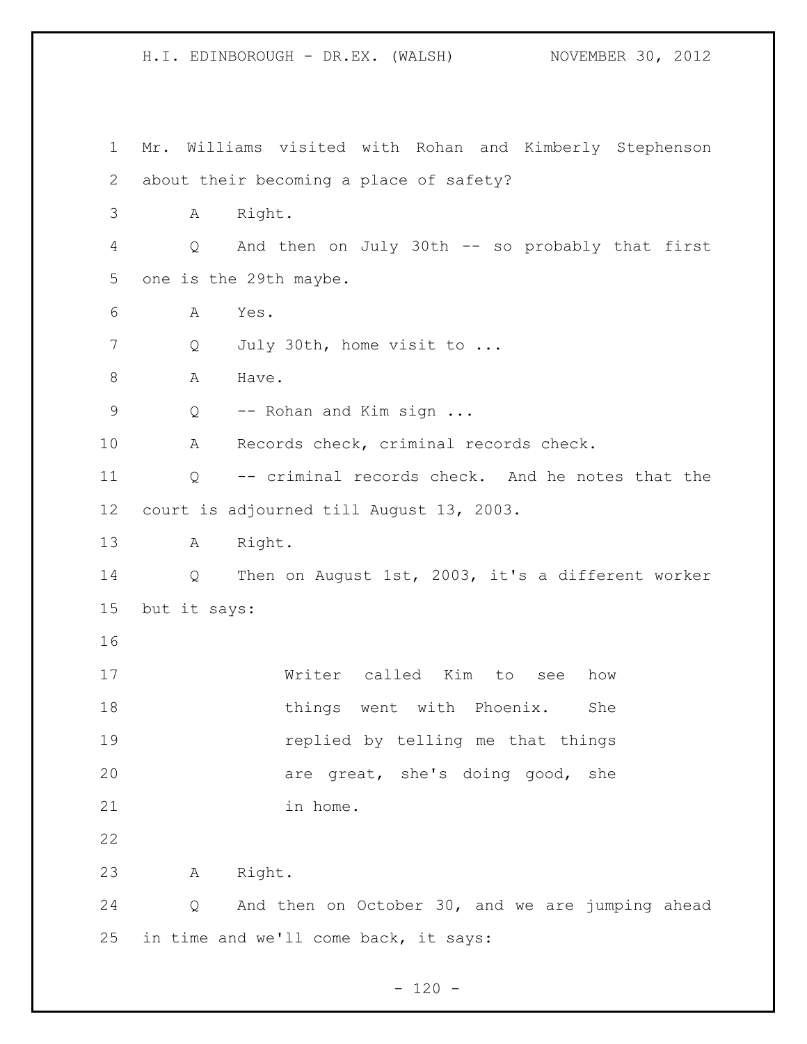Mr. Williams visited with Rohan and Kimberly Stephenson about their becoming a place of safety?

A Right.

Q And then on July 30th -- so probably that first one is the 29th maybe.

A Yes.

Q July 30th, home visit to ...

A Have.

Q -- Rohan and Kim sign ...

A Records check, criminal records check.

Q -- criminal records check. And he notes that the court is adjourned till August 13, 2003.

A Right.

Q Then on August 1st, 2003, it's a different worker but it says:

> Writer called Kim to see how things went with Phoenix. She replied by telling me that things are great, she's doing good, she in home.

A Right.

Q And then on October 30, and we are jumping ahead in time and we'll come back, it says: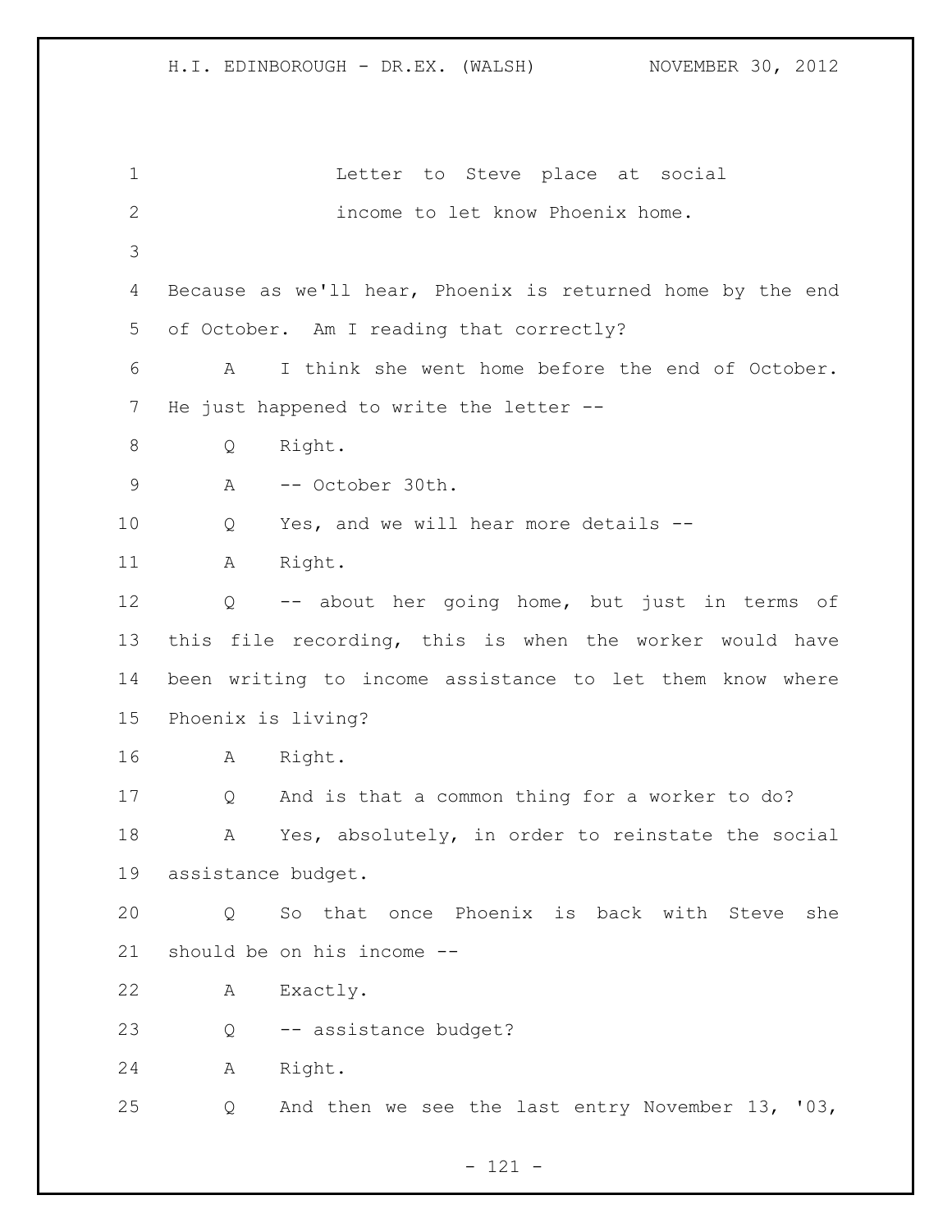Letter to Steve place at social income to let know Phoenix home.

Because as we'll hear, Phoenix is returned home by the end of October. Am I reading that correctly?

A I think she went home before the end of October. He just happened to write the letter --

Q Right.

A -- October 30th.

Q Yes, and we will hear more details --

A Right.

Q -- about her going home, but just in terms of this file recording, this is when the worker would have been writing to income assistance to let them know where Phoenix is living?

A Right.

Q And is that a common thing for a worker to do?

A Yes, absolutely, in order to reinstate the social assistance budget.

Q So that once Phoenix is back with Steve she should be on his income --

A Exactly.

Q -- assistance budget?

A Right.

Q And then we see the last entry November 13, '03,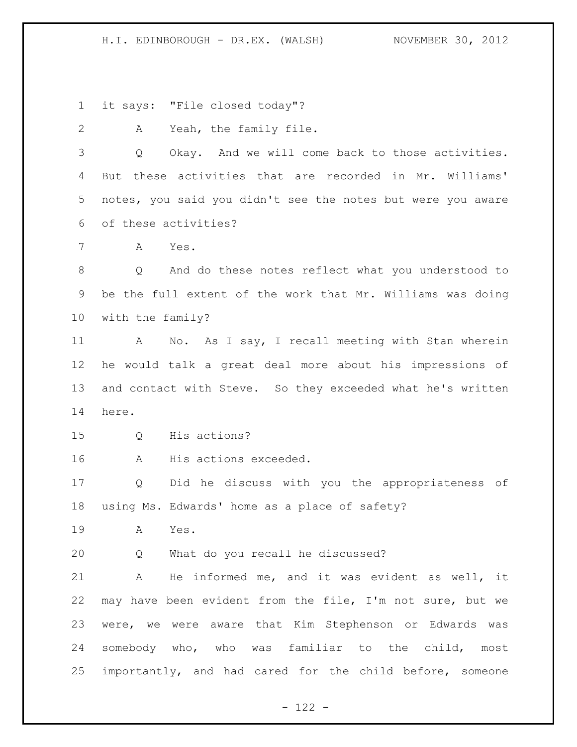it says: "File closed today"?

A Yeah, the family file.

Q Okay. And we will come back to those activities. But these activities that are recorded in Mr. Williams' notes, you said you didn't see the notes but were you aware of these activities?

A Yes.

Q And do these notes reflect what you understood to be the full extent of the work that Mr. Williams was doing with the family?

A No. As I say, I recall meeting with Stan wherein he would talk a great deal more about his impressions of and contact with Steve. So they exceeded what he's written here.

Q His actions?

A His actions exceeded.

Q Did he discuss with you the appropriateness of using Ms. Edwards' home as a place of safety?

A Yes.

Q What do you recall he discussed?

A He informed me, and it was evident as well, it may have been evident from the file, I'm not sure, but we were, we were aware that Kim Stephenson or Edwards was somebody who, who was familiar to the child, most importantly, and had cared for the child before, someone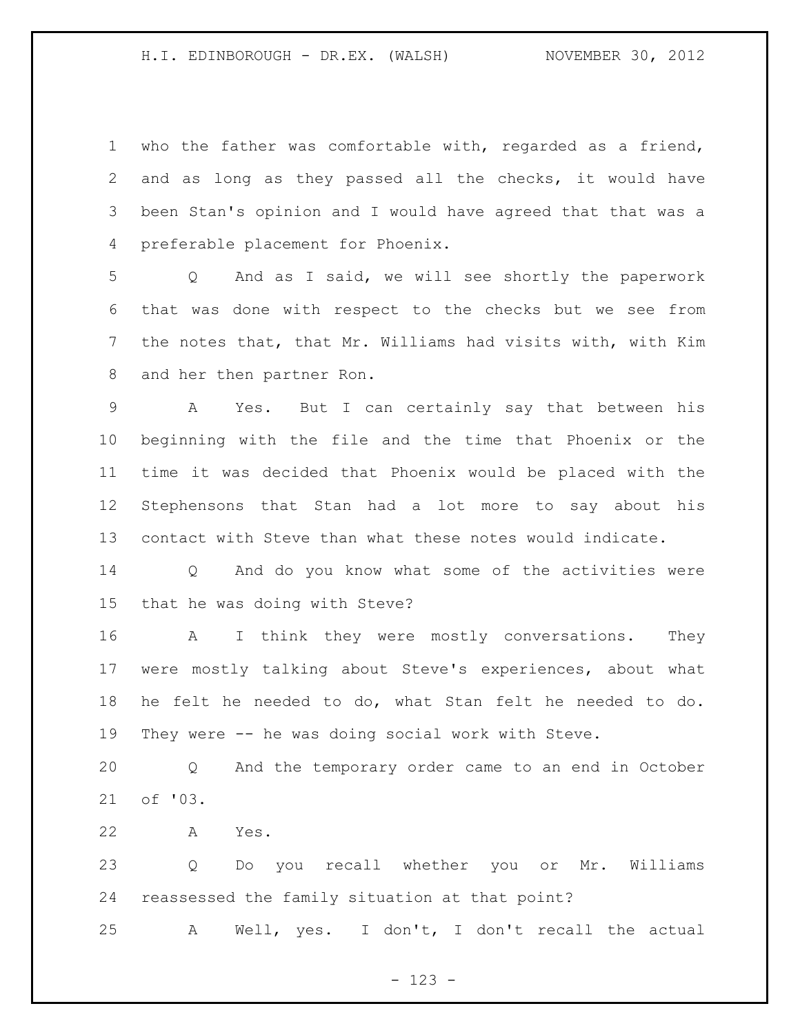who the father was comfortable with, regarded as a friend, and as long as they passed all the checks, it would have been Stan's opinion and I would have agreed that that was a preferable placement for Phoenix.

Q And as I said, we will see shortly the paperwork that was done with respect to the checks but we see from the notes that, that Mr. Williams had visits with, with Kim and her then partner Ron.

A Yes. But I can certainly say that between his beginning with the file and the time that Phoenix or the time it was decided that Phoenix would be placed with the Stephensons that Stan had a lot more to say about his contact with Steve than what these notes would indicate.

Q And do you know what some of the activities were that he was doing with Steve?

A I think they were mostly conversations. They were mostly talking about Steve's experiences, about what he felt he needed to do, what Stan felt he needed to do. They were -- he was doing social work with Steve.

Q And the temporary order came to an end in October of '03.

A Yes.

Q Do you recall whether you or Mr. Williams reassessed the family situation at that point?

A Well, yes. I don't, I don't recall the actual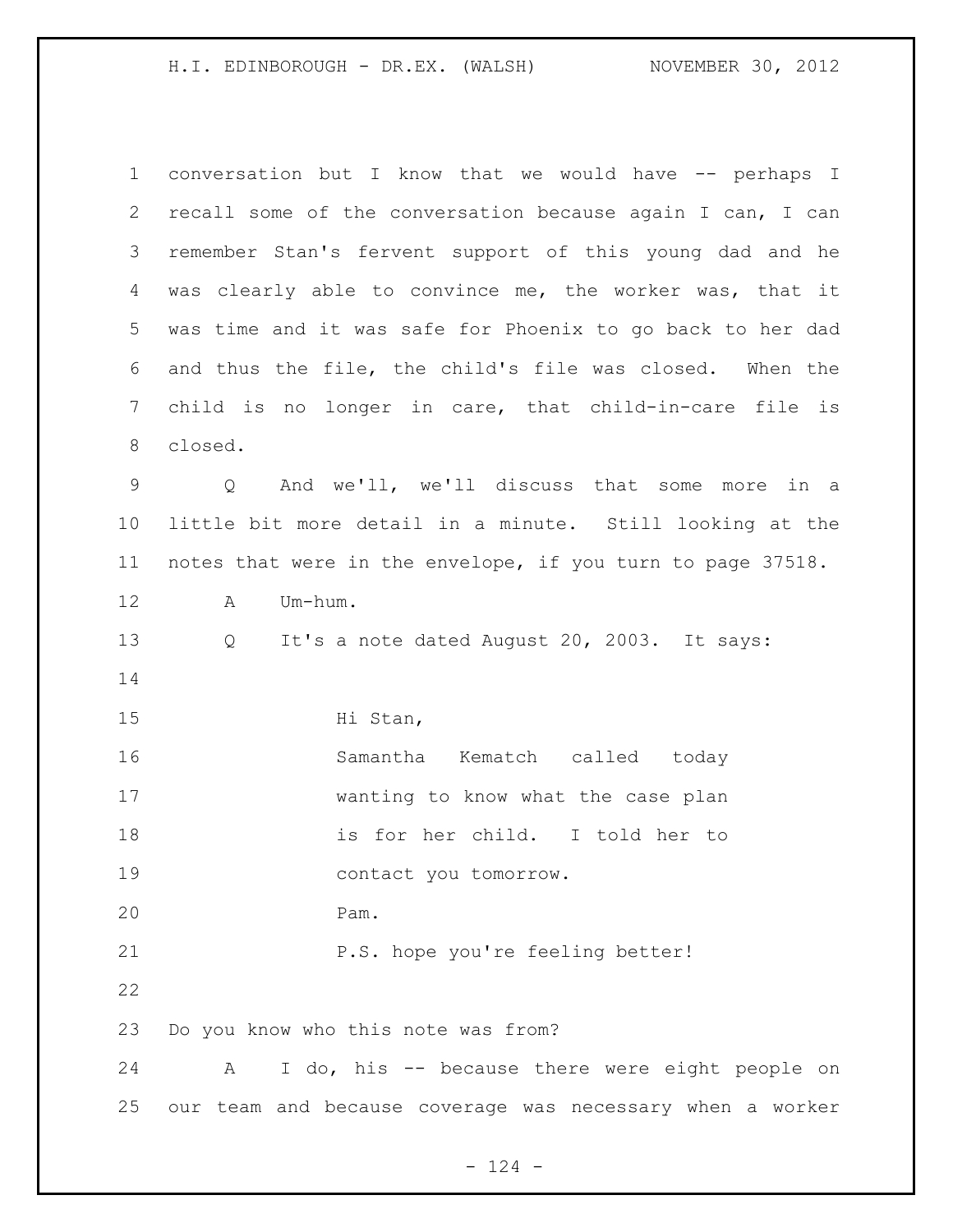conversation but I know that we would have -- perhaps I recall some of the conversation because again I can, I can remember Stan's fervent support of this young dad and he was clearly able to convince me, the worker was, that it was time and it was safe for Phoenix to go back to her dad and thus the file, the child's file was closed. When the child is no longer in care, that child-in-care file is closed.

Q And we'll, we'll discuss that some more in a little bit more detail in a minute. Still looking at the notes that were in the envelope, if you turn to page 37518.

A Um-hum.

Q It's a note dated August 20, 2003. It says:

> Hi Stan,
> Samantha Kematch called today wanting to know what the case plan is for her child. I told her to contact you tomorrow.
> Pam.
> P.S. hope you're feeling better!

Do you know who this note was from?

A I do, his -- because there were eight people on our team and because coverage was necessary when a worker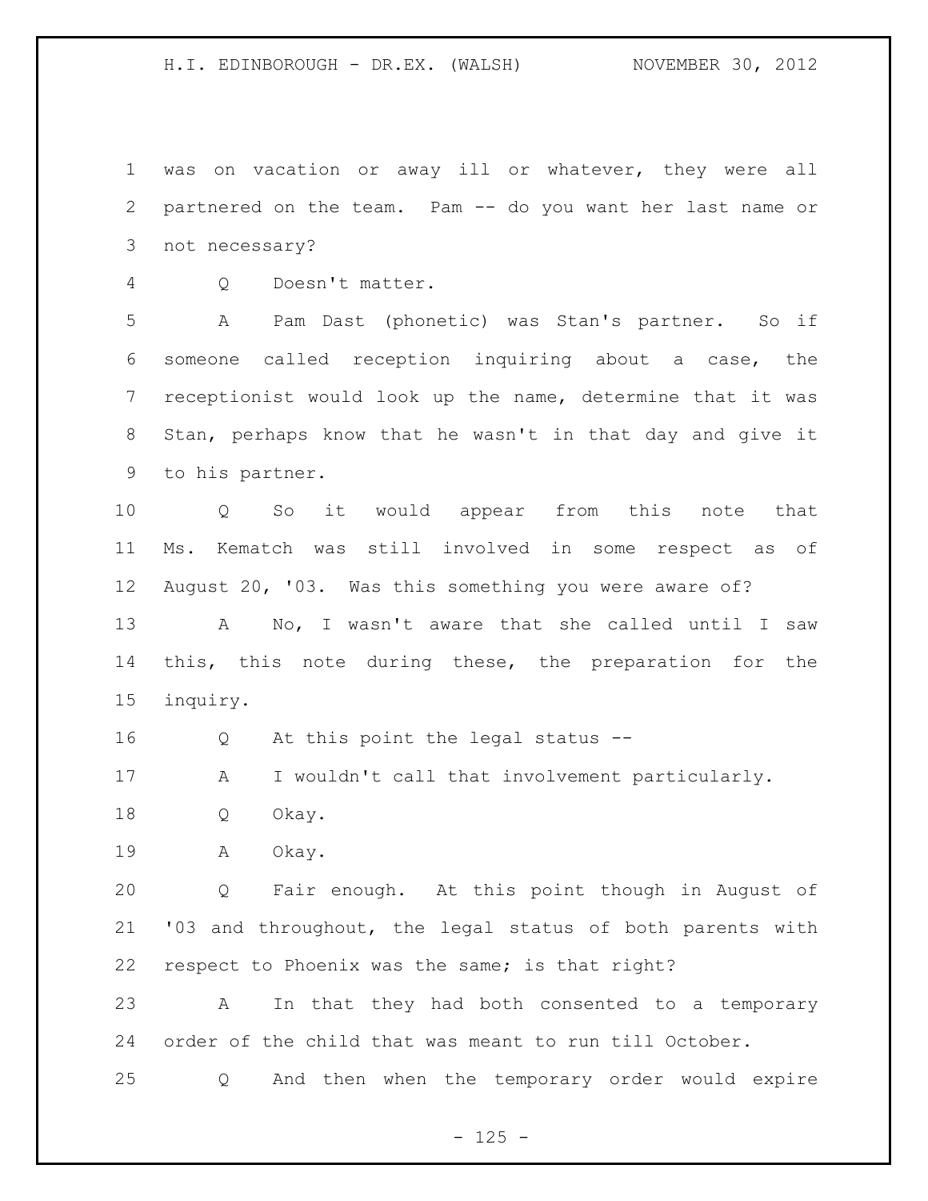was on vacation or away ill or whatever, they were all partnered on the team. Pam -- do you want her last name or not necessary?

Q Doesn't matter.

A Pam Dast (phonetic) was Stan's partner. So if someone called reception inquiring about a case, the receptionist would look up the name, determine that it was Stan, perhaps know that he wasn't in that day and give it to his partner.

Q So it would appear from this note that Ms. Kematch was still involved in some respect as of August 20, '03. Was this something you were aware of?

A No, I wasn't aware that she called until I saw this, this note during these, the preparation for the inquiry.

Q At this point the legal status --

A I wouldn't call that involvement particularly.

Q Okay.

A Okay.

Q Fair enough. At this point though in August of '03 and throughout, the legal status of both parents with respect to Phoenix was the same; is that right?

A In that they had both consented to a temporary order of the child that was meant to run till October.

Q And then when the temporary order would expire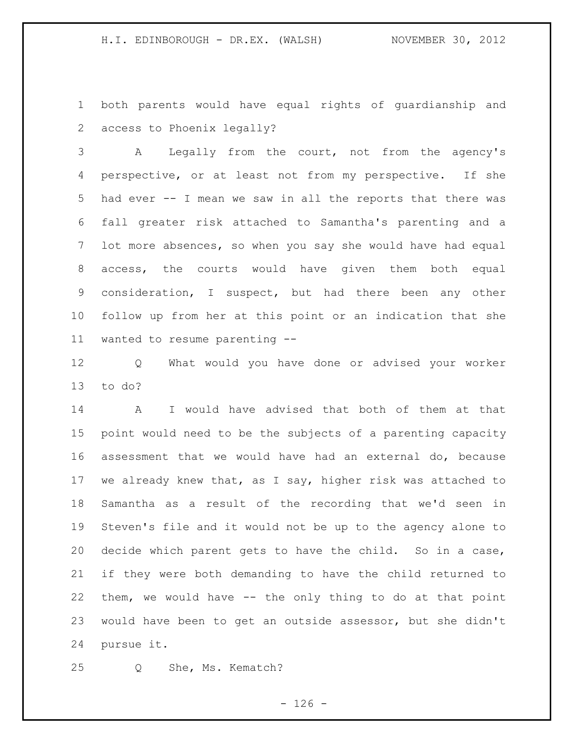both parents would have equal rights of guardianship and access to Phoenix legally?

A Legally from the court, not from the agency's perspective, or at least not from my perspective. If she had ever -- I mean we saw in all the reports that there was fall greater risk attached to Samantha's parenting and a lot more absences, so when you say she would have had equal access, the courts would have given them both equal consideration, I suspect, but had there been any other follow up from her at this point or an indication that she wanted to resume parenting --

Q What would you have done or advised your worker to do?

A I would have advised that both of them at that point would need to be the subjects of a parenting capacity assessment that we would have had an external do, because we already knew that, as I say, higher risk was attached to Samantha as a result of the recording that we'd seen in Steven's file and it would not be up to the agency alone to decide which parent gets to have the child. So in a case, if they were both demanding to have the child returned to them, we would have -- the only thing to do at that point would have been to get an outside assessor, but she didn't pursue it.

Q She, Ms. Kematch?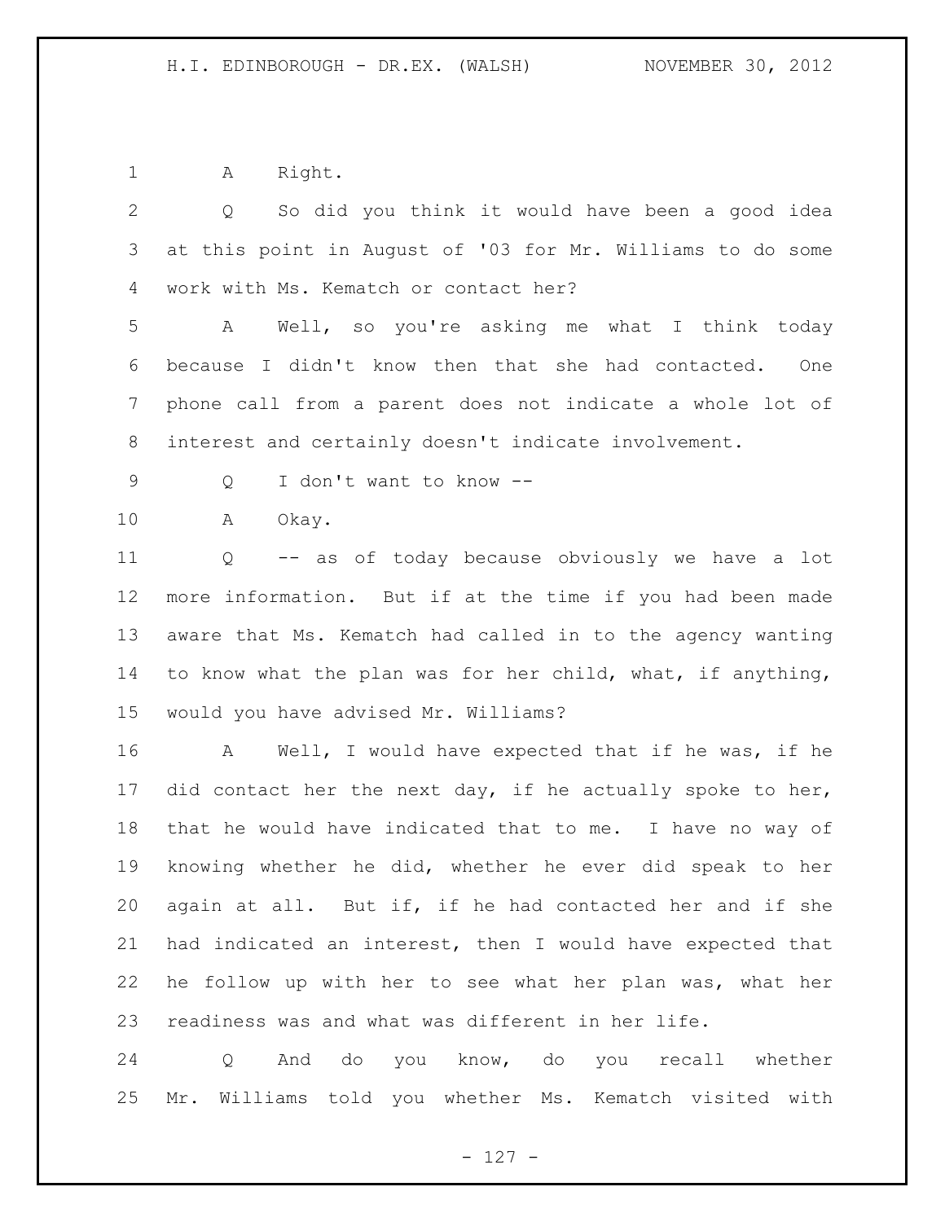A Right.

Q So did you think it would have been a good idea at this point in August of '03 for Mr. Williams to do some work with Ms. Kematch or contact her?

A Well, so you're asking me what I think today because I didn't know then that she had contacted. One phone call from a parent does not indicate a whole lot of interest and certainly doesn't indicate involvement.

Q I don't want to know --

A Okay.

Q -- as of today because obviously we have a lot more information. But if at the time if you had been made aware that Ms. Kematch had called in to the agency wanting to know what the plan was for her child, what, if anything, would you have advised Mr. Williams?

A Well, I would have expected that if he was, if he did contact her the next day, if he actually spoke to her, that he would have indicated that to me. I have no way of knowing whether he did, whether he ever did speak to her again at all. But if, if he had contacted her and if she had indicated an interest, then I would have expected that he follow up with her to see what her plan was, what her readiness was and what was different in her life.

Q And do you know, do you recall whether Mr. Williams told you whether Ms. Kematch visited with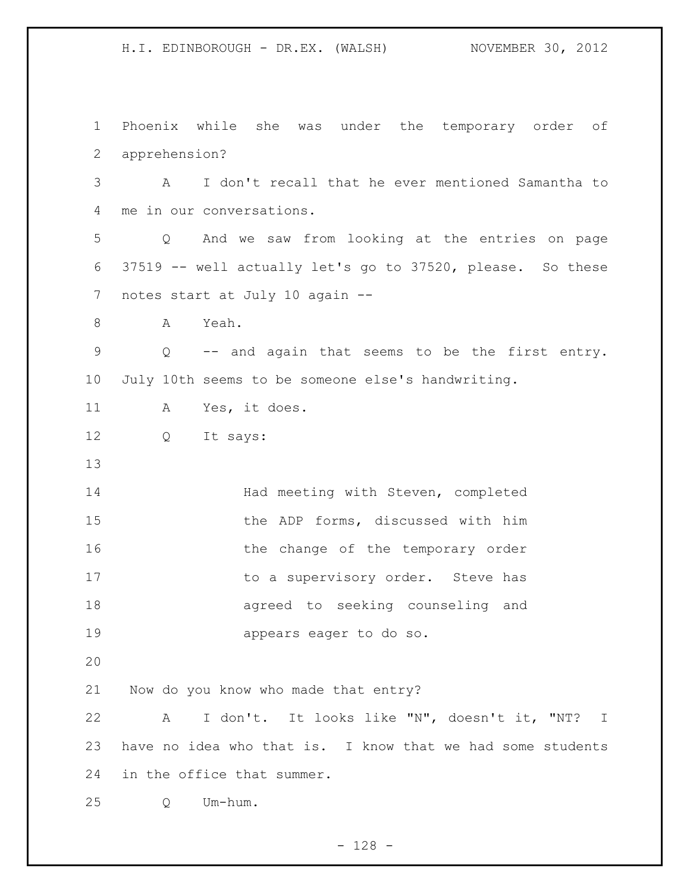Phoenix while she was under the temporary order of apprehension?

A I don't recall that he ever mentioned Samantha to me in our conversations.

Q And we saw from looking at the entries on page 37519 -- well actually let's go to 37520, please. So these notes start at July 10 again --

A Yeah.

Q -- and again that seems to be the first entry. July 10th seems to be someone else's handwriting.

A Yes, it does.

Q It says:

> Had meeting with Steven, completed the ADP forms, discussed with him the change of the temporary order to a supervisory order. Steve has agreed to seeking counseling and appears eager to do so.

Now do you know who made that entry?

A I don't. It looks like "N", doesn't it, "NT? I have no idea who that is. I know that we had some students in the office that summer.

Q Um-hum.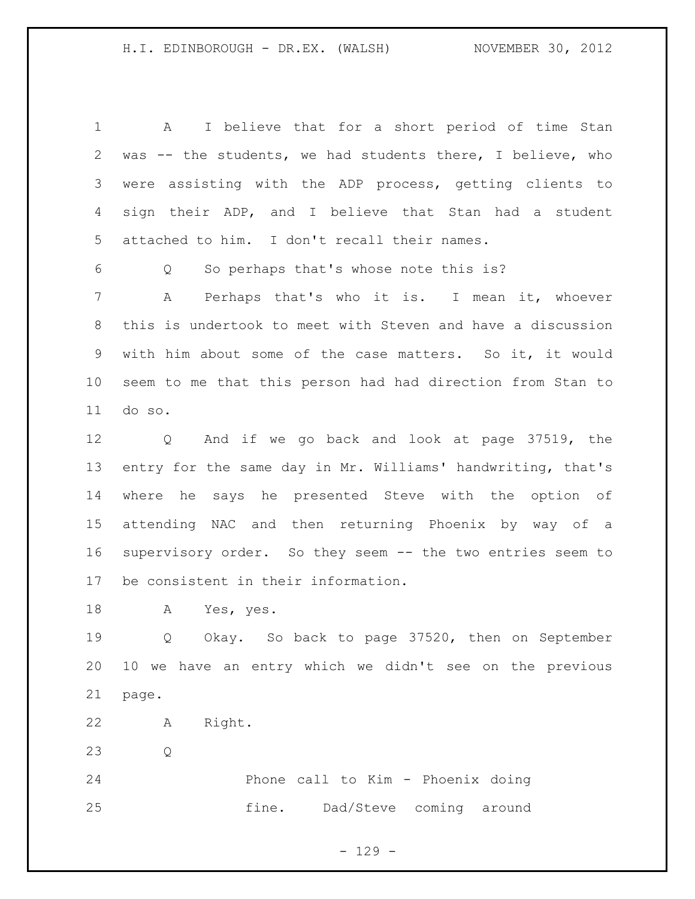A I believe that for a short period of time Stan was -- the students, we had students there, I believe, who were assisting with the ADP process, getting clients to sign their ADP, and I believe that Stan had a student attached to him. I don't recall their names.

Q So perhaps that's whose note this is?

A Perhaps that's who it is. I mean it, whoever this is undertook to meet with Steven and have a discussion with him about some of the case matters. So it, it would seem to me that this person had had direction from Stan to do so.

Q And if we go back and look at page 37519, the entry for the same day in Mr. Williams' handwriting, that's where he says he presented Steve with the option of attending NAC and then returning Phoenix by way of a supervisory order. So they seem -- the two entries seem to be consistent in their information.

A Yes, yes.

Q Okay. So back to page 37520, then on September 10 we have an entry which we didn't see on the previous page.

A Right.

Q

> Phone call to Kim - Phoenix doing fine. Dad/Steve coming around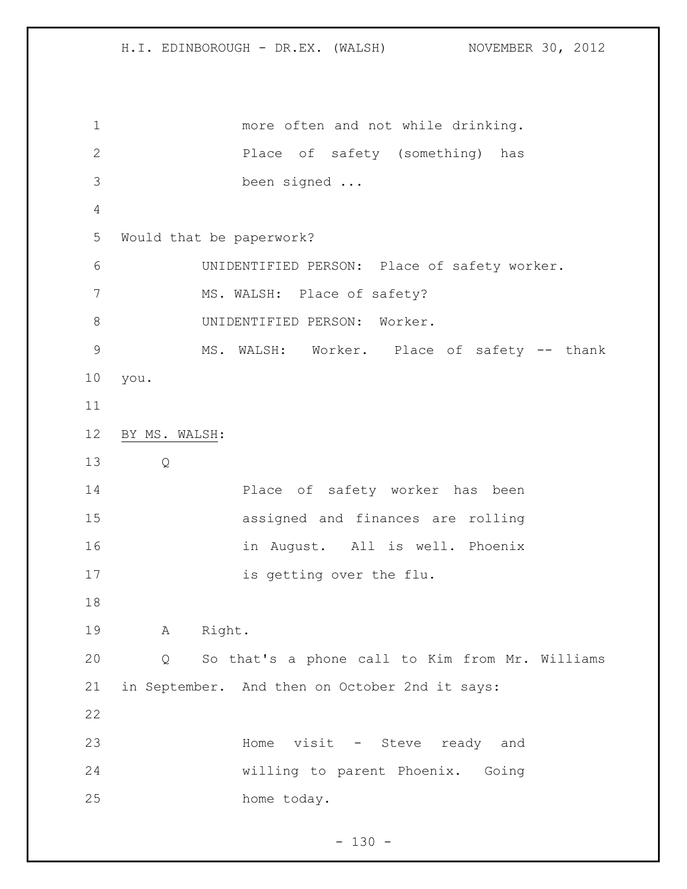> more often and not while drinking.
> Place of safety (something) has
> been signed ...

Would that be paperwork?

UNIDENTIFIED PERSON: Place of safety worker.

MS. WALSH: Place of safety?

UNIDENTIFIED PERSON: Worker.

MS. WALSH: Worker. Place of safety -- thank you.

BY MS. WALSH:

Q

> Place of safety worker has been
> assigned and finances are rolling
> in August. All is well. Phoenix
> is getting over the flu.

A Right.

Q So that's a phone call to Kim from Mr. Williams in September. And then on October 2nd it says:

> Home visit - Steve ready and
> willing to parent Phoenix. Going
> home today.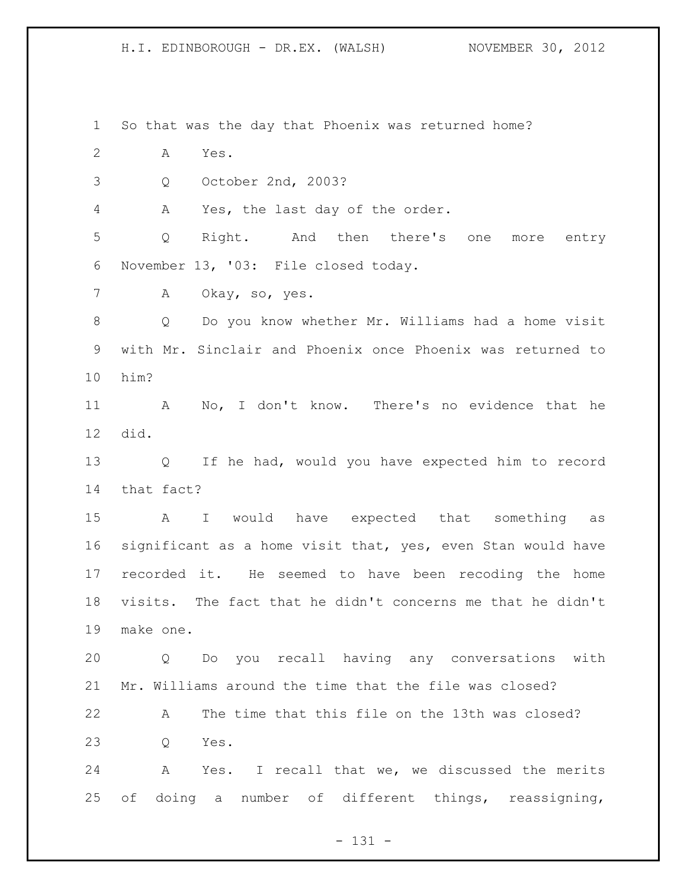So that was the day that Phoenix was returned home?

A Yes.

Q October 2nd, 2003?

A Yes, the last day of the order.

Q Right. And then there's one more entry November 13, '03: File closed today.

A Okay, so, yes.

Q Do you know whether Mr. Williams had a home visit with Mr. Sinclair and Phoenix once Phoenix was returned to him?

A No, I don't know. There's no evidence that he did.

Q If he had, would you have expected him to record that fact?

A I would have expected that something as significant as a home visit that, yes, even Stan would have recorded it. He seemed to have been recoding the home visits. The fact that he didn't concerns me that he didn't make one.

Q Do you recall having any conversations with Mr. Williams around the time that the file was closed?

A The time that this file on the 13th was closed?

Q Yes.

A Yes. I recall that we, we discussed the merits of doing a number of different things, reassigning,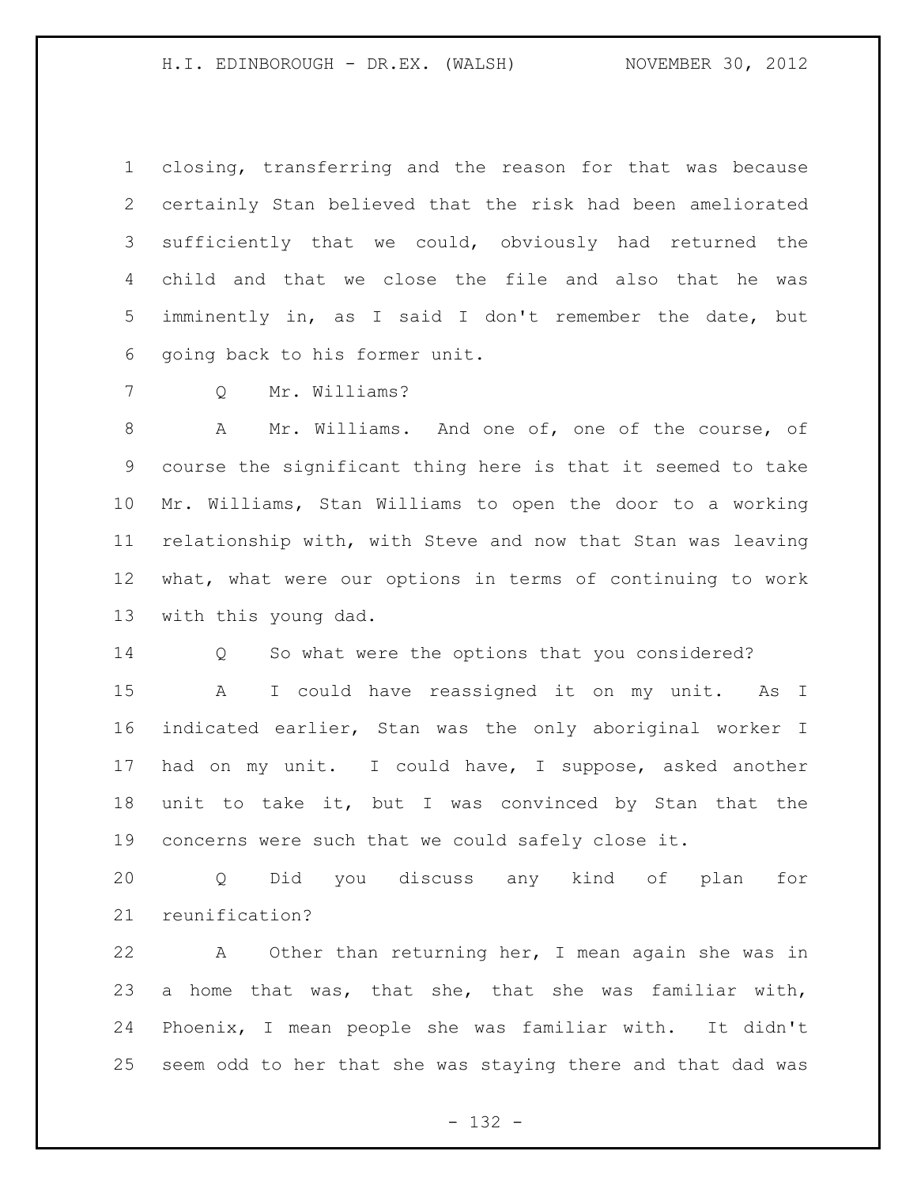closing, transferring and the reason for that was because certainly Stan believed that the risk had been ameliorated sufficiently that we could, obviously had returned the child and that we close the file and also that he was imminently in, as I said I don't remember the date, but going back to his former unit.

Q Mr. Williams?

A Mr. Williams. And one of, one of the course, of course the significant thing here is that it seemed to take Mr. Williams, Stan Williams to open the door to a working relationship with, with Steve and now that Stan was leaving what, what were our options in terms of continuing to work with this young dad.

Q So what were the options that you considered?

A I could have reassigned it on my unit. As I indicated earlier, Stan was the only aboriginal worker I had on my unit. I could have, I suppose, asked another unit to take it, but I was convinced by Stan that the concerns were such that we could safely close it.

Q Did you discuss any kind of plan for reunification?

A Other than returning her, I mean again she was in a home that was, that she, that she was familiar with, Phoenix, I mean people she was familiar with. It didn't seem odd to her that she was staying there and that dad was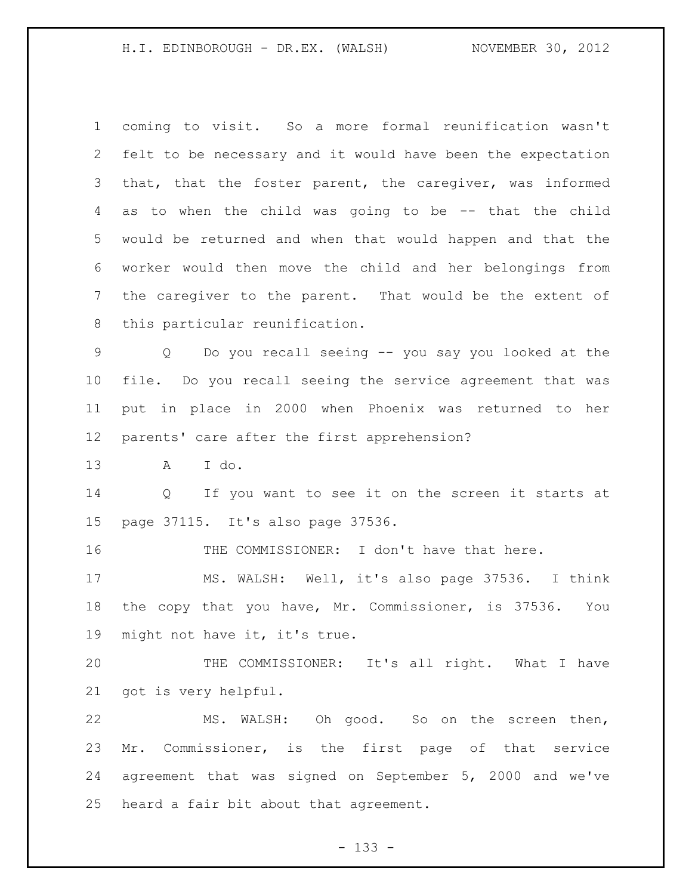coming to visit. So a more formal reunification wasn't felt to be necessary and it would have been the expectation that, that the foster parent, the caregiver, was informed as to when the child was going to be -- that the child would be returned and when that would happen and that the worker would then move the child and her belongings from the caregiver to the parent. That would be the extent of this particular reunification.

Q Do you recall seeing -- you say you looked at the file. Do you recall seeing the service agreement that was put in place in 2000 when Phoenix was returned to her parents' care after the first apprehension?

A I do.

Q If you want to see it on the screen it starts at page 37115. It's also page 37536.

THE COMMISSIONER: I don't have that here.

MS. WALSH: Well, it's also page 37536. I think the copy that you have, Mr. Commissioner, is 37536. You might not have it, it's true.

THE COMMISSIONER: It's all right. What I have got is very helpful.

MS. WALSH: Oh good. So on the screen then, Mr. Commissioner, is the first page of that service agreement that was signed on September 5, 2000 and we've heard a fair bit about that agreement.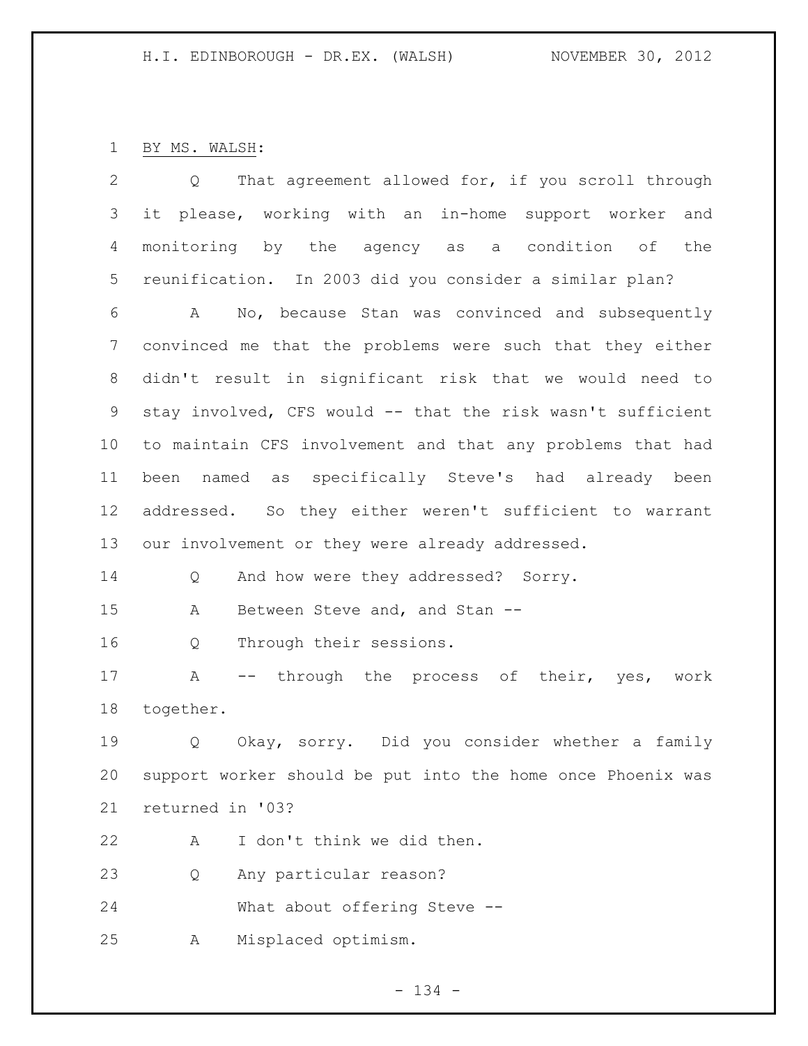BY MS. WALSH:

Q That agreement allowed for, if you scroll through it please, working with an in-home support worker and monitoring by the agency as a condition of the reunification. In 2003 did you consider a similar plan?

A No, because Stan was convinced and subsequently convinced me that the problems were such that they either didn't result in significant risk that we would need to stay involved, CFS would -- that the risk wasn't sufficient to maintain CFS involvement and that any problems that had been named as specifically Steve's had already been addressed. So they either weren't sufficient to warrant our involvement or they were already addressed.

Q And how were they addressed? Sorry.

A Between Steve and, and Stan --

Q Through their sessions.

A -- through the process of their, yes, work together.

Q Okay, sorry. Did you consider whether a family support worker should be put into the home once Phoenix was returned in '03?

A I don't think we did then.

Q Any particular reason?

What about offering Steve --

A Misplaced optimism.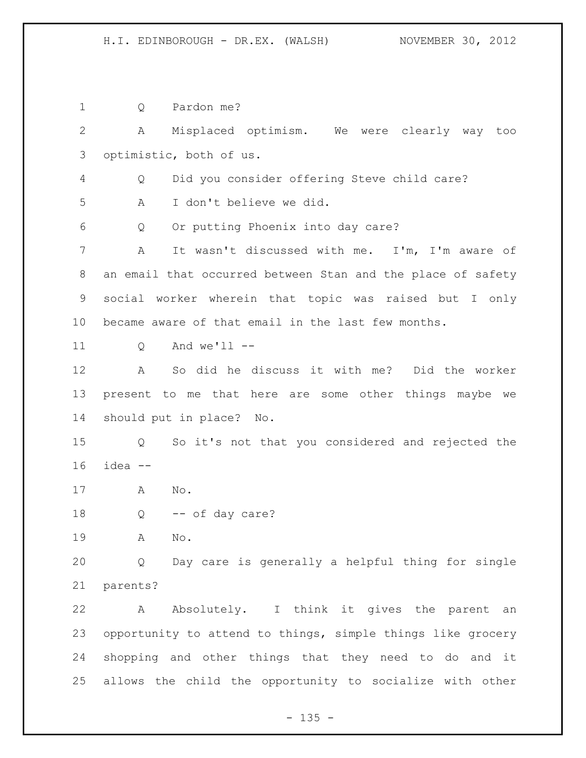Q Pardon me?

A Misplaced optimism. We were clearly way too optimistic, both of us.

Q Did you consider offering Steve child care?

A I don't believe we did.

Q Or putting Phoenix into day care?

A It wasn't discussed with me. I'm, I'm aware of an email that occurred between Stan and the place of safety social worker wherein that topic was raised but I only became aware of that email in the last few months.

Q And we'll --

A So did he discuss it with me? Did the worker present to me that here are some other things maybe we should put in place? No.

Q So it's not that you considered and rejected the idea --

A No.

Q -- of day care?

A No.

Q Day care is generally a helpful thing for single parents?

A Absolutely. I think it gives the parent an opportunity to attend to things, simple things like grocery shopping and other things that they need to do and it allows the child the opportunity to socialize with other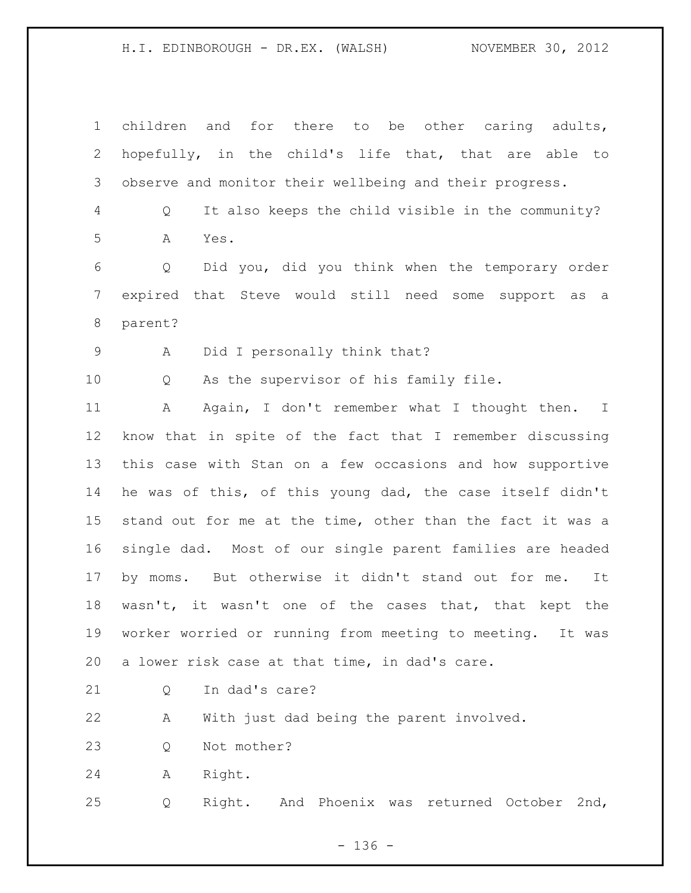children and for there to be other caring adults, hopefully, in the child's life that, that are able to observe and monitor their wellbeing and their progress.

Q It also keeps the child visible in the community?

A Yes.

Q Did you, did you think when the temporary order expired that Steve would still need some support as a parent?

A Did I personally think that?

Q As the supervisor of his family file.

A Again, I don't remember what I thought then. I know that in spite of the fact that I remember discussing this case with Stan on a few occasions and how supportive he was of this, of this young dad, the case itself didn't stand out for me at the time, other than the fact it was a single dad. Most of our single parent families are headed by moms. But otherwise it didn't stand out for me. It wasn't, it wasn't one of the cases that, that kept the worker worried or running from meeting to meeting. It was a lower risk case at that time, in dad's care.

Q In dad's care?

A With just dad being the parent involved.

Q Not mother?

A Right.

Q Right. And Phoenix was returned October 2nd,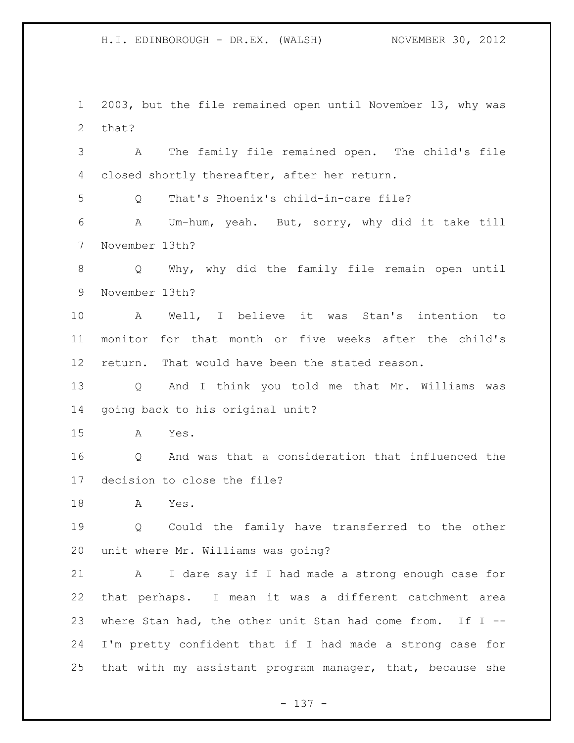2003, but the file remained open until November 13, why was that?

A The family file remained open. The child's file closed shortly thereafter, after her return.

Q That's Phoenix's child-in-care file?

A Um-hum, yeah. But, sorry, why did it take till November 13th?

Q Why, why did the family file remain open until November 13th?

A Well, I believe it was Stan's intention to monitor for that month or five weeks after the child's return. That would have been the stated reason.

Q And I think you told me that Mr. Williams was going back to his original unit?

A Yes.

Q And was that a consideration that influenced the decision to close the file?

A Yes.

Q Could the family have transferred to the other unit where Mr. Williams was going?

A I dare say if I had made a strong enough case for that perhaps. I mean it was a different catchment area where Stan had, the other unit Stan had come from. If I -- I'm pretty confident that if I had made a strong case for that with my assistant program manager, that, because she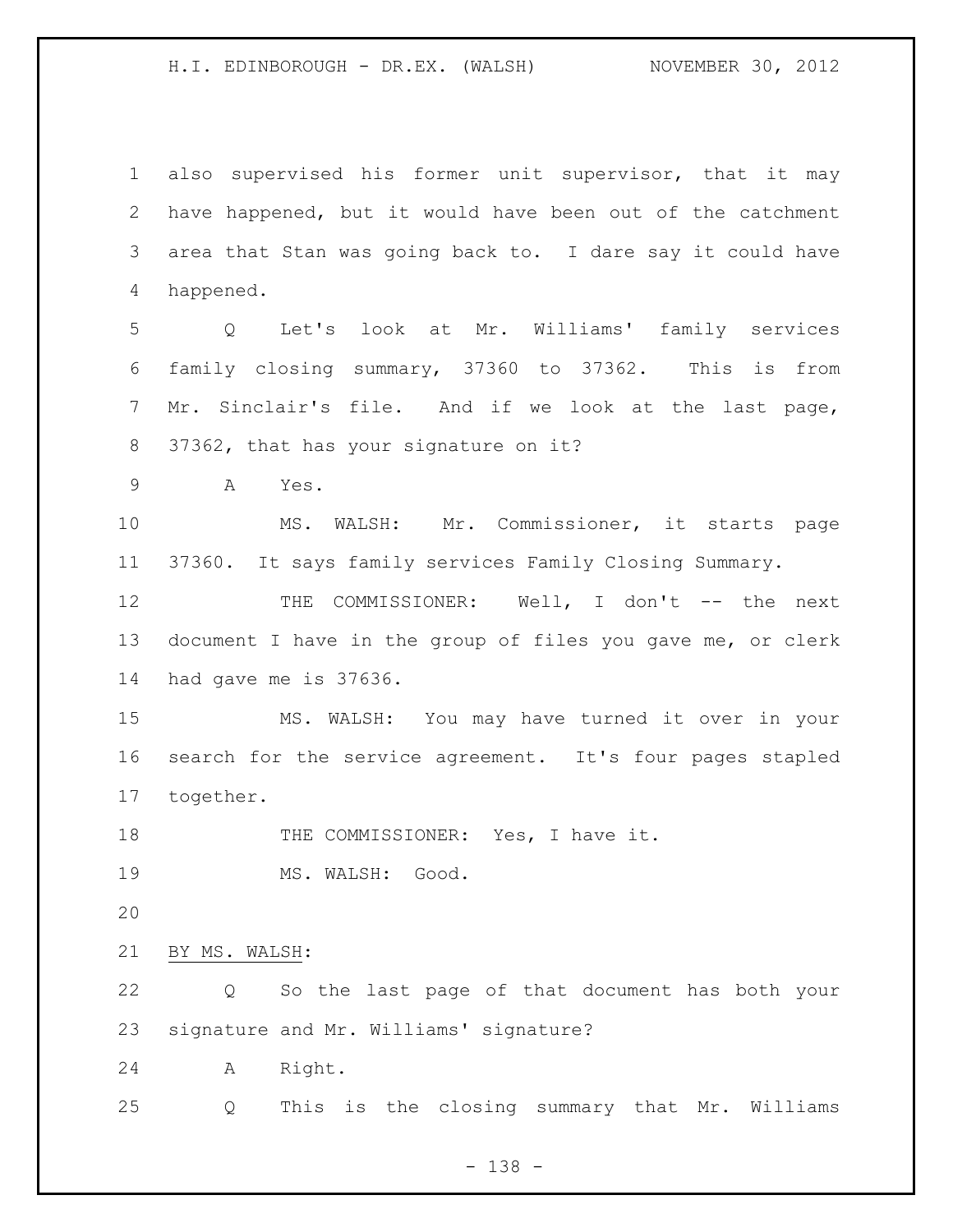also supervised his former unit supervisor, that it may have happened, but it would have been out of the catchment area that Stan was going back to. I dare say it could have happened.

Q Let's look at Mr. Williams' family services family closing summary, 37360 to 37362. This is from Mr. Sinclair's file. And if we look at the last page, 37362, that has your signature on it?

A Yes.

MS. WALSH: Mr. Commissioner, it starts page 37360. It says family services Family Closing Summary.

THE COMMISSIONER: Well, I don't -- the next document I have in the group of files you gave me, or clerk had gave me is 37636.

MS. WALSH: You may have turned it over in your search for the service agreement. It's four pages stapled together.

THE COMMISSIONER: Yes, I have it.

MS. WALSH: Good.

BY MS. WALSH:

Q So the last page of that document has both your signature and Mr. Williams' signature?

A Right.

Q This is the closing summary that Mr. Williams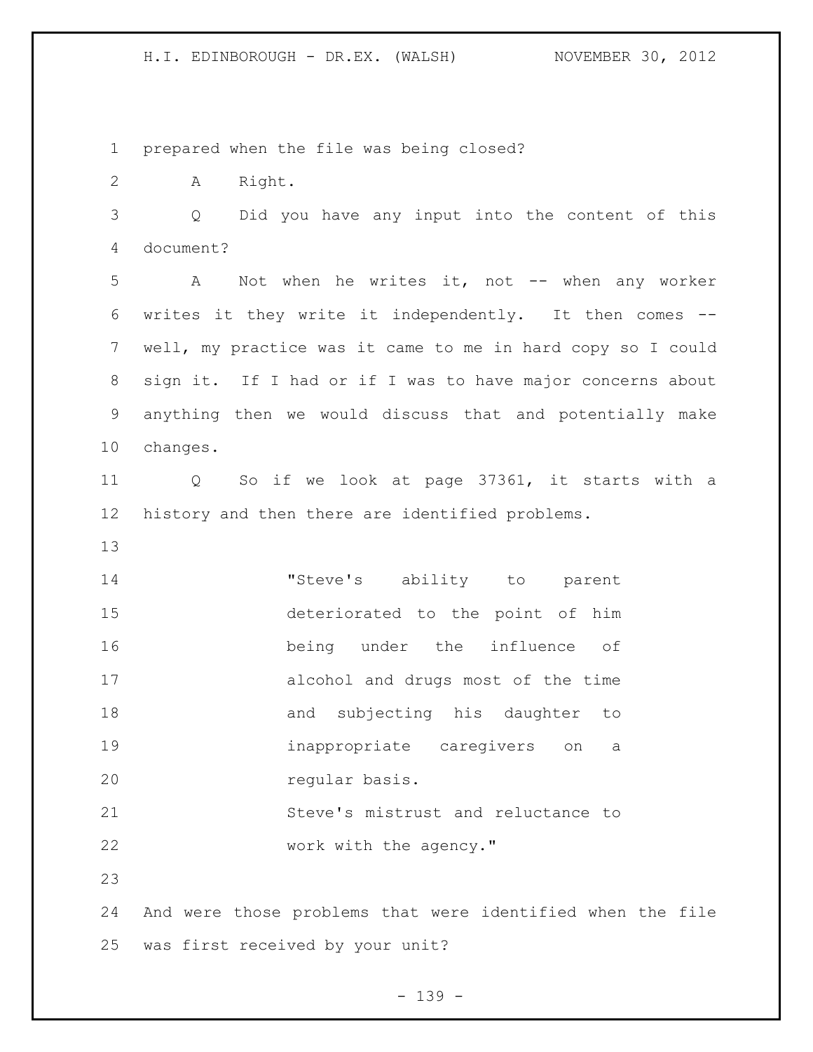prepared when the file was being closed?

A Right.

Q Did you have any input into the content of this document?

A Not when he writes it, not -- when any worker writes it they write it independently. It then comes -- well, my practice was it came to me in hard copy so I could sign it. If I had or if I was to have major concerns about anything then we would discuss that and potentially make changes.

Q So if we look at page 37361, it starts with a history and then there are identified problems.

> "Steve's ability to parent deteriorated to the point of him being under the influence of alcohol and drugs most of the time and subjecting his daughter to inappropriate caregivers on a regular basis.
>
> Steve's mistrust and reluctance to work with the agency."

And were those problems that were identified when the file was first received by your unit?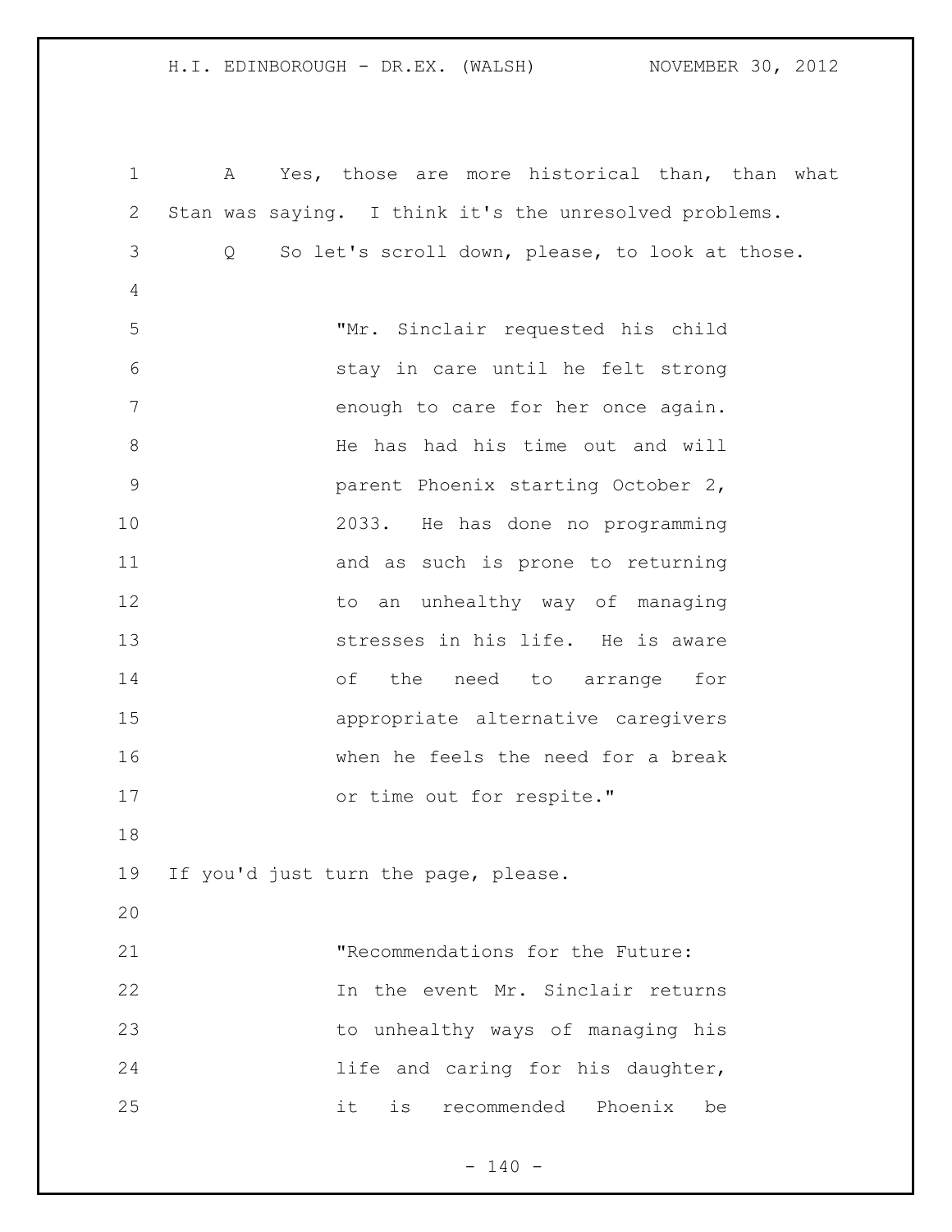A Yes, those are more historical than, than what Stan was saying. I think it's the unresolved problems.

Q So let's scroll down, please, to look at those.

> "Mr. Sinclair requested his child stay in care until he felt strong enough to care for her once again. He has had his time out and will parent Phoenix starting October 2, 2033. He has done no programming and as such is prone to returning to an unhealthy way of managing stresses in his life. He is aware of the need to arrange for appropriate alternative caregivers when he feels the need for a break or time out for respite."

If you'd just turn the page, please.

> "Recommendations for the Future:
> In the event Mr. Sinclair returns to unhealthy ways of managing his life and caring for his daughter, it is recommended Phoenix be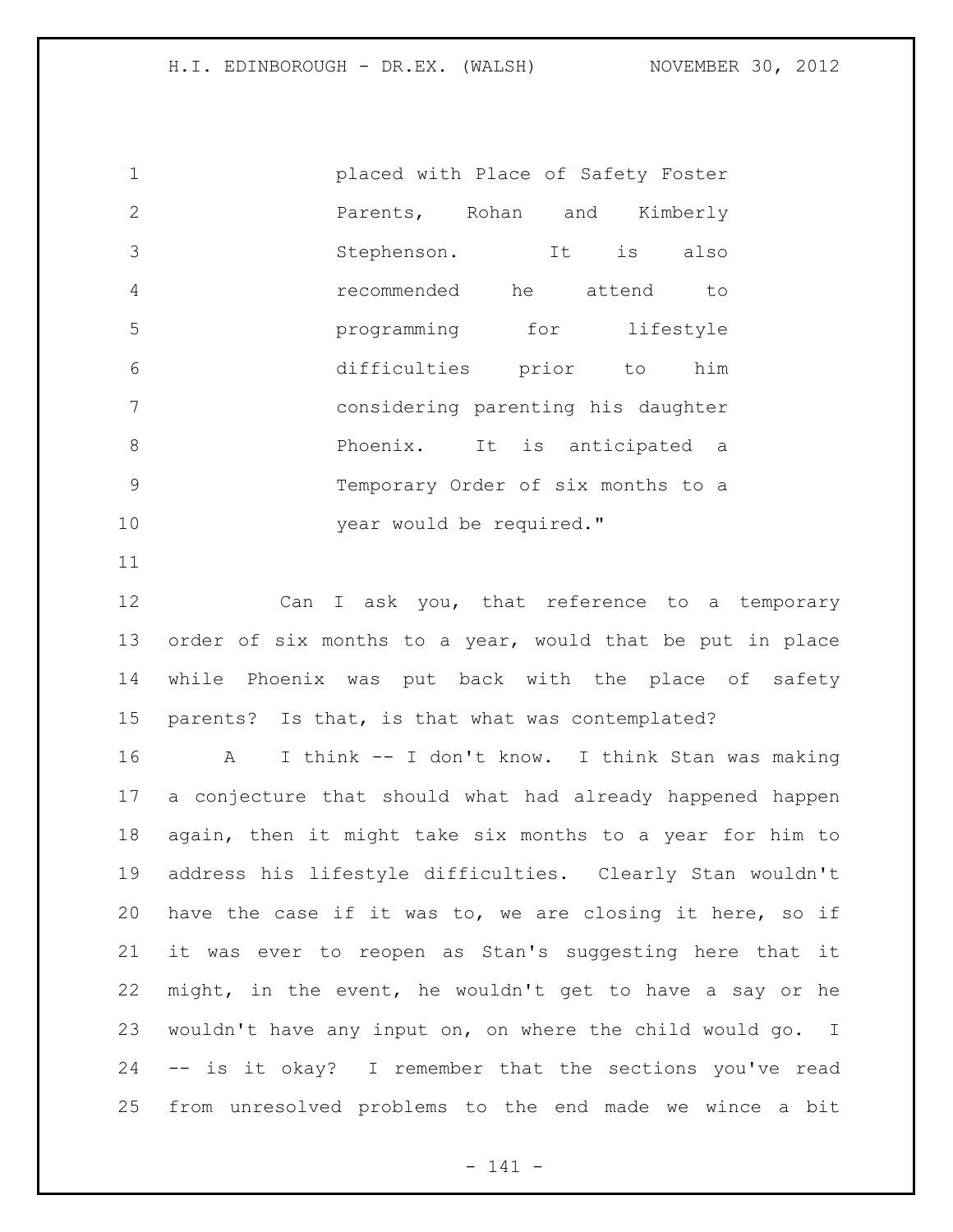placed with Place of Safety Foster Parents, Rohan and Kimberly Stephenson. It is also recommended he attend to programming for lifestyle difficulties prior to him considering parenting his daughter Phoenix. It is anticipated a Temporary Order of six months to a year would be required."

Can I ask you, that reference to a temporary order of six months to a year, would that be put in place while Phoenix was put back with the place of safety parents? Is that, is that what was contemplated?

A I think -- I don't know. I think Stan was making a conjecture that should what had already happened happen again, then it might take six months to a year for him to address his lifestyle difficulties. Clearly Stan wouldn't have the case if it was to, we are closing it here, so if it was ever to reopen as Stan's suggesting here that it might, in the event, he wouldn't get to have a say or he wouldn't have any input on, on where the child would go. I -- is it okay? I remember that the sections you've read from unresolved problems to the end made we wince a bit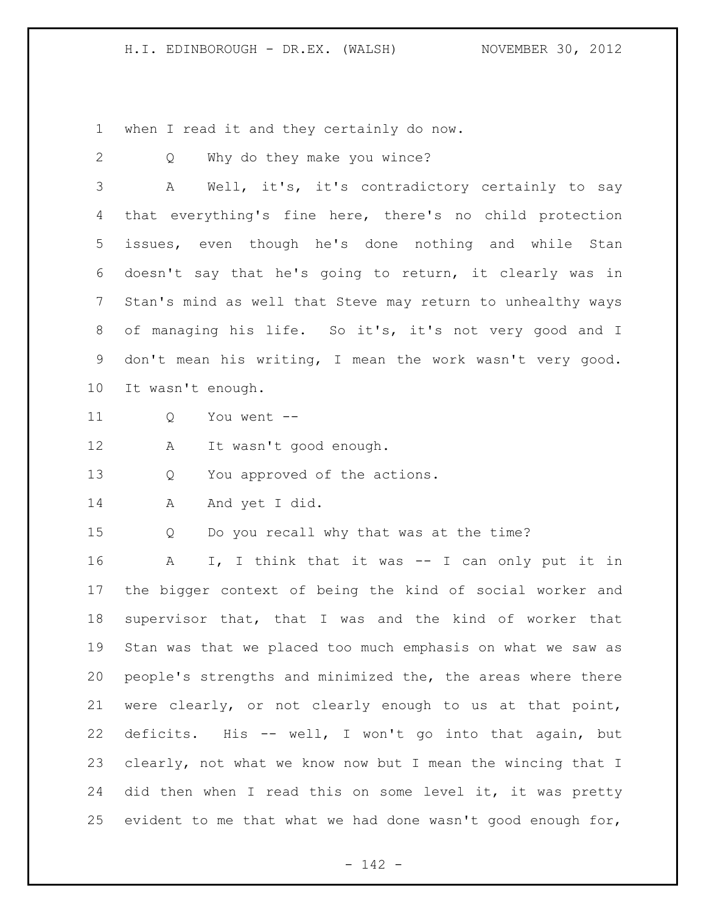when I read it and they certainly do now.

Q Why do they make you wince?

A Well, it's, it's contradictory certainly to say that everything's fine here, there's no child protection issues, even though he's done nothing and while Stan doesn't say that he's going to return, it clearly was in Stan's mind as well that Steve may return to unhealthy ways of managing his life. So it's, it's not very good and I don't mean his writing, I mean the work wasn't very good. It wasn't enough.

Q You went --

A It wasn't good enough.

Q You approved of the actions.

A And yet I did.

Q Do you recall why that was at the time?

A I, I think that it was -- I can only put it in the bigger context of being the kind of social worker and supervisor that, that I was and the kind of worker that Stan was that we placed too much emphasis on what we saw as people's strengths and minimized the, the areas where there were clearly, or not clearly enough to us at that point, deficits. His -- well, I won't go into that again, but clearly, not what we know now but I mean the wincing that I did then when I read this on some level it, it was pretty evident to me that what we had done wasn't good enough for,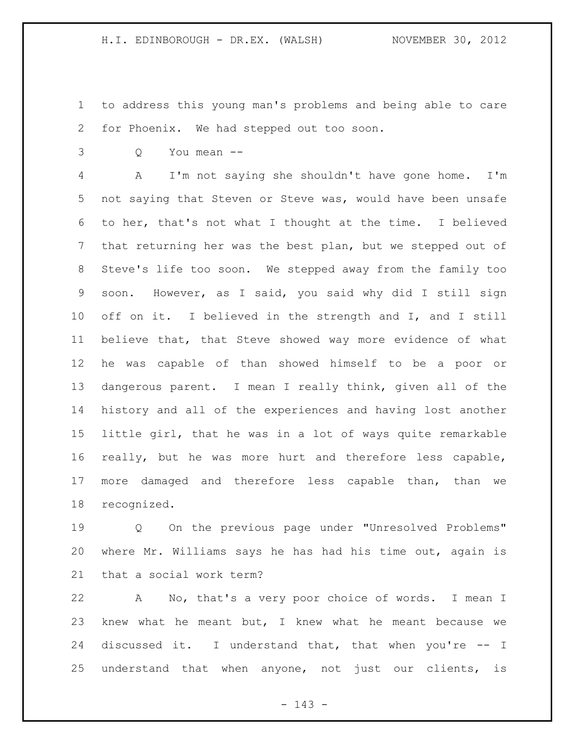to address this young man's problems and being able to care for Phoenix. We had stepped out too soon.

Q You mean --

A I'm not saying she shouldn't have gone home. I'm not saying that Steven or Steve was, would have been unsafe to her, that's not what I thought at the time. I believed that returning her was the best plan, but we stepped out of Steve's life too soon. We stepped away from the family too soon. However, as I said, you said why did I still sign off on it. I believed in the strength and I, and I still believe that, that Steve showed way more evidence of what he was capable of than showed himself to be a poor or dangerous parent. I mean I really think, given all of the history and all of the experiences and having lost another little girl, that he was in a lot of ways quite remarkable really, but he was more hurt and therefore less capable, more damaged and therefore less capable than, than we recognized.

Q On the previous page under "Unresolved Problems" where Mr. Williams says he has had his time out, again is that a social work term?

A No, that's a very poor choice of words. I mean I knew what he meant but, I knew what he meant because we discussed it. I understand that, that when you're -- I understand that when anyone, not just our clients, is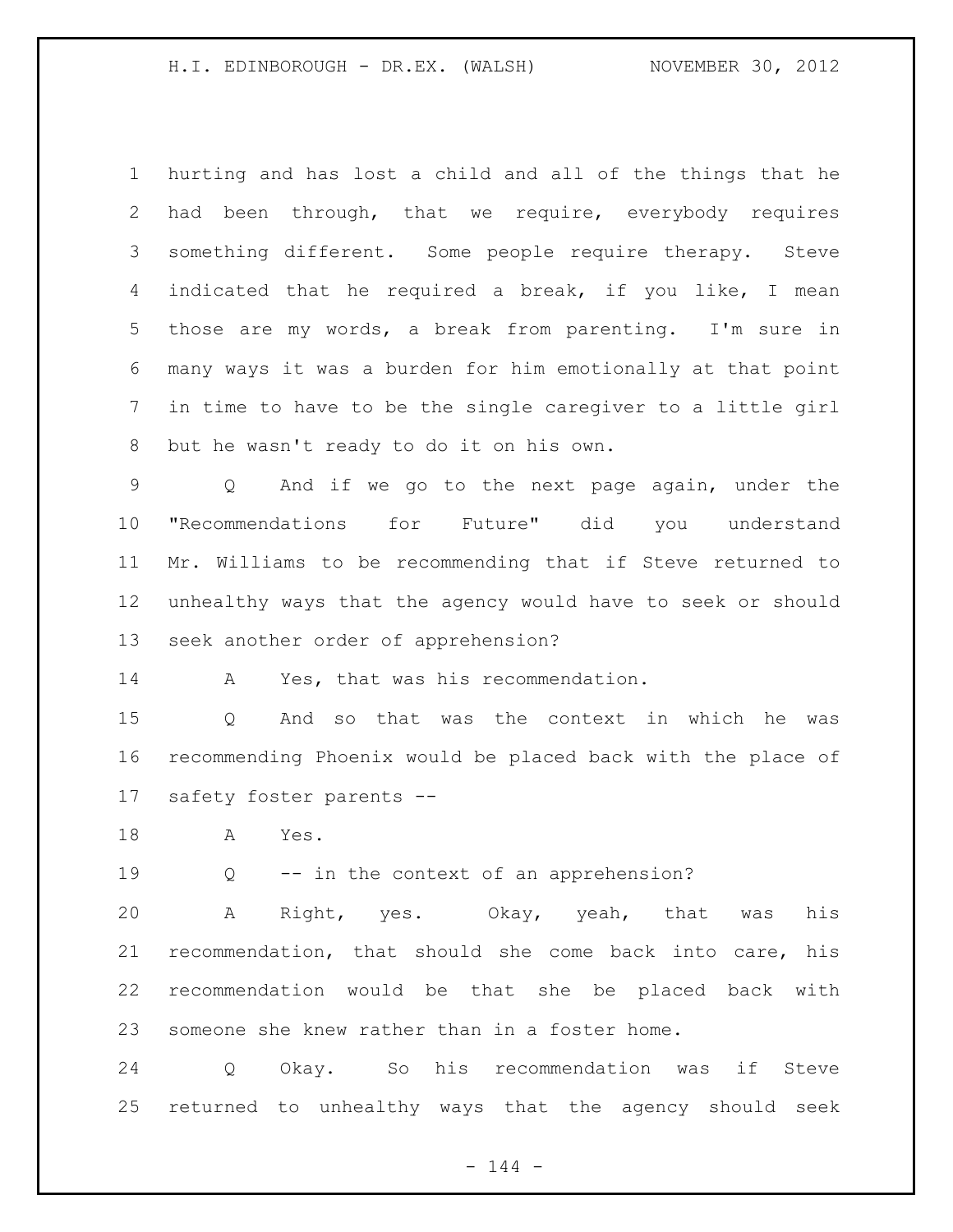hurting and has lost a child and all of the things that he had been through, that we require, everybody requires something different. Some people require therapy. Steve indicated that he required a break, if you like, I mean those are my words, a break from parenting. I'm sure in many ways it was a burden for him emotionally at that point in time to have to be the single caregiver to a little girl but he wasn't ready to do it on his own.

Q And if we go to the next page again, under the "Recommendations for Future" did you understand Mr. Williams to be recommending that if Steve returned to unhealthy ways that the agency would have to seek or should seek another order of apprehension?

A Yes, that was his recommendation.

Q And so that was the context in which he was recommending Phoenix would be placed back with the place of safety foster parents --

A Yes.

Q -- in the context of an apprehension?

A Right, yes. Okay, yeah, that was his recommendation, that should she come back into care, his recommendation would be that she be placed back with someone she knew rather than in a foster home.

Q Okay. So his recommendation was if Steve returned to unhealthy ways that the agency should seek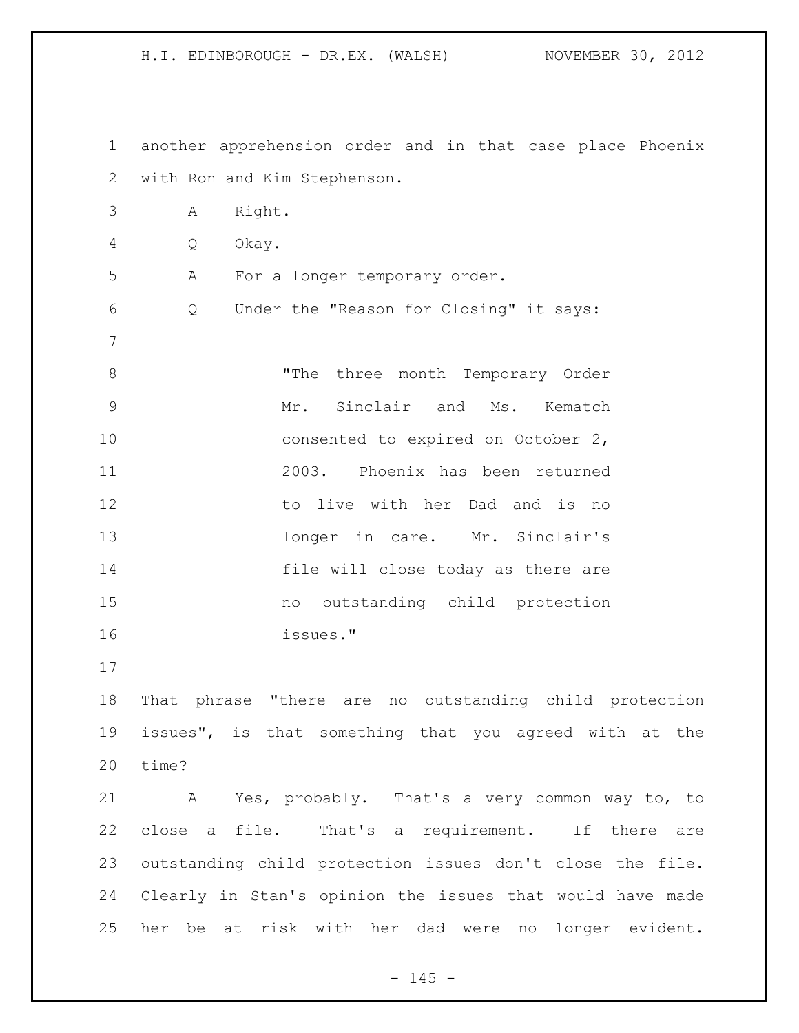another apprehension order and in that case place Phoenix with Ron and Kim Stephenson.

A Right.

Q Okay.

A For a longer temporary order.

Q Under the "Reason for Closing" it says:

> "The three month Temporary Order Mr. Sinclair and Ms. Kematch consented to expired on October 2, 2003. Phoenix has been returned to live with her Dad and is no longer in care. Mr. Sinclair's file will close today as there are no outstanding child protection issues."

That phrase "there are no outstanding child protection issues", is that something that you agreed with at the time?

A Yes, probably. That's a very common way to, to close a file. That's a requirement. If there are outstanding child protection issues don't close the file. Clearly in Stan's opinion the issues that would have made her be at risk with her dad were no longer evident.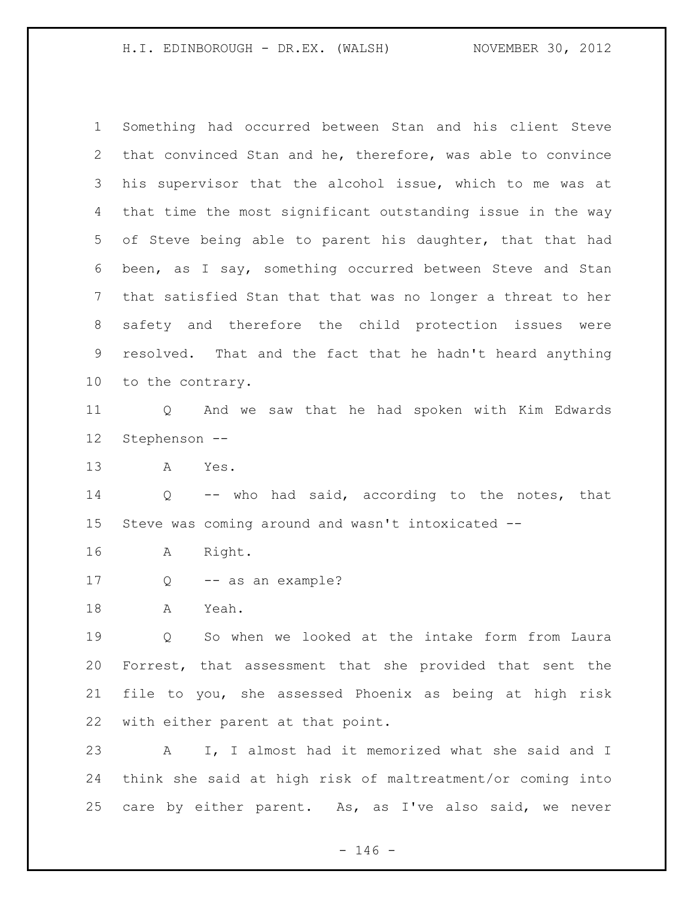Something had occurred between Stan and his client Steve that convinced Stan and he, therefore, was able to convince his supervisor that the alcohol issue, which to me was at that time the most significant outstanding issue in the way of Steve being able to parent his daughter, that that had been, as I say, something occurred between Steve and Stan that satisfied Stan that that was no longer a threat to her safety and therefore the child protection issues were resolved. That and the fact that he hadn't heard anything to the contrary.

Q And we saw that he had spoken with Kim Edwards Stephenson --

A Yes.

Q -- who had said, according to the notes, that Steve was coming around and wasn't intoxicated --

A Right.

Q -- as an example?

A Yeah.

Q So when we looked at the intake form from Laura Forrest, that assessment that she provided that sent the file to you, she assessed Phoenix as being at high risk with either parent at that point.

A I, I almost had it memorized what she said and I think she said at high risk of maltreatment/or coming into care by either parent. As, as I've also said, we never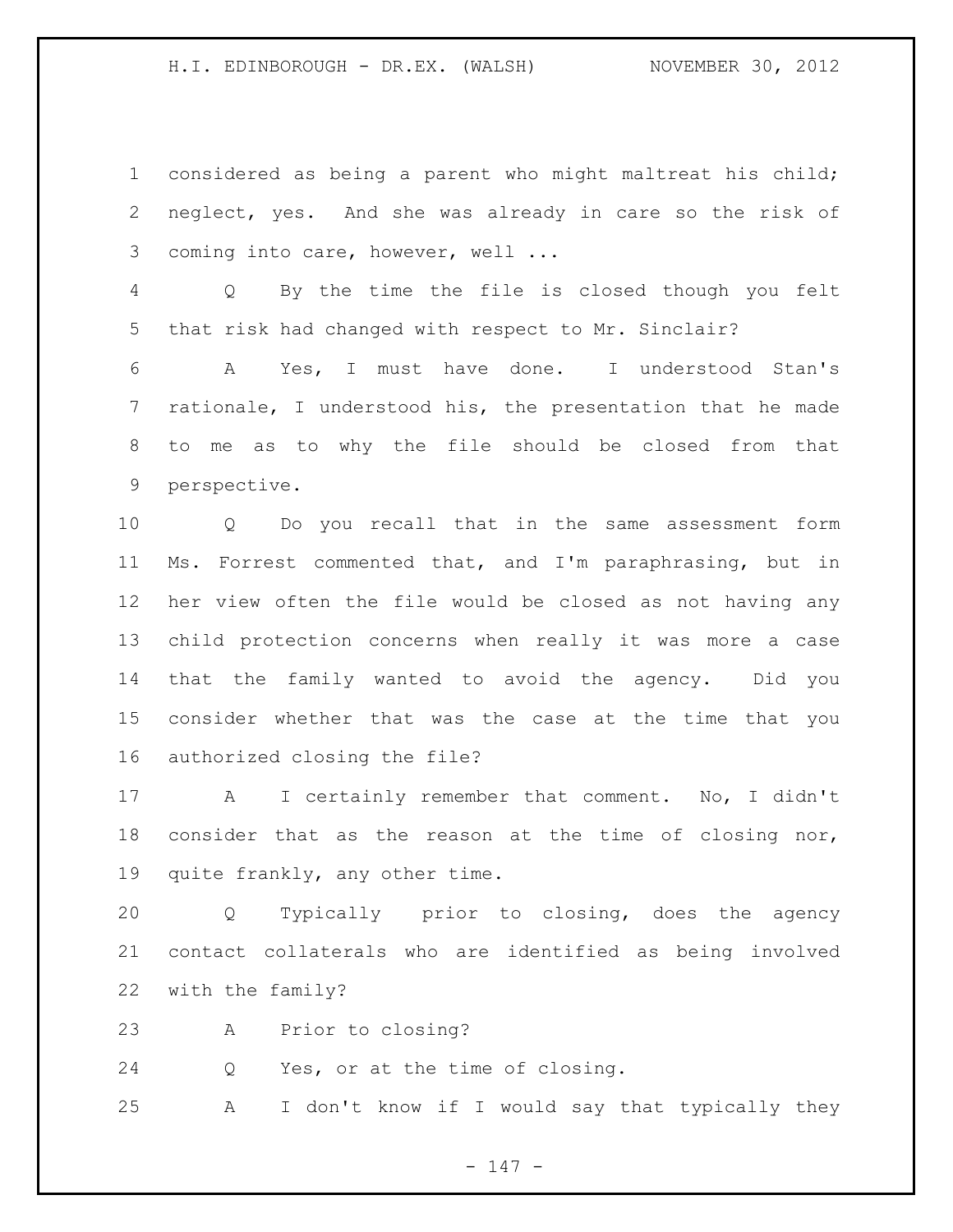considered as being a parent who might maltreat his child; neglect, yes. And she was already in care so the risk of coming into care, however, well ...

Q By the time the file is closed though you felt that risk had changed with respect to Mr. Sinclair?

A Yes, I must have done. I understood Stan's rationale, I understood his, the presentation that he made to me as to why the file should be closed from that perspective.

Q Do you recall that in the same assessment form Ms. Forrest commented that, and I'm paraphrasing, but in her view often the file would be closed as not having any child protection concerns when really it was more a case that the family wanted to avoid the agency. Did you consider whether that was the case at the time that you authorized closing the file?

A I certainly remember that comment. No, I didn't consider that as the reason at the time of closing nor, quite frankly, any other time.

Q Typically prior to closing, does the agency contact collaterals who are identified as being involved with the family?

A Prior to closing?

Q Yes, or at the time of closing.

A I don't know if I would say that typically they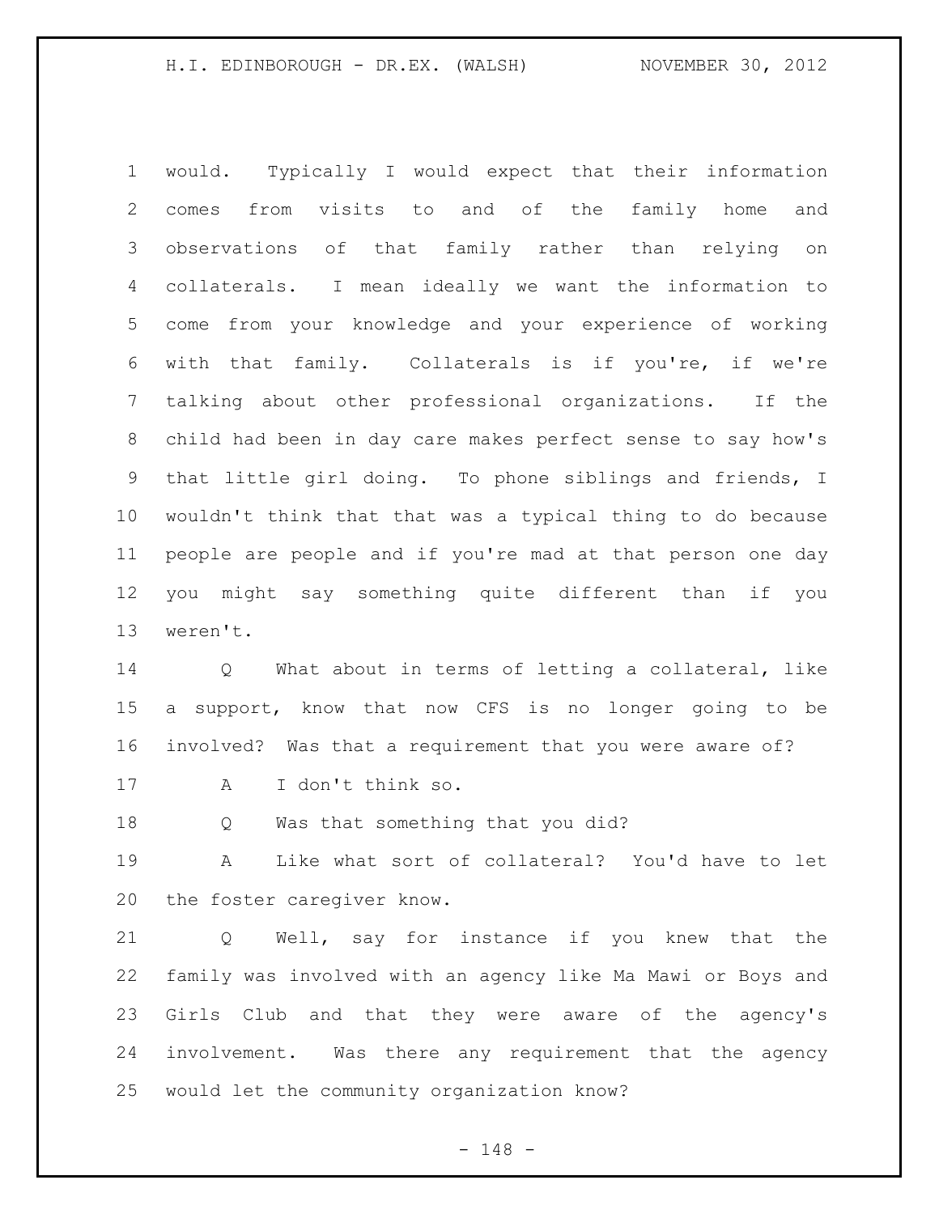would. Typically I would expect that their information comes from visits to and of the family home and observations of that family rather than relying on collaterals. I mean ideally we want the information to come from your knowledge and your experience of working with that family. Collaterals is if you're, if we're talking about other professional organizations. If the child had been in day care makes perfect sense to say how's that little girl doing. To phone siblings and friends, I wouldn't think that that was a typical thing to do because people are people and if you're mad at that person one day you might say something quite different than if you weren't.

Q What about in terms of letting a collateral, like a support, know that now CFS is no longer going to be involved? Was that a requirement that you were aware of?

A I don't think so.

Q Was that something that you did?

A Like what sort of collateral? You'd have to let the foster caregiver know.

Q Well, say for instance if you knew that the family was involved with an agency like Ma Mawi or Boys and Girls Club and that they were aware of the agency's involvement. Was there any requirement that the agency would let the community organization know?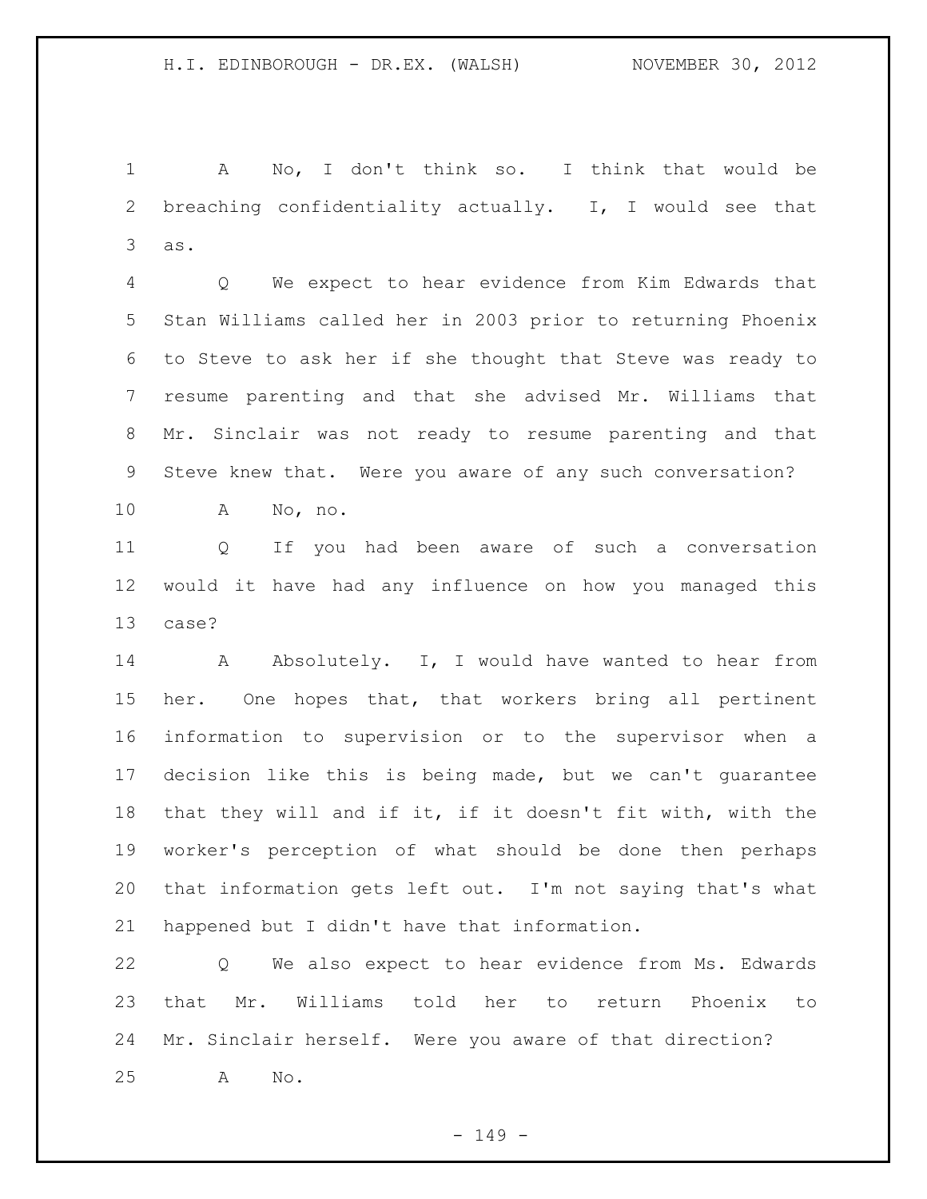A No, I don't think so. I think that would be breaching confidentiality actually. I, I would see that as.

Q We expect to hear evidence from Kim Edwards that Stan Williams called her in 2003 prior to returning Phoenix to Steve to ask her if she thought that Steve was ready to resume parenting and that she advised Mr. Williams that Mr. Sinclair was not ready to resume parenting and that Steve knew that. Were you aware of any such conversation?

A No, no.

Q If you had been aware of such a conversation would it have had any influence on how you managed this case?

A Absolutely. I, I would have wanted to hear from her. One hopes that, that workers bring all pertinent information to supervision or to the supervisor when a decision like this is being made, but we can't guarantee that they will and if it, if it doesn't fit with, with the worker's perception of what should be done then perhaps that information gets left out. I'm not saying that's what happened but I didn't have that information.

Q We also expect to hear evidence from Ms. Edwards that Mr. Williams told her to return Phoenix to Mr. Sinclair herself. Were you aware of that direction?

A No.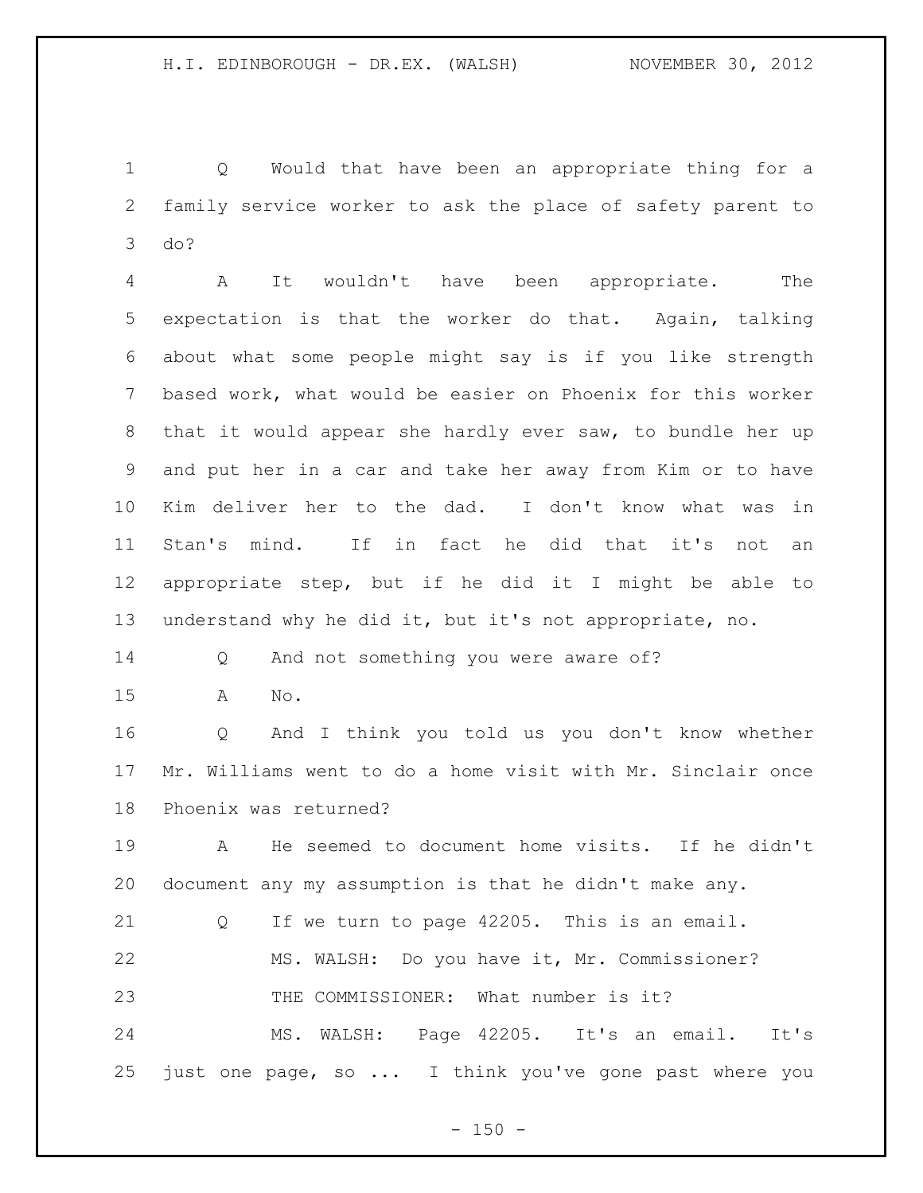Q Would that have been an appropriate thing for a family service worker to ask the place of safety parent to do?

A It wouldn't have been appropriate. The expectation is that the worker do that. Again, talking about what some people might say is if you like strength based work, what would be easier on Phoenix for this worker that it would appear she hardly ever saw, to bundle her up and put her in a car and take her away from Kim or to have Kim deliver her to the dad. I don't know what was in Stan's mind. If in fact he did that it's not an appropriate step, but if he did it I might be able to understand why he did it, but it's not appropriate, no.

Q And not something you were aware of?

A No.

Q And I think you told us you don't know whether Mr. Williams went to do a home visit with Mr. Sinclair once Phoenix was returned?

A He seemed to document home visits. If he didn't document any my assumption is that he didn't make any.

Q If we turn to page 42205. This is an email.

MS. WALSH: Do you have it, Mr. Commissioner?

THE COMMISSIONER: What number is it?

MS. WALSH: Page 42205. It's an email. It's just one page, so ... I think you've gone past where you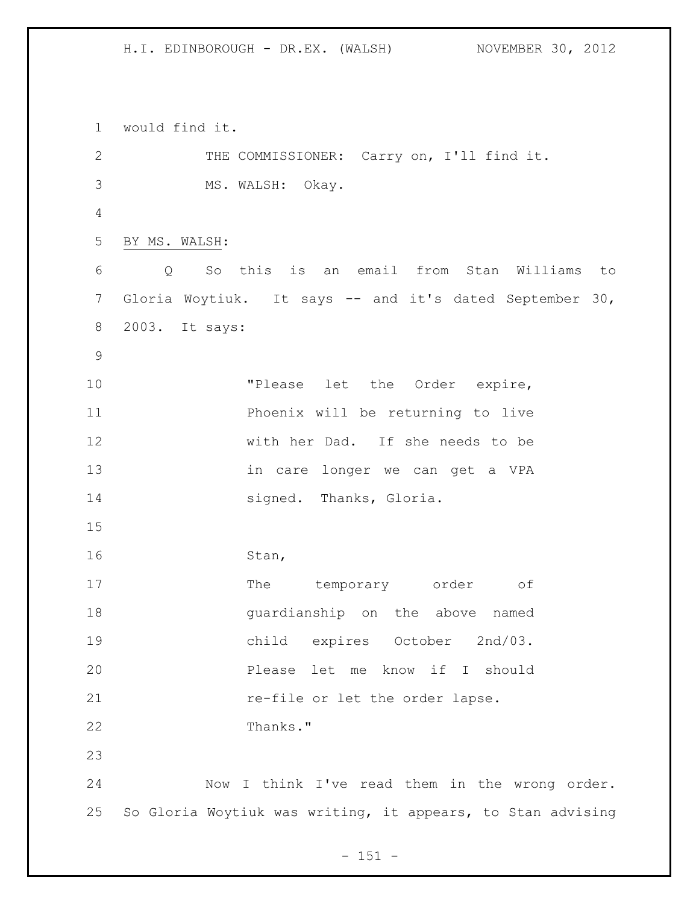would find it.

THE COMMISSIONER: Carry on, I'll find it.

MS. WALSH: Okay.

BY MS. WALSH:

Q So this is an email from Stan Williams to Gloria Woytiuk. It says -- and it's dated September 30, 2003. It says:

> "Please let the Order expire, Phoenix will be returning to live with her Dad. If she needs to be in care longer we can get a VPA signed. Thanks, Gloria.
>
> Stan,
> The temporary order of guardianship on the above named child expires October 2nd/03. Please let me know if I should re-file or let the order lapse. Thanks."

Now I think I've read them in the wrong order. So Gloria Woytiuk was writing, it appears, to Stan advising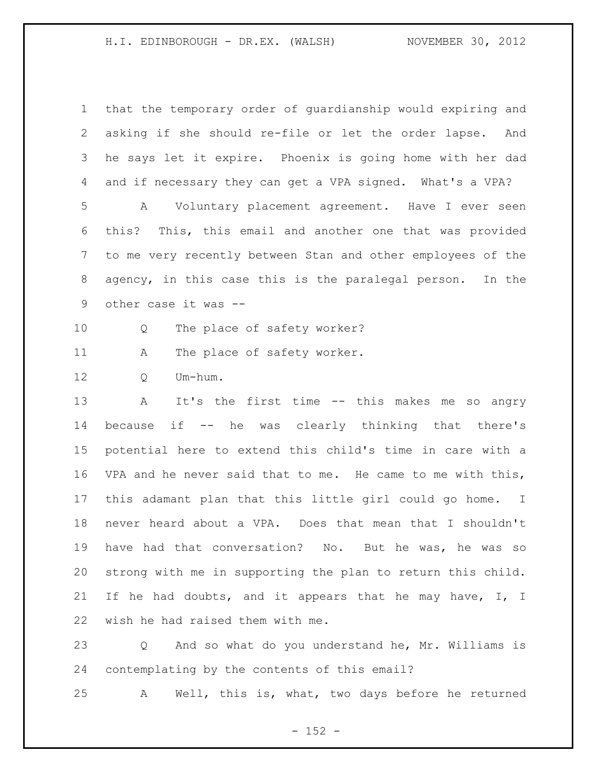that the temporary order of guardianship would expiring and asking if she should re-file or let the order lapse. And he says let it expire. Phoenix is going home with her dad and if necessary they can get a VPA signed. What's a VPA?

A Voluntary placement agreement. Have I ever seen this? This, this email and another one that was provided to me very recently between Stan and other employees of the agency, in this case this is the paralegal person. In the other case it was --

Q The place of safety worker?

A The place of safety worker.

Q Um-hum.

A It's the first time -- this makes me so angry because if -- he was clearly thinking that there's potential here to extend this child's time in care with a VPA and he never said that to me. He came to me with this, this adamant plan that this little girl could go home. I never heard about a VPA. Does that mean that I shouldn't have had that conversation? No. But he was, he was so strong with me in supporting the plan to return this child. If he had doubts, and it appears that he may have, I, I wish he had raised them with me.

Q And so what do you understand he, Mr. Williams is contemplating by the contents of this email?

A Well, this is, what, two days before he returned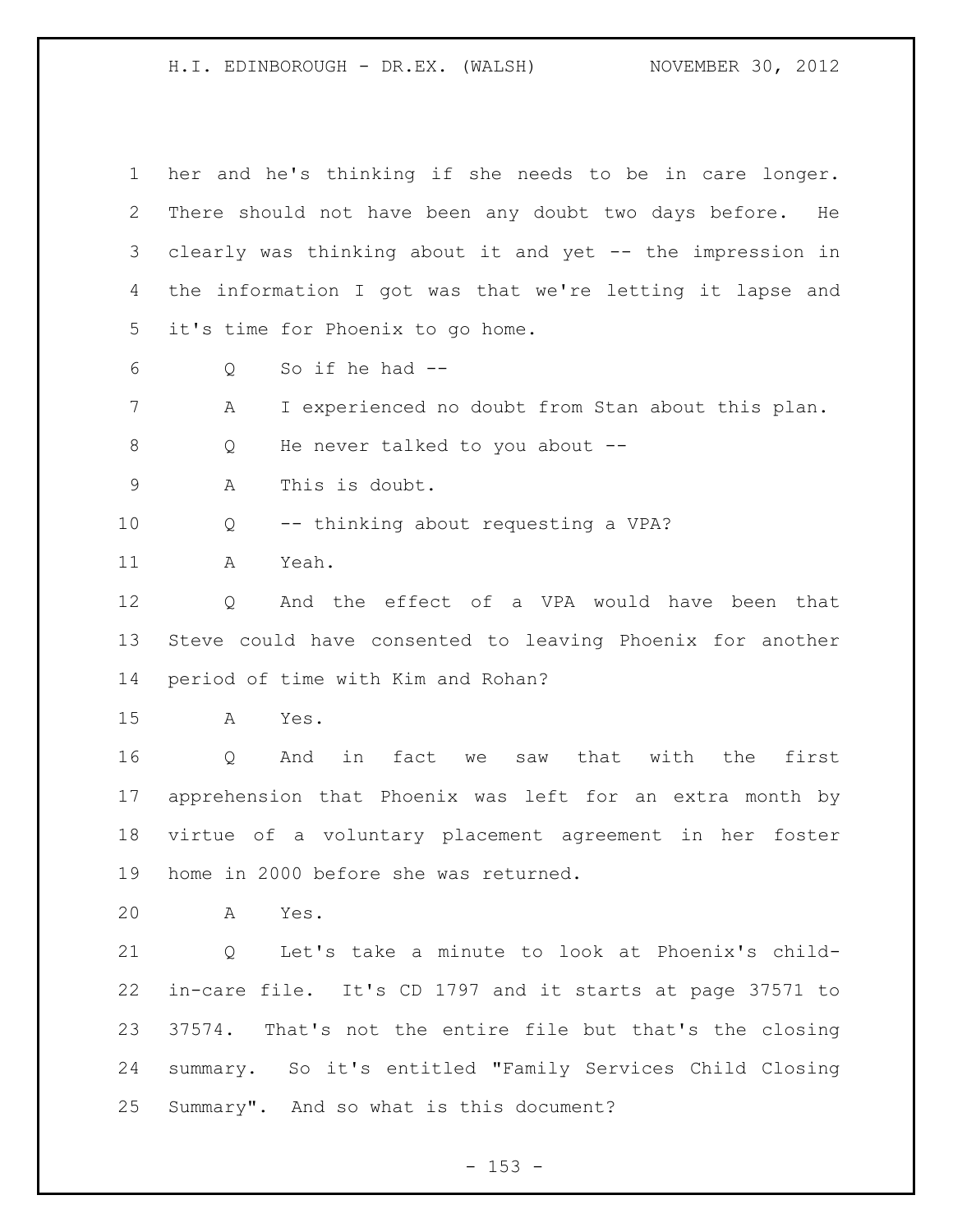her and he's thinking if she needs to be in care longer. There should not have been any doubt two days before. He clearly was thinking about it and yet -- the impression in the information I got was that we're letting it lapse and it's time for Phoenix to go home.

Q So if he had --

A I experienced no doubt from Stan about this plan.

Q He never talked to you about --

A This is doubt.

Q -- thinking about requesting a VPA?

A Yeah.

Q And the effect of a VPA would have been that Steve could have consented to leaving Phoenix for another period of time with Kim and Rohan?

A Yes.

Q And in fact we saw that with the first apprehension that Phoenix was left for an extra month by virtue of a voluntary placement agreement in her foster home in 2000 before she was returned.

A Yes.

Q Let's take a minute to look at Phoenix's child-in-care file. It's CD 1797 and it starts at page 37571 to 37574. That's not the entire file but that's the closing summary. So it's entitled "Family Services Child Closing Summary". And so what is this document?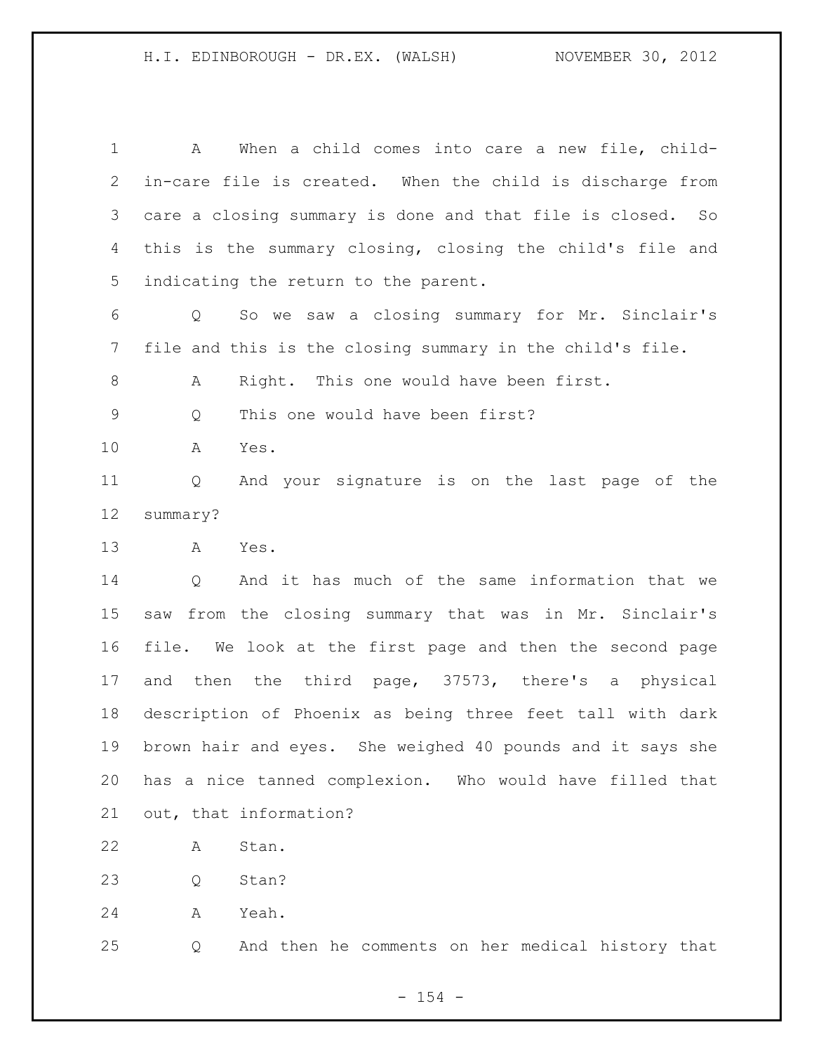A When a child comes into care a new file, child-in-care file is created. When the child is discharge from care a closing summary is done and that file is closed. So this is the summary closing, closing the child's file and indicating the return to the parent.

Q So we saw a closing summary for Mr. Sinclair's file and this is the closing summary in the child's file.

A Right. This one would have been first.

Q This one would have been first?

A Yes.

Q And your signature is on the last page of the summary?

A Yes.

Q And it has much of the same information that we saw from the closing summary that was in Mr. Sinclair's file. We look at the first page and then the second page and then the third page, 37573, there's a physical description of Phoenix as being three feet tall with dark brown hair and eyes. She weighed 40 pounds and it says she has a nice tanned complexion. Who would have filled that out, that information?

A Stan.

Q Stan?

A Yeah.

Q And then he comments on her medical history that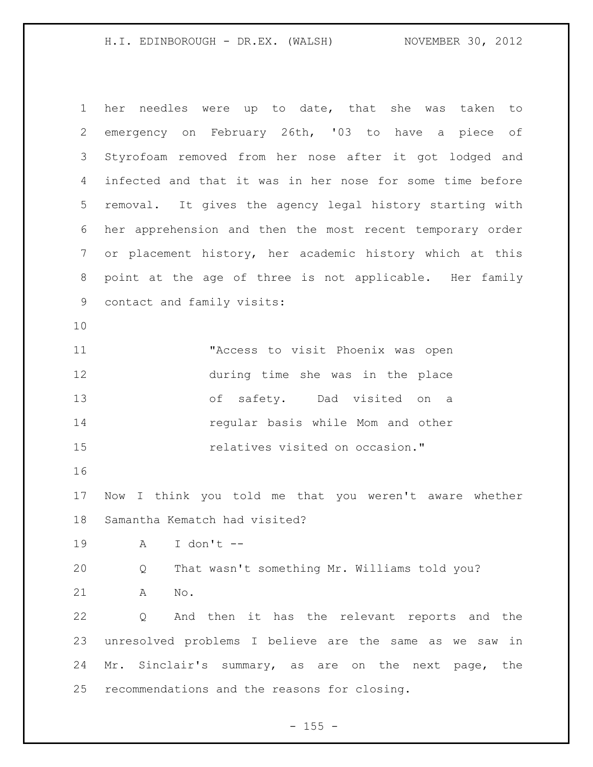her needles were up to date, that she was taken to emergency on February 26th, '03 to have a piece of Styrofoam removed from her nose after it got lodged and infected and that it was in her nose for some time before removal. It gives the agency legal history starting with her apprehension and then the most recent temporary order or placement history, her academic history which at this point at the age of three is not applicable. Her family contact and family visits:

> "Access to visit Phoenix was open during time she was in the place of safety. Dad visited on a regular basis while Mom and other relatives visited on occasion."

Now I think you told me that you weren't aware whether Samantha Kematch had visited?

A I don't --

Q That wasn't something Mr. Williams told you?

A No.

Q And then it has the relevant reports and the unresolved problems I believe are the same as we saw in Mr. Sinclair's summary, as are on the next page, the recommendations and the reasons for closing.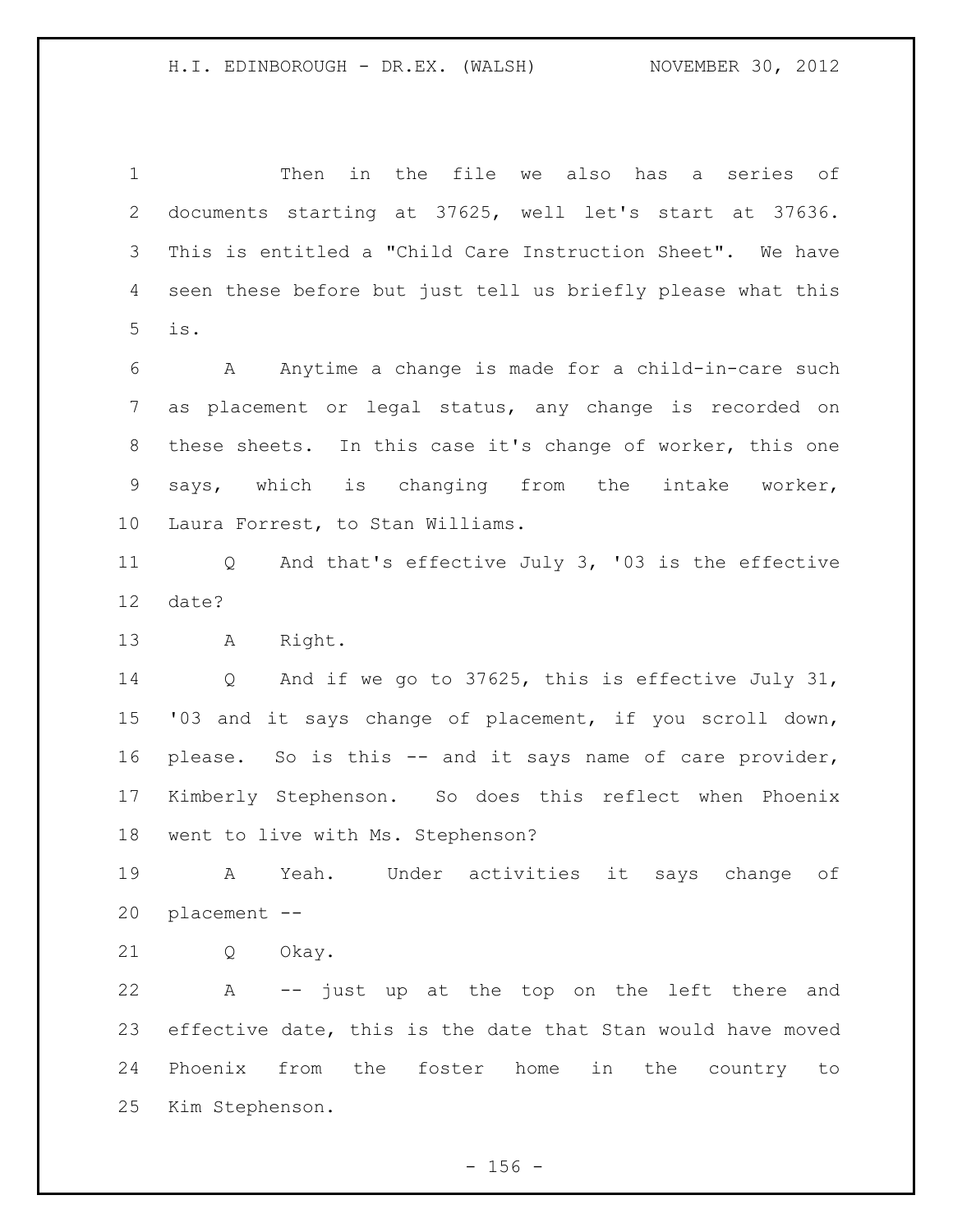Then in the file we also has a series of documents starting at 37625, well let's start at 37636. This is entitled a "Child Care Instruction Sheet". We have seen these before but just tell us briefly please what this is.

A Anytime a change is made for a child-in-care such as placement or legal status, any change is recorded on these sheets. In this case it's change of worker, this one says, which is changing from the intake worker, Laura Forrest, to Stan Williams.

Q And that's effective July 3, '03 is the effective date?

A Right.

Q And if we go to 37625, this is effective July 31, '03 and it says change of placement, if you scroll down, please. So is this -- and it says name of care provider, Kimberly Stephenson. So does this reflect when Phoenix went to live with Ms. Stephenson?

A Yeah. Under activities it says change of placement --

Q Okay.

A -- just up at the top on the left there and effective date, this is the date that Stan would have moved Phoenix from the foster home in the country to Kim Stephenson.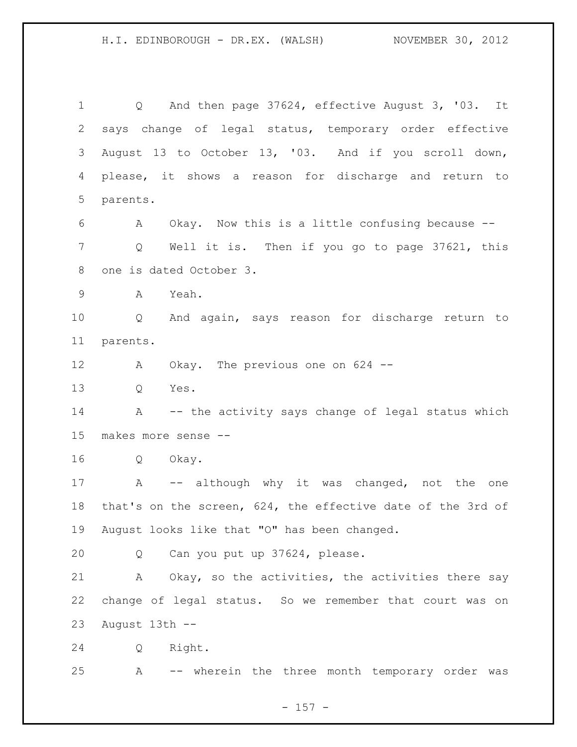Q And then page 37624, effective August 3, '03. It says change of legal status, temporary order effective August 13 to October 13, '03. And if you scroll down, please, it shows a reason for discharge and return to parents.

A Okay. Now this is a little confusing because --

Q Well it is. Then if you go to page 37621, this one is dated October 3.

A Yeah.

Q And again, says reason for discharge return to parents.

A Okay. The previous one on 624 --

Q Yes.

A -- the activity says change of legal status which makes more sense --

Q Okay.

A -- although why it was changed, not the one that's on the screen, 624, the effective date of the 3rd of August looks like that "O" has been changed.

Q Can you put up 37624, please.

A Okay, so the activities, the activities there say change of legal status. So we remember that court was on August 13th --

Q Right.

A -- wherein the three month temporary order was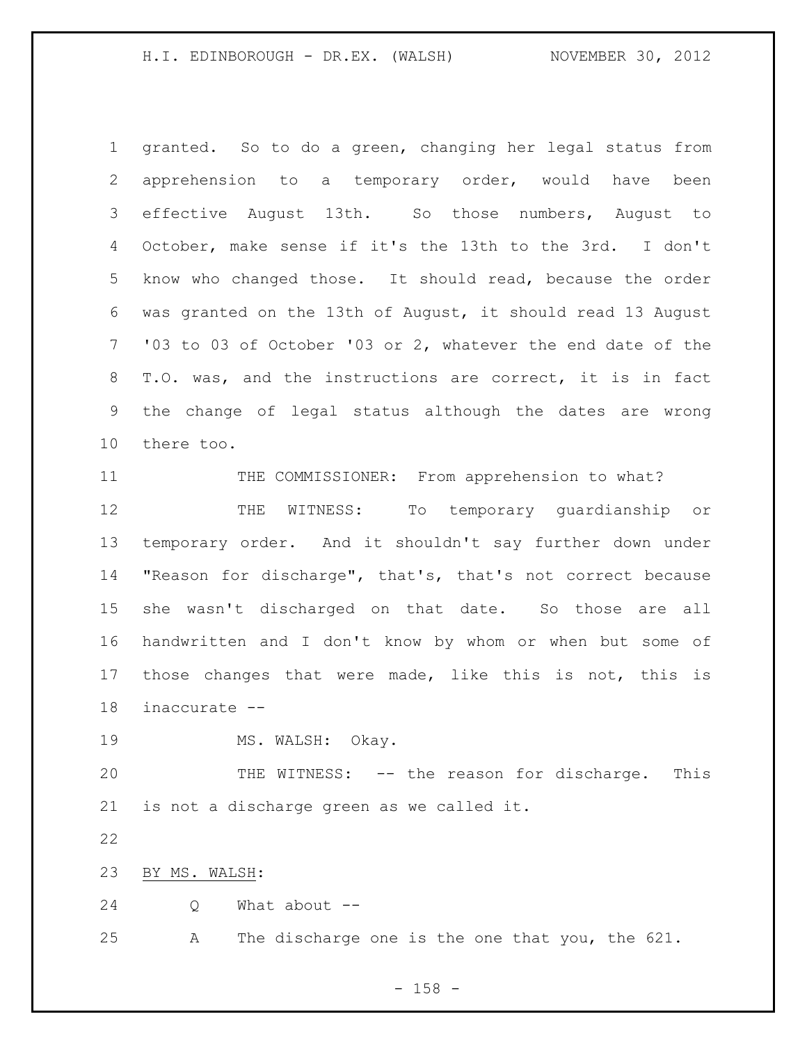granted. So to do a green, changing her legal status from apprehension to a temporary order, would have been effective August 13th. So those numbers, August to October, make sense if it's the 13th to the 3rd. I don't know who changed those. It should read, because the order was granted on the 13th of August, it should read 13 August '03 to 03 of October '03 or 2, whatever the end date of the T.O. was, and the instructions are correct, it is in fact the change of legal status although the dates are wrong there too.

THE COMMISSIONER: From apprehension to what?

THE WITNESS: To temporary guardianship or temporary order. And it shouldn't say further down under "Reason for discharge", that's, that's not correct because she wasn't discharged on that date. So those are all handwritten and I don't know by whom or when but some of those changes that were made, like this is not, this is inaccurate --

MS. WALSH: Okay.

THE WITNESS: -- the reason for discharge. This is not a discharge green as we called it.

BY MS. WALSH:

Q What about --

A The discharge one is the one that you, the 621.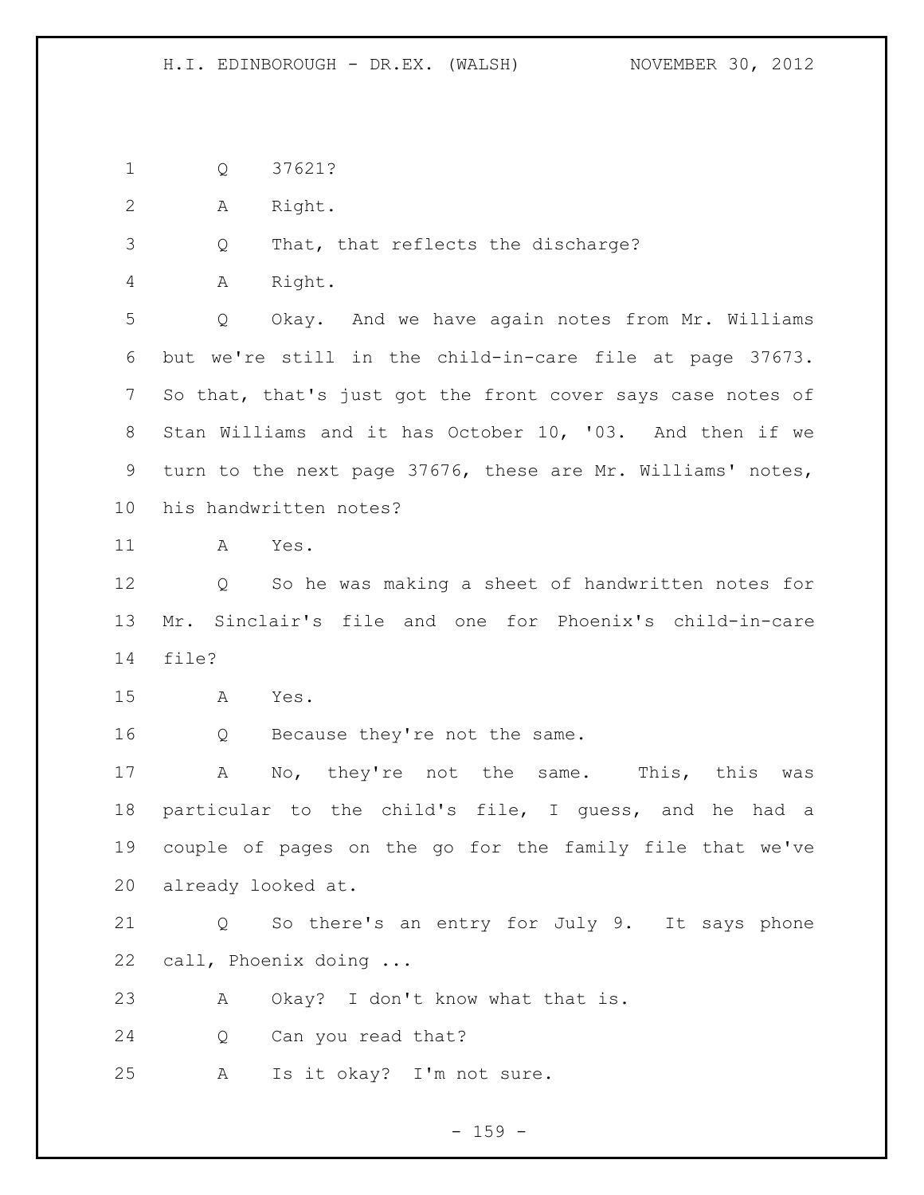Q 37621?

A Right.

Q That, that reflects the discharge?

A Right.

Q Okay. And we have again notes from Mr. Williams but we're still in the child-in-care file at page 37673. So that, that's just got the front cover says case notes of Stan Williams and it has October 10, '03. And then if we turn to the next page 37676, these are Mr. Williams' notes, his handwritten notes?

A Yes.

Q So he was making a sheet of handwritten notes for Mr. Sinclair's file and one for Phoenix's child-in-care file?

A Yes.

Q Because they're not the same.

A No, they're not the same. This, this was particular to the child's file, I guess, and he had a couple of pages on the go for the family file that we've already looked at.

Q So there's an entry for July 9. It says phone call, Phoenix doing ...

A Okay? I don't know what that is.

Q Can you read that?

A Is it okay? I'm not sure.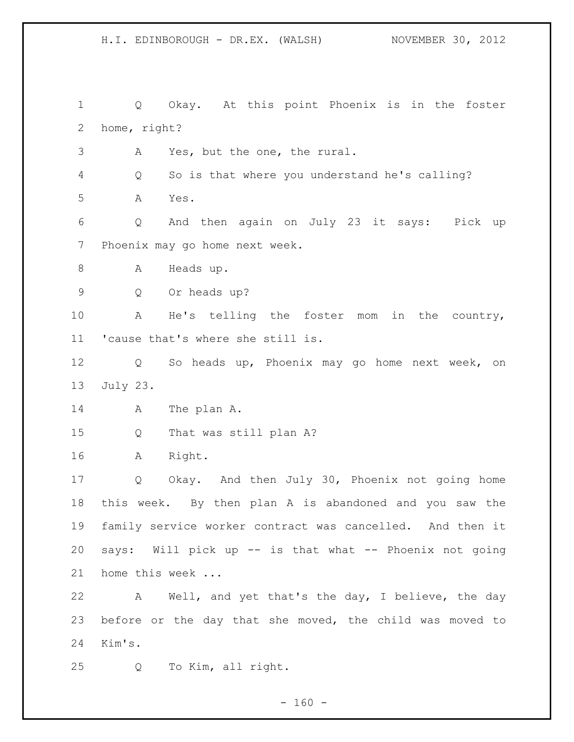1 Q Okay. At this point Phoenix is in the foster
2 home, right?
3 A Yes, but the one, the rural.
4 Q So is that where you understand he's calling?
5 A Yes.
6 Q And then again on July 23 it says: Pick up
7 Phoenix may go home next week.
8 A Heads up.
9 Q Or heads up?
10 A He's telling the foster mom in the country,
11 'cause that's where she still is.
12 Q So heads up, Phoenix may go home next week, on
13 July 23.
14 A The plan A.
15 Q That was still plan A?
16 A Right.
17 Q Okay. And then July 30, Phoenix not going home
18 this week. By then plan A is abandoned and you saw the
19 family service worker contract was cancelled. And then it
20 says: Will pick up -- is that what -- Phoenix not going
21 home this week ...
22 A Well, and yet that's the day, I believe, the day
23 before or the day that she moved, the child was moved to
24 Kim's.
25 Q To Kim, all right.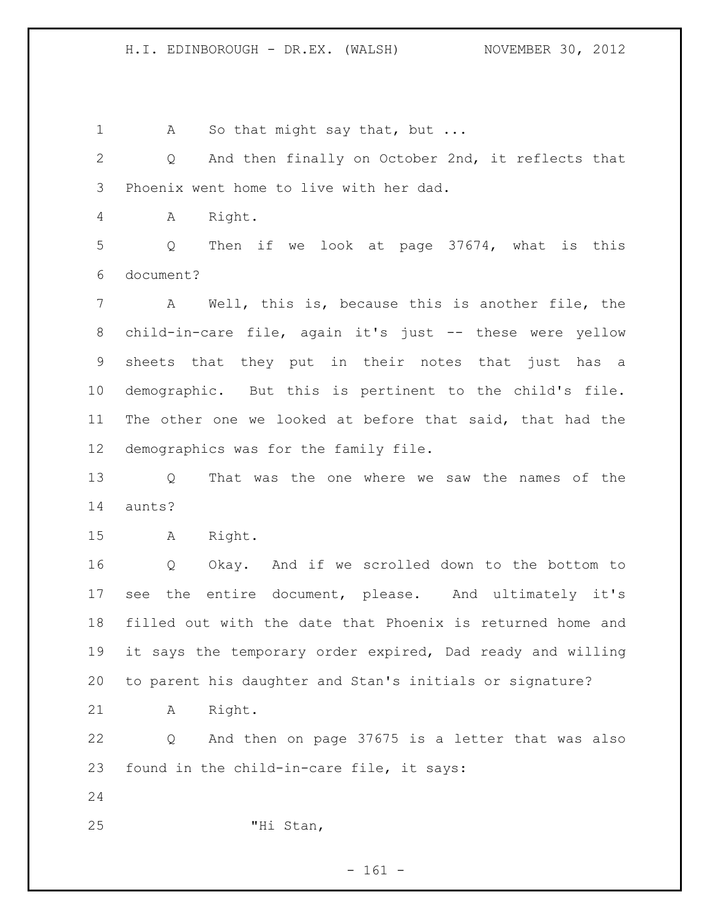A So that might say that, but ...

Q And then finally on October 2nd, it reflects that Phoenix went home to live with her dad.

A Right.

Q Then if we look at page 37674, what is this document?

A Well, this is, because this is another file, the child-in-care file, again it's just -- these were yellow sheets that they put in their notes that just has a demographic. But this is pertinent to the child's file. The other one we looked at before that said, that had the demographics was for the family file.

Q That was the one where we saw the names of the aunts?

A Right.

Q Okay. And if we scrolled down to the bottom to see the entire document, please. And ultimately it's filled out with the date that Phoenix is returned home and it says the temporary order expired, Dad ready and willing to parent his daughter and Stan's initials or signature?

A Right.

Q And then on page 37675 is a letter that was also found in the child-in-care file, it says:

"Hi Stan,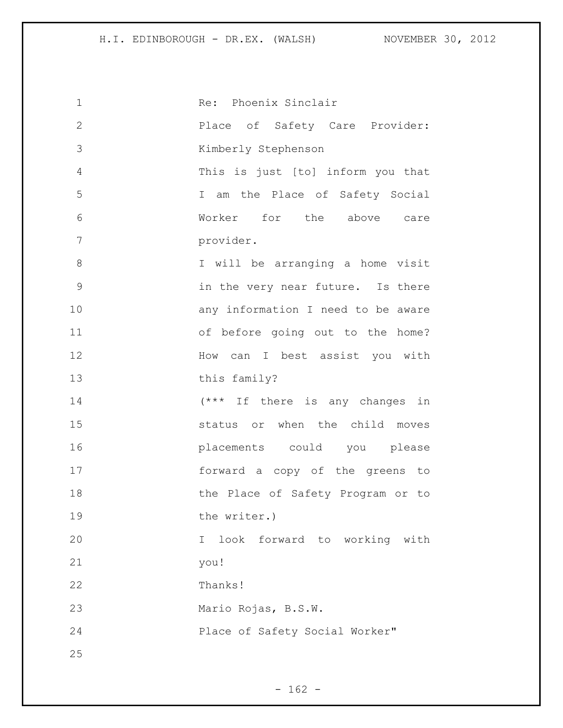Re: Phoenix Sinclair
Place of Safety Care Provider: Kimberly Stephenson
This is just [to] inform you that I am the Place of Safety Social Worker for the above care provider.
I will be arranging a home visit in the very near future. Is there any information I need to be aware of before going out to the home? How can I best assist you with this family?
(*** If there is any changes in status or when the child moves placements could you please forward a copy of the greens to the Place of Safety Program or to the writer.)
I look forward to working with you!
Thanks!
Mario Rojas, B.S.W.
Place of Safety Social Worker"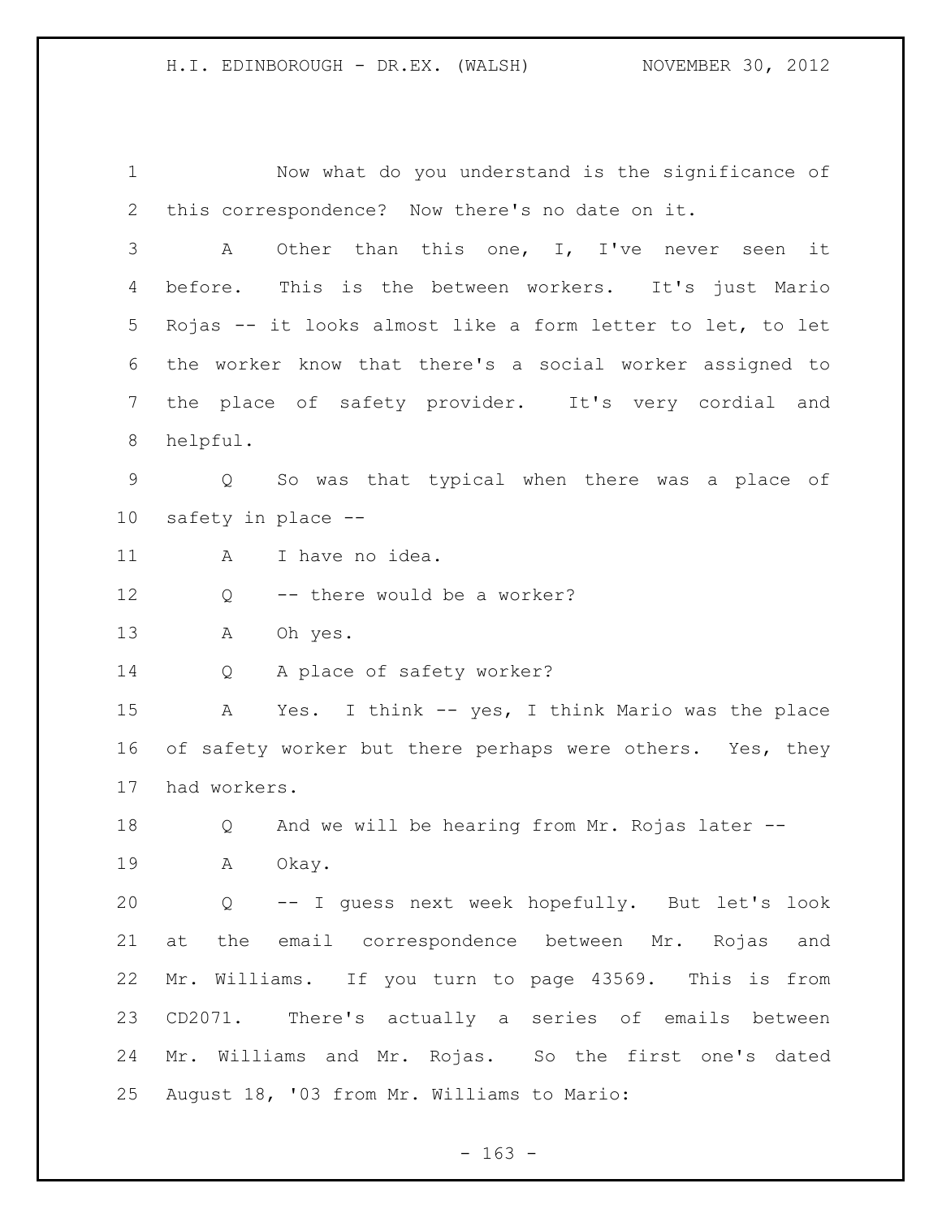Now what do you understand is the significance of this correspondence? Now there's no date on it.

A Other than this one, I, I've never seen it before. This is the between workers. It's just Mario Rojas -- it looks almost like a form letter to let, to let the worker know that there's a social worker assigned to the place of safety provider. It's very cordial and helpful.

Q So was that typical when there was a place of safety in place --

A I have no idea.

Q -- there would be a worker?

A Oh yes.

Q A place of safety worker?

A Yes. I think -- yes, I think Mario was the place of safety worker but there perhaps were others. Yes, they had workers.

Q And we will be hearing from Mr. Rojas later --

A Okay.

Q -- I guess next week hopefully. But let's look at the email correspondence between Mr. Rojas and Mr. Williams. If you turn to page 43569. This is from CD2071. There's actually a series of emails between Mr. Williams and Mr. Rojas. So the first one's dated August 18, '03 from Mr. Williams to Mario: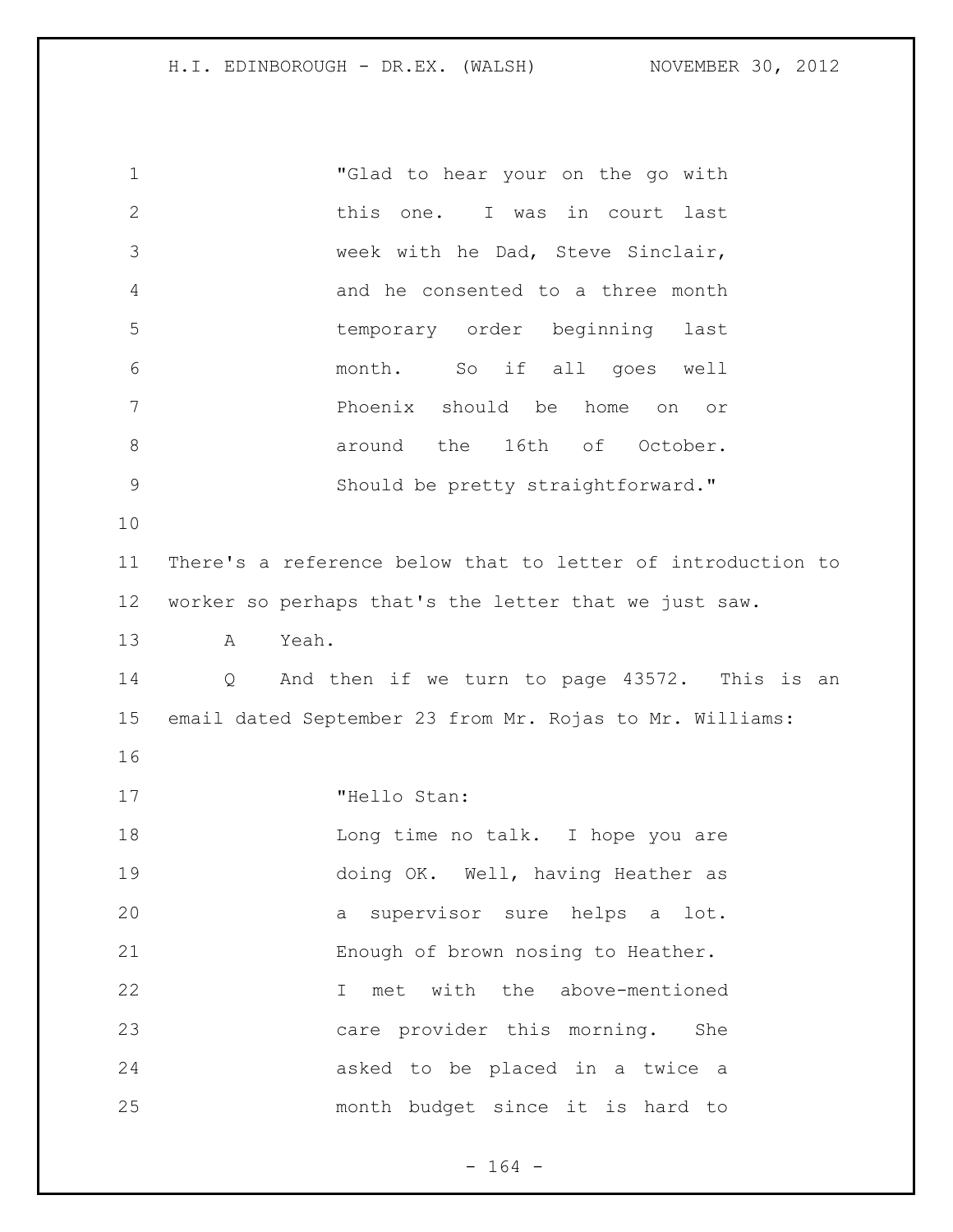"Glad to hear your on the go with this one. I was in court last week with he Dad, Steve Sinclair, and he consented to a three month temporary order beginning last month. So if all goes well Phoenix should be home on or around the 16th of October. Should be pretty straightforward."

There's a reference below that to letter of introduction to worker so perhaps that's the letter that we just saw.

A Yeah.

Q And then if we turn to page 43572. This is an email dated September 23 from Mr. Rojas to Mr. Williams:

"Hello Stan:
Long time no talk. I hope you are doing OK. Well, having Heather as a supervisor sure helps a lot. Enough of brown nosing to Heather. I met with the above-mentioned care provider this morning. She asked to be placed in a twice a month budget since it is hard to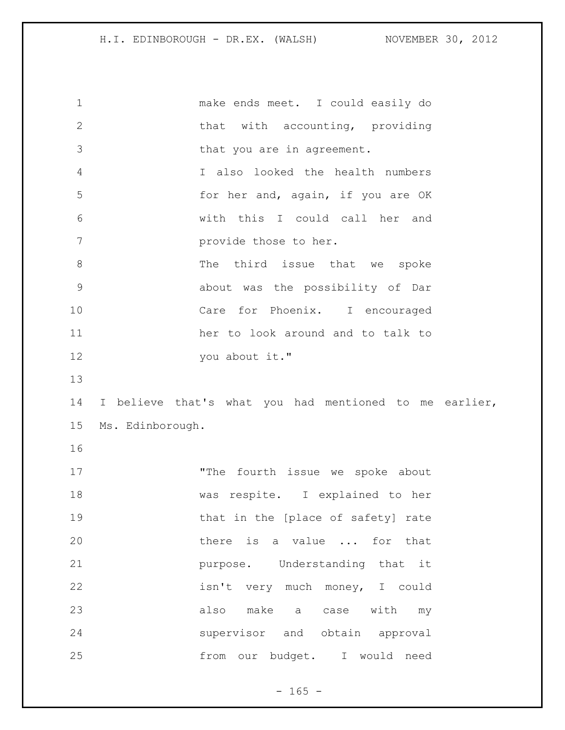make ends meet. I could easily do that with accounting, providing that you are in agreement.

I also looked the health numbers for her and, again, if you are OK with this I could call her and provide those to her.

The third issue that we spoke about was the possibility of Dar Care for Phoenix. I encouraged her to look around and to talk to you about it."

I believe that's what you had mentioned to me earlier, Ms. Edinborough.

"The fourth issue we spoke about was respite. I explained to her that in the [place of safety] rate there is a value ... for that purpose. Understanding that it isn't very much money, I could also make a case with my supervisor and obtain approval from our budget. I would need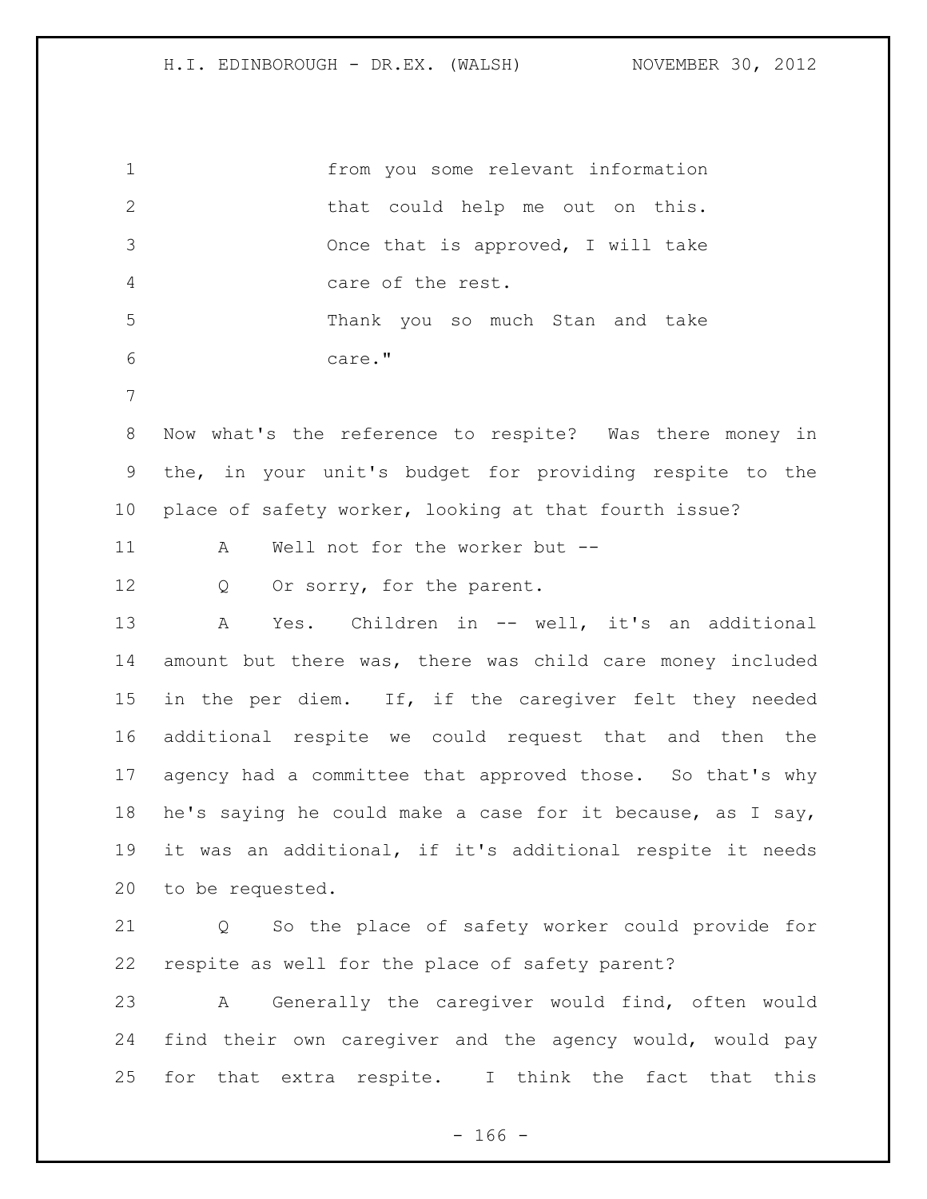from you some relevant information that could help me out on this. Once that is approved, I will take care of the rest.

Thank you so much Stan and take care."

Now what's the reference to respite? Was there money in the, in your unit's budget for providing respite to the place of safety worker, looking at that fourth issue?

A Well not for the worker but --

Q Or sorry, for the parent.

A Yes. Children in -- well, it's an additional amount but there was, there was child care money included in the per diem. If, if the caregiver felt they needed additional respite we could request that and then the agency had a committee that approved those. So that's why he's saying he could make a case for it because, as I say, it was an additional, if it's additional respite it needs to be requested.

Q So the place of safety worker could provide for respite as well for the place of safety parent?

A Generally the caregiver would find, often would find their own caregiver and the agency would, would pay for that extra respite. I think the fact that this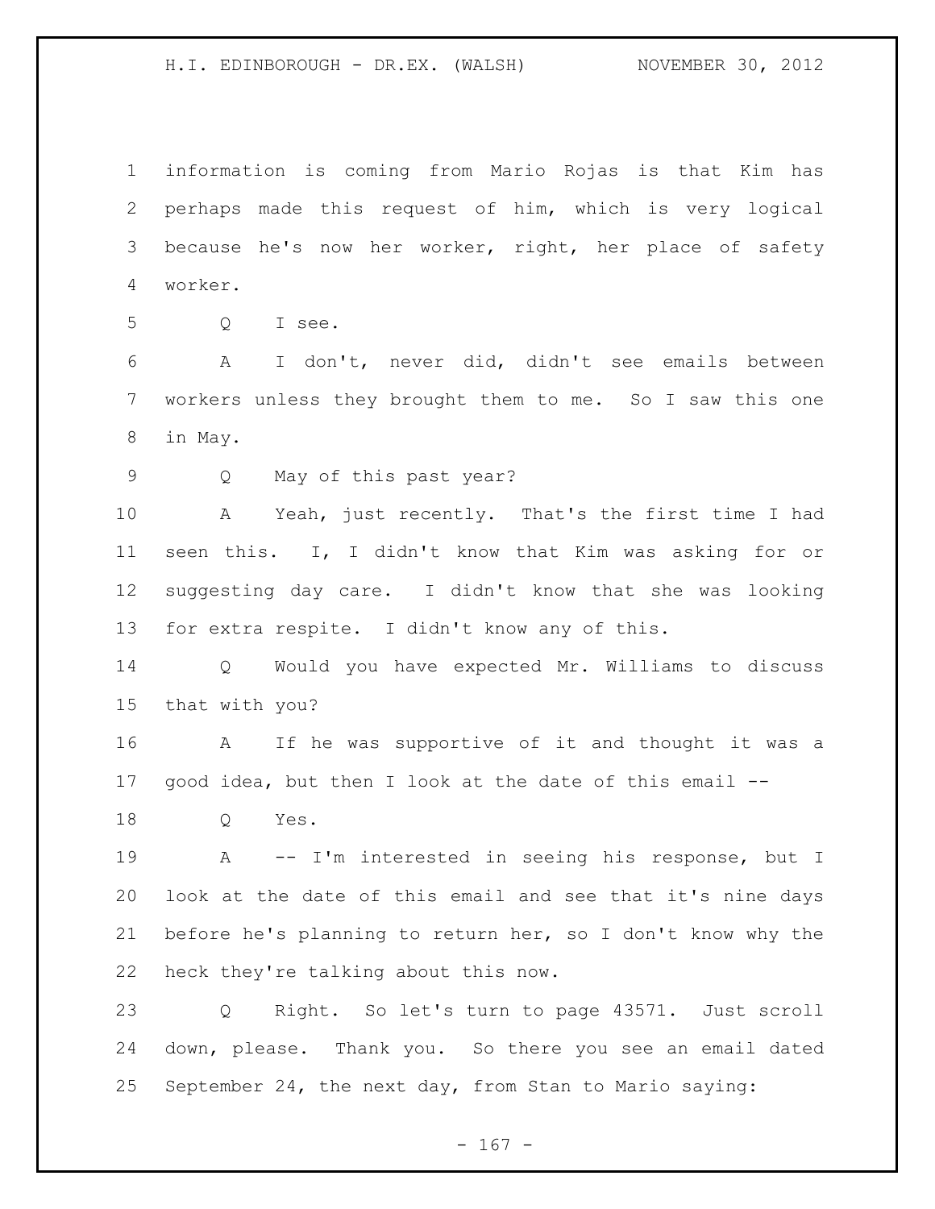information is coming from Mario Rojas is that Kim has perhaps made this request of him, which is very logical because he's now her worker, right, her place of safety worker.

Q I see.

A I don't, never did, didn't see emails between workers unless they brought them to me. So I saw this one in May.

Q May of this past year?

A Yeah, just recently. That's the first time I had seen this. I, I didn't know that Kim was asking for or suggesting day care. I didn't know that she was looking for extra respite. I didn't know any of this.

Q Would you have expected Mr. Williams to discuss that with you?

A If he was supportive of it and thought it was a good idea, but then I look at the date of this email --

Q Yes.

A -- I'm interested in seeing his response, but I look at the date of this email and see that it's nine days before he's planning to return her, so I don't know why the heck they're talking about this now.

Q Right. So let's turn to page 43571. Just scroll down, please. Thank you. So there you see an email dated September 24, the next day, from Stan to Mario saying: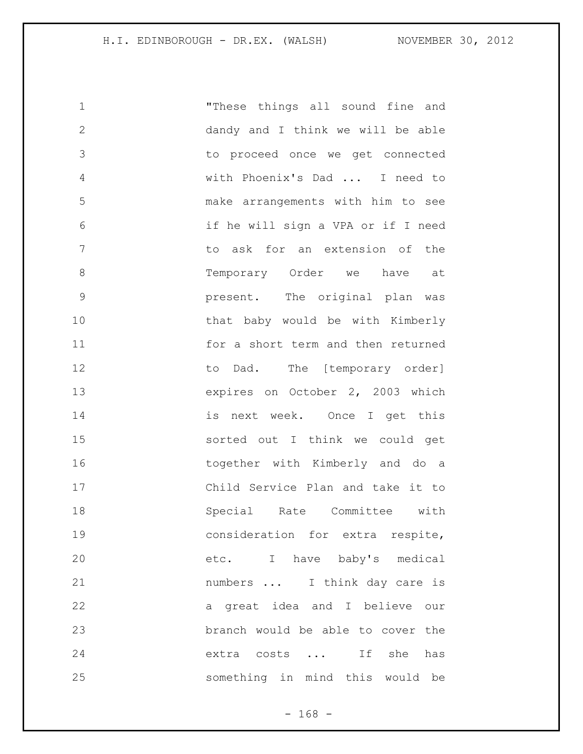"These things all sound fine and dandy and I think we will be able to proceed once we get connected with Phoenix's Dad ... I need to make arrangements with him to see if he will sign a VPA or if I need to ask for an extension of the Temporary Order we have at present. The original plan was that baby would be with Kimberly for a short term and then returned to Dad. The [temporary order] expires on October 2, 2003 which is next week. Once I get this sorted out I think we could get together with Kimberly and do a Child Service Plan and take it to Special Rate Committee with consideration for extra respite, etc. I have baby's medical numbers ... I think day care is a great idea and I believe our branch would be able to cover the extra costs ... If she has something in mind this would be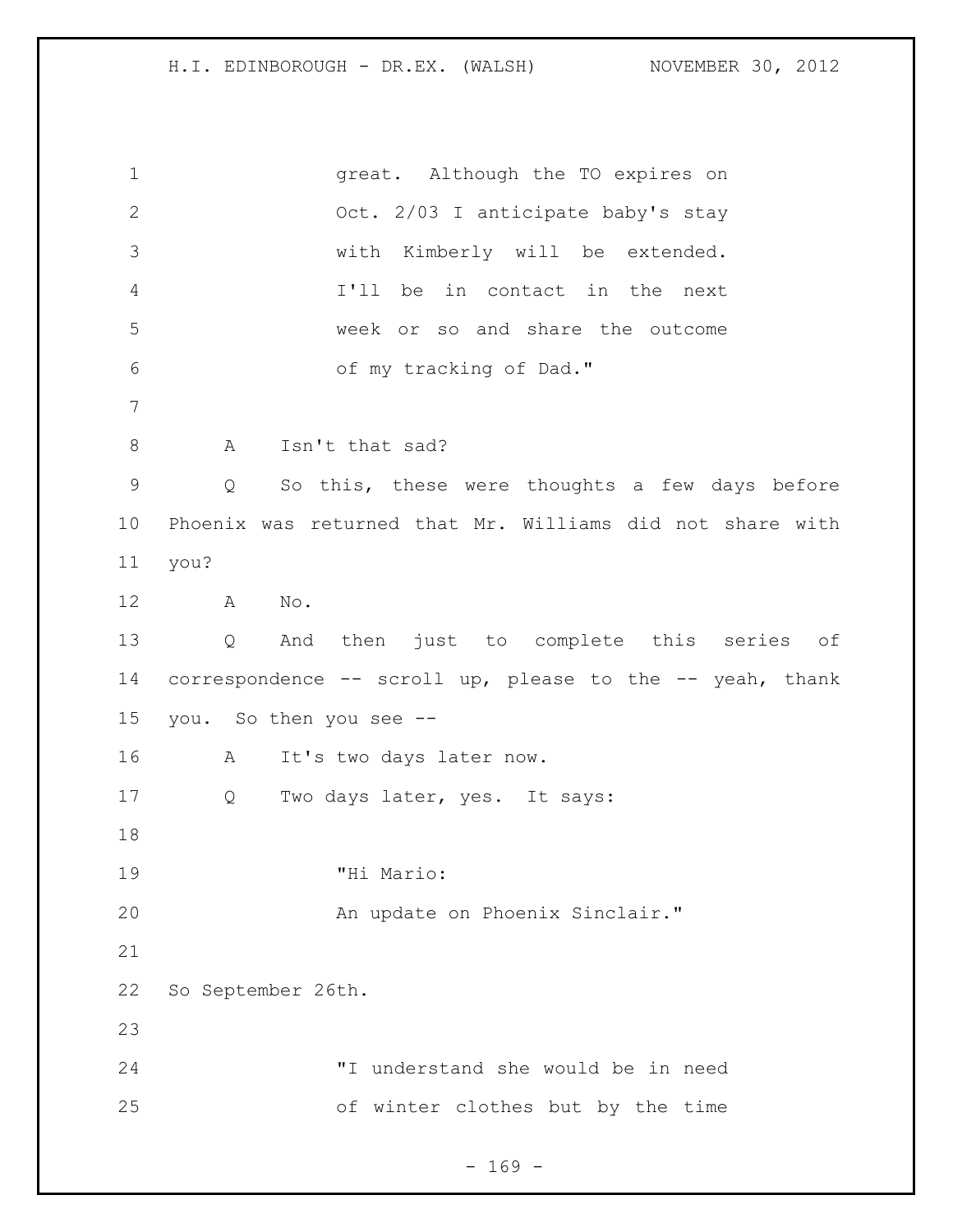great. Although the TO expires on Oct. 2/03 I anticipate baby's stay with Kimberly will be extended. I'll be in contact in the next week or so and share the outcome of my tracking of Dad."

A Isn't that sad?

Q So this, these were thoughts a few days before Phoenix was returned that Mr. Williams did not share with you?

A No.

Q And then just to complete this series of correspondence -- scroll up, please to the -- yeah, thank you. So then you see --

A It's two days later now.

Q Two days later, yes. It says:

"Hi Mario:
An update on Phoenix Sinclair."

So September 26th.

"I understand she would be in need of winter clothes but by the time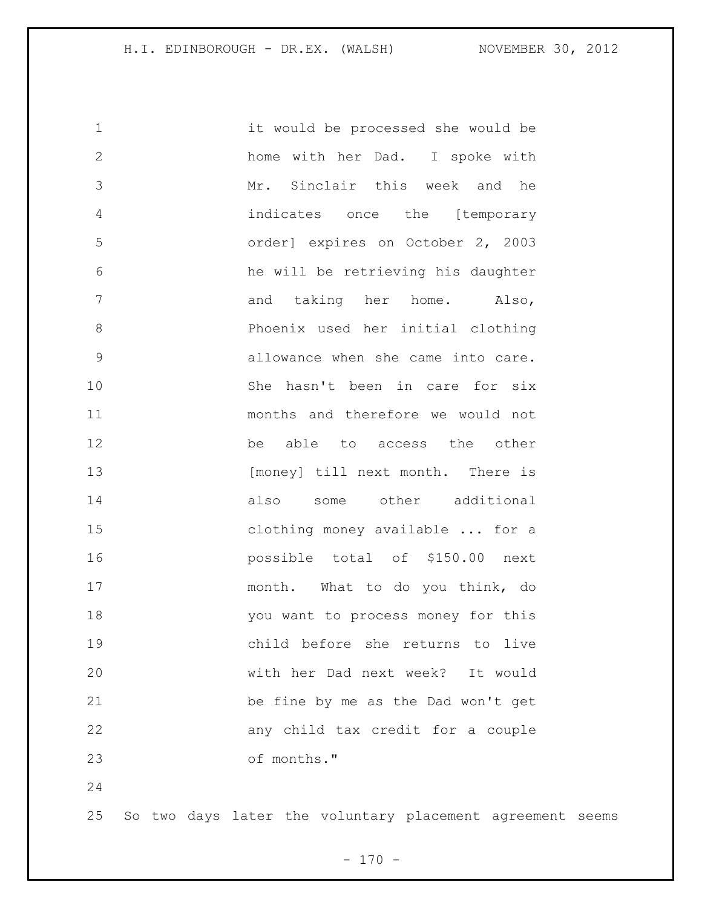it would be processed she would be home with her Dad. I spoke with Mr. Sinclair this week and he indicates once the [temporary order] expires on October 2, 2003 he will be retrieving his daughter and taking her home. Also, Phoenix used her initial clothing allowance when she came into care. She hasn't been in care for six months and therefore we would not be able to access the other [money] till next month. There is also some other additional clothing money available ... for a possible total of $150.00 next month. What to do you think, do you want to process money for this child before she returns to live with her Dad next week? It would be fine by me as the Dad won't get any child tax credit for a couple of months."

So two days later the voluntary placement agreement seems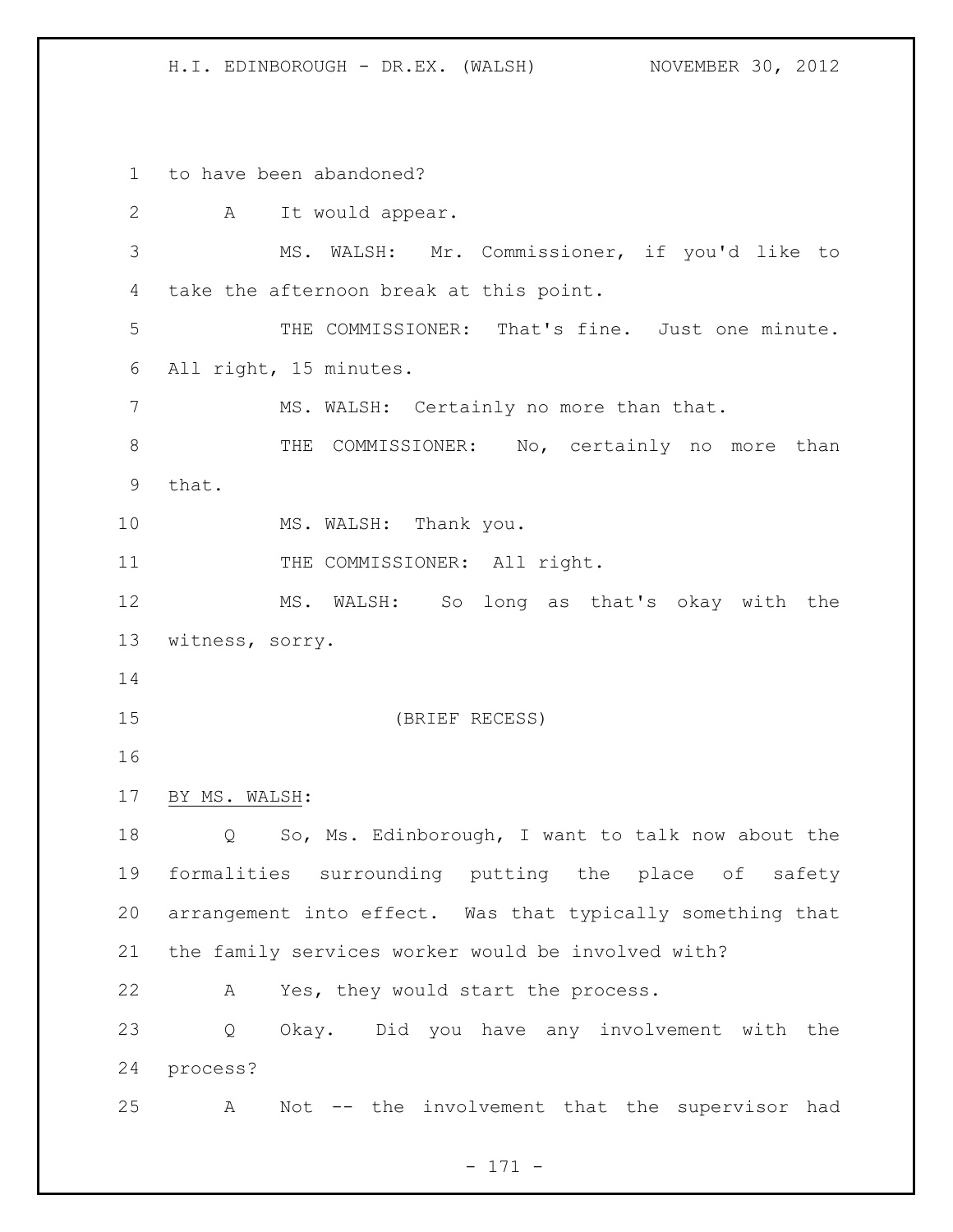to have been abandoned?

A It would appear.

MS. WALSH: Mr. Commissioner, if you'd like to take the afternoon break at this point.

THE COMMISSIONER: That's fine. Just one minute. All right, 15 minutes.

MS. WALSH: Certainly no more than that.

THE COMMISSIONER: No, certainly no more than that.

MS. WALSH: Thank you.

THE COMMISSIONER: All right.

MS. WALSH: So long as that's okay with the witness, sorry.

(BRIEF RECESS)

BY MS. WALSH:

Q So, Ms. Edinborough, I want to talk now about the formalities surrounding putting the place of safety arrangement into effect. Was that typically something that the family services worker would be involved with?

A Yes, they would start the process.

Q Okay. Did you have any involvement with the process?

A Not -- the involvement that the supervisor had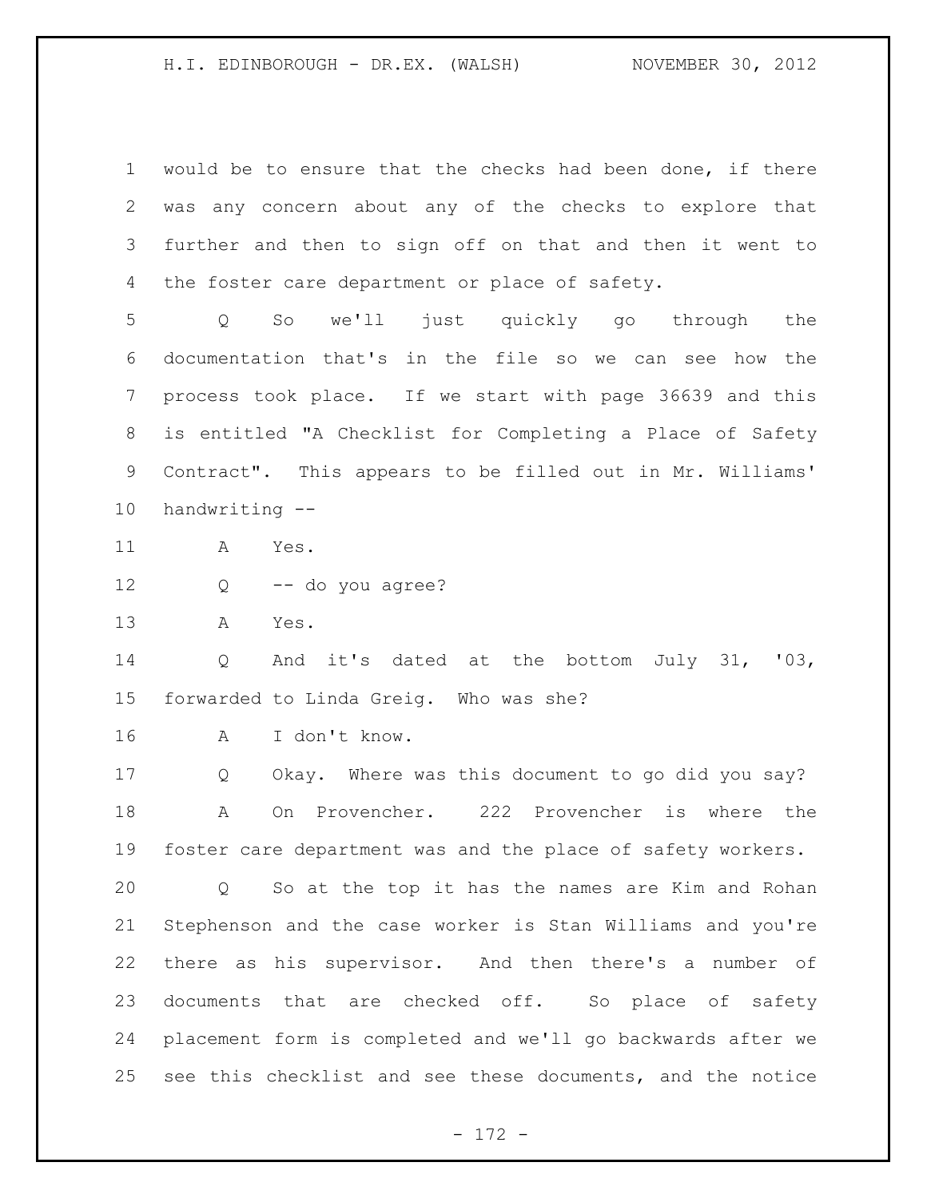would be to ensure that the checks had been done, if there was any concern about any of the checks to explore that further and then to sign off on that and then it went to the foster care department or place of safety.

Q So we'll just quickly go through the documentation that's in the file so we can see how the process took place. If we start with page 36639 and this is entitled "A Checklist for Completing a Place of Safety Contract". This appears to be filled out in Mr. Williams' handwriting --

A Yes.

Q -- do you agree?

A Yes.

Q And it's dated at the bottom July 31, '03, forwarded to Linda Greig. Who was she?

A I don't know.

Q Okay. Where was this document to go did you say?

A On Provencher. 222 Provencher is where the foster care department was and the place of safety workers.

Q So at the top it has the names are Kim and Rohan Stephenson and the case worker is Stan Williams and you're there as his supervisor. And then there's a number of documents that are checked off. So place of safety placement form is completed and we'll go backwards after we see this checklist and see these documents, and the notice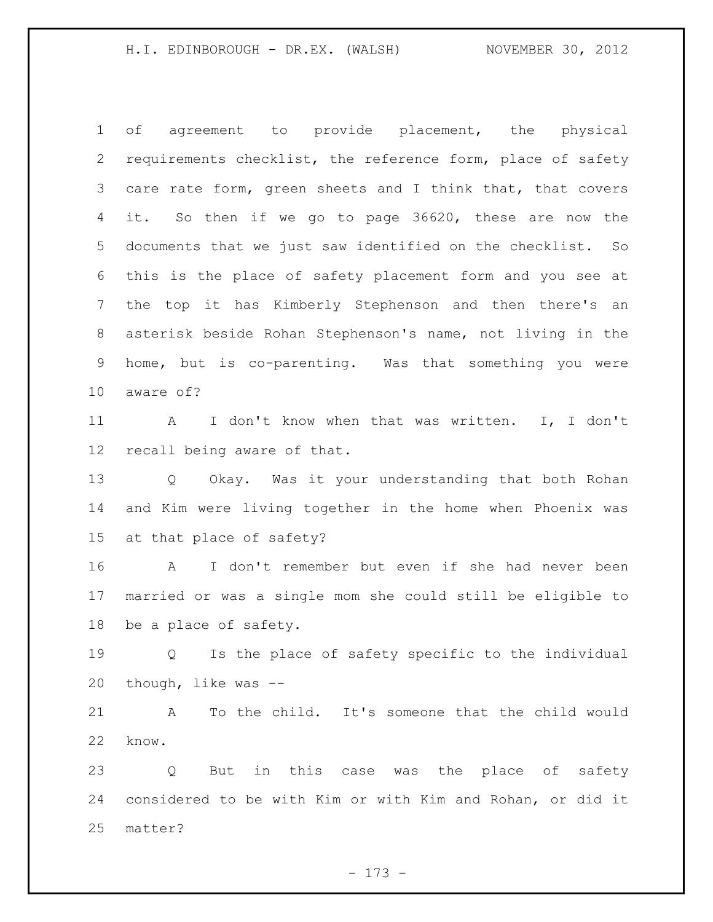of agreement to provide placement, the physical requirements checklist, the reference form, place of safety care rate form, green sheets and I think that, that covers it. So then if we go to page 36620, these are now the documents that we just saw identified on the checklist. So this is the place of safety placement form and you see at the top it has Kimberly Stephenson and then there's an asterisk beside Rohan Stephenson's name, not living in the home, but is co-parenting. Was that something you were aware of?

A I don't know when that was written. I, I don't recall being aware of that.

Q Okay. Was it your understanding that both Rohan and Kim were living together in the home when Phoenix was at that place of safety?

A I don't remember but even if she had never been married or was a single mom she could still be eligible to be a place of safety.

Q Is the place of safety specific to the individual though, like was --

A To the child. It's someone that the child would know.

Q But in this case was the place of safety considered to be with Kim or with Kim and Rohan, or did it matter?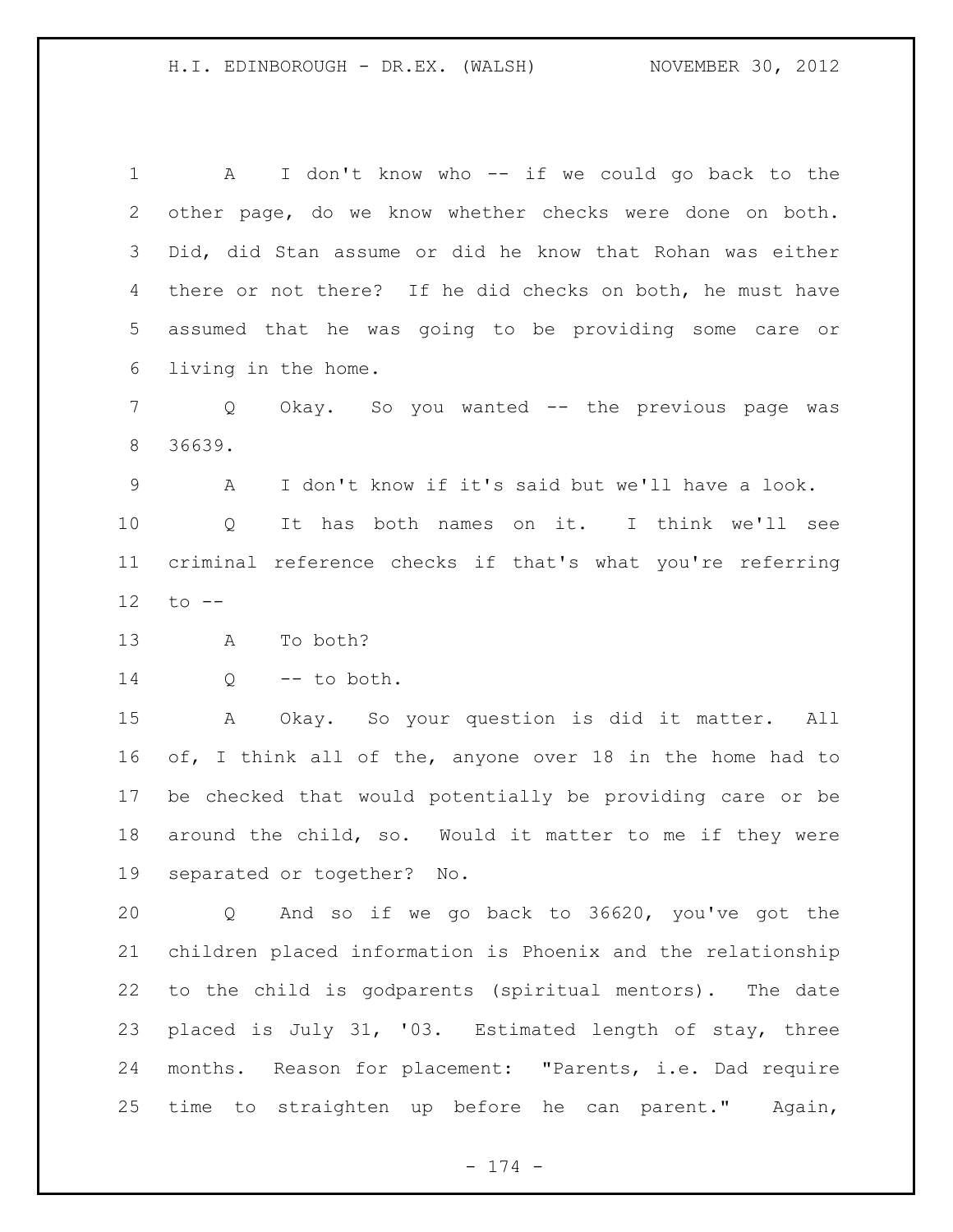A I don't know who -- if we could go back to the other page, do we know whether checks were done on both. Did, did Stan assume or did he know that Rohan was either there or not there? If he did checks on both, he must have assumed that he was going to be providing some care or living in the home.

Q Okay. So you wanted -- the previous page was 36639.

A I don't know if it's said but we'll have a look.

Q It has both names on it. I think we'll see criminal reference checks if that's what you're referring to --

A To both?

Q -- to both.

A Okay. So your question is did it matter. All of, I think all of the, anyone over 18 in the home had to be checked that would potentially be providing care or be around the child, so. Would it matter to me if they were separated or together? No.

Q And so if we go back to 36620, you've got the children placed information is Phoenix and the relationship to the child is godparents (spiritual mentors). The date placed is July 31, '03. Estimated length of stay, three months. Reason for placement: "Parents, i.e. Dad require time to straighten up before he can parent." Again,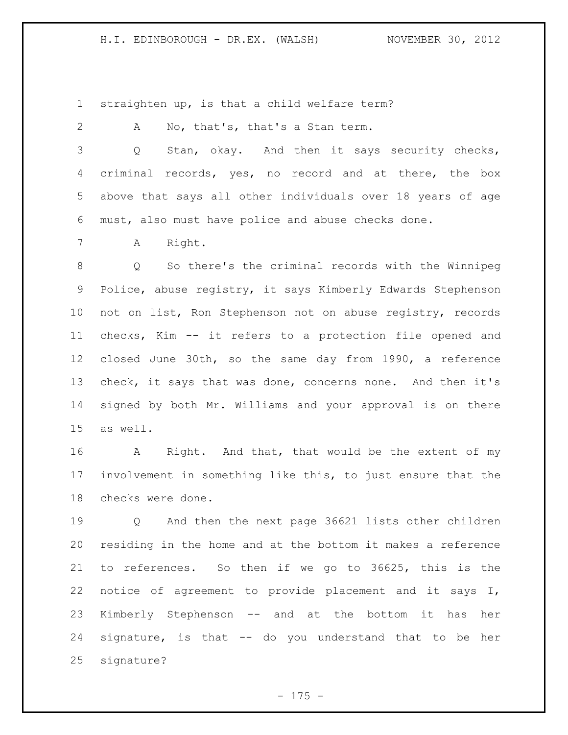straighten up, is that a child welfare term?

A No, that's, that's a Stan term.

Q Stan, okay. And then it says security checks, criminal records, yes, no record and at there, the box above that says all other individuals over 18 years of age must, also must have police and abuse checks done.

A Right.

Q So there's the criminal records with the Winnipeg Police, abuse registry, it says Kimberly Edwards Stephenson not on list, Ron Stephenson not on abuse registry, records checks, Kim -- it refers to a protection file opened and closed June 30th, so the same day from 1990, a reference check, it says that was done, concerns none. And then it's signed by both Mr. Williams and your approval is on there as well.

A Right. And that, that would be the extent of my involvement in something like this, to just ensure that the checks were done.

Q And then the next page 36621 lists other children residing in the home and at the bottom it makes a reference to references. So then if we go to 36625, this is the notice of agreement to provide placement and it says I, Kimberly Stephenson -- and at the bottom it has her signature, is that -- do you understand that to be her signature?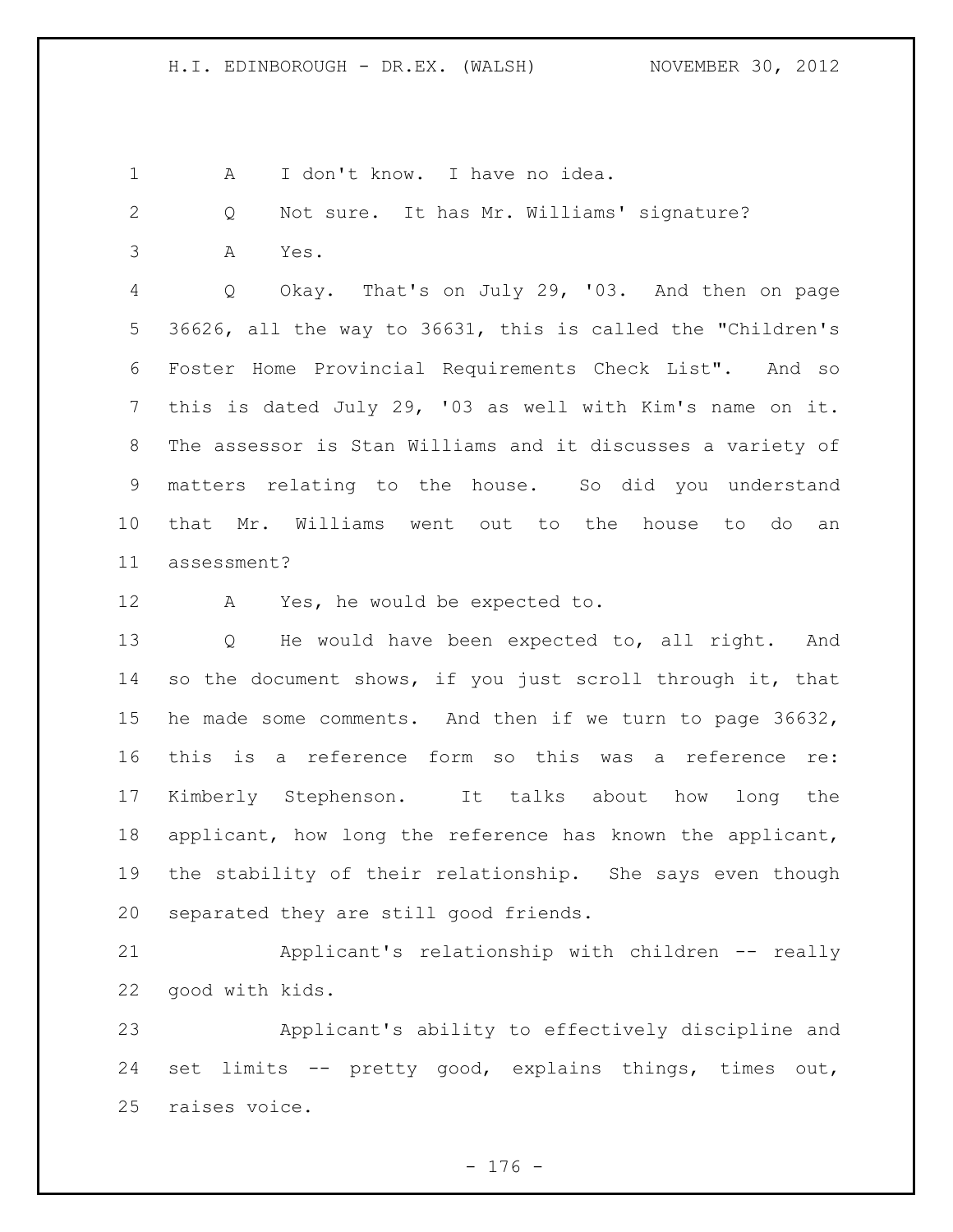A I don't know. I have no idea.

Q Not sure. It has Mr. Williams' signature?

A Yes.

Q Okay. That's on July 29, '03. And then on page 36626, all the way to 36631, this is called the "Children's Foster Home Provincial Requirements Check List". And so this is dated July 29, '03 as well with Kim's name on it. The assessor is Stan Williams and it discusses a variety of matters relating to the house. So did you understand that Mr. Williams went out to the house to do an assessment?

A Yes, he would be expected to.

Q He would have been expected to, all right. And so the document shows, if you just scroll through it, that he made some comments. And then if we turn to page 36632, this is a reference form so this was a reference re: Kimberly Stephenson. It talks about how long the applicant, how long the reference has known the applicant, the stability of their relationship. She says even though separated they are still good friends.

Applicant's relationship with children -- really good with kids.

Applicant's ability to effectively discipline and set limits -- pretty good, explains things, times out, raises voice.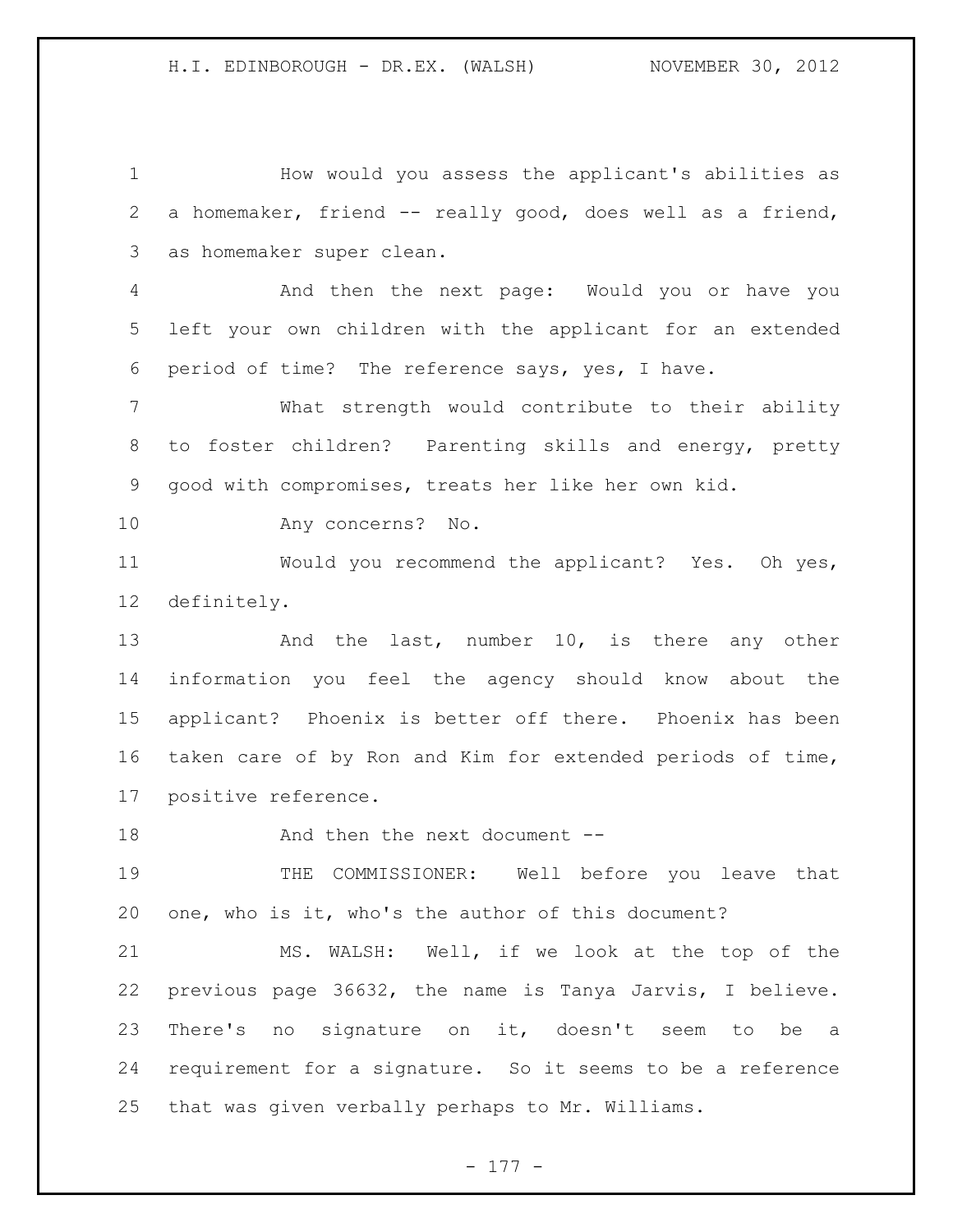How would you assess the applicant's abilities as a homemaker, friend -- really good, does well as a friend, as homemaker super clean.

And then the next page: Would you or have you left your own children with the applicant for an extended period of time? The reference says, yes, I have.

What strength would contribute to their ability to foster children? Parenting skills and energy, pretty good with compromises, treats her like her own kid.

Any concerns? No.

Would you recommend the applicant? Yes. Oh yes, definitely.

And the last, number 10, is there any other information you feel the agency should know about the applicant? Phoenix is better off there. Phoenix has been taken care of by Ron and Kim for extended periods of time, positive reference.

And then the next document --

THE COMMISSIONER: Well before you leave that one, who is it, who's the author of this document?

MS. WALSH: Well, if we look at the top of the previous page 36632, the name is Tanya Jarvis, I believe. There's no signature on it, doesn't seem to be a requirement for a signature. So it seems to be a reference that was given verbally perhaps to Mr. Williams.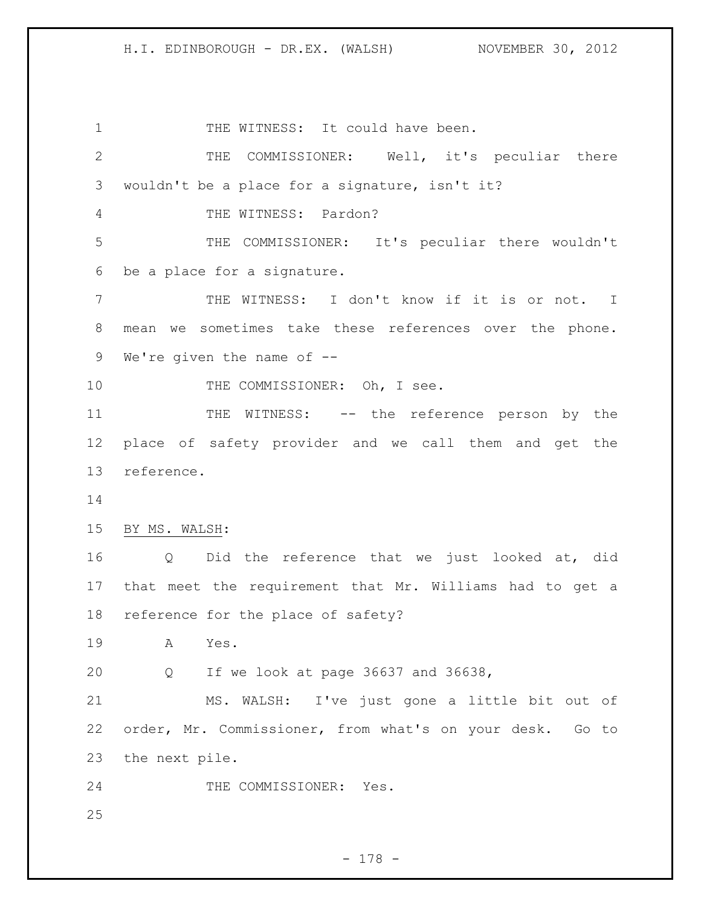THE WITNESS: It could have been.

THE COMMISSIONER: Well, it's peculiar there wouldn't be a place for a signature, isn't it?

THE WITNESS: Pardon?

THE COMMISSIONER: It's peculiar there wouldn't be a place for a signature.

THE WITNESS: I don't know if it is or not. I mean we sometimes take these references over the phone. We're given the name of --

THE COMMISSIONER: Oh, I see.

THE WITNESS: -- the reference person by the place of safety provider and we call them and get the reference.

BY MS. WALSH:

Q Did the reference that we just looked at, did that meet the requirement that Mr. Williams had to get a reference for the place of safety?

A Yes.

Q If we look at page 36637 and 36638,

MS. WALSH: I've just gone a little bit out of order, Mr. Commissioner, from what's on your desk. Go to the next pile.

THE COMMISSIONER: Yes.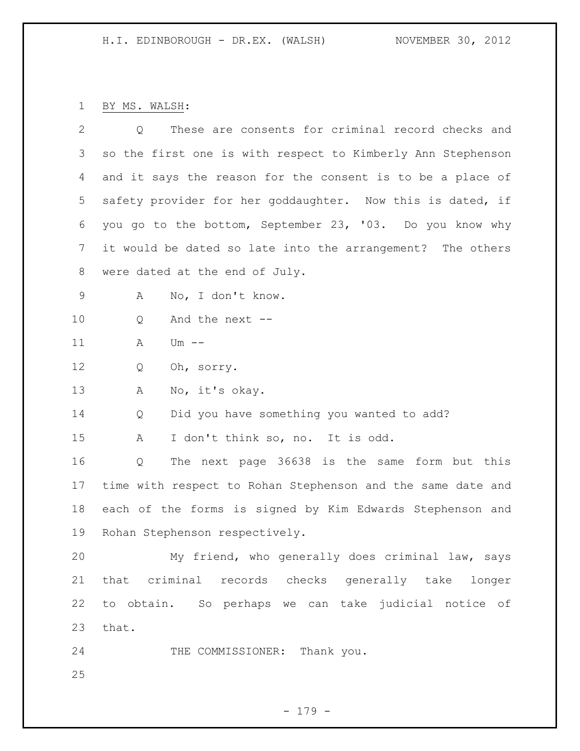BY MS. WALSH:

Q These are consents for criminal record checks and so the first one is with respect to Kimberly Ann Stephenson and it says the reason for the consent is to be a place of safety provider for her goddaughter. Now this is dated, if you go to the bottom, September 23, '03. Do you know why it would be dated so late into the arrangement? The others were dated at the end of July.

A No, I don't know.

Q And the next --

A Um --

Q Oh, sorry.

A No, it's okay.

Q Did you have something you wanted to add?

A I don't think so, no. It is odd.

Q The next page 36638 is the same form but this time with respect to Rohan Stephenson and the same date and each of the forms is signed by Kim Edwards Stephenson and Rohan Stephenson respectively.

My friend, who generally does criminal law, says that criminal records checks generally take longer to obtain. So perhaps we can take judicial notice of that.

THE COMMISSIONER: Thank you.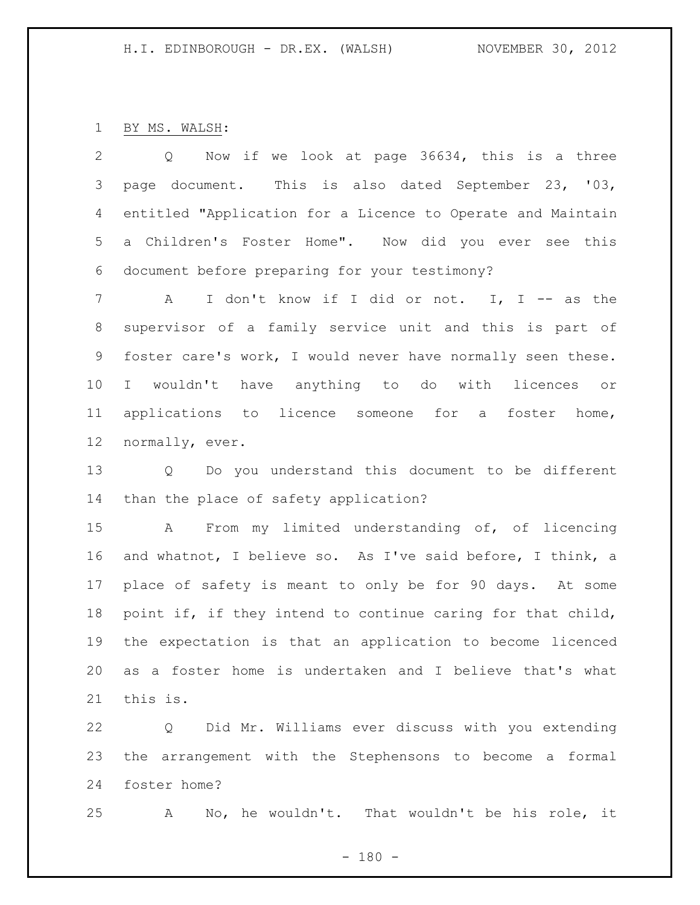BY MS. WALSH:

Q Now if we look at page 36634, this is a three page document. This is also dated September 23, '03, entitled "Application for a Licence to Operate and Maintain a Children's Foster Home". Now did you ever see this document before preparing for your testimony?

A I don't know if I did or not. I, I -- as the supervisor of a family service unit and this is part of foster care's work, I would never have normally seen these. I wouldn't have anything to do with licences or applications to licence someone for a foster home, normally, ever.

Q Do you understand this document to be different than the place of safety application?

A From my limited understanding of, of licencing and whatnot, I believe so. As I've said before, I think, a place of safety is meant to only be for 90 days. At some point if, if they intend to continue caring for that child, the expectation is that an application to become licenced as a foster home is undertaken and I believe that's what this is.

Q Did Mr. Williams ever discuss with you extending the arrangement with the Stephensons to become a formal foster home?

A No, he wouldn't. That wouldn't be his role, it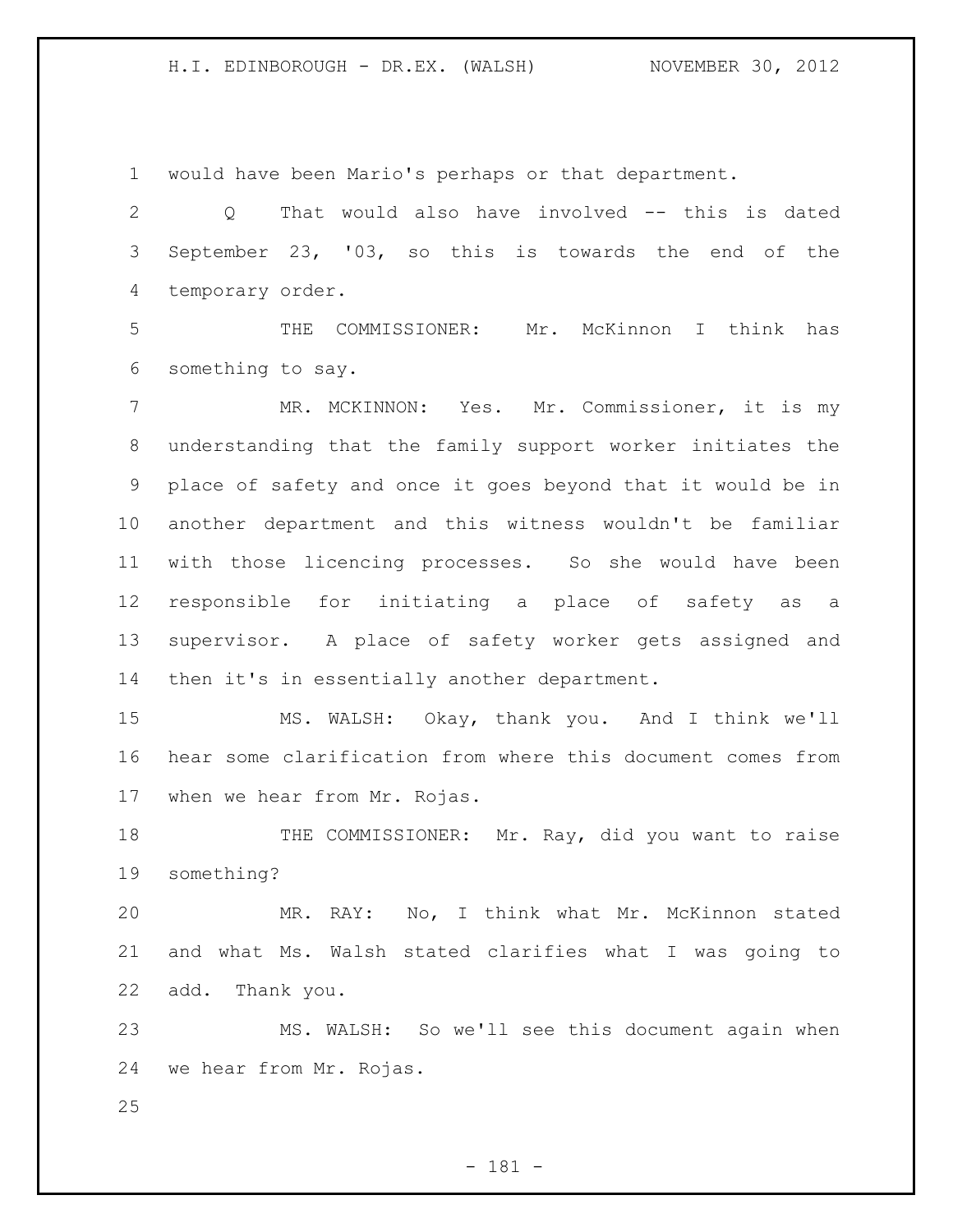would have been Mario's perhaps or that department.

Q That would also have involved -- this is dated September 23, '03, so this is towards the end of the temporary order.

THE COMMISSIONER: Mr. McKinnon I think has something to say.

MR. MCKINNON: Yes. Mr. Commissioner, it is my understanding that the family support worker initiates the place of safety and once it goes beyond that it would be in another department and this witness wouldn't be familiar with those licencing processes. So she would have been responsible for initiating a place of safety as a supervisor. A place of safety worker gets assigned and then it's in essentially another department.

MS. WALSH: Okay, thank you. And I think we'll hear some clarification from where this document comes from when we hear from Mr. Rojas.

THE COMMISSIONER: Mr. Ray, did you want to raise something?

MR. RAY: No, I think what Mr. McKinnon stated and what Ms. Walsh stated clarifies what I was going to add. Thank you.

MS. WALSH: So we'll see this document again when we hear from Mr. Rojas.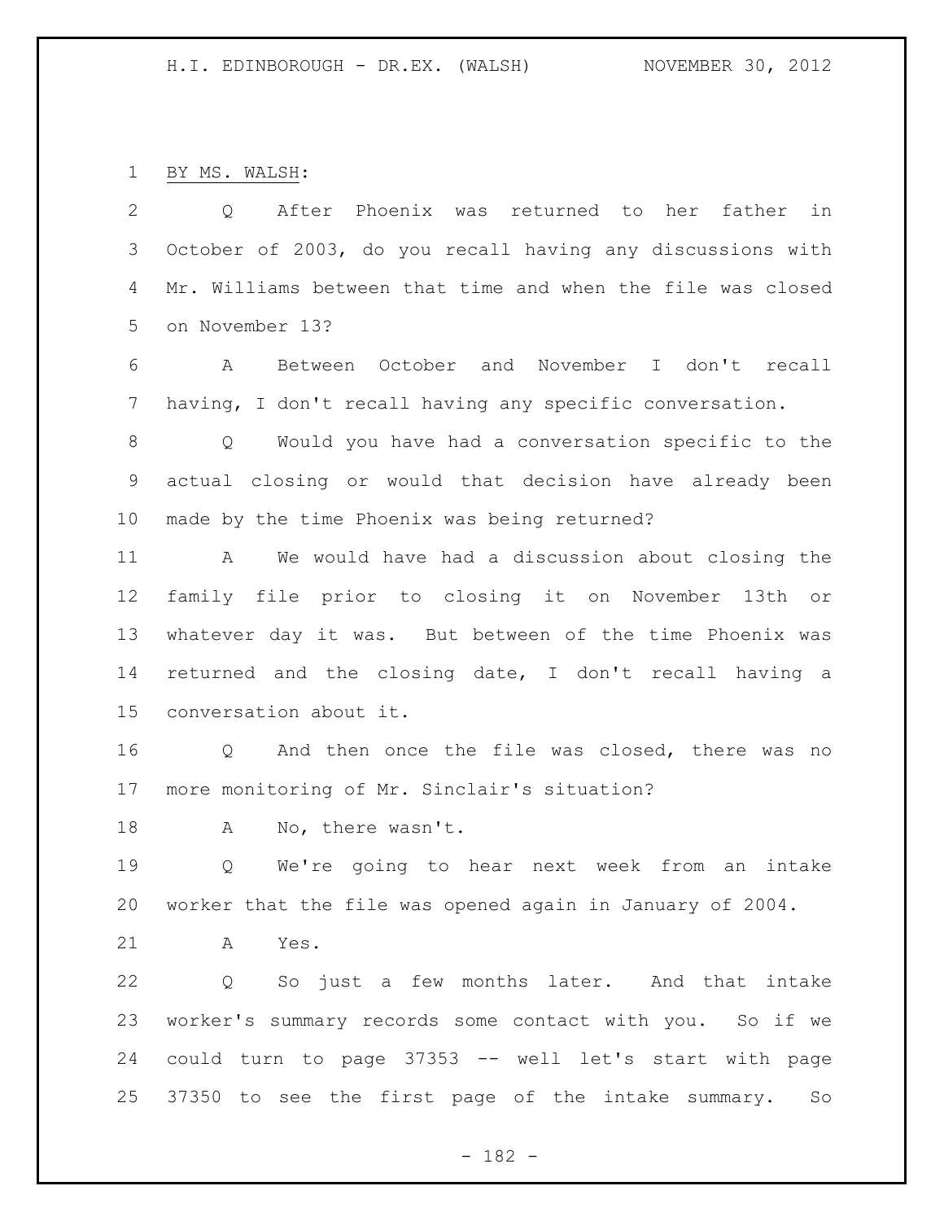BY MS. WALSH:

Q After Phoenix was returned to her father in October of 2003, do you recall having any discussions with Mr. Williams between that time and when the file was closed on November 13?

A Between October and November I don't recall having, I don't recall having any specific conversation.

Q Would you have had a conversation specific to the actual closing or would that decision have already been made by the time Phoenix was being returned?

A We would have had a discussion about closing the family file prior to closing it on November 13th or whatever day it was. But between of the time Phoenix was returned and the closing date, I don't recall having a conversation about it.

Q And then once the file was closed, there was no more monitoring of Mr. Sinclair's situation?

A No, there wasn't.

Q We're going to hear next week from an intake worker that the file was opened again in January of 2004.

A Yes.

Q So just a few months later. And that intake worker's summary records some contact with you. So if we could turn to page 37353 -- well let's start with page 37350 to see the first page of the intake summary. So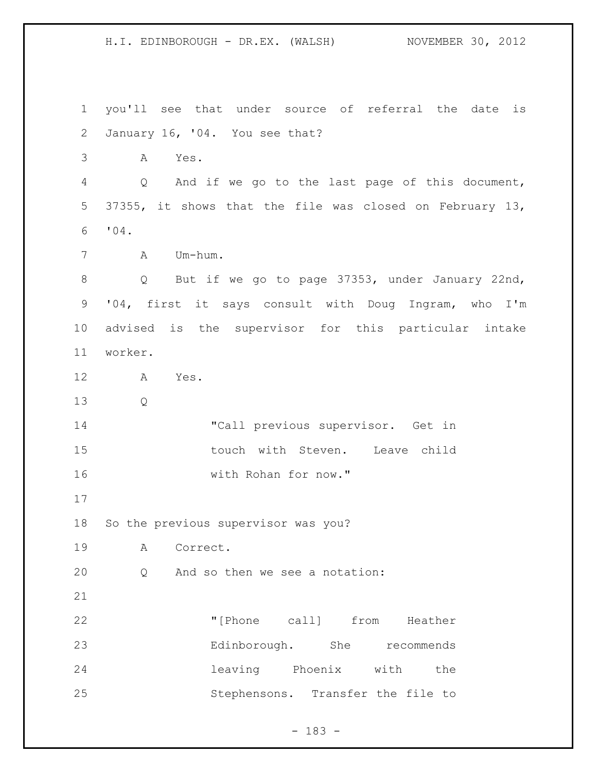you'll see that under source of referral the date is January 16, '04. You see that?

A Yes.

Q And if we go to the last page of this document, 37355, it shows that the file was closed on February 13, '04.

A Um-hum.

Q But if we go to page 37353, under January 22nd, '04, first it says consult with Doug Ingram, who I'm advised is the supervisor for this particular intake worker.

A Yes.

Q

> "Call previous supervisor. Get in touch with Steven. Leave child with Rohan for now."

So the previous supervisor was you?

A Correct.

Q And so then we see a notation:

> "[Phone call] from Heather Edinborough. She recommends leaving Phoenix with the Stephensons. Transfer the file to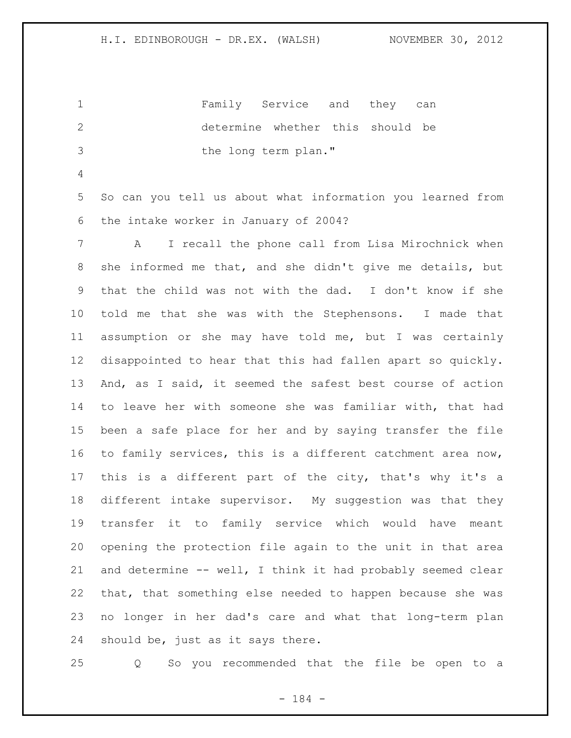Family Service and they can determine whether this should be the long term plan."

So can you tell us about what information you learned from the intake worker in January of 2004?

A I recall the phone call from Lisa Mirochnick when she informed me that, and she didn't give me details, but that the child was not with the dad. I don't know if she told me that she was with the Stephensons. I made that assumption or she may have told me, but I was certainly disappointed to hear that this had fallen apart so quickly. And, as I said, it seemed the safest best course of action to leave her with someone she was familiar with, that had been a safe place for her and by saying transfer the file to family services, this is a different catchment area now, this is a different part of the city, that's why it's a different intake supervisor. My suggestion was that they transfer it to family service which would have meant opening the protection file again to the unit in that area and determine -- well, I think it had probably seemed clear that, that something else needed to happen because she was no longer in her dad's care and what that long-term plan should be, just as it says there.

Q So you recommended that the file be open to a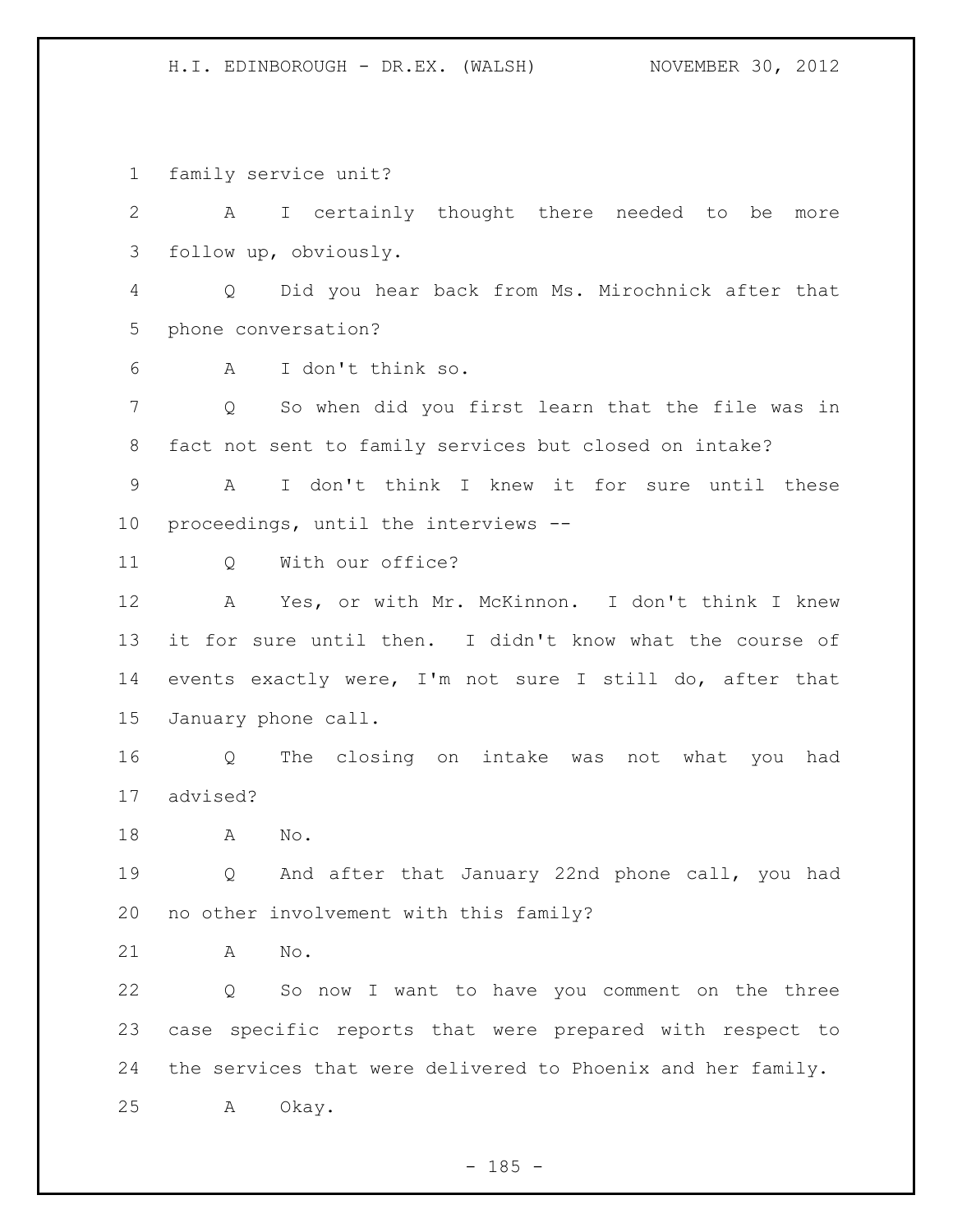family service unit?

A I certainly thought there needed to be more follow up, obviously.

Q Did you hear back from Ms. Mirochnick after that phone conversation?

A I don't think so.

Q So when did you first learn that the file was in fact not sent to family services but closed on intake?

A I don't think I knew it for sure until these proceedings, until the interviews --

Q With our office?

A Yes, or with Mr. McKinnon. I don't think I knew it for sure until then. I didn't know what the course of events exactly were, I'm not sure I still do, after that January phone call.

Q The closing on intake was not what you had advised?

A No.

Q And after that January 22nd phone call, you had no other involvement with this family?

A No.

Q So now I want to have you comment on the three case specific reports that were prepared with respect to the services that were delivered to Phoenix and her family.

A Okay.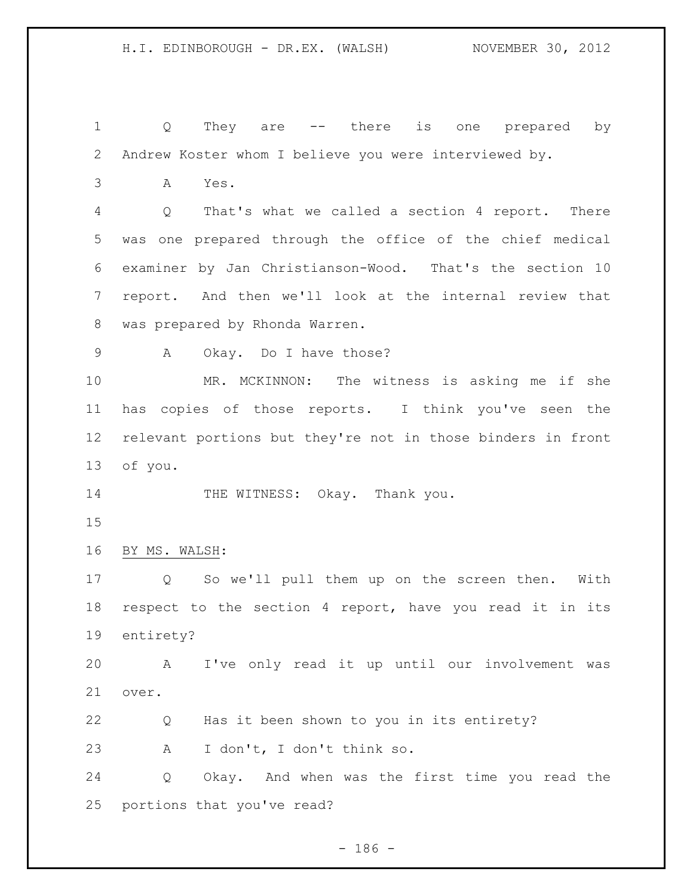Q They are -- there is one prepared by Andrew Koster whom I believe you were interviewed by.

A Yes.

Q That's what we called a section 4 report. There was one prepared through the office of the chief medical examiner by Jan Christianson-Wood. That's the section 10 report. And then we'll look at the internal review that was prepared by Rhonda Warren.

A Okay. Do I have those?

MR. MCKINNON: The witness is asking me if she has copies of those reports. I think you've seen the relevant portions but they're not in those binders in front of you.

THE WITNESS: Okay. Thank you.

BY MS. WALSH:

Q So we'll pull them up on the screen then. With respect to the section 4 report, have you read it in its entirety?

A I've only read it up until our involvement was over.

Q Has it been shown to you in its entirety?

A I don't, I don't think so.

Q Okay. And when was the first time you read the portions that you've read?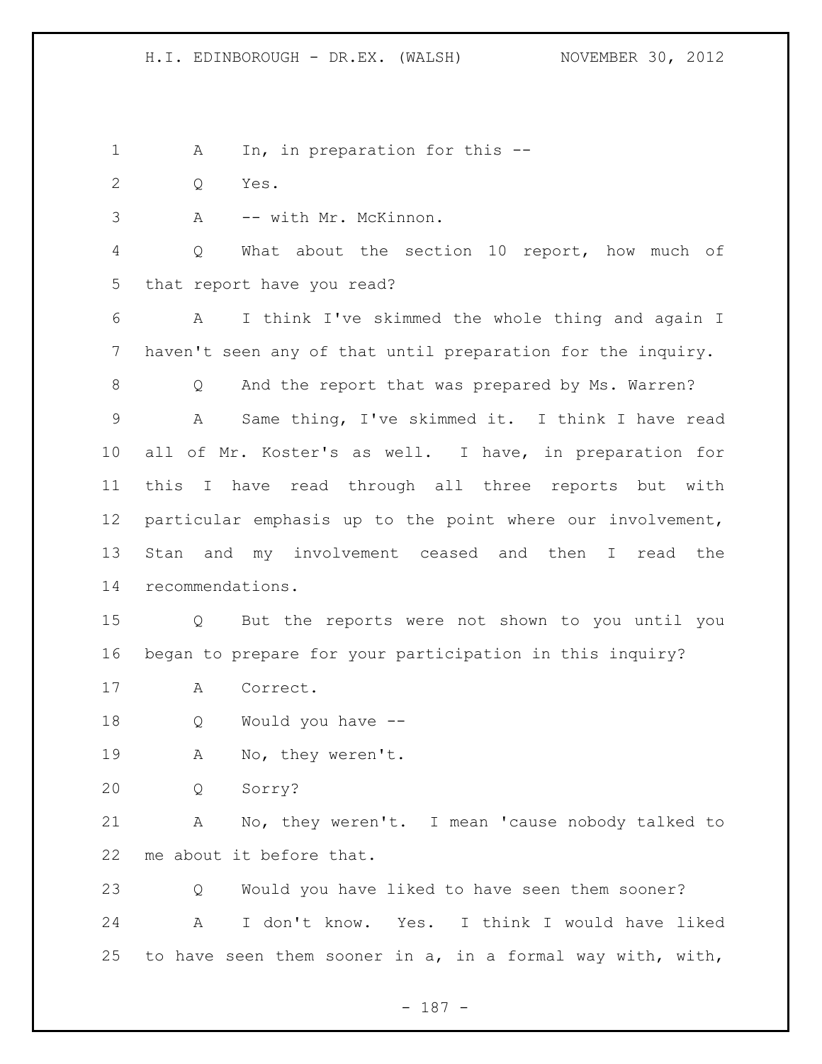A In, in preparation for this --

Q Yes.

A -- with Mr. McKinnon.

Q What about the section 10 report, how much of that report have you read?

A I think I've skimmed the whole thing and again I haven't seen any of that until preparation for the inquiry.

Q And the report that was prepared by Ms. Warren?

A Same thing, I've skimmed it. I think I have read all of Mr. Koster's as well. I have, in preparation for this I have read through all three reports but with particular emphasis up to the point where our involvement, Stan and my involvement ceased and then I read the recommendations.

Q But the reports were not shown to you until you began to prepare for your participation in this inquiry?

A Correct.

Q Would you have --

A No, they weren't.

Q Sorry?

A No, they weren't. I mean 'cause nobody talked to me about it before that.

Q Would you have liked to have seen them sooner?

A I don't know. Yes. I think I would have liked to have seen them sooner in a, in a formal way with, with,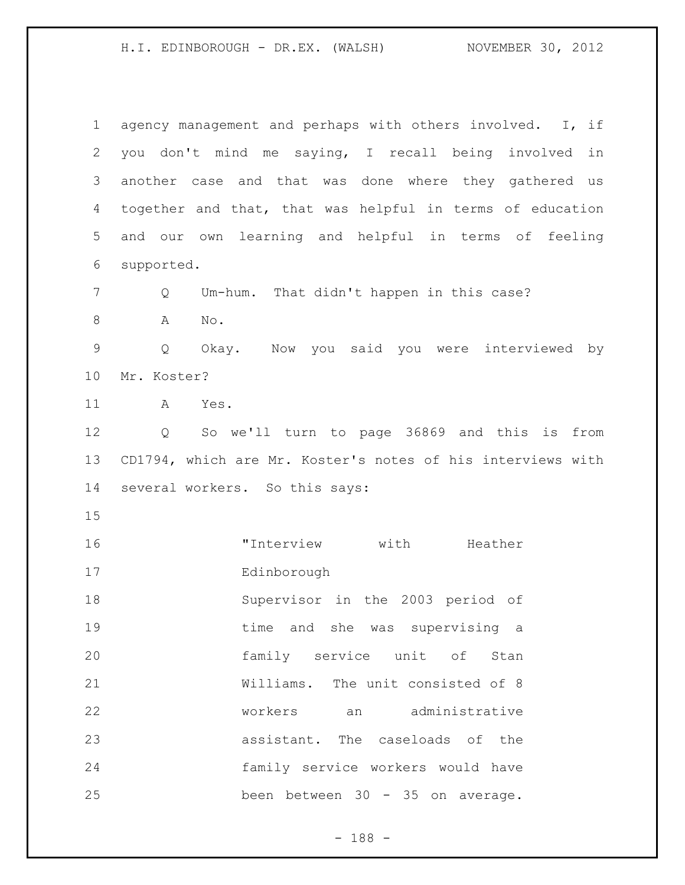agency management and perhaps with others involved. I, if you don't mind me saying, I recall being involved in another case and that was done where they gathered us together and that, that was helpful in terms of education and our own learning and helpful in terms of feeling supported.

Q Um-hum. That didn't happen in this case?

A No.

Q Okay. Now you said you were interviewed by Mr. Koster?

A Yes.

Q So we'll turn to page 36869 and this is from CD1794, which are Mr. Koster's notes of his interviews with several workers. So this says:

> "Interview with Heather Edinborough
> Supervisor in the 2003 period of time and she was supervising a family service unit of Stan Williams. The unit consisted of 8 workers an administrative assistant. The caseloads of the family service workers would have been between 30 - 35 on average.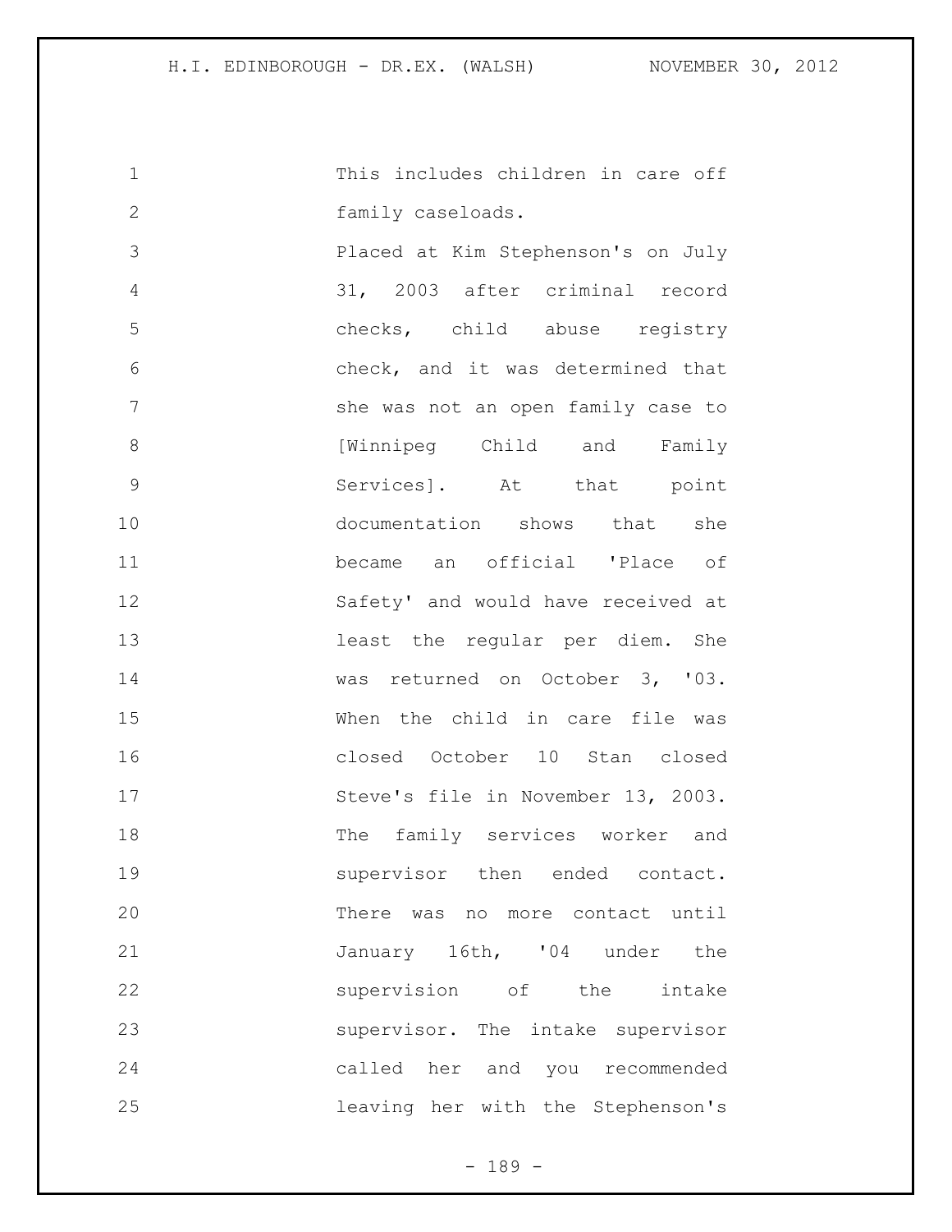This includes children in care off family caseloads.
Placed at Kim Stephenson's on July 31, 2003 after criminal record checks, child abuse registry check, and it was determined that she was not an open family case to [Winnipeg Child and Family Services]. At that point documentation shows that she became an official 'Place of Safety' and would have received at least the regular per diem. She was returned on October 3, '03. When the child in care file was closed October 10 Stan closed Steve's file in November 13, 2003. The family services worker and supervisor then ended contact. There was no more contact until January 16th, '04 under the supervision of the intake supervisor. The intake supervisor called her and you recommended leaving her with the Stephenson's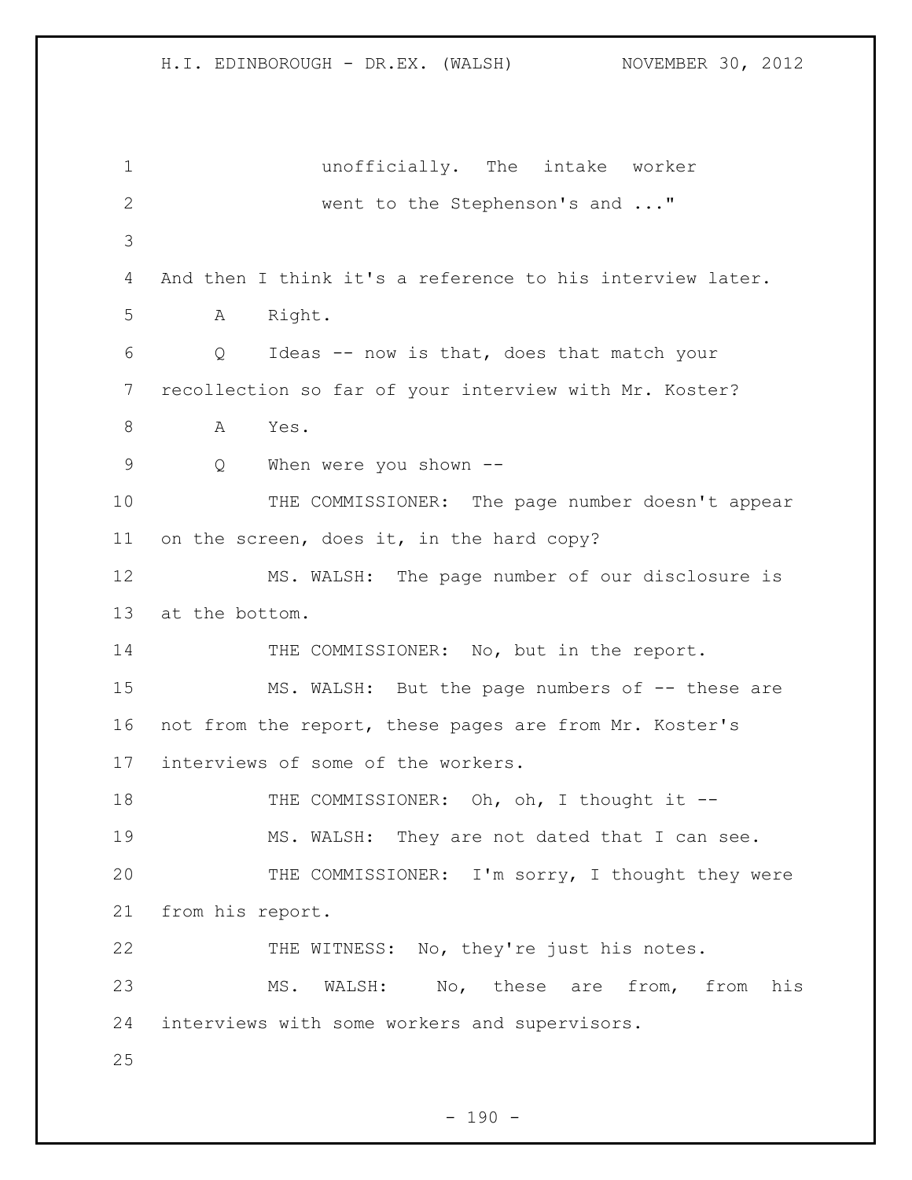unofficially. The intake worker went to the Stephenson's and ..."

And then I think it's a reference to his interview later.

A Right.

Q Ideas -- now is that, does that match your recollection so far of your interview with Mr. Koster?

A Yes.

Q When were you shown --

THE COMMISSIONER: The page number doesn't appear on the screen, does it, in the hard copy?

MS. WALSH: The page number of our disclosure is at the bottom.

THE COMMISSIONER: No, but in the report.

MS. WALSH: But the page numbers of -- these are not from the report, these pages are from Mr. Koster's interviews of some of the workers.

THE COMMISSIONER: Oh, oh, I thought it --

MS. WALSH: They are not dated that I can see.

THE COMMISSIONER: I'm sorry, I thought they were from his report.

THE WITNESS: No, they're just his notes.

MS. WALSH: No, these are from, from his interviews with some workers and supervisors.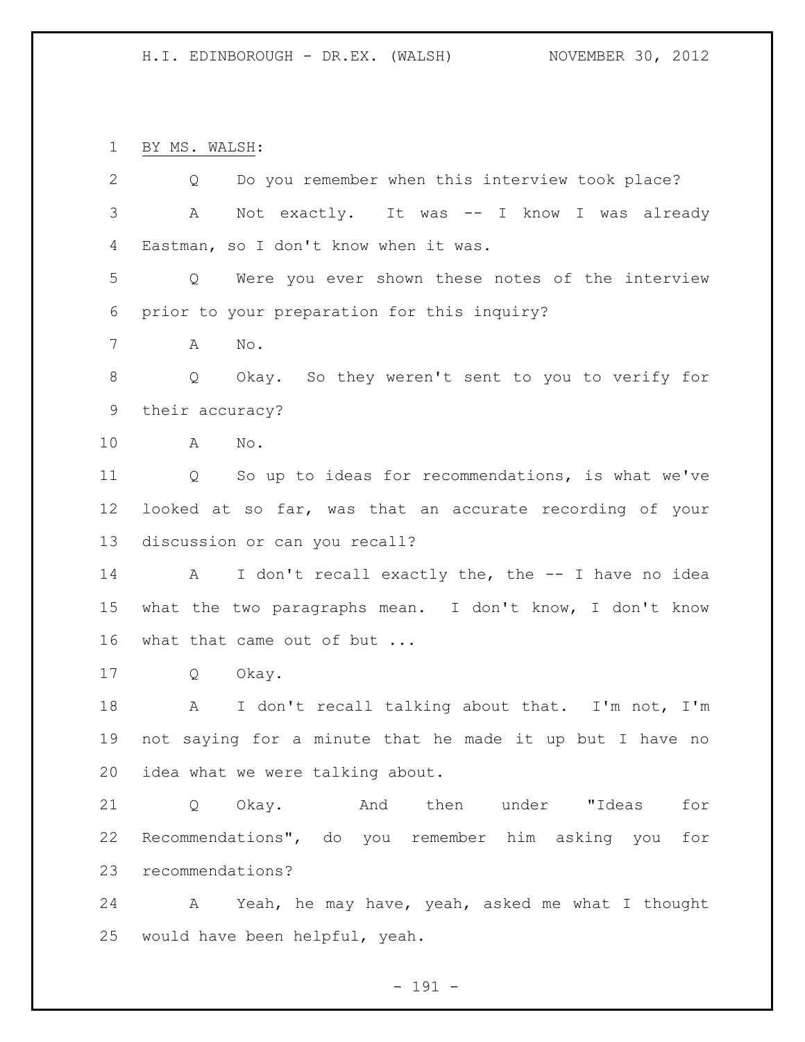BY MS. WALSH:

Q Do you remember when this interview took place?

A Not exactly. It was -- I know I was already Eastman, so I don't know when it was.

Q Were you ever shown these notes of the interview prior to your preparation for this inquiry?

A No.

Q Okay. So they weren't sent to you to verify for their accuracy?

A No.

Q So up to ideas for recommendations, is what we've looked at so far, was that an accurate recording of your discussion or can you recall?

A I don't recall exactly the, the -- I have no idea what the two paragraphs mean. I don't know, I don't know what that came out of but ...

Q Okay.

A I don't recall talking about that. I'm not, I'm not saying for a minute that he made it up but I have no idea what we were talking about.

Q Okay. And then under "Ideas for Recommendations", do you remember him asking you for recommendations?

A Yeah, he may have, yeah, asked me what I thought would have been helpful, yeah.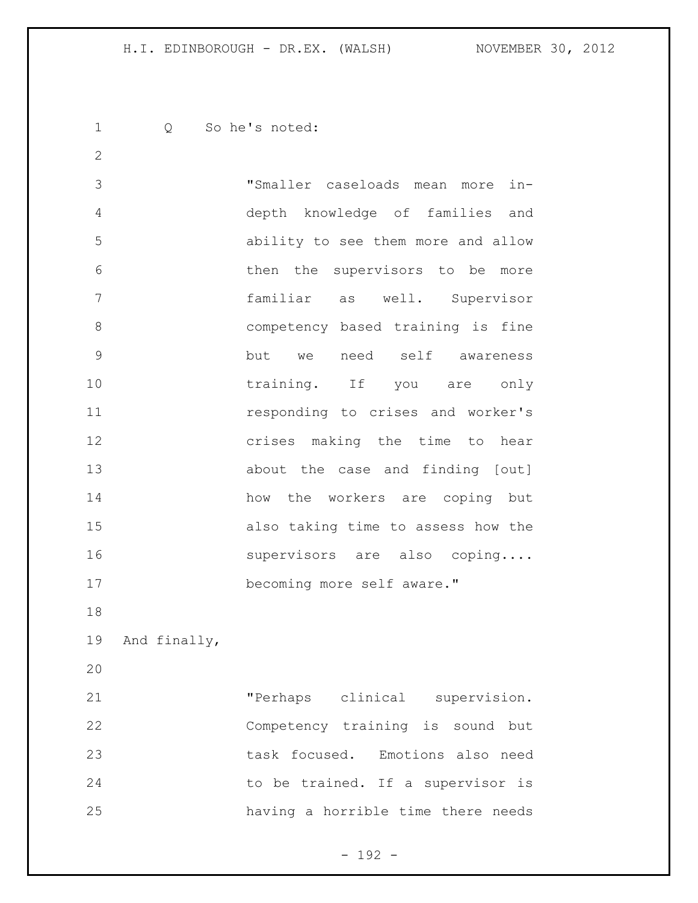Q So he's noted:

> "Smaller caseloads mean more in-depth knowledge of families and ability to see them more and allow then the supervisors to be more familiar as well. Supervisor competency based training is fine but we need self awareness training. If you are only responding to crises and worker's crises making the time to hear about the case and finding [out] how the workers are coping but also taking time to assess how the supervisors are also coping.... becoming more self aware."

And finally,

> "Perhaps clinical supervision. Competency training is sound but task focused. Emotions also need to be trained. If a supervisor is having a horrible time there needs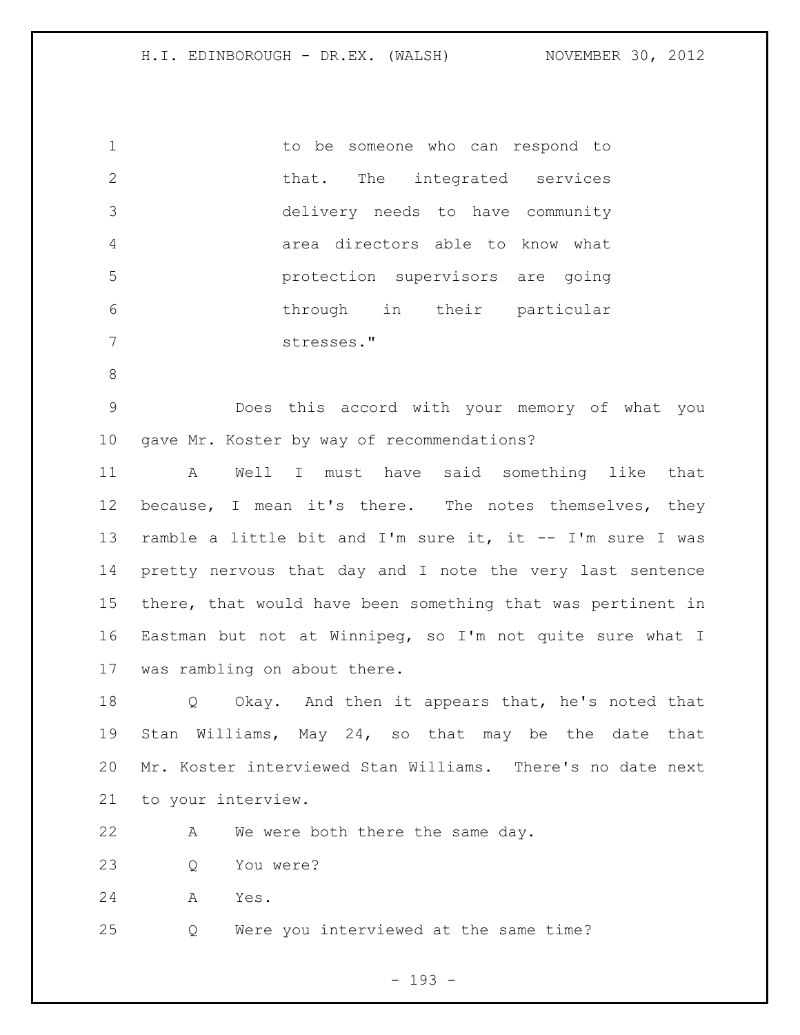to be someone who can respond to that. The integrated services delivery needs to have community area directors able to know what protection supervisors are going through in their particular stresses."

Does this accord with your memory of what you gave Mr. Koster by way of recommendations?

A Well I must have said something like that because, I mean it's there. The notes themselves, they ramble a little bit and I'm sure it, it -- I'm sure I was pretty nervous that day and I note the very last sentence there, that would have been something that was pertinent in Eastman but not at Winnipeg, so I'm not quite sure what I was rambling on about there.

Q Okay. And then it appears that, he's noted that Stan Williams, May 24, so that may be the date that Mr. Koster interviewed Stan Williams. There's no date next to your interview.

A We were both there the same day.

Q You were?

A Yes.

Q Were you interviewed at the same time?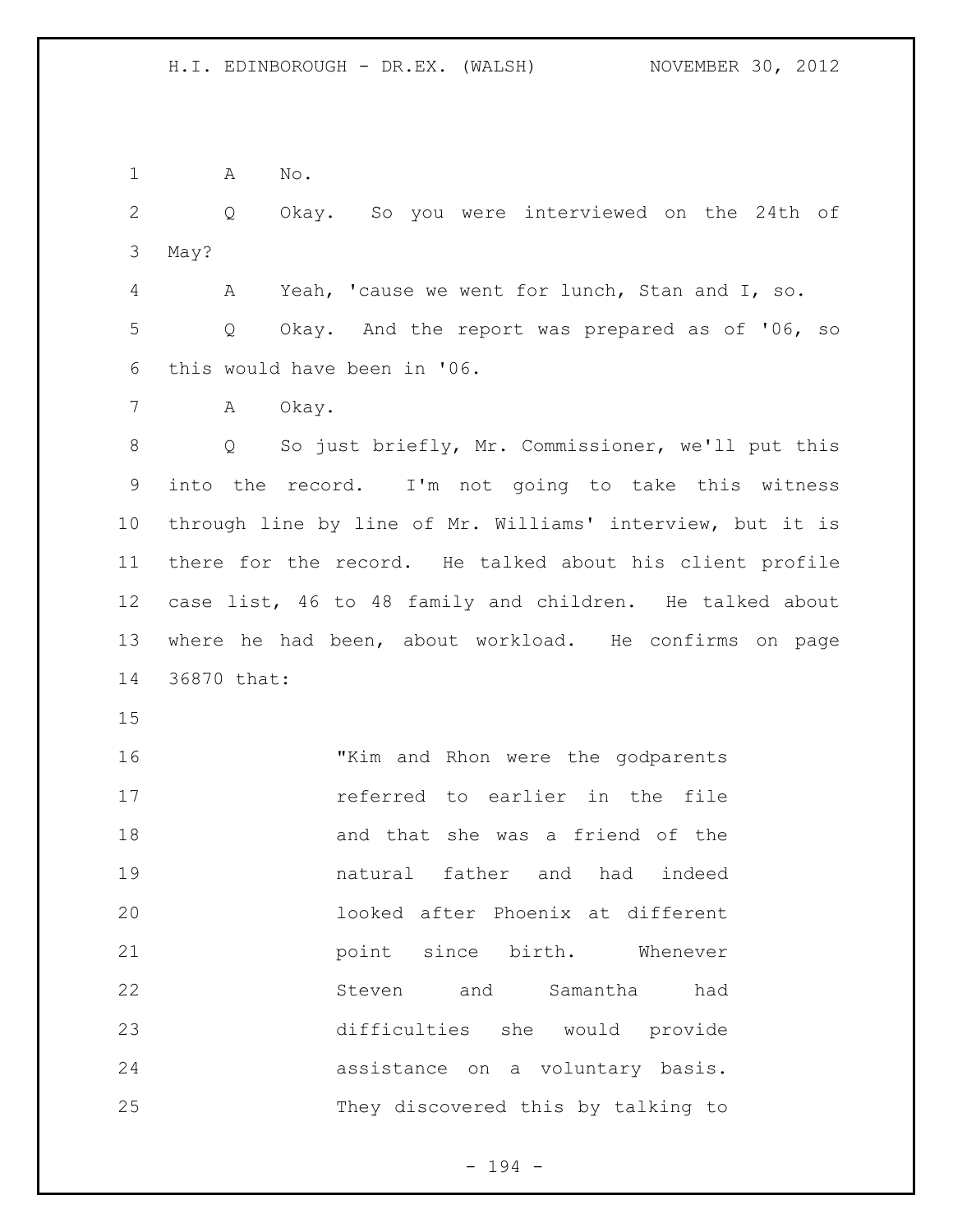A No.

Q Okay. So you were interviewed on the 24th of May?

A Yeah, 'cause we went for lunch, Stan and I, so.

Q Okay. And the report was prepared as of '06, so this would have been in '06.

A Okay.

Q So just briefly, Mr. Commissioner, we'll put this into the record. I'm not going to take this witness through line by line of Mr. Williams' interview, but it is there for the record. He talked about his client profile case list, 46 to 48 family and children. He talked about where he had been, about workload. He confirms on page 36870 that:

> "Kim and Rhon were the godparents referred to earlier in the file and that she was a friend of the natural father and had indeed looked after Phoenix at different point since birth. Whenever Steven and Samantha had difficulties she would provide assistance on a voluntary basis. They discovered this by talking to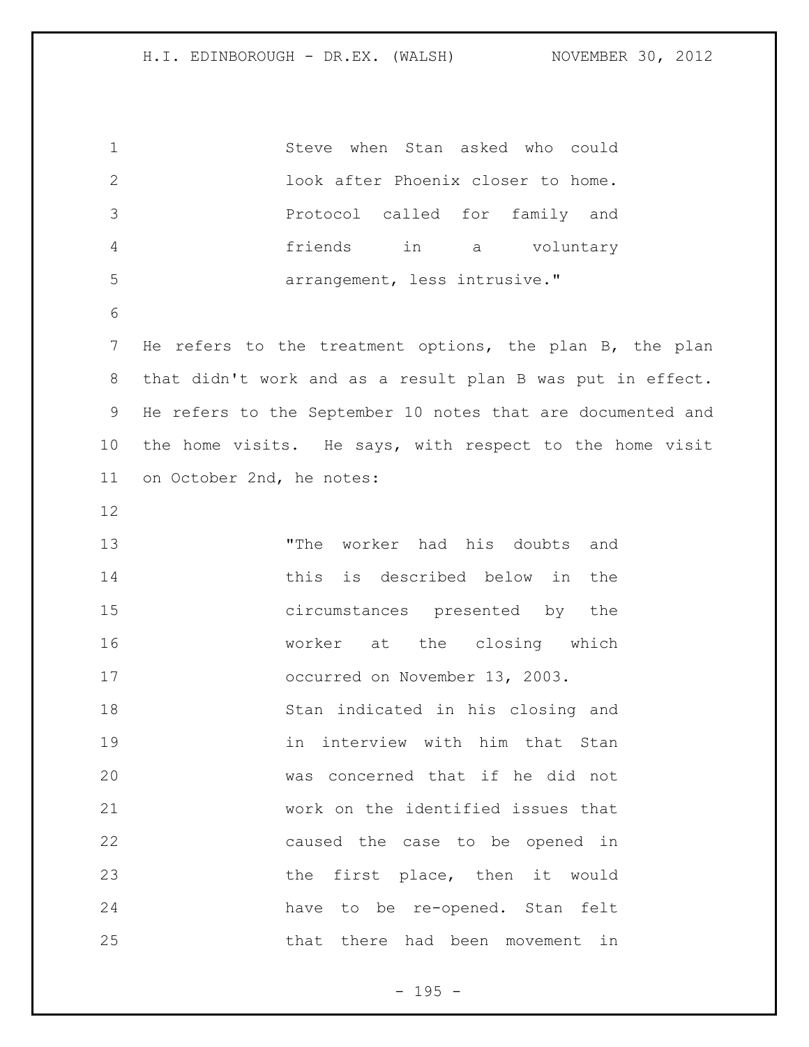> Steve when Stan asked who could look after Phoenix closer to home. Protocol called for family and friends in a voluntary arrangement, less intrusive."

He refers to the treatment options, the plan B, the plan that didn't work and as a result plan B was put in effect. He refers to the September 10 notes that are documented and the home visits. He says, with respect to the home visit on October 2nd, he notes:

> "The worker had his doubts and this is described below in the circumstances presented by the worker at the closing which occurred on November 13, 2003.
> Stan indicated in his closing and in interview with him that Stan was concerned that if he did not work on the identified issues that caused the case to be opened in the first place, then it would have to be re-opened. Stan felt that there had been movement in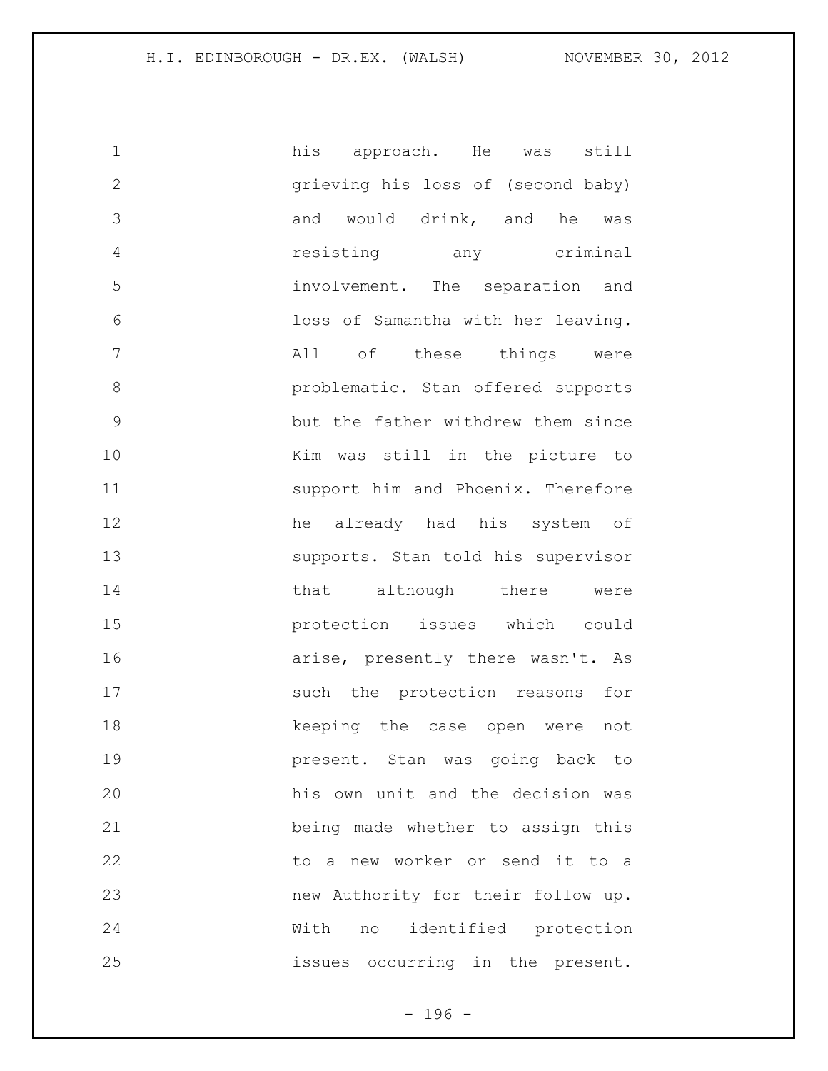his approach. He was still grieving his loss of (second baby) and would drink, and he was resisting any criminal involvement. The separation and loss of Samantha with her leaving. All of these things were problematic. Stan offered supports but the father withdrew them since Kim was still in the picture to support him and Phoenix. Therefore he already had his system of supports. Stan told his supervisor that although there were protection issues which could arise, presently there wasn't. As such the protection reasons for keeping the case open were not present. Stan was going back to his own unit and the decision was being made whether to assign this to a new worker or send it to a new Authority for their follow up. With no identified protection issues occurring in the present.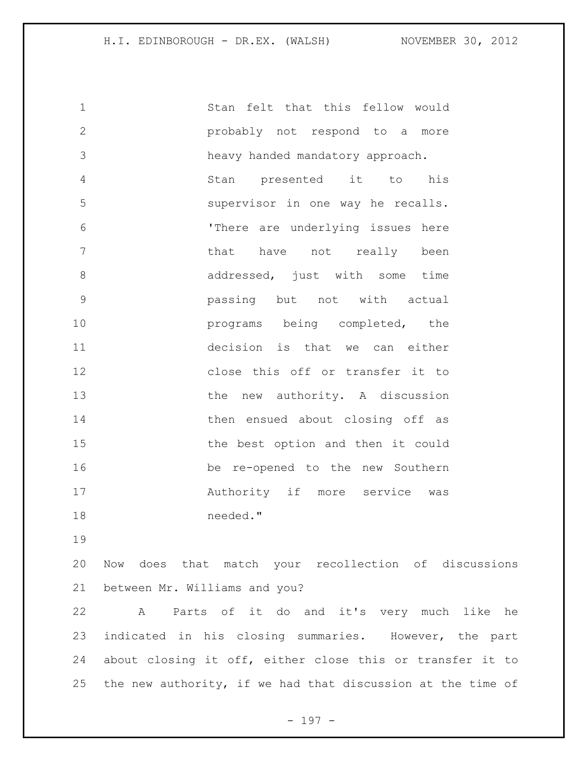Stan felt that this fellow would probably not respond to a more heavy handed mandatory approach. Stan presented it to his supervisor in one way he recalls. 'There are underlying issues here that have not really been addressed, just with some time passing but not with actual programs being completed, the decision is that we can either close this off or transfer it to the new authority. A discussion then ensued about closing off as the best option and then it could be re-opened to the new Southern Authority if more service was needed."

Now does that match your recollection of discussions between Mr. Williams and you?

A Parts of it do and it's very much like he indicated in his closing summaries. However, the part about closing it off, either close this or transfer it to the new authority, if we had that discussion at the time of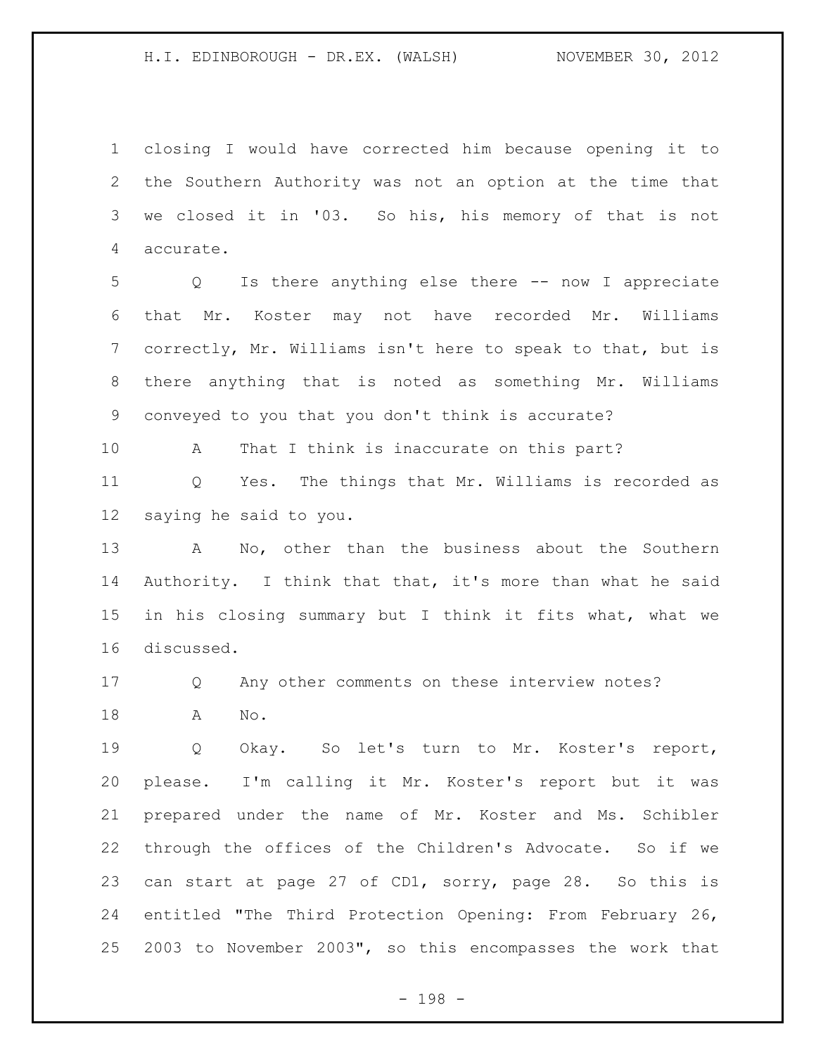closing I would have corrected him because opening it to the Southern Authority was not an option at the time that we closed it in '03. So his, his memory of that is not accurate.

Q Is there anything else there -- now I appreciate that Mr. Koster may not have recorded Mr. Williams correctly, Mr. Williams isn't here to speak to that, but is there anything that is noted as something Mr. Williams conveyed to you that you don't think is accurate?

A That I think is inaccurate on this part?

Q Yes. The things that Mr. Williams is recorded as saying he said to you.

A No, other than the business about the Southern Authority. I think that that, it's more than what he said in his closing summary but I think it fits what, what we discussed.

Q Any other comments on these interview notes?

A No.

Q Okay. So let's turn to Mr. Koster's report, please. I'm calling it Mr. Koster's report but it was prepared under the name of Mr. Koster and Ms. Schibler through the offices of the Children's Advocate. So if we can start at page 27 of CD1, sorry, page 28. So this is entitled "The Third Protection Opening: From February 26, 2003 to November 2003", so this encompasses the work that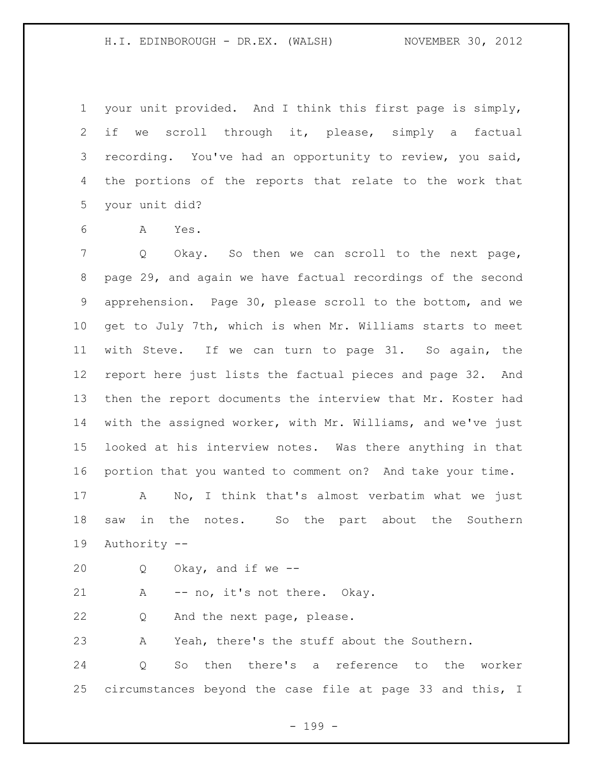your unit provided. And I think this first page is simply, if we scroll through it, please, simply a factual recording. You've had an opportunity to review, you said, the portions of the reports that relate to the work that your unit did?

A Yes.

Q Okay. So then we can scroll to the next page, page 29, and again we have factual recordings of the second apprehension. Page 30, please scroll to the bottom, and we get to July 7th, which is when Mr. Williams starts to meet with Steve. If we can turn to page 31. So again, the report here just lists the factual pieces and page 32. And then the report documents the interview that Mr. Koster had with the assigned worker, with Mr. Williams, and we've just looked at his interview notes. Was there anything in that portion that you wanted to comment on? And take your time.

A No, I think that's almost verbatim what we just saw in the notes. So the part about the Southern Authority --

Q Okay, and if we --

A -- no, it's not there. Okay.

Q And the next page, please.

A Yeah, there's the stuff about the Southern.

Q So then there's a reference to the worker circumstances beyond the case file at page 33 and this, I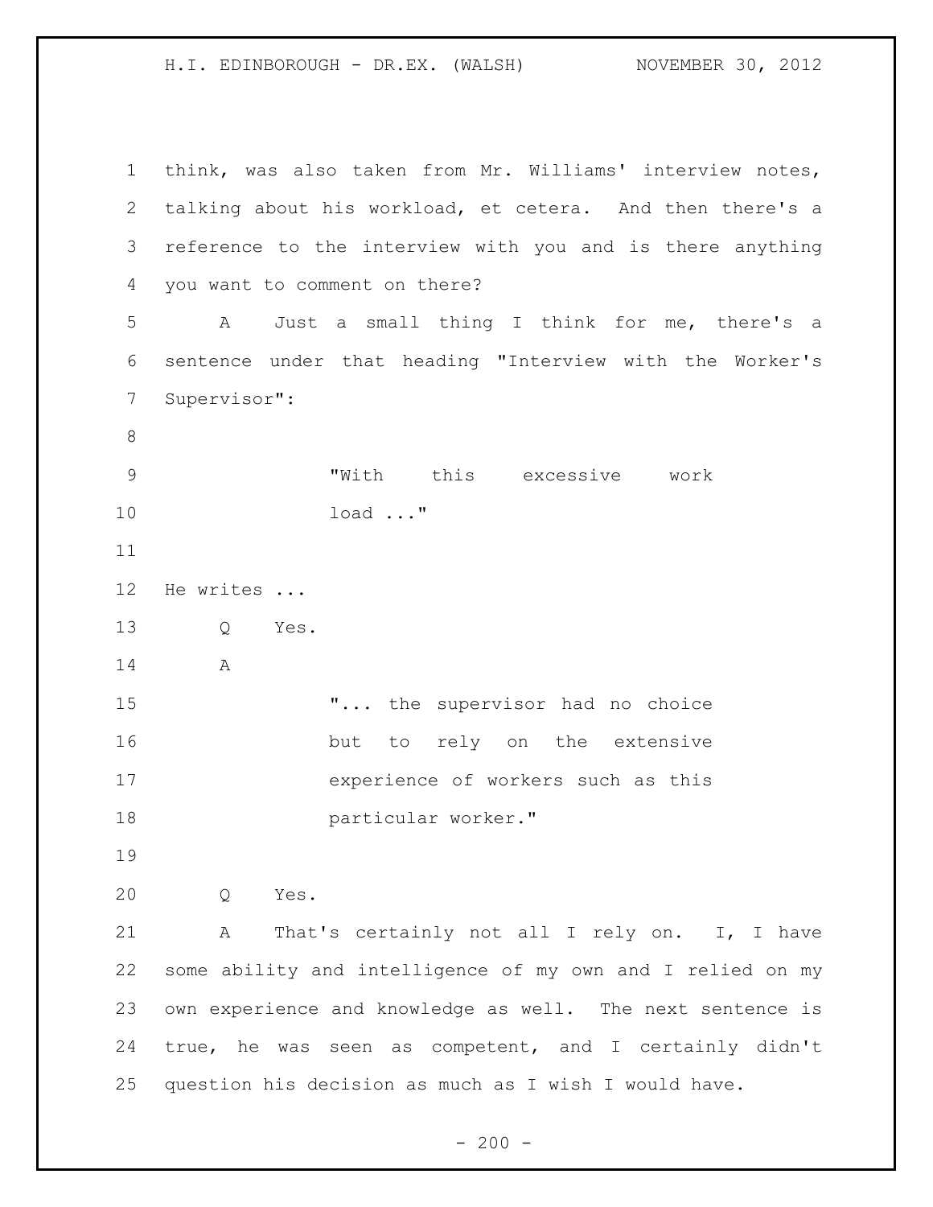think, was also taken from Mr. Williams' interview notes, talking about his workload, et cetera. And then there's a reference to the interview with you and is there anything you want to comment on there?

A Just a small thing I think for me, there's a sentence under that heading "Interview with the Worker's Supervisor":

> "With this excessive work load ..."

He writes ...

Q Yes.

A

> "... the supervisor had no choice but to rely on the extensive experience of workers such as this particular worker."

Q Yes.

A That's certainly not all I rely on. I, I have some ability and intelligence of my own and I relied on my own experience and knowledge as well. The next sentence is true, he was seen as competent, and I certainly didn't question his decision as much as I wish I would have.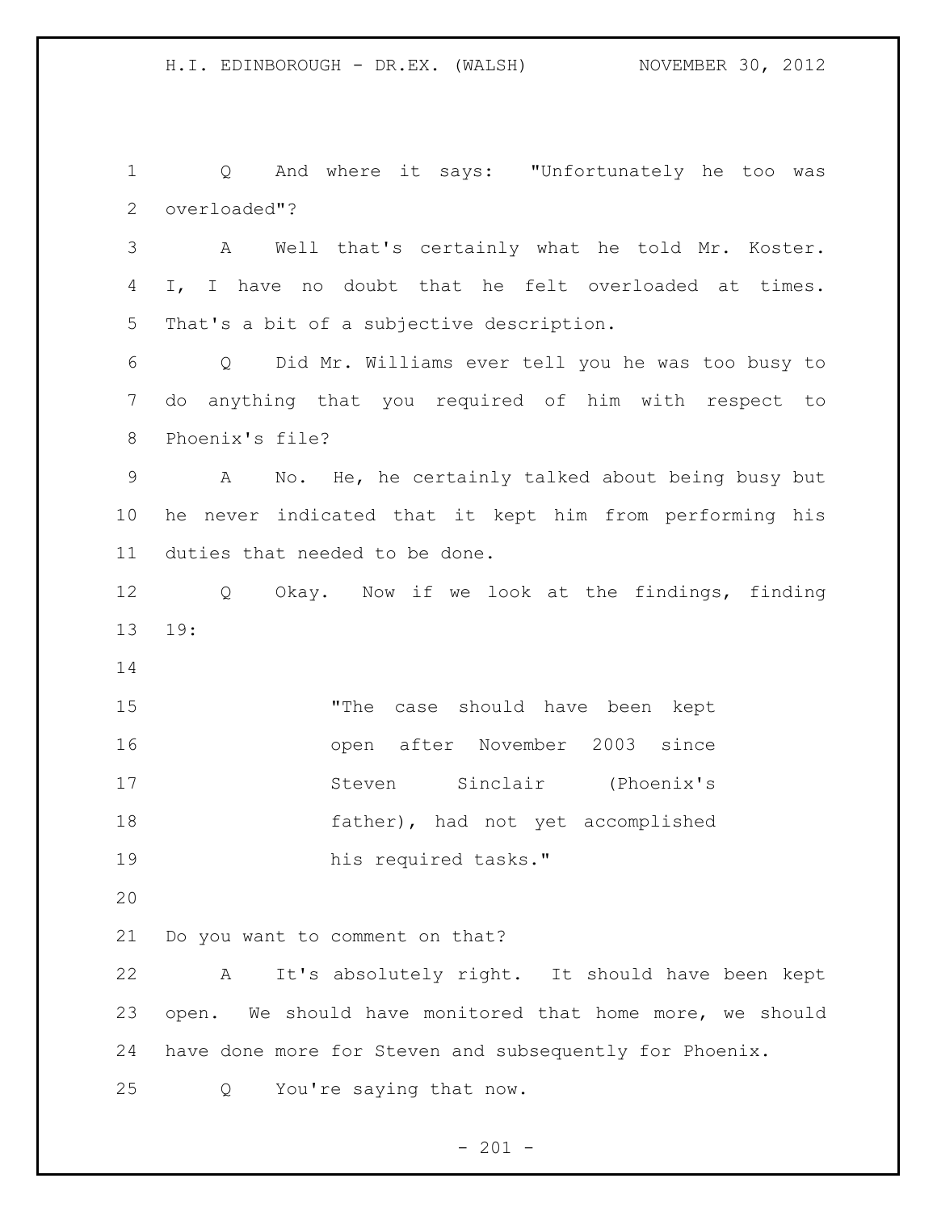Q And where it says: "Unfortunately he too was overloaded"?

A Well that's certainly what he told Mr. Koster. I, I have no doubt that he felt overloaded at times. That's a bit of a subjective description.

Q Did Mr. Williams ever tell you he was too busy to do anything that you required of him with respect to Phoenix's file?

A No. He, he certainly talked about being busy but he never indicated that it kept him from performing his duties that needed to be done.

Q Okay. Now if we look at the findings, finding 19:

> "The case should have been kept open after November 2003 since Steven Sinclair (Phoenix's father), had not yet accomplished his required tasks."

Do you want to comment on that?

A It's absolutely right. It should have been kept open. We should have monitored that home more, we should have done more for Steven and subsequently for Phoenix.

Q You're saying that now.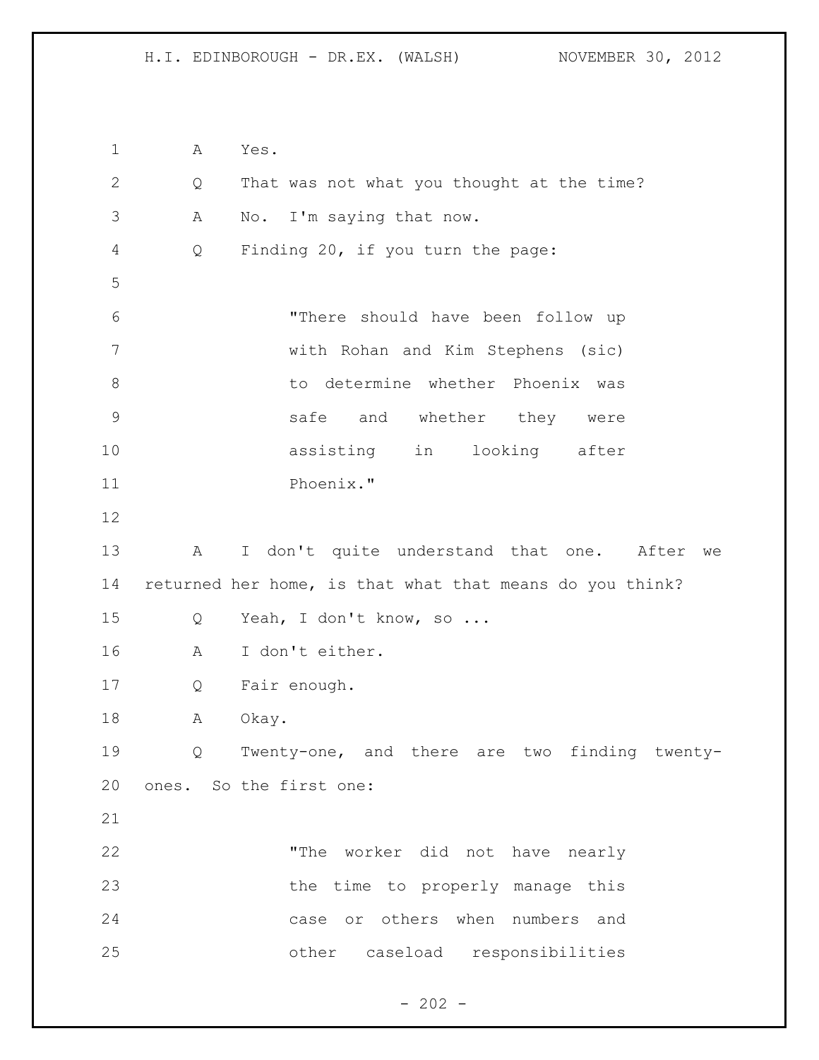A Yes.

Q That was not what you thought at the time?

A No. I'm saying that now.

Q Finding 20, if you turn the page:

> "There should have been follow up with Rohan and Kim Stephens (sic) to determine whether Phoenix was safe and whether they were assisting in looking after Phoenix."

A I don't quite understand that one. After we returned her home, is that what that means do you think?

Q Yeah, I don't know, so ...

A I don't either.

Q Fair enough.

A Okay.

Q Twenty-one, and there are two finding twenty-ones. So the first one:

> "The worker did not have nearly the time to properly manage this case or others when numbers and other caseload responsibilities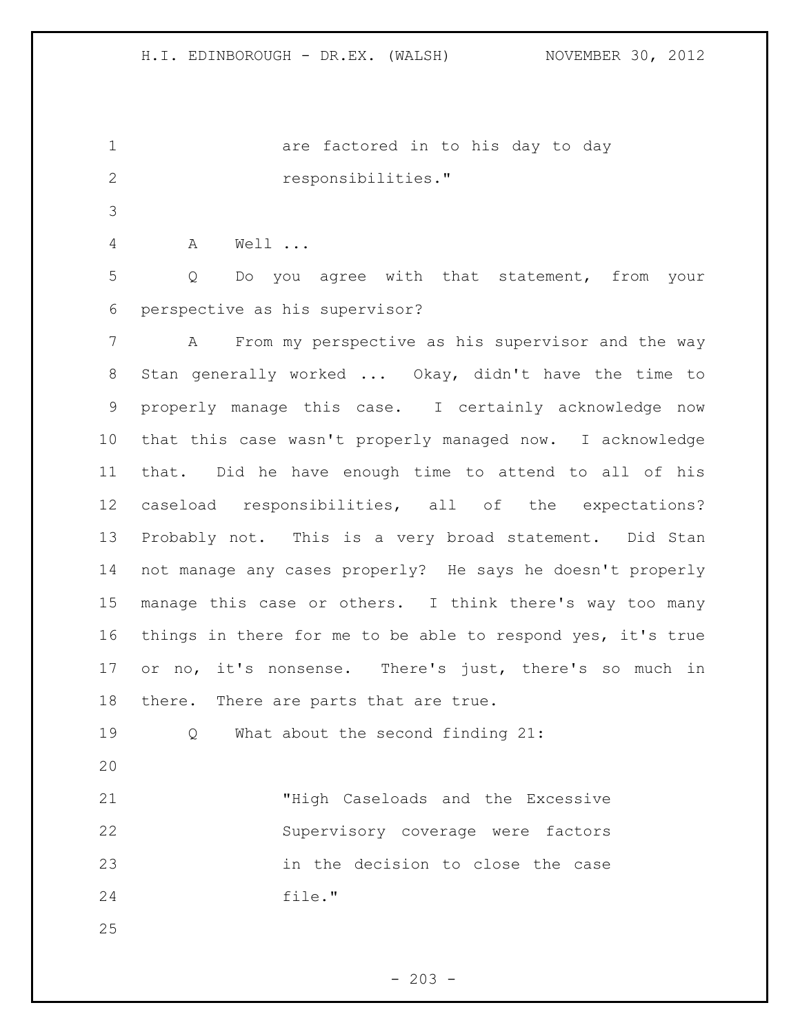are factored in to his day to day responsibilities."

A Well ...

Q Do you agree with that statement, from your perspective as his supervisor?

A From my perspective as his supervisor and the way Stan generally worked ... Okay, didn't have the time to properly manage this case. I certainly acknowledge now that this case wasn't properly managed now. I acknowledge that. Did he have enough time to attend to all of his caseload responsibilities, all of the expectations? Probably not. This is a very broad statement. Did Stan not manage any cases properly? He says he doesn't properly manage this case or others. I think there's way too many things in there for me to be able to respond yes, it's true or no, it's nonsense. There's just, there's so much in there. There are parts that are true.

Q What about the second finding 21:

"High Caseloads and the Excessive Supervisory coverage were factors in the decision to close the case file."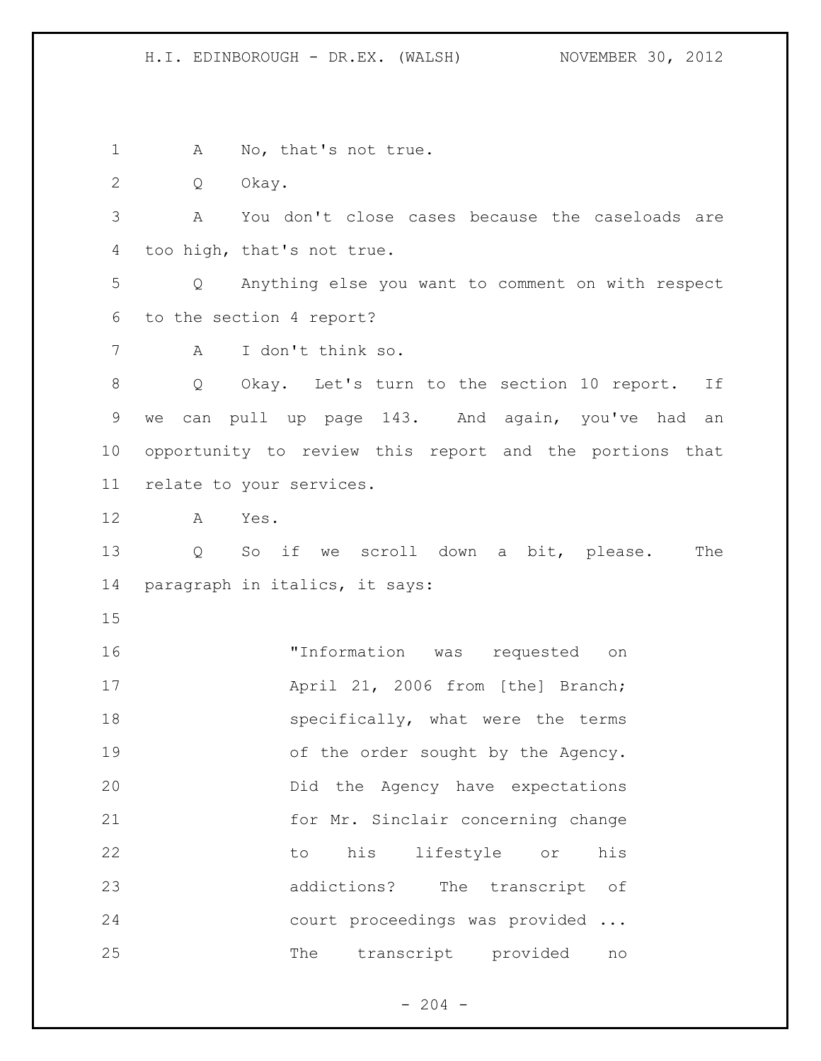A No, that's not true.

Q Okay.

A You don't close cases because the caseloads are too high, that's not true.

Q Anything else you want to comment on with respect to the section 4 report?

A I don't think so.

Q Okay. Let's turn to the section 10 report. If we can pull up page 143. And again, you've had an opportunity to review this report and the portions that relate to your services.

A Yes.

Q So if we scroll down a bit, please. The paragraph in italics, it says:

> "Information was requested on April 21, 2006 from [the] Branch; specifically, what were the terms of the order sought by the Agency. Did the Agency have expectations for Mr. Sinclair concerning change to his lifestyle or his addictions? The transcript of court proceedings was provided ... The transcript provided no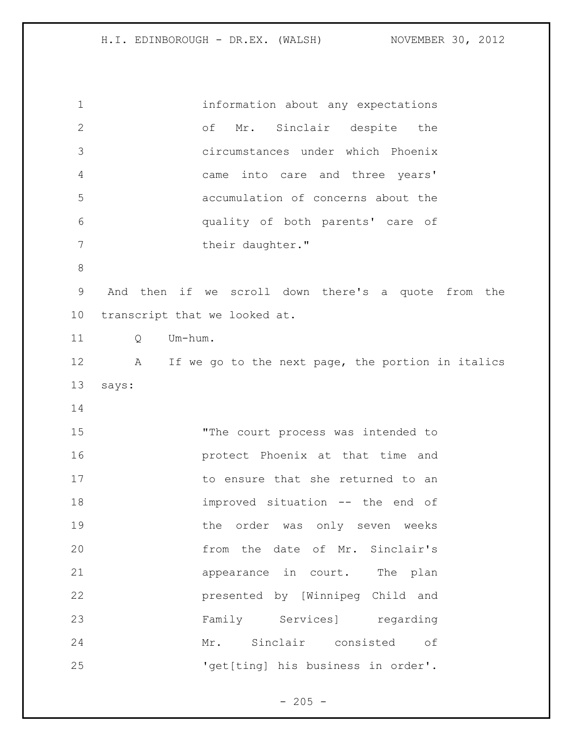information about any expectations of Mr. Sinclair despite the circumstances under which Phoenix came into care and three years' accumulation of concerns about the quality of both parents' care of their daughter."

And then if we scroll down there's a quote from the transcript that we looked at.

Q Um-hum.

A If we go to the next page, the portion in italics says:

"The court process was intended to protect Phoenix at that time and to ensure that she returned to an improved situation -- the end of the order was only seven weeks from the date of Mr. Sinclair's appearance in court. The plan presented by [Winnipeg Child and Family Services] regarding Mr. Sinclair consisted of 'get[ting] his business in order'.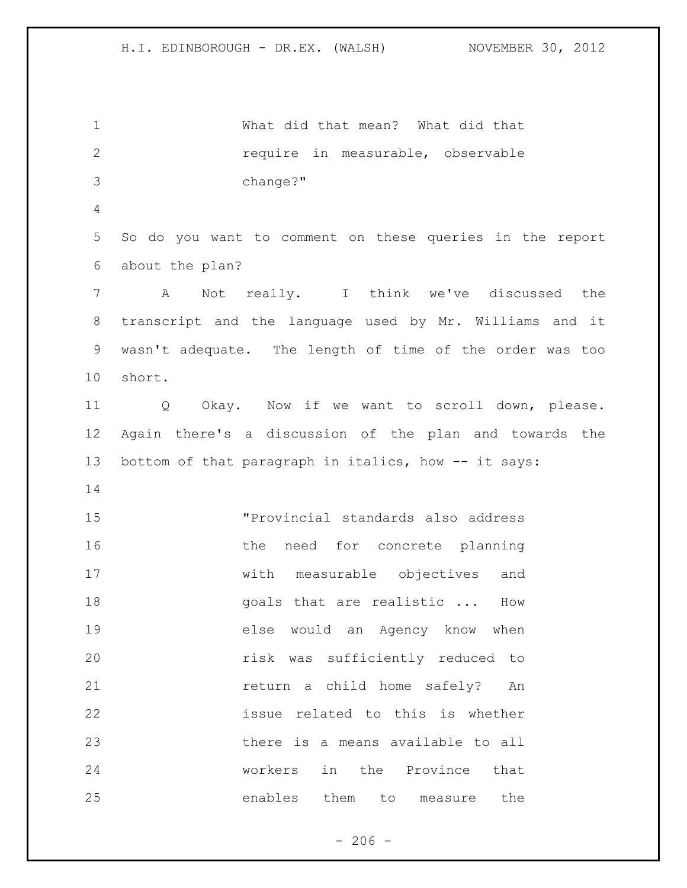What did that mean? What did that require in measurable, observable change?"

So do you want to comment on these queries in the report about the plan?

A Not really. I think we've discussed the transcript and the language used by Mr. Williams and it wasn't adequate. The length of time of the order was too short.

Q Okay. Now if we want to scroll down, please. Again there's a discussion of the plan and towards the bottom of that paragraph in italics, how -- it says:

"Provincial standards also address the need for concrete planning with measurable objectives and goals that are realistic ... How else would an Agency know when risk was sufficiently reduced to return a child home safely? An issue related to this is whether there is a means available to all workers in the Province that enables them to measure the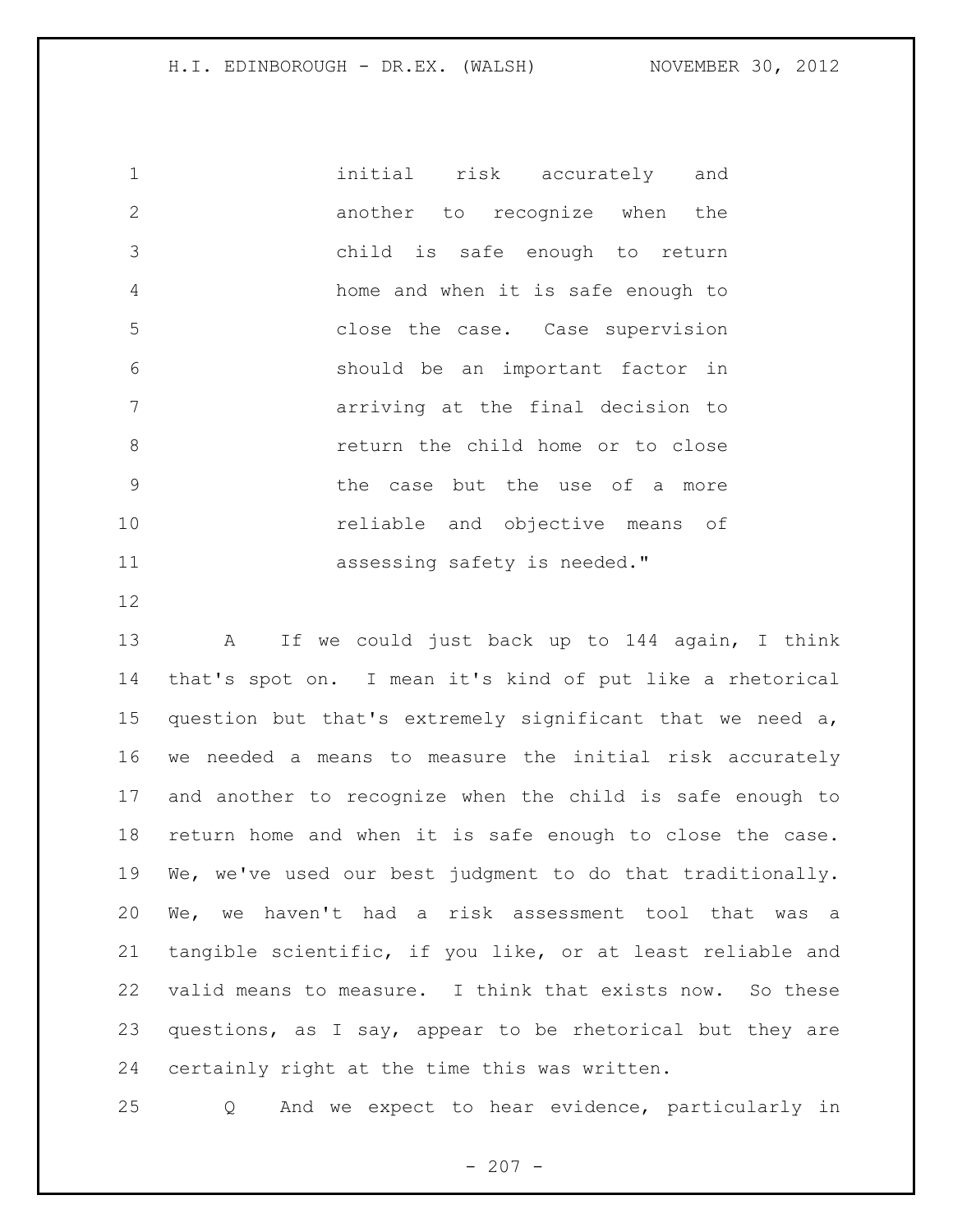> initial risk accurately and another to recognize when the child is safe enough to return home and when it is safe enough to close the case. Case supervision should be an important factor in arriving at the final decision to return the child home or to close the case but the use of a more reliable and objective means of assessing safety is needed."

A If we could just back up to 144 again, I think that's spot on. I mean it's kind of put like a rhetorical question but that's extremely significant that we need a, we needed a means to measure the initial risk accurately and another to recognize when the child is safe enough to return home and when it is safe enough to close the case. We, we've used our best judgment to do that traditionally. We, we haven't had a risk assessment tool that was a tangible scientific, if you like, or at least reliable and valid means to measure. I think that exists now. So these questions, as I say, appear to be rhetorical but they are certainly right at the time this was written.

Q And we expect to hear evidence, particularly in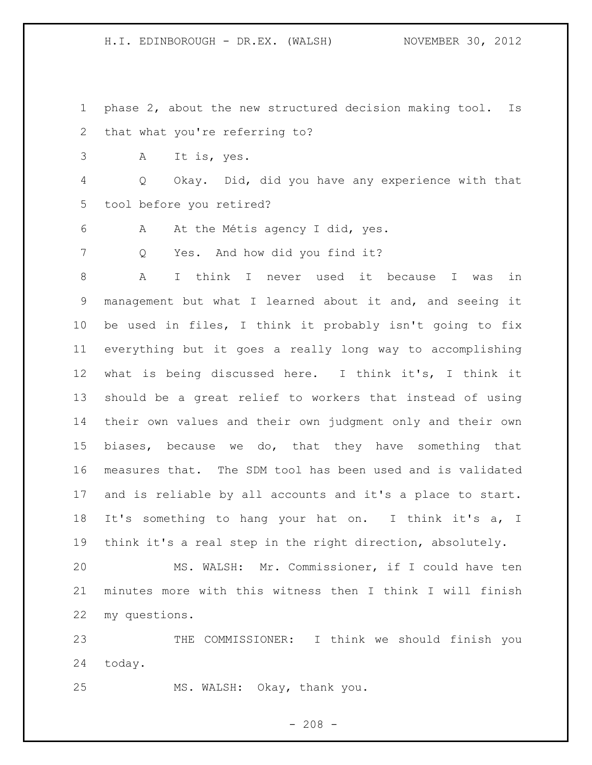phase 2, about the new structured decision making tool. Is that what you're referring to?

A It is, yes.

Q Okay. Did, did you have any experience with that tool before you retired?

A At the Métis agency I did, yes.

Q Yes. And how did you find it?

A I think I never used it because I was in management but what I learned about it and, and seeing it be used in files, I think it probably isn't going to fix everything but it goes a really long way to accomplishing what is being discussed here. I think it's, I think it should be a great relief to workers that instead of using their own values and their own judgment only and their own biases, because we do, that they have something that measures that. The SDM tool has been used and is validated and is reliable by all accounts and it's a place to start. It's something to hang your hat on. I think it's a, I think it's a real step in the right direction, absolutely.

MS. WALSH: Mr. Commissioner, if I could have ten minutes more with this witness then I think I will finish my questions.

THE COMMISSIONER: I think we should finish you today.

MS. WALSH: Okay, thank you.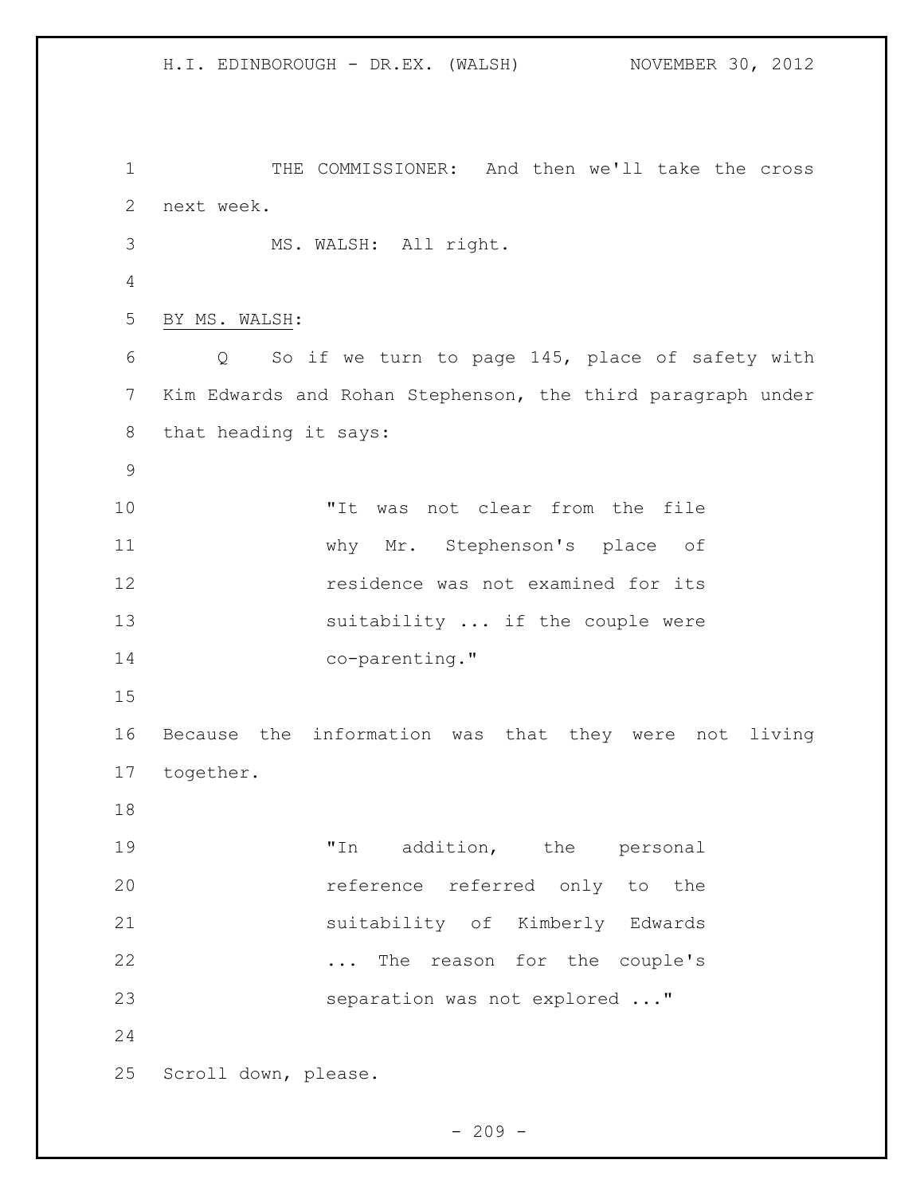THE COMMISSIONER: And then we'll take the cross next week.

MS. WALSH: All right.

BY MS. WALSH:

Q So if we turn to page 145, place of safety with Kim Edwards and Rohan Stephenson, the third paragraph under that heading it says:

> "It was not clear from the file why Mr. Stephenson's place of residence was not examined for its suitability ... if the couple were co-parenting."

Because the information was that they were not living together.

> "In addition, the personal reference referred only to the suitability of Kimberly Edwards ... The reason for the couple's separation was not explored ..."

Scroll down, please.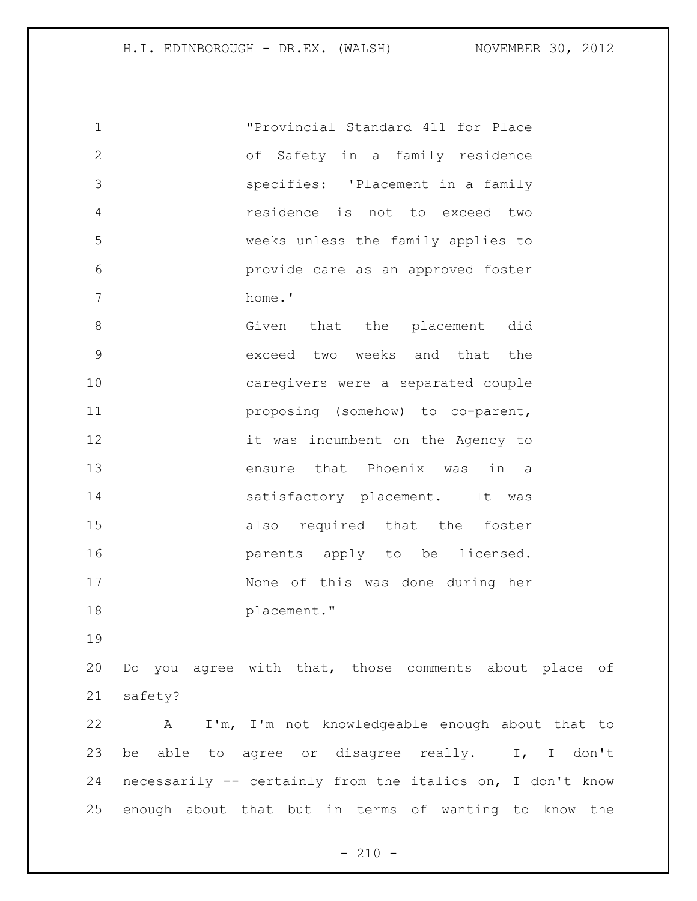"Provincial Standard 411 for Place of Safety in a family residence specifies: 'Placement in a family residence is not to exceed two weeks unless the family applies to provide care as an approved foster home.'

Given that the placement did exceed two weeks and that the caregivers were a separated couple proposing (somehow) to co-parent, it was incumbent on the Agency to ensure that Phoenix was in a satisfactory placement. It was also required that the foster parents apply to be licensed. None of this was done during her placement."

Do you agree with that, those comments about place of safety?

A I'm, I'm not knowledgeable enough about that to be able to agree or disagree really. I, I don't necessarily -- certainly from the italics on, I don't know enough about that but in terms of wanting to know the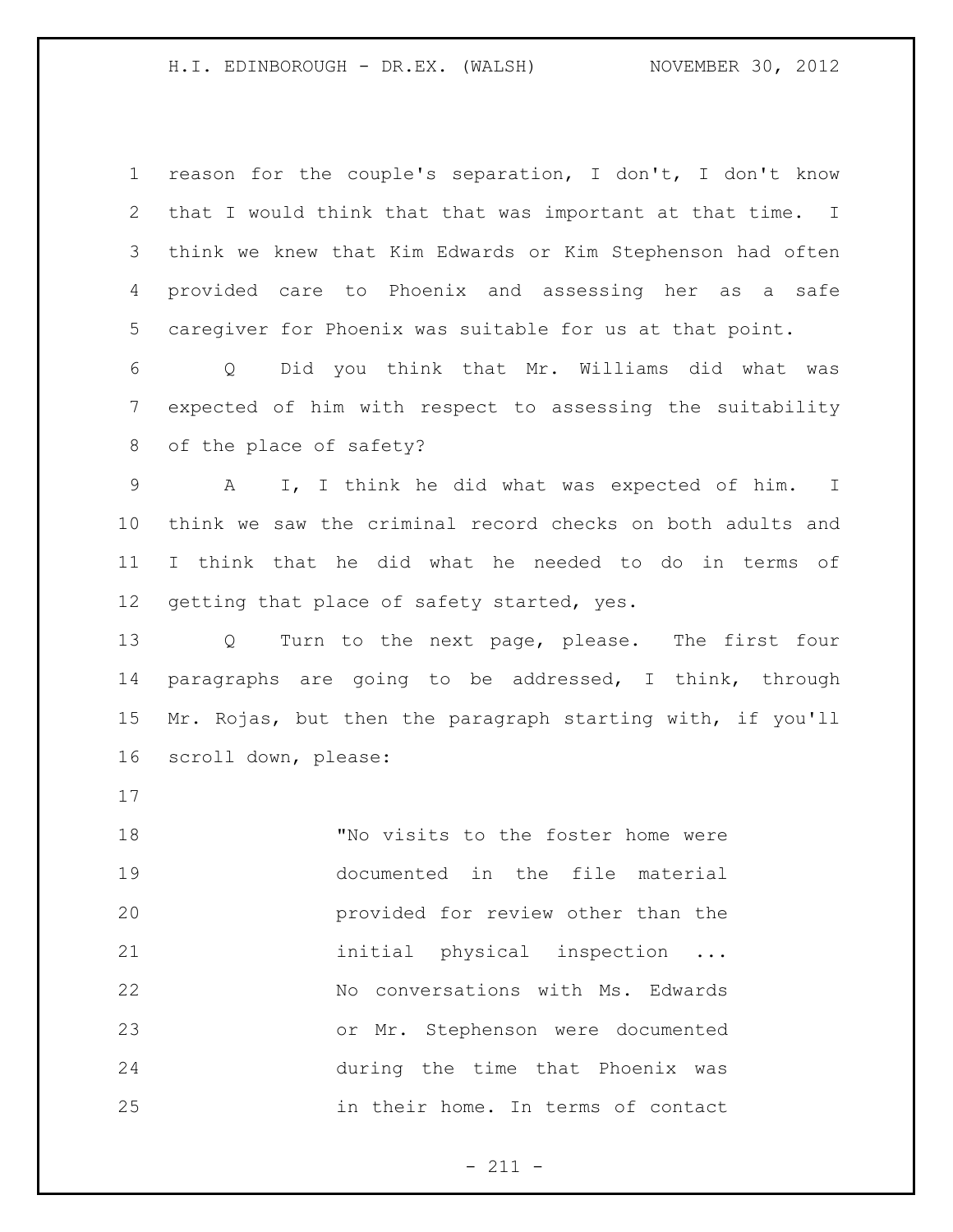reason for the couple's separation, I don't, I don't know that I would think that that was important at that time. I think we knew that Kim Edwards or Kim Stephenson had often provided care to Phoenix and assessing her as a safe caregiver for Phoenix was suitable for us at that point.

Q Did you think that Mr. Williams did what was expected of him with respect to assessing the suitability of the place of safety?

A I, I think he did what was expected of him. I think we saw the criminal record checks on both adults and I think that he did what he needed to do in terms of getting that place of safety started, yes.

Q Turn to the next page, please. The first four paragraphs are going to be addressed, I think, through Mr. Rojas, but then the paragraph starting with, if you'll scroll down, please:

> "No visits to the foster home were documented in the file material provided for review other than the initial physical inspection ... No conversations with Ms. Edwards or Mr. Stephenson were documented during the time that Phoenix was in their home. In terms of contact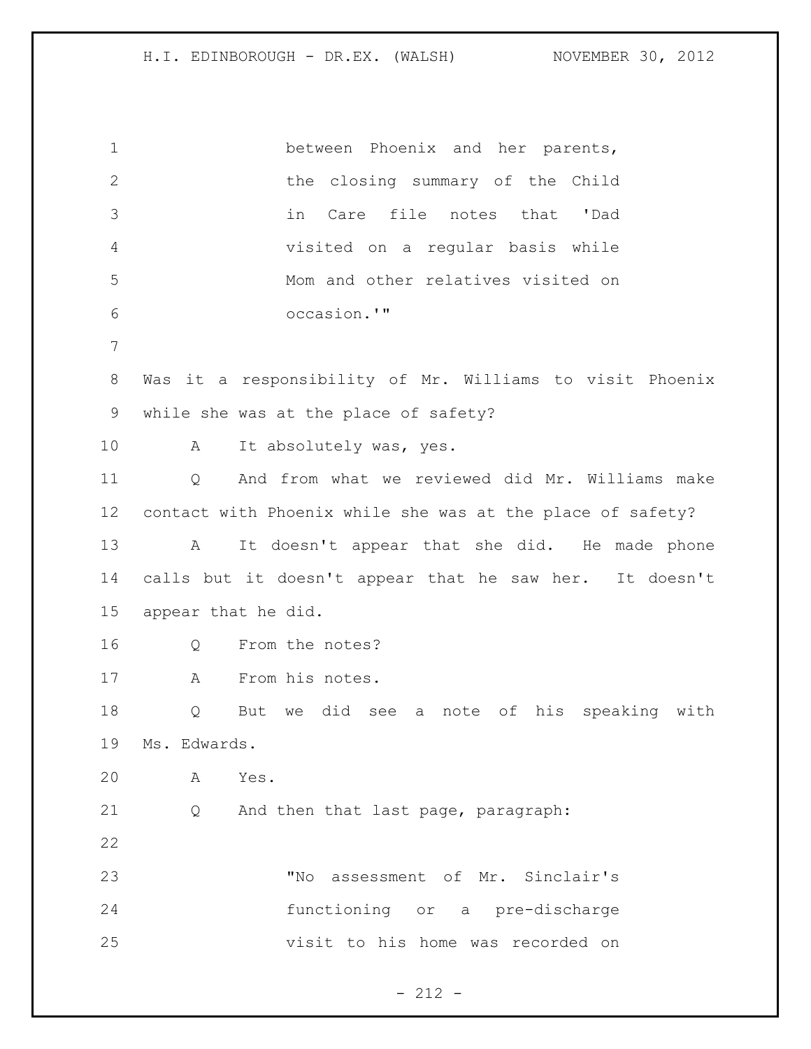between Phoenix and her parents, the closing summary of the Child in Care file notes that 'Dad visited on a regular basis while Mom and other relatives visited on occasion.'"

Was it a responsibility of Mr. Williams to visit Phoenix while she was at the place of safety?

A It absolutely was, yes.

Q And from what we reviewed did Mr. Williams make contact with Phoenix while she was at the place of safety?

A It doesn't appear that she did. He made phone calls but it doesn't appear that he saw her. It doesn't appear that he did.

Q From the notes?

A From his notes.

Q But we did see a note of his speaking with Ms. Edwards.

A Yes.

Q And then that last page, paragraph:

> "No assessment of Mr. Sinclair's functioning or a pre-discharge visit to his home was recorded on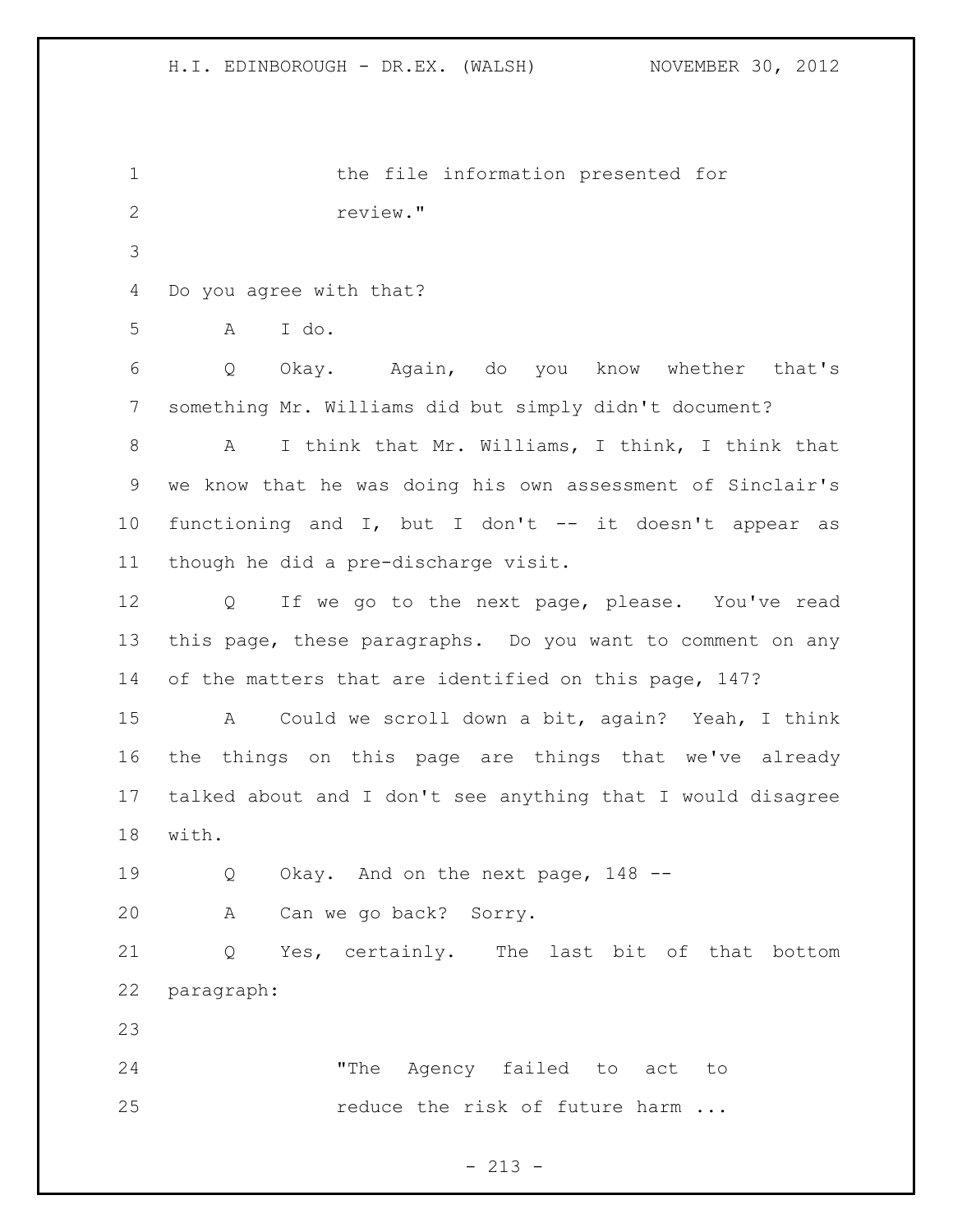the file information presented for review."

Do you agree with that?

A I do.

Q Okay. Again, do you know whether that's something Mr. Williams did but simply didn't document?

A I think that Mr. Williams, I think, I think that we know that he was doing his own assessment of Sinclair's functioning and I, but I don't -- it doesn't appear as though he did a pre-discharge visit.

Q If we go to the next page, please. You've read this page, these paragraphs. Do you want to comment on any of the matters that are identified on this page, 147?

A Could we scroll down a bit, again? Yeah, I think the things on this page are things that we've already talked about and I don't see anything that I would disagree with.

Q Okay. And on the next page, 148 --

A Can we go back? Sorry.

Q Yes, certainly. The last bit of that bottom paragraph:

"The Agency failed to act to reduce the risk of future harm ...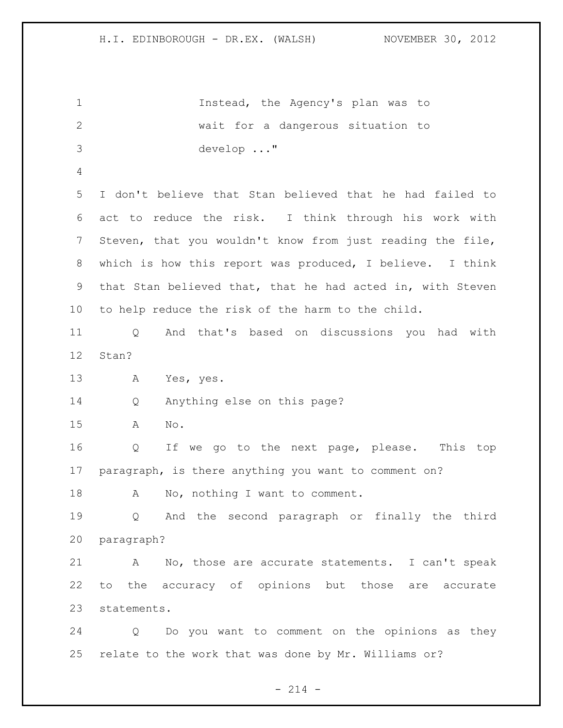Instead, the Agency's plan was to wait for a dangerous situation to develop ..."

I don't believe that Stan believed that he had failed to act to reduce the risk. I think through his work with Steven, that you wouldn't know from just reading the file, which is how this report was produced, I believe. I think that Stan believed that, that he had acted in, with Steven to help reduce the risk of the harm to the child.

Q And that's based on discussions you had with Stan?

A Yes, yes.

Q Anything else on this page?

A No.

Q If we go to the next page, please. This top paragraph, is there anything you want to comment on?

A No, nothing I want to comment.

Q And the second paragraph or finally the third paragraph?

A No, those are accurate statements. I can't speak to the accuracy of opinions but those are accurate statements.

Q Do you want to comment on the opinions as they relate to the work that was done by Mr. Williams or?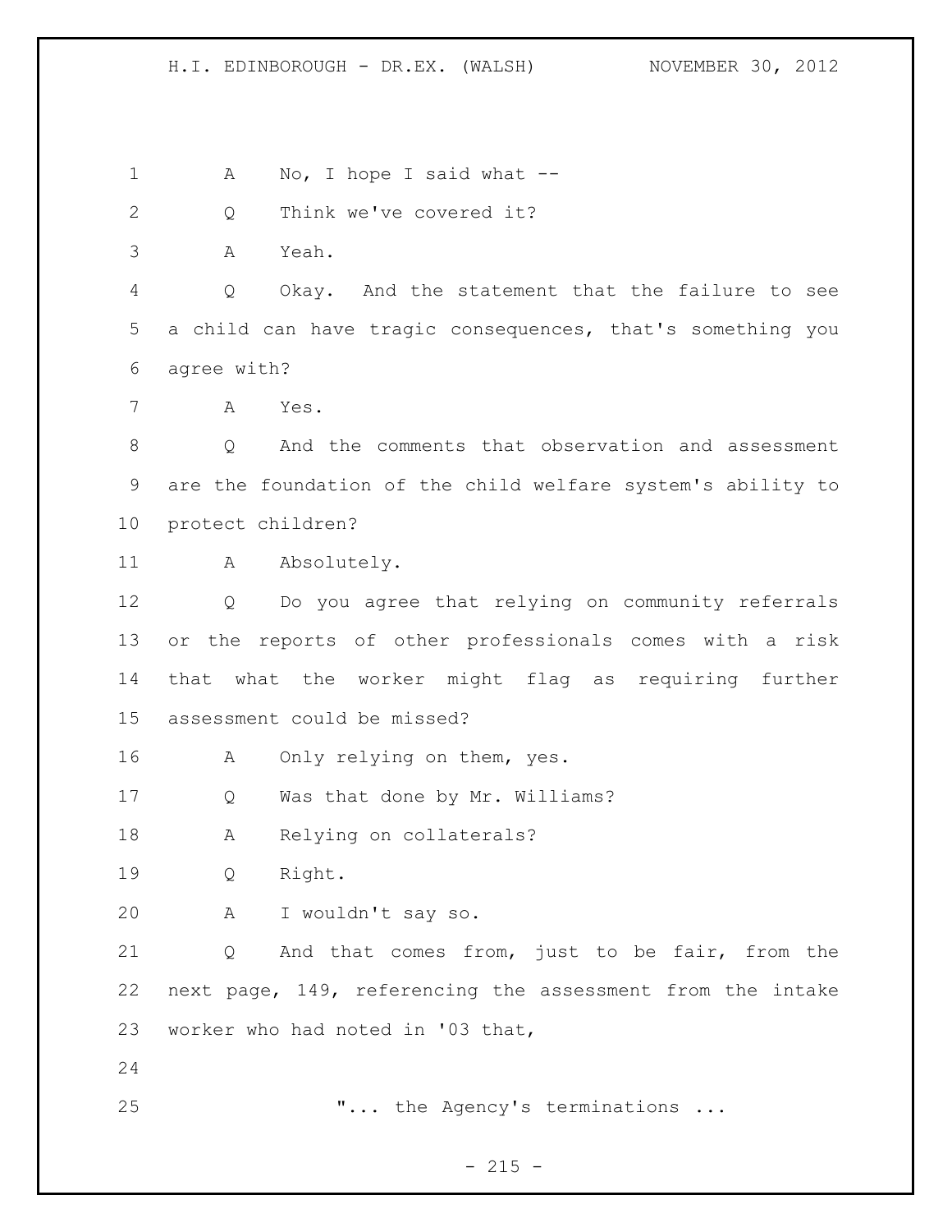1 A No, I hope I said what --

2 Q Think we've covered it?

3 A Yeah.

4 Q Okay. And the statement that the failure to see
5 a child can have tragic consequences, that's something you
6 agree with?

7 A Yes.

8 Q And the comments that observation and assessment
9 are the foundation of the child welfare system's ability to
10 protect children?

11 A Absolutely.

12 Q Do you agree that relying on community referrals
13 or the reports of other professionals comes with a risk
14 that what the worker might flag as requiring further
15 assessment could be missed?

16 A Only relying on them, yes.

17 Q Was that done by Mr. Williams?

18 A Relying on collaterals?

19 Q Right.

20 A I wouldn't say so.

21 Q And that comes from, just to be fair, from the
22 next page, 149, referencing the assessment from the intake
23 worker who had noted in '03 that,

24

25 "... the Agency's terminations ...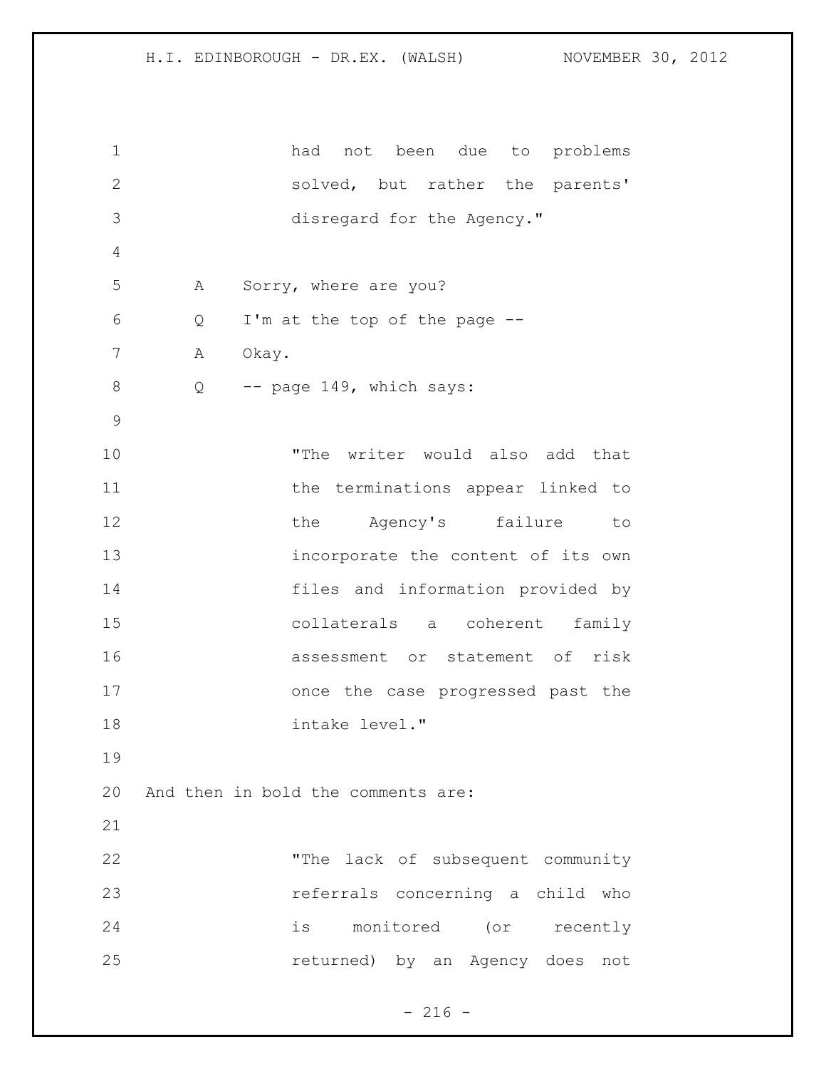had not been due to problems solved, but rather the parents' disregard for the Agency."

A Sorry, where are you?

Q I'm at the top of the page --

A Okay.

Q -- page 149, which says:

> "The writer would also add that the terminations appear linked to the Agency's failure to incorporate the content of its own files and information provided by collaterals a coherent family assessment or statement of risk once the case progressed past the intake level."

And then in bold the comments are:

> "The lack of subsequent community referrals concerning a child who is monitored (or recently returned) by an Agency does not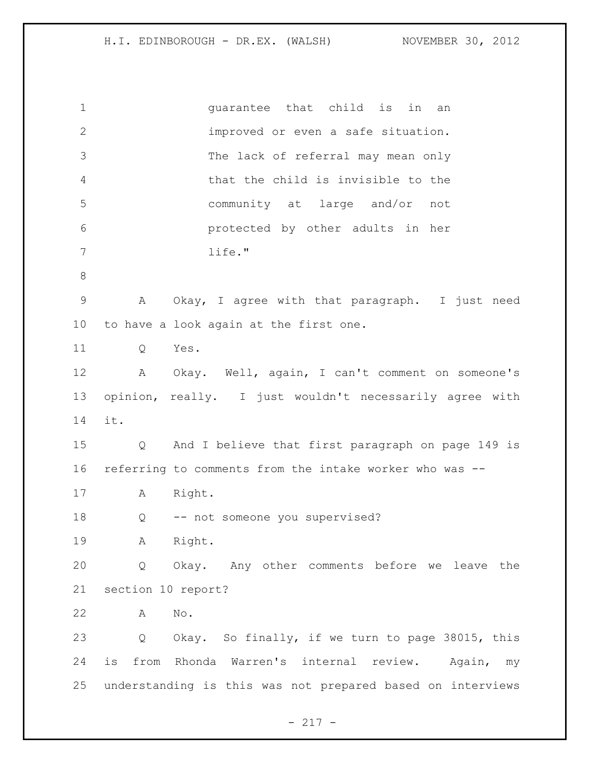guarantee that child is in an improved or even a safe situation. The lack of referral may mean only that the child is invisible to the community at large and/or not protected by other adults in her life."

A Okay, I agree with that paragraph. I just need to have a look again at the first one.

Q Yes.

A Okay. Well, again, I can't comment on someone's opinion, really. I just wouldn't necessarily agree with it.

Q And I believe that first paragraph on page 149 is referring to comments from the intake worker who was --

A Right.

Q -- not someone you supervised?

A Right.

Q Okay. Any other comments before we leave the section 10 report?

A No.

Q Okay. So finally, if we turn to page 38015, this is from Rhonda Warren's internal review. Again, my understanding is this was not prepared based on interviews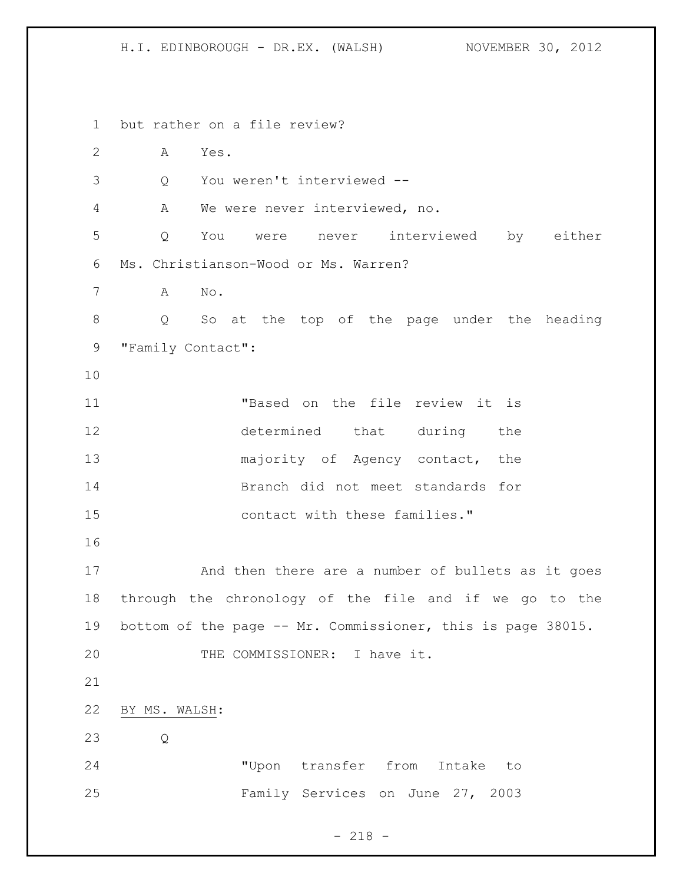but rather on a file review?

A Yes.

Q You weren't interviewed --

A We were never interviewed, no.

Q You were never interviewed by either Ms. Christianson-Wood or Ms. Warren?

A No.

Q So at the top of the page under the heading "Family Contact":

> "Based on the file review it is determined that during the majority of Agency contact, the Branch did not meet standards for contact with these families."

And then there are a number of bullets as it goes through the chronology of the file and if we go to the bottom of the page -- Mr. Commissioner, this is page 38015.

THE COMMISSIONER: I have it.

BY MS. WALSH:

Q

> "Upon transfer from Intake to Family Services on June 27, 2003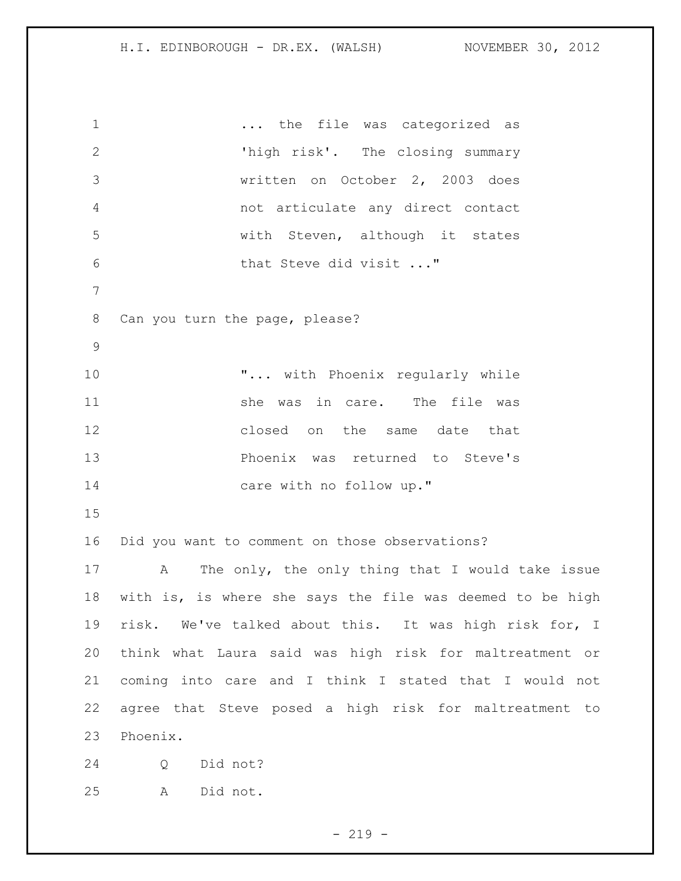> ... the file was categorized as 'high risk'. The closing summary written on October 2, 2003 does not articulate any direct contact with Steven, although it states that Steve did visit ..."

Can you turn the page, please?

> "... with Phoenix regularly while she was in care. The file was closed on the same date that Phoenix was returned to Steve's care with no follow up."

Did you want to comment on those observations?

A The only, the only thing that I would take issue with is, is where she says the file was deemed to be high risk. We've talked about this. It was high risk for, I think what Laura said was high risk for maltreatment or coming into care and I think I stated that I would not agree that Steve posed a high risk for maltreatment to Phoenix.

Q Did not?

A Did not.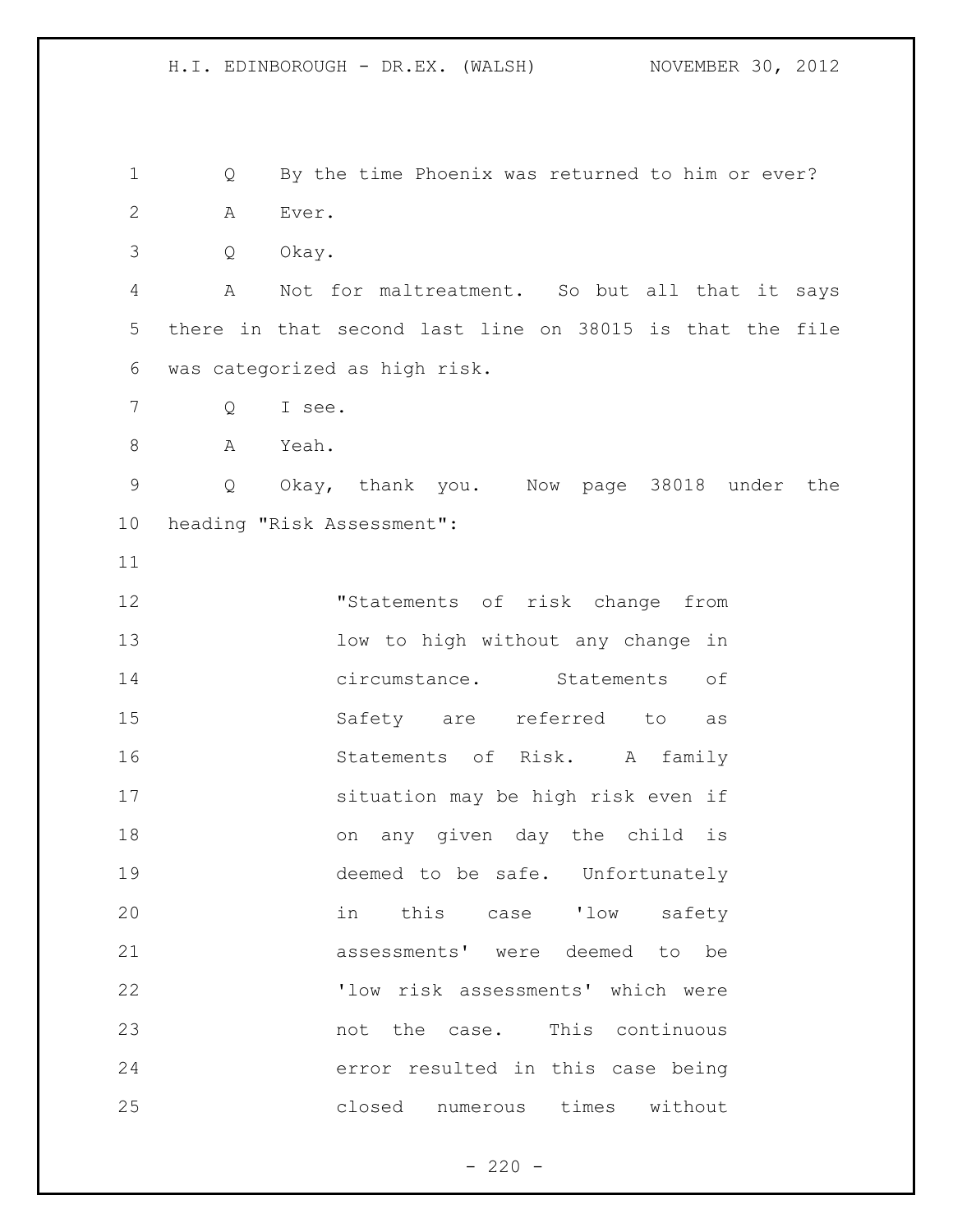Q By the time Phoenix was returned to him or ever?

A Ever.

Q Okay.

A Not for maltreatment. So but all that it says there in that second last line on 38015 is that the file was categorized as high risk.

Q I see.

A Yeah.

Q Okay, thank you. Now page 38018 under the heading "Risk Assessment":

> "Statements of risk change from low to high without any change in circumstance. Statements of Safety are referred to as Statements of Risk. A family situation may be high risk even if on any given day the child is deemed to be safe. Unfortunately in this case 'low safety assessments' were deemed to be 'low risk assessments' which were not the case. This continuous error resulted in this case being closed numerous times without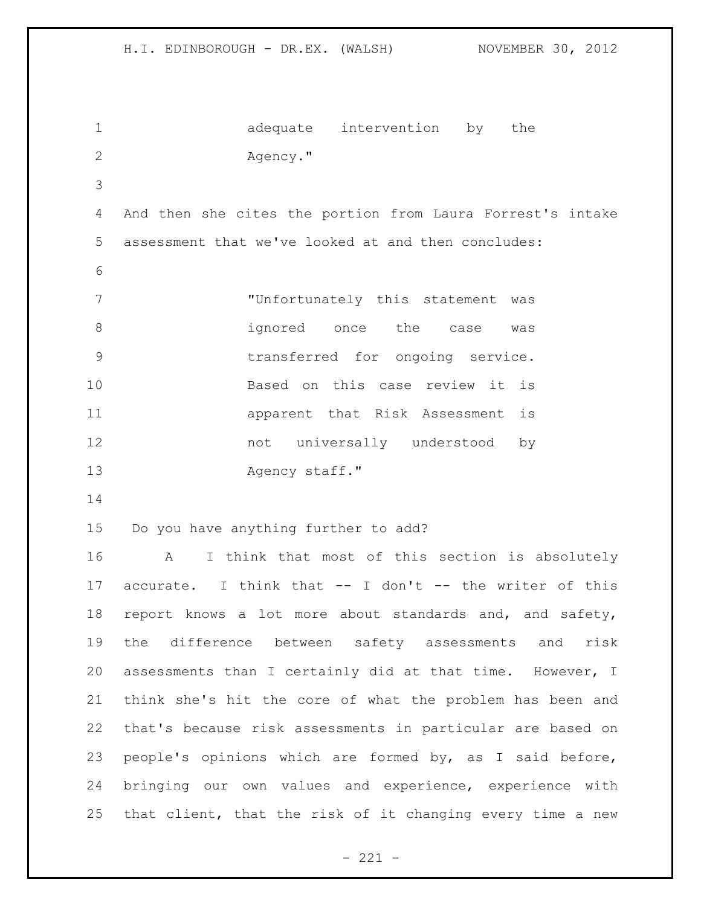> adequate intervention by the Agency."

And then she cites the portion from Laura Forrest's intake assessment that we've looked at and then concludes:

> "Unfortunately this statement was ignored once the case was transferred for ongoing service. Based on this case review it is apparent that Risk Assessment is not universally understood by Agency staff."

Do you have anything further to add?

A I think that most of this section is absolutely accurate. I think that -- I don't -- the writer of this report knows a lot more about standards and, and safety, the difference between safety assessments and risk assessments than I certainly did at that time. However, I think she's hit the core of what the problem has been and that's because risk assessments in particular are based on people's opinions which are formed by, as I said before, bringing our own values and experience, experience with that client, that the risk of it changing every time a new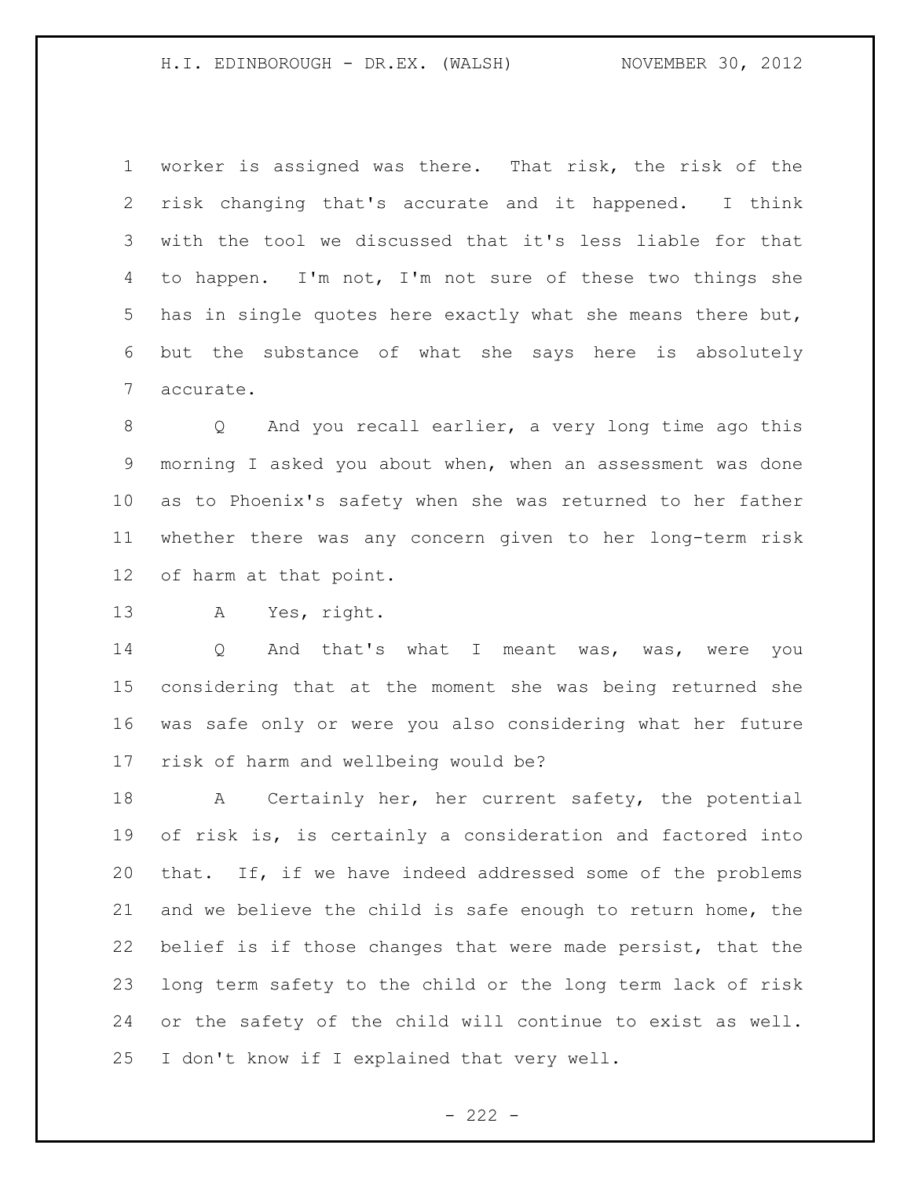worker is assigned was there. That risk, the risk of the risk changing that's accurate and it happened. I think with the tool we discussed that it's less liable for that to happen. I'm not, I'm not sure of these two things she has in single quotes here exactly what she means there but, but the substance of what she says here is absolutely accurate.

Q And you recall earlier, a very long time ago this morning I asked you about when, when an assessment was done as to Phoenix's safety when she was returned to her father whether there was any concern given to her long-term risk of harm at that point.

A Yes, right.

Q And that's what I meant was, was, were you considering that at the moment she was being returned she was safe only or were you also considering what her future risk of harm and wellbeing would be?

A Certainly her, her current safety, the potential of risk is, is certainly a consideration and factored into that. If, if we have indeed addressed some of the problems and we believe the child is safe enough to return home, the belief is if those changes that were made persist, that the long term safety to the child or the long term lack of risk or the safety of the child will continue to exist as well. I don't know if I explained that very well.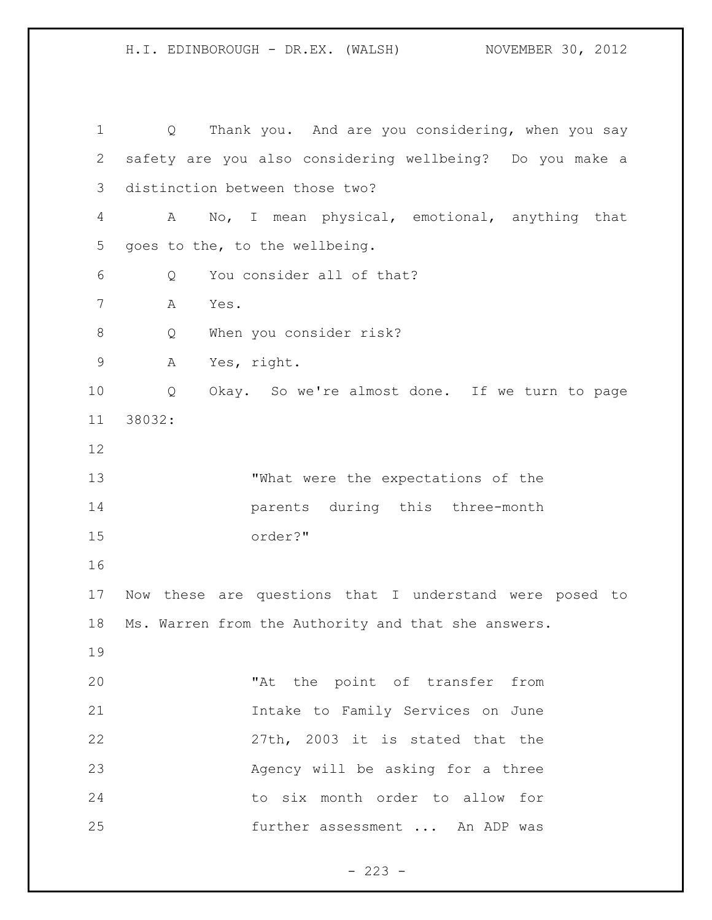Q  Thank you. And are you considering, when you say safety are you also considering wellbeing? Do you make a distinction between those two?

A  No, I mean physical, emotional, anything that goes to the, to the wellbeing.

Q  You consider all of that?

A  Yes.

Q  When you consider risk?

A  Yes, right.

Q  Okay. So we're almost done. If we turn to page 38032:

> "What were the expectations of the parents during this three-month order?"

Now these are questions that I understand were posed to Ms. Warren from the Authority and that she answers.

> "At the point of transfer from Intake to Family Services on June 27th, 2003 it is stated that the Agency will be asking for a three to six month order to allow for further assessment ... An ADP was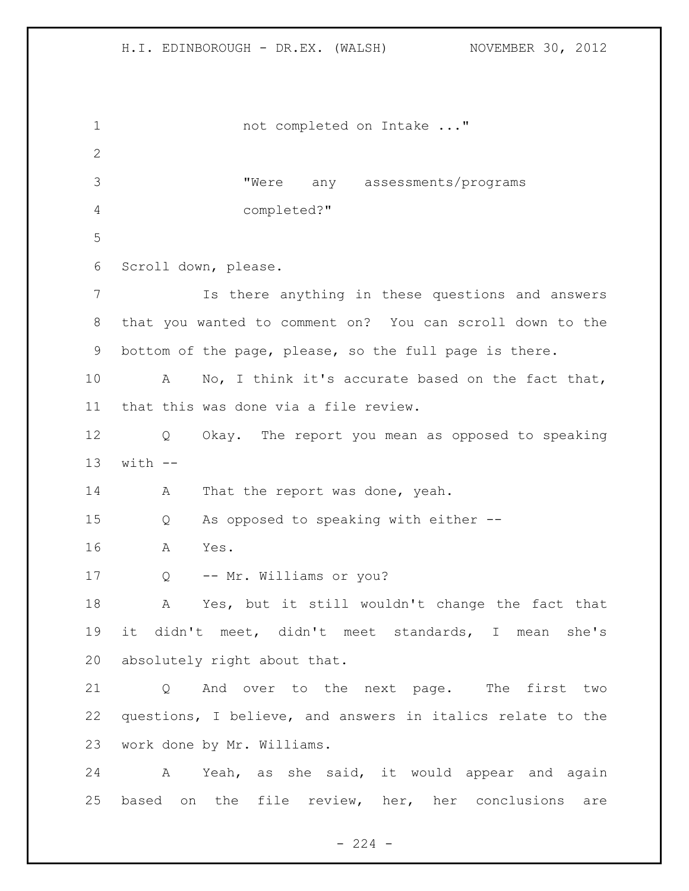not completed on Intake ..."

"Were any assessments/programs completed?"

Scroll down, please.

Is there anything in these questions and answers that you wanted to comment on? You can scroll down to the bottom of the page, please, so the full page is there.

A No, I think it's accurate based on the fact that, that this was done via a file review.

Q Okay. The report you mean as opposed to speaking with --

A That the report was done, yeah.

Q As opposed to speaking with either --

A Yes.

Q -- Mr. Williams or you?

A Yes, but it still wouldn't change the fact that it didn't meet, didn't meet standards, I mean she's absolutely right about that.

Q And over to the next page. The first two questions, I believe, and answers in italics relate to the work done by Mr. Williams.

A Yeah, as she said, it would appear and again based on the file review, her, her conclusions are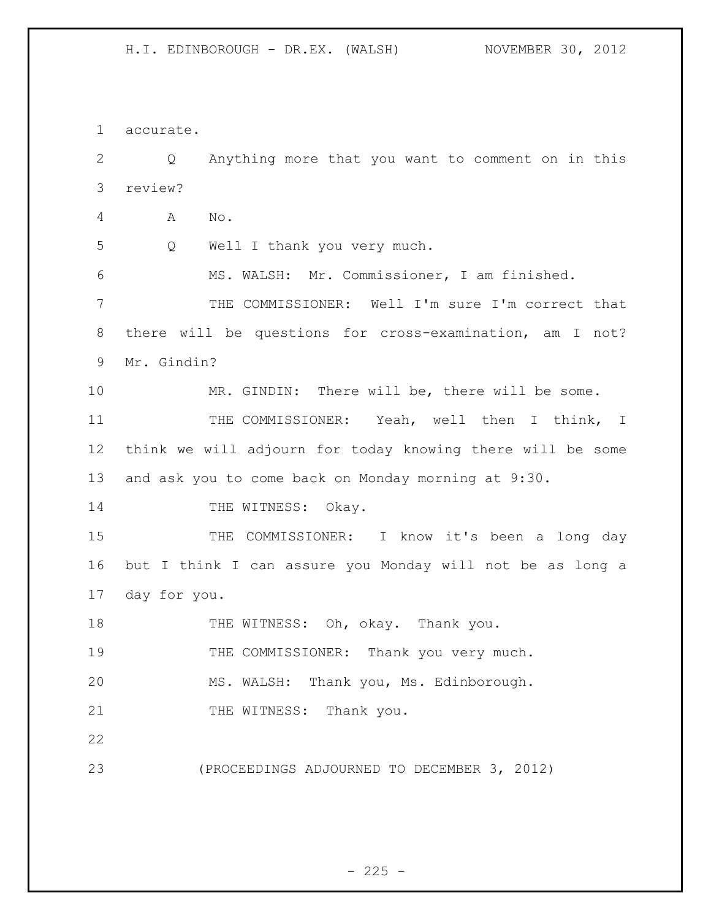accurate.

Q Anything more that you want to comment on in this review?

A No.

Q Well I thank you very much.

MS. WALSH: Mr. Commissioner, I am finished.

THE COMMISSIONER: Well I'm sure I'm correct that there will be questions for cross-examination, am I not? Mr. Gindin?

MR. GINDIN: There will be, there will be some.

THE COMMISSIONER: Yeah, well then I think, I think we will adjourn for today knowing there will be some and ask you to come back on Monday morning at 9:30.

THE WITNESS: Okay.

THE COMMISSIONER: I know it's been a long day but I think I can assure you Monday will not be as long a day for you.

THE WITNESS: Oh, okay. Thank you.

THE COMMISSIONER: Thank you very much.

MS. WALSH: Thank you, Ms. Edinborough.

THE WITNESS: Thank you.

(PROCEEDINGS ADJOURNED TO DECEMBER 3, 2012)